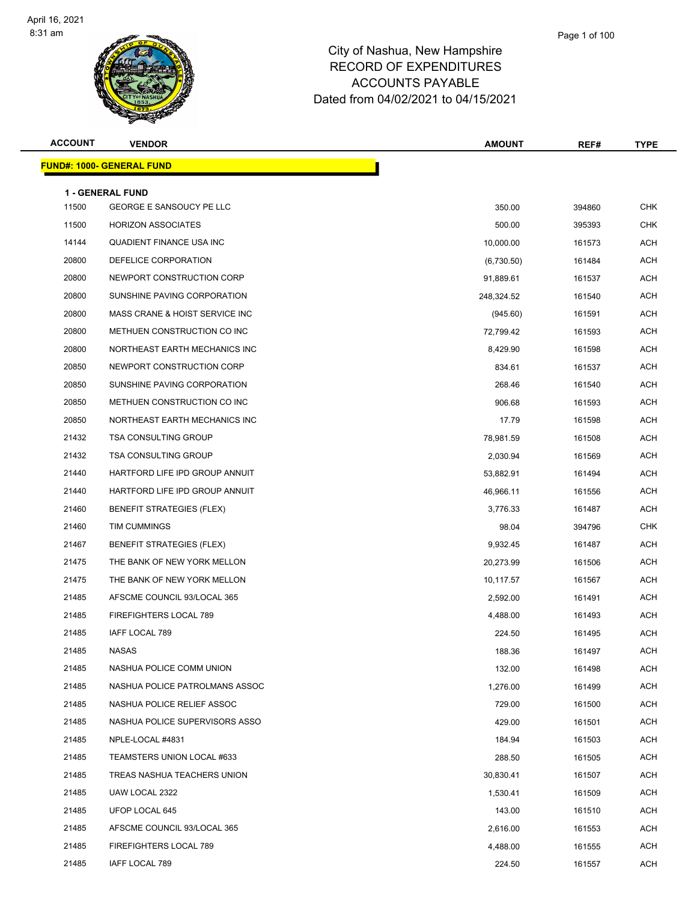April 16, 2021
8:31 am

# City of Nashua, New Hampshire
## RECORD OF EXPENDITURES
## ACCOUNTS PAYABLE
## Dated from 04/02/2021 to 04/15/2021

**FUND#: 1000- GENERAL FUND**

**1 - GENERAL FUND**

| ACCOUNT | VENDOR | AMOUNT | REF# | TYPE |
|---|---|---|---|---|
| 11500 | GEORGE E SANSOUCY PE LLC | 350.00 | 394860 | CHK |
| 11500 | HORIZON ASSOCIATES | 500.00 | 395393 | CHK |
| 14144 | QUADIENT FINANCE USA INC | 10,000.00 | 161573 | ACH |
| 20800 | DEFELICE CORPORATION | (6,730.50) | 161484 | ACH |
| 20800 | NEWPORT CONSTRUCTION CORP | 91,889.61 | 161537 | ACH |
| 20800 | SUNSHINE PAVING CORPORATION | 248,324.52 | 161540 | ACH |
| 20800 | MASS CRANE & HOIST SERVICE INC | (945.60) | 161591 | ACH |
| 20800 | METHUEN CONSTRUCTION CO INC | 72,799.42 | 161593 | ACH |
| 20800 | NORTHEAST EARTH MECHANICS INC | 8,429.90 | 161598 | ACH |
| 20850 | NEWPORT CONSTRUCTION CORP | 834.61 | 161537 | ACH |
| 20850 | SUNSHINE PAVING CORPORATION | 268.46 | 161540 | ACH |
| 20850 | METHUEN CONSTRUCTION CO INC | 906.68 | 161593 | ACH |
| 20850 | NORTHEAST EARTH MECHANICS INC | 17.79 | 161598 | ACH |
| 21432 | TSA CONSULTING GROUP | 78,981.59 | 161508 | ACH |
| 21432 | TSA CONSULTING GROUP | 2,030.94 | 161569 | ACH |
| 21440 | HARTFORD LIFE IPD GROUP ANNUIT | 53,882.91 | 161494 | ACH |
| 21440 | HARTFORD LIFE IPD GROUP ANNUIT | 46,966.11 | 161556 | ACH |
| 21460 | BENEFIT STRATEGIES (FLEX) | 3,776.33 | 161487 | ACH |
| 21460 | TIM CUMMINGS | 98.04 | 394796 | CHK |
| 21467 | BENEFIT STRATEGIES (FLEX) | 9,932.45 | 161487 | ACH |
| 21475 | THE BANK OF NEW YORK MELLON | 20,273.99 | 161506 | ACH |
| 21475 | THE BANK OF NEW YORK MELLON | 10,117.57 | 161567 | ACH |
| 21485 | AFSCME COUNCIL 93/LOCAL 365 | 2,592.00 | 161491 | ACH |
| 21485 | FIREFIGHTERS LOCAL 789 | 4,488.00 | 161493 | ACH |
| 21485 | IAFF LOCAL 789 | 224.50 | 161495 | ACH |
| 21485 | NASAS | 188.36 | 161497 | ACH |
| 21485 | NASHUA POLICE COMM UNION | 132.00 | 161498 | ACH |
| 21485 | NASHUA POLICE PATROLMANS ASSOC | 1,276.00 | 161499 | ACH |
| 21485 | NASHUA POLICE RELIEF ASSOC | 729.00 | 161500 | ACH |
| 21485 | NASHUA POLICE SUPERVISORS ASSO | 429.00 | 161501 | ACH |
| 21485 | NPLE-LOCAL #4831 | 184.94 | 161503 | ACH |
| 21485 | TEAMSTERS UNION LOCAL #633 | 288.50 | 161505 | ACH |
| 21485 | TREAS NASHUA TEACHERS UNION | 30,830.41 | 161507 | ACH |
| 21485 | UAW LOCAL 2322 | 1,530.41 | 161509 | ACH |
| 21485 | UFOP LOCAL 645 | 143.00 | 161510 | ACH |
| 21485 | AFSCME COUNCIL 93/LOCAL 365 | 2,616.00 | 161553 | ACH |
| 21485 | FIREFIGHTERS LOCAL 789 | 4,488.00 | 161555 | ACH |
| 21485 | IAFF LOCAL 789 | 224.50 | 161557 | ACH |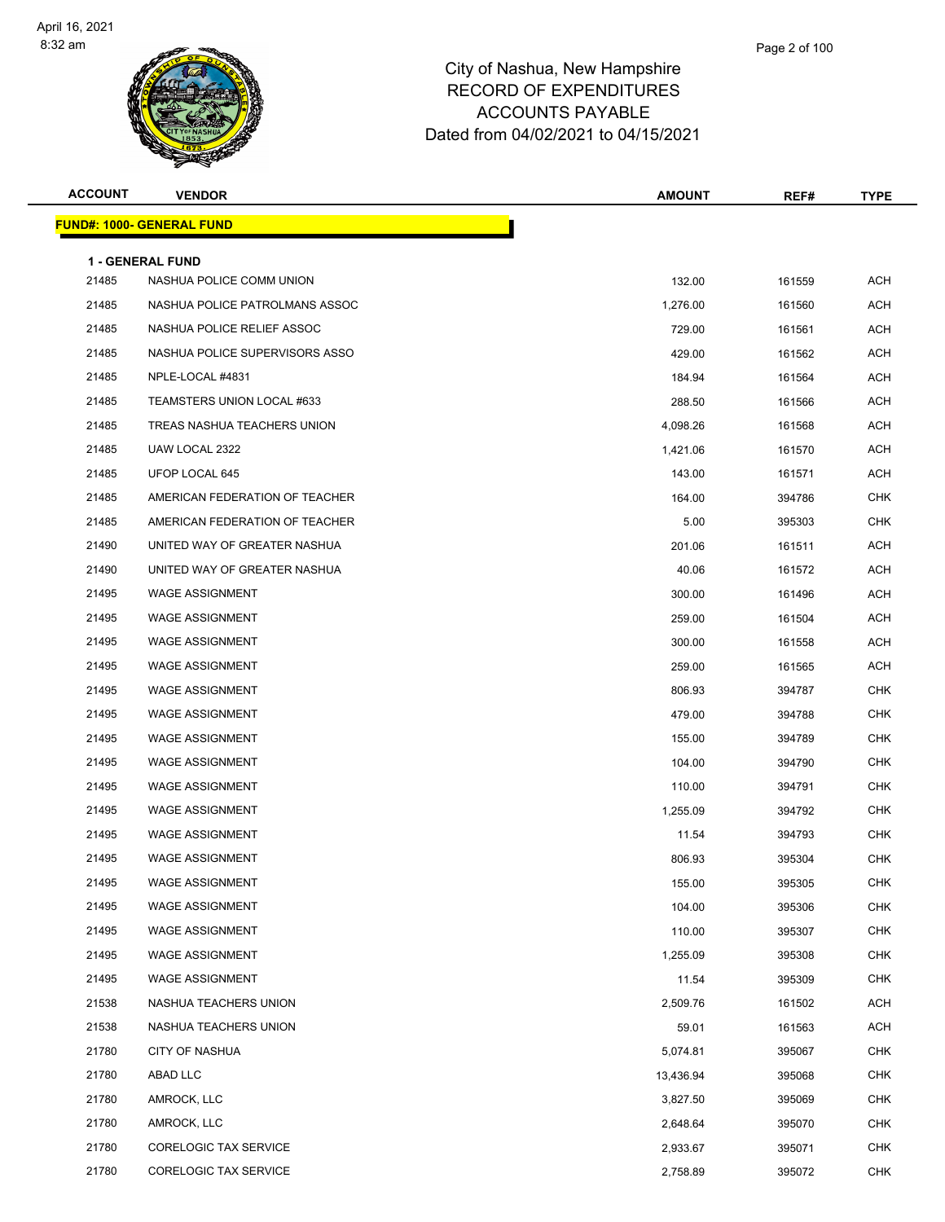City of Nashua, New Hampshire
RECORD OF EXPENDITURES
ACCOUNTS PAYABLE
Dated from 04/02/2021 to 04/15/2021

**FUND#: 1000- GENERAL FUND**

**1 - GENERAL FUND**

| ACCOUNT | VENDOR | AMOUNT | REF# | TYPE |
|---|---|---|---|---|
| 21485 | NASHUA POLICE COMM UNION | 132.00 | 161559 | ACH |
| 21485 | NASHUA POLICE PATROLMANS ASSOC | 1,276.00 | 161560 | ACH |
| 21485 | NASHUA POLICE RELIEF ASSOC | 729.00 | 161561 | ACH |
| 21485 | NASHUA POLICE SUPERVISORS ASSO | 429.00 | 161562 | ACH |
| 21485 | NPLE-LOCAL #4831 | 184.94 | 161564 | ACH |
| 21485 | TEAMSTERS UNION LOCAL #633 | 288.50 | 161566 | ACH |
| 21485 | TREAS NASHUA TEACHERS UNION | 4,098.26 | 161568 | ACH |
| 21485 | UAW LOCAL 2322 | 1,421.06 | 161570 | ACH |
| 21485 | UFOP LOCAL 645 | 143.00 | 161571 | ACH |
| 21485 | AMERICAN FEDERATION OF TEACHER | 164.00 | 394786 | CHK |
| 21485 | AMERICAN FEDERATION OF TEACHER | 5.00 | 395303 | CHK |
| 21490 | UNITED WAY OF GREATER NASHUA | 201.06 | 161511 | ACH |
| 21490 | UNITED WAY OF GREATER NASHUA | 40.06 | 161572 | ACH |
| 21495 | WAGE ASSIGNMENT | 300.00 | 161496 | ACH |
| 21495 | WAGE ASSIGNMENT | 259.00 | 161504 | ACH |
| 21495 | WAGE ASSIGNMENT | 300.00 | 161558 | ACH |
| 21495 | WAGE ASSIGNMENT | 259.00 | 161565 | ACH |
| 21495 | WAGE ASSIGNMENT | 806.93 | 394787 | CHK |
| 21495 | WAGE ASSIGNMENT | 479.00 | 394788 | CHK |
| 21495 | WAGE ASSIGNMENT | 155.00 | 394789 | CHK |
| 21495 | WAGE ASSIGNMENT | 104.00 | 394790 | CHK |
| 21495 | WAGE ASSIGNMENT | 110.00 | 394791 | CHK |
| 21495 | WAGE ASSIGNMENT | 1,255.09 | 394792 | CHK |
| 21495 | WAGE ASSIGNMENT | 11.54 | 394793 | CHK |
| 21495 | WAGE ASSIGNMENT | 806.93 | 395304 | CHK |
| 21495 | WAGE ASSIGNMENT | 155.00 | 395305 | CHK |
| 21495 | WAGE ASSIGNMENT | 104.00 | 395306 | CHK |
| 21495 | WAGE ASSIGNMENT | 110.00 | 395307 | CHK |
| 21495 | WAGE ASSIGNMENT | 1,255.09 | 395308 | CHK |
| 21495 | WAGE ASSIGNMENT | 11.54 | 395309 | CHK |
| 21538 | NASHUA TEACHERS UNION | 2,509.76 | 161502 | ACH |
| 21538 | NASHUA TEACHERS UNION | 59.01 | 161563 | ACH |
| 21780 | CITY OF NASHUA | 5,074.81 | 395067 | CHK |
| 21780 | ABAD LLC | 13,436.94 | 395068 | CHK |
| 21780 | AMROCK, LLC | 3,827.50 | 395069 | CHK |
| 21780 | AMROCK, LLC | 2,648.64 | 395070 | CHK |
| 21780 | CORELOGIC TAX SERVICE | 2,933.67 | 395071 | CHK |
| 21780 | CORELOGIC TAX SERVICE | 2,758.89 | 395072 | CHK |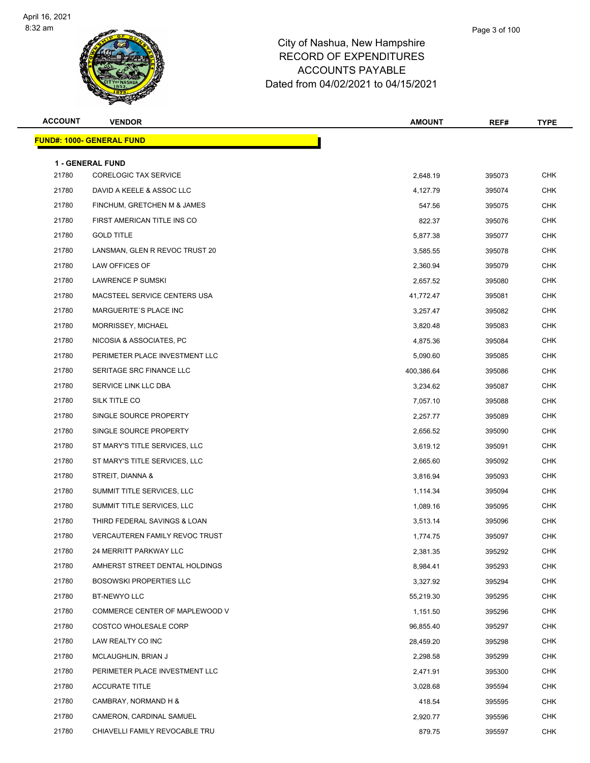# City of Nashua, New Hampshire
## RECORD OF EXPENDITURES
## ACCOUNTS PAYABLE
## Dated from 04/02/2021 to 04/15/2021

**FUND#: 1000- GENERAL FUND**

**1 - GENERAL FUND**

| ACCOUNT | VENDOR | AMOUNT | REF# | TYPE |
|---|---|---|---|---|
| 21780 | CORELOGIC TAX SERVICE | 2,648.19 | 395073 | CHK |
| 21780 | DAVID A KEELE & ASSOC LLC | 4,127.79 | 395074 | CHK |
| 21780 | FINCHUM, GRETCHEN M & JAMES | 547.56 | 395075 | CHK |
| 21780 | FIRST AMERICAN TITLE INS CO | 822.37 | 395076 | CHK |
| 21780 | GOLD TITLE | 5,877.38 | 395077 | CHK |
| 21780 | LANSMAN, GLEN R REVOC TRUST 20 | 3,585.55 | 395078 | CHK |
| 21780 | LAW OFFICES OF | 2,360.94 | 395079 | CHK |
| 21780 | LAWRENCE P SUMSKI | 2,657.52 | 395080 | CHK |
| 21780 | MACSTEEL SERVICE CENTERS USA | 41,772.47 | 395081 | CHK |
| 21780 | MARGUERITE`S PLACE INC | 3,257.47 | 395082 | CHK |
| 21780 | MORRISSEY, MICHAEL | 3,820.48 | 395083 | CHK |
| 21780 | NICOSIA & ASSOCIATES, PC | 4,875.36 | 395084 | CHK |
| 21780 | PERIMETER PLACE INVESTMENT LLC | 5,090.60 | 395085 | CHK |
| 21780 | SERITAGE SRC FINANCE LLC | 400,386.64 | 395086 | CHK |
| 21780 | SERVICE LINK LLC DBA | 3,234.62 | 395087 | CHK |
| 21780 | SILK TITLE CO | 7,057.10 | 395088 | CHK |
| 21780 | SINGLE SOURCE PROPERTY | 2,257.77 | 395089 | CHK |
| 21780 | SINGLE SOURCE PROPERTY | 2,656.52 | 395090 | CHK |
| 21780 | ST MARY'S TITLE SERVICES, LLC | 3,619.12 | 395091 | CHK |
| 21780 | ST MARY'S TITLE SERVICES, LLC | 2,665.60 | 395092 | CHK |
| 21780 | STREIT, DIANNA & | 3,816.94 | 395093 | CHK |
| 21780 | SUMMIT TITLE SERVICES, LLC | 1,114.34 | 395094 | CHK |
| 21780 | SUMMIT TITLE SERVICES, LLC | 1,089.16 | 395095 | CHK |
| 21780 | THIRD FEDERAL SAVINGS & LOAN | 3,513.14 | 395096 | CHK |
| 21780 | VERCAUTEREN FAMILY REVOC TRUST | 1,774.75 | 395097 | CHK |
| 21780 | 24 MERRITT PARKWAY LLC | 2,381.35 | 395292 | CHK |
| 21780 | AMHERST STREET DENTAL HOLDINGS | 8,984.41 | 395293 | CHK |
| 21780 | BOSOWSKI PROPERTIES LLC | 3,327.92 | 395294 | CHK |
| 21780 | BT-NEWYO LLC | 55,219.30 | 395295 | CHK |
| 21780 | COMMERCE CENTER OF MAPLEWOOD V | 1,151.50 | 395296 | CHK |
| 21780 | COSTCO WHOLESALE CORP | 96,855.40 | 395297 | CHK |
| 21780 | LAW REALTY CO INC | 28,459.20 | 395298 | CHK |
| 21780 | MCLAUGHLIN, BRIAN J | 2,298.58 | 395299 | CHK |
| 21780 | PERIMETER PLACE INVESTMENT LLC | 2,471.91 | 395300 | CHK |
| 21780 | ACCURATE TITLE | 3,028.68 | 395594 | CHK |
| 21780 | CAMBRAY, NORMAND H & | 418.54 | 395595 | CHK |
| 21780 | CAMERON, CARDINAL SAMUEL | 2,920.77 | 395596 | CHK |
| 21780 | CHIAVELLI FAMILY REVOCABLE TRU | 879.75 | 395597 | CHK |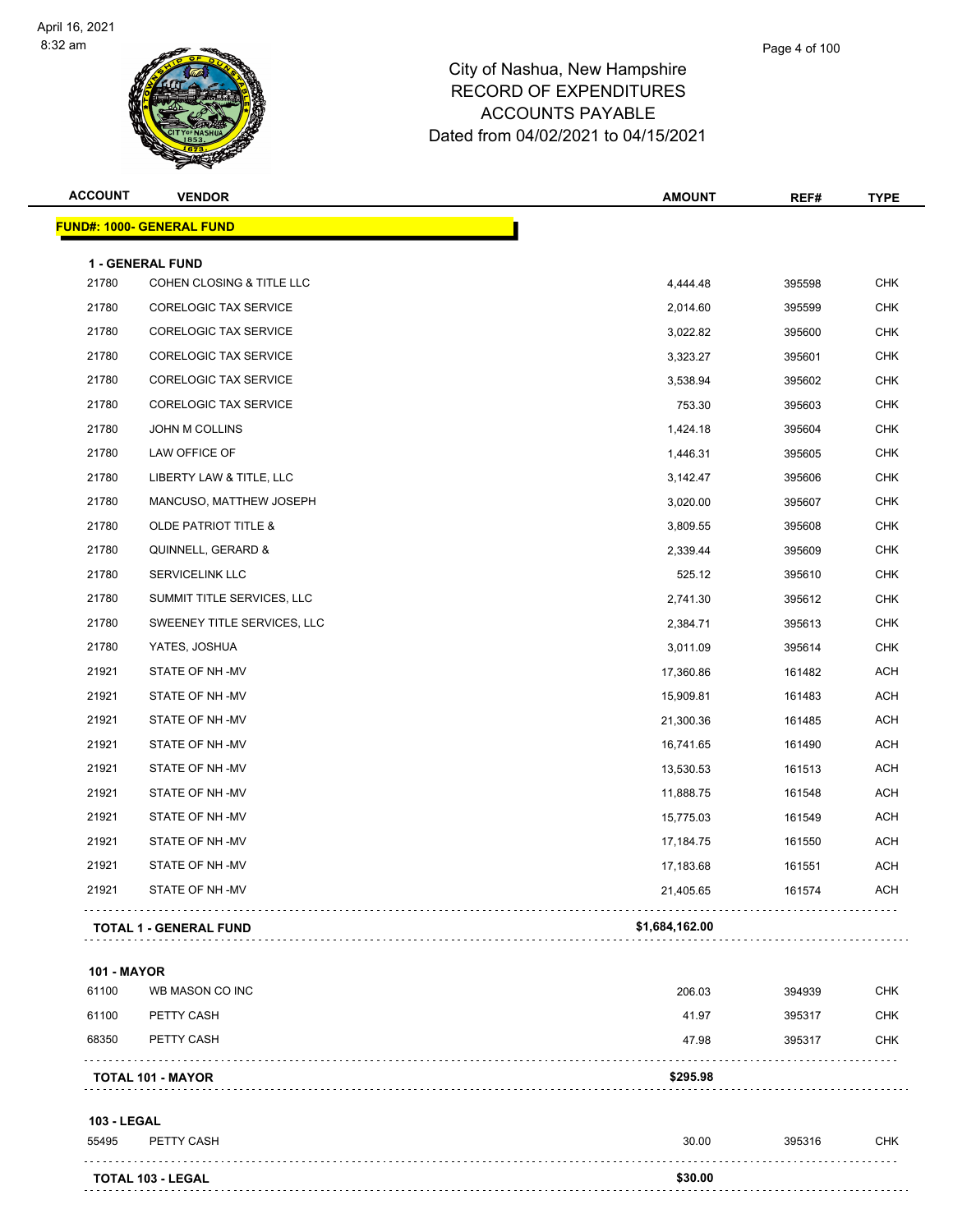# City of Nashua, New Hampshire
## RECORD OF EXPENDITURES
## ACCOUNTS PAYABLE
## Dated from 04/02/2021 to 04/15/2021

| ACCOUNT | VENDOR | AMOUNT | REF# | TYPE |
|---|---|---|---|---|
| **FUND#: 1000- GENERAL FUND** | | | | |
| **1 - GENERAL FUND** | | | | |
| 21780 | COHEN CLOSING & TITLE LLC | 4,444.48 | 395598 | CHK |
| 21780 | CORELOGIC TAX SERVICE | 2,014.60 | 395599 | CHK |
| 21780 | CORELOGIC TAX SERVICE | 3,022.82 | 395600 | CHK |
| 21780 | CORELOGIC TAX SERVICE | 3,323.27 | 395601 | CHK |
| 21780 | CORELOGIC TAX SERVICE | 3,538.94 | 395602 | CHK |
| 21780 | CORELOGIC TAX SERVICE | 753.30 | 395603 | CHK |
| 21780 | JOHN M COLLINS | 1,424.18 | 395604 | CHK |
| 21780 | LAW OFFICE OF | 1,446.31 | 395605 | CHK |
| 21780 | LIBERTY LAW & TITLE, LLC | 3,142.47 | 395606 | CHK |
| 21780 | MANCUSO, MATTHEW JOSEPH | 3,020.00 | 395607 | CHK |
| 21780 | OLDE PATRIOT TITLE & | 3,809.55 | 395608 | CHK |
| 21780 | QUINNELL, GERARD & | 2,339.44 | 395609 | CHK |
| 21780 | SERVICELINK LLC | 525.12 | 395610 | CHK |
| 21780 | SUMMIT TITLE SERVICES, LLC | 2,741.30 | 395612 | CHK |
| 21780 | SWEENEY TITLE SERVICES, LLC | 2,384.71 | 395613 | CHK |
| 21780 | YATES, JOSHUA | 3,011.09 | 395614 | CHK |
| 21921 | STATE OF NH -MV | 17,360.86 | 161482 | ACH |
| 21921 | STATE OF NH -MV | 15,909.81 | 161483 | ACH |
| 21921 | STATE OF NH -MV | 21,300.36 | 161485 | ACH |
| 21921 | STATE OF NH -MV | 16,741.65 | 161490 | ACH |
| 21921 | STATE OF NH -MV | 13,530.53 | 161513 | ACH |
| 21921 | STATE OF NH -MV | 11,888.75 | 161548 | ACH |
| 21921 | STATE OF NH -MV | 15,775.03 | 161549 | ACH |
| 21921 | STATE OF NH -MV | 17,184.75 | 161550 | ACH |
| 21921 | STATE OF NH -MV | 17,183.68 | 161551 | ACH |
| 21921 | STATE OF NH -MV | 21,405.65 | 161574 | ACH |
| | **TOTAL 1 - GENERAL FUND** | **$1,684,162.00** | | |
| **101 - MAYOR** | | | | |
| 61100 | WB MASON CO INC | 206.03 | 394939 | CHK |
| 61100 | PETTY CASH | 41.97 | 395317 | CHK |
| 68350 | PETTY CASH | 47.98 | 395317 | CHK |
| | **TOTAL 101 - MAYOR** | **$295.98** | | |
| **103 - LEGAL** | | | | |
| 55495 | PETTY CASH | 30.00 | 395316 | CHK |
| | **TOTAL 103 - LEGAL** | **$30.00** | | |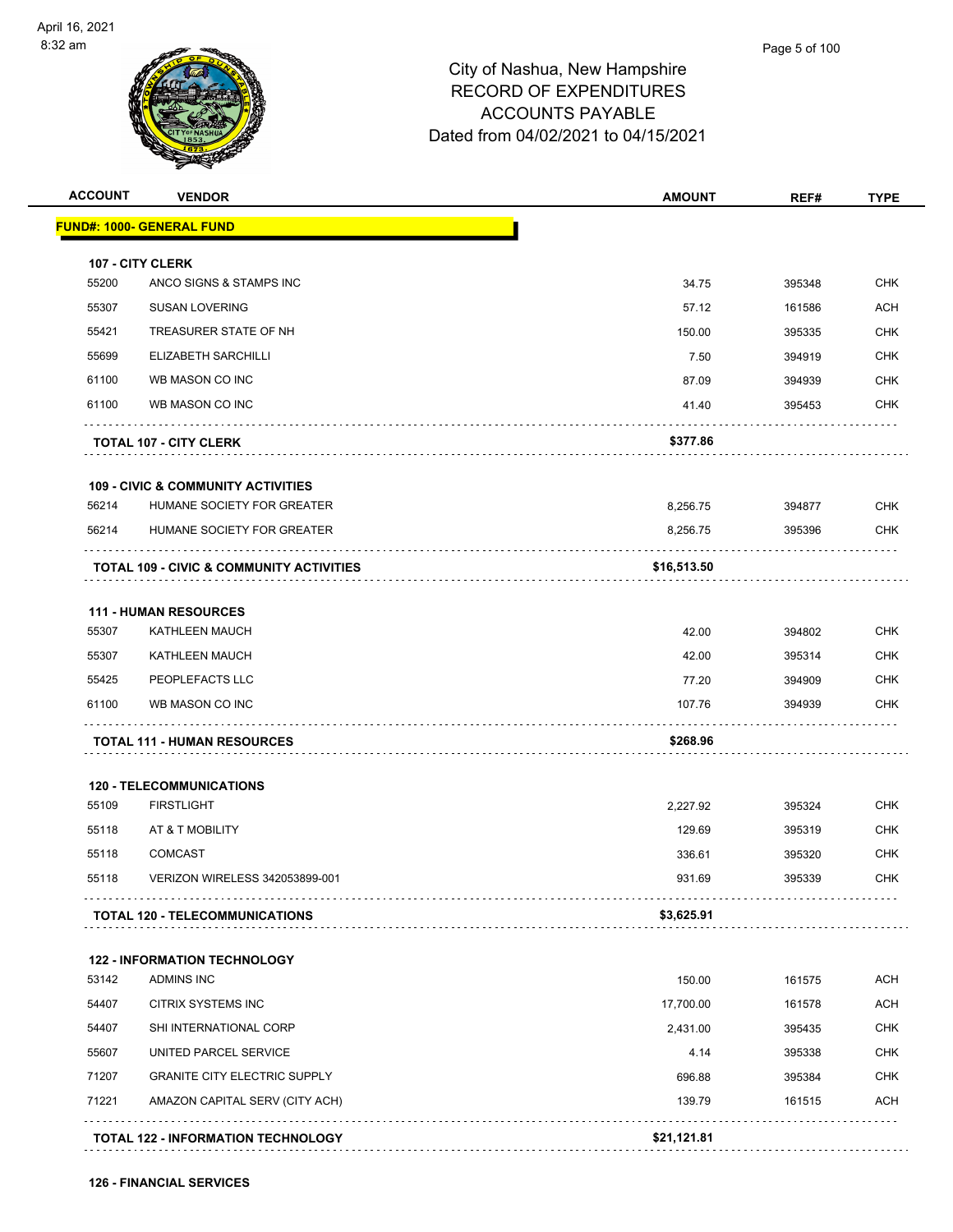# City of Nashua, New Hampshire
## RECORD OF EXPENDITURES
## ACCOUNTS PAYABLE
## Dated from 04/02/2021 to 04/15/2021

| ACCOUNT | VENDOR | AMOUNT | REF# | TYPE |
|---|---|---|---|---|
| **FUND#: 1000- GENERAL FUND** | | | | |
| **107 - CITY CLERK** | | | | |
| 55200 | ANCO SIGNS & STAMPS INC | 34.75 | 395348 | CHK |
| 55307 | SUSAN LOVERING | 57.12 | 161586 | ACH |
| 55421 | TREASURER STATE OF NH | 150.00 | 395335 | CHK |
| 55699 | ELIZABETH SARCHILLI | 7.50 | 394919 | CHK |
| 61100 | WB MASON CO INC | 87.09 | 394939 | CHK |
| 61100 | WB MASON CO INC | 41.40 | 395453 | CHK |
| | **TOTAL 107 - CITY CLERK** | **$377.86** | | |
| **109 - CIVIC & COMMUNITY ACTIVITIES** | | | | |
| 56214 | HUMANE SOCIETY FOR GREATER | 8,256.75 | 394877 | CHK |
| 56214 | HUMANE SOCIETY FOR GREATER | 8,256.75 | 395396 | CHK |
| | **TOTAL 109 - CIVIC & COMMUNITY ACTIVITIES** | **$16,513.50** | | |
| **111 - HUMAN RESOURCES** | | | | |
| 55307 | KATHLEEN MAUCH | 42.00 | 394802 | CHK |
| 55307 | KATHLEEN MAUCH | 42.00 | 395314 | CHK |
| 55425 | PEOPLEFACTS LLC | 77.20 | 394909 | CHK |
| 61100 | WB MASON CO INC | 107.76 | 394939 | CHK |
| | **TOTAL 111 - HUMAN RESOURCES** | **$268.96** | | |
| **120 - TELECOMMUNICATIONS** | | | | |
| 55109 | FIRSTLIGHT | 2,227.92 | 395324 | CHK |
| 55118 | AT & T MOBILITY | 129.69 | 395319 | CHK |
| 55118 | COMCAST | 336.61 | 395320 | CHK |
| 55118 | VERIZON WIRELESS 342053899-001 | 931.69 | 395339 | CHK |
| | **TOTAL 120 - TELECOMMUNICATIONS** | **$3,625.91** | | |
| **122 - INFORMATION TECHNOLOGY** | | | | |
| 53142 | ADMINS INC | 150.00 | 161575 | ACH |
| 54407 | CITRIX SYSTEMS INC | 17,700.00 | 161578 | ACH |
| 54407 | SHI INTERNATIONAL CORP | 2,431.00 | 395435 | CHK |
| 55607 | UNITED PARCEL SERVICE | 4.14 | 395338 | CHK |
| 71207 | GRANITE CITY ELECTRIC SUPPLY | 696.88 | 395384 | CHK |
| 71221 | AMAZON CAPITAL SERV (CITY ACH) | 139.79 | 161515 | ACH |
| | **TOTAL 122 - INFORMATION TECHNOLOGY** | **$21,121.81** | | |
| **126 - FINANCIAL SERVICES** | | | | |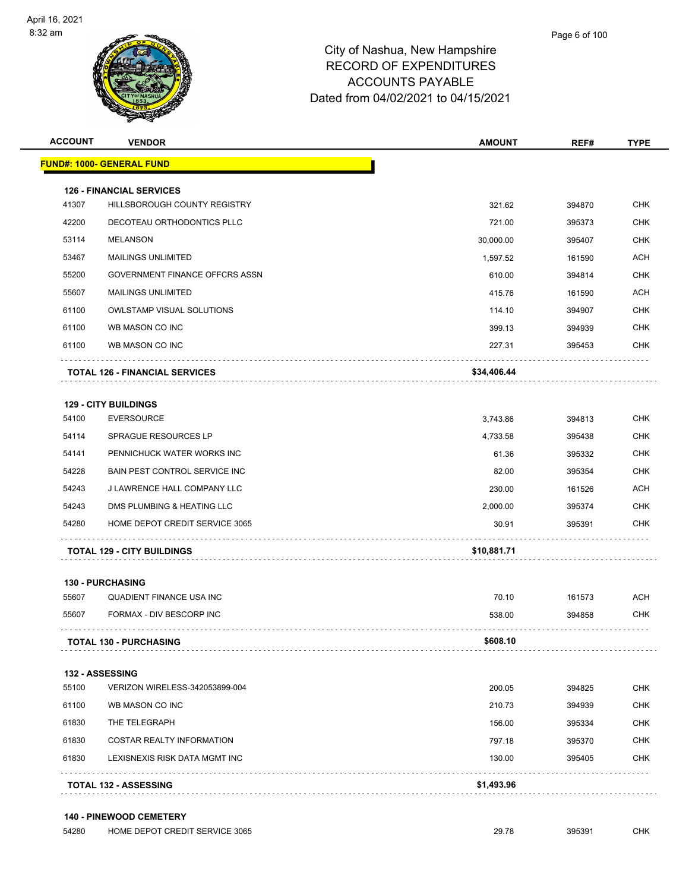# City of Nashua, New Hampshire
## RECORD OF EXPENDITURES
## ACCOUNTS PAYABLE
### Dated from 04/02/2021 to 04/15/2021

| ACCOUNT | VENDOR | AMOUNT | REF# | TYPE |
|---|---|---|---|---|
| **FUND#: 1000- GENERAL FUND** | | | | |
| **126 - FINANCIAL SERVICES** | | | | |
| 41307 | HILLSBOROUGH COUNTY REGISTRY | 321.62 | 394870 | CHK |
| 42200 | DECOTEAU ORTHODONTICS PLLC | 721.00 | 395373 | CHK |
| 53114 | MELANSON | 30,000.00 | 395407 | CHK |
| 53467 | MAILINGS UNLIMITED | 1,597.52 | 161590 | ACH |
| 55200 | GOVERNMENT FINANCE OFFCRS ASSN | 610.00 | 394814 | CHK |
| 55607 | MAILINGS UNLIMITED | 415.76 | 161590 | ACH |
| 61100 | OWLSTAMP VISUAL SOLUTIONS | 114.10 | 394907 | CHK |
| 61100 | WB MASON CO INC | 399.13 | 394939 | CHK |
| 61100 | WB MASON CO INC | 227.31 | 395453 | CHK |
| | **TOTAL 126 - FINANCIAL SERVICES** | **$34,406.44** | | |
| **129 - CITY BUILDINGS** | | | | |
| 54100 | EVERSOURCE | 3,743.86 | 394813 | CHK |
| 54114 | SPRAGUE RESOURCES LP | 4,733.58 | 395438 | CHK |
| 54141 | PENNICHUCK WATER WORKS INC | 61.36 | 395332 | CHK |
| 54228 | BAIN PEST CONTROL SERVICE INC | 82.00 | 395354 | CHK |
| 54243 | J LAWRENCE HALL COMPANY LLC | 230.00 | 161526 | ACH |
| 54243 | DMS PLUMBING & HEATING LLC | 2,000.00 | 395374 | CHK |
| 54280 | HOME DEPOT CREDIT SERVICE 3065 | 30.91 | 395391 | CHK |
| | **TOTAL 129 - CITY BUILDINGS** | **$10,881.71** | | |
| **130 - PURCHASING** | | | | |
| 55607 | QUADIENT FINANCE USA INC | 70.10 | 161573 | ACH |
| 55607 | FORMAX - DIV BESCORP INC | 538.00 | 394858 | CHK |
| | **TOTAL 130 - PURCHASING** | **$608.10** | | |
| **132 - ASSESSING** | | | | |
| 55100 | VERIZON WIRELESS-342053899-004 | 200.05 | 394825 | CHK |
| 61100 | WB MASON CO INC | 210.73 | 394939 | CHK |
| 61830 | THE TELEGRAPH | 156.00 | 395334 | CHK |
| 61830 | COSTAR REALTY INFORMATION | 797.18 | 395370 | CHK |
| 61830 | LEXISNEXIS RISK DATA MGMT INC | 130.00 | 395405 | CHK |
| | **TOTAL 132 - ASSESSING** | **$1,493.96** | | |
| **140 - PINEWOOD CEMETERY** | | | | |
| 54280 | HOME DEPOT CREDIT SERVICE 3065 | 29.78 | 395391 | CHK |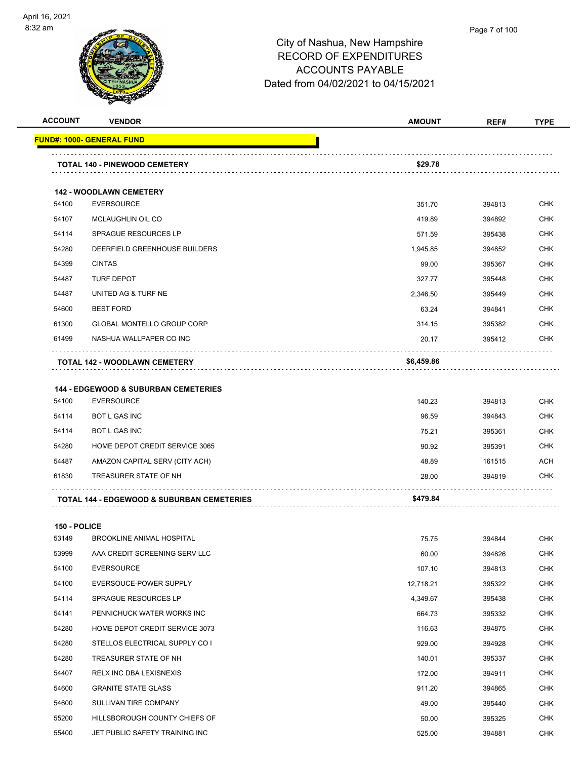# City of Nashua, New Hampshire
# RECORD OF EXPENDITURES
# ACCOUNTS PAYABLE
# Dated from 04/02/2021 to 04/15/2021

| ACCOUNT | VENDOR | AMOUNT | REF# | TYPE |
|---|---|---|---|---|
| **FUND#: 1000- GENERAL FUND** | | | | |
| | **TOTAL 140 - PINEWOOD CEMETERY** | **$29.78** | | |
| **142 - WOODLAWN CEMETERY** | | | | |
| 54100 | EVERSOURCE | 351.70 | 394813 | CHK |
| 54107 | MCLAUGHLIN OIL CO | 419.89 | 394892 | CHK |
| 54114 | SPRAGUE RESOURCES LP | 571.59 | 395438 | CHK |
| 54280 | DEERFIELD GREENHOUSE BUILDERS | 1,945.85 | 394852 | CHK |
| 54399 | CINTAS | 99.00 | 395367 | CHK |
| 54487 | TURF DEPOT | 327.77 | 395448 | CHK |
| 54487 | UNITED AG & TURF NE | 2,346.50 | 395449 | CHK |
| 54600 | BEST FORD | 63.24 | 394841 | CHK |
| 61300 | GLOBAL MONTELLO GROUP CORP | 314.15 | 395382 | CHK |
| 61499 | NASHUA WALLPAPER CO INC | 20.17 | 395412 | CHK |
| | **TOTAL 142 - WOODLAWN CEMETERY** | **$6,459.86** | | |
| **144 - EDGEWOOD & SUBURBAN CEMETERIES** | | | | |
| 54100 | EVERSOURCE | 140.23 | 394813 | CHK |
| 54114 | BOT L GAS INC | 96.59 | 394843 | CHK |
| 54114 | BOT L GAS INC | 75.21 | 395361 | CHK |
| 54280 | HOME DEPOT CREDIT SERVICE 3065 | 90.92 | 395391 | CHK |
| 54487 | AMAZON CAPITAL SERV (CITY ACH) | 48.89 | 161515 | ACH |
| 61830 | TREASURER STATE OF NH | 28.00 | 394819 | CHK |
| | **TOTAL 144 - EDGEWOOD & SUBURBAN CEMETERIES** | **$479.84** | | |
| **150 - POLICE** | | | | |
| 53149 | BROOKLINE ANIMAL HOSPITAL | 75.75 | 394844 | CHK |
| 53999 | AAA CREDIT SCREENING SERV LLC | 60.00 | 394826 | CHK |
| 54100 | EVERSOURCE | 107.10 | 394813 | CHK |
| 54100 | EVERSOUCE-POWER SUPPLY | 12,718.21 | 395322 | CHK |
| 54114 | SPRAGUE RESOURCES LP | 4,349.67 | 395438 | CHK |
| 54141 | PENNICHUCK WATER WORKS INC | 664.73 | 395332 | CHK |
| 54280 | HOME DEPOT CREDIT SERVICE 3073 | 116.63 | 394875 | CHK |
| 54280 | STELLOS ELECTRICAL SUPPLY CO I | 929.00 | 394928 | CHK |
| 54280 | TREASURER STATE OF NH | 140.01 | 395337 | CHK |
| 54407 | RELX INC DBA LEXISNEXIS | 172.00 | 394911 | CHK |
| 54600 | GRANITE STATE GLASS | 911.20 | 394865 | CHK |
| 54600 | SULLIVAN TIRE COMPANY | 49.00 | 395440 | CHK |
| 55200 | HILLSBOROUGH COUNTY CHIEFS OF | 50.00 | 395325 | CHK |
| 55400 | JET PUBLIC SAFETY TRAINING INC | 525.00 | 394881 | CHK |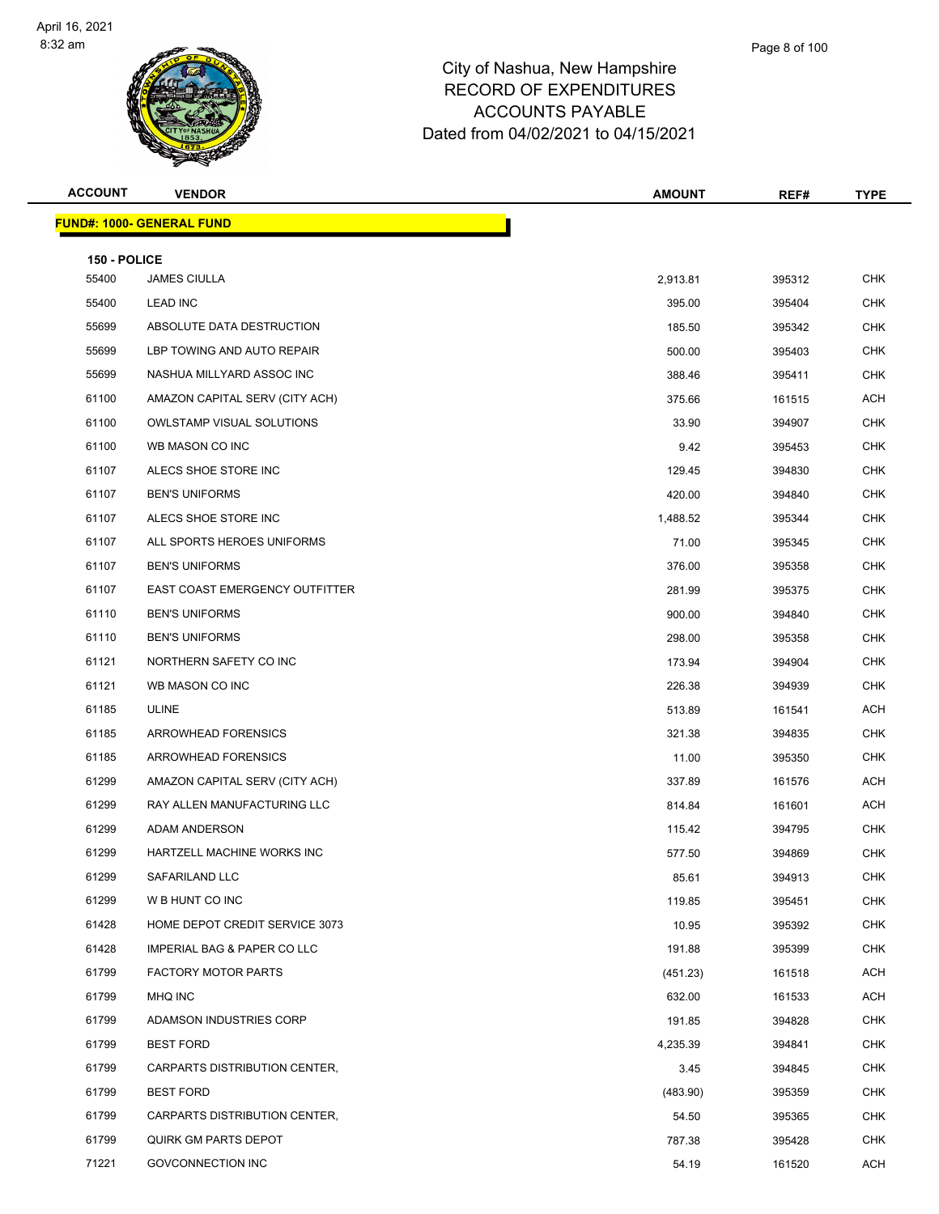# City of Nashua, New Hampshire
## RECORD OF EXPENDITURES
## ACCOUNTS PAYABLE
### Dated from 04/02/2021 to 04/15/2021

| ACCOUNT | VENDOR | AMOUNT | REF# | TYPE |
|---|---|---|---|---|
| **FUND#: 1000- GENERAL FUND** | | | | |
| **150 - POLICE** | | | | |
| 55400 | JAMES CIULLA | 2,913.81 | 395312 | CHK |
| 55400 | LEAD INC | 395.00 | 395404 | CHK |
| 55699 | ABSOLUTE DATA DESTRUCTION | 185.50 | 395342 | CHK |
| 55699 | LBP TOWING AND AUTO REPAIR | 500.00 | 395403 | CHK |
| 55699 | NASHUA MILLYARD ASSOC INC | 388.46 | 395411 | CHK |
| 61100 | AMAZON CAPITAL SERV (CITY ACH) | 375.66 | 161515 | ACH |
| 61100 | OWLSTAMP VISUAL SOLUTIONS | 33.90 | 394907 | CHK |
| 61100 | WB MASON CO INC | 9.42 | 395453 | CHK |
| 61107 | ALECS SHOE STORE INC | 129.45 | 394830 | CHK |
| 61107 | BEN'S UNIFORMS | 420.00 | 394840 | CHK |
| 61107 | ALECS SHOE STORE INC | 1,488.52 | 395344 | CHK |
| 61107 | ALL SPORTS HEROES UNIFORMS | 71.00 | 395345 | CHK |
| 61107 | BEN'S UNIFORMS | 376.00 | 395358 | CHK |
| 61107 | EAST COAST EMERGENCY OUTFITTER | 281.99 | 395375 | CHK |
| 61110 | BEN'S UNIFORMS | 900.00 | 394840 | CHK |
| 61110 | BEN'S UNIFORMS | 298.00 | 395358 | CHK |
| 61121 | NORTHERN SAFETY CO INC | 173.94 | 394904 | CHK |
| 61121 | WB MASON CO INC | 226.38 | 394939 | CHK |
| 61185 | ULINE | 513.89 | 161541 | ACH |
| 61185 | ARROWHEAD FORENSICS | 321.38 | 394835 | CHK |
| 61185 | ARROWHEAD FORENSICS | 11.00 | 395350 | CHK |
| 61299 | AMAZON CAPITAL SERV (CITY ACH) | 337.89 | 161576 | ACH |
| 61299 | RAY ALLEN MANUFACTURING LLC | 814.84 | 161601 | ACH |
| 61299 | ADAM ANDERSON | 115.42 | 394795 | CHK |
| 61299 | HARTZELL MACHINE WORKS INC | 577.50 | 394869 | CHK |
| 61299 | SAFARILAND LLC | 85.61 | 394913 | CHK |
| 61299 | W B HUNT CO INC | 119.85 | 395451 | CHK |
| 61428 | HOME DEPOT CREDIT SERVICE 3073 | 10.95 | 395392 | CHK |
| 61428 | IMPERIAL BAG & PAPER CO LLC | 191.88 | 395399 | CHK |
| 61799 | FACTORY MOTOR PARTS | (451.23) | 161518 | ACH |
| 61799 | MHQ INC | 632.00 | 161533 | ACH |
| 61799 | ADAMSON INDUSTRIES CORP | 191.85 | 394828 | CHK |
| 61799 | BEST FORD | 4,235.39 | 394841 | CHK |
| 61799 | CARPARTS DISTRIBUTION CENTER, | 3.45 | 394845 | CHK |
| 61799 | BEST FORD | (483.90) | 395359 | CHK |
| 61799 | CARPARTS DISTRIBUTION CENTER, | 54.50 | 395365 | CHK |
| 61799 | QUIRK GM PARTS DEPOT | 787.38 | 395428 | CHK |
| 71221 | GOVCONNECTION INC | 54.19 | 161520 | ACH |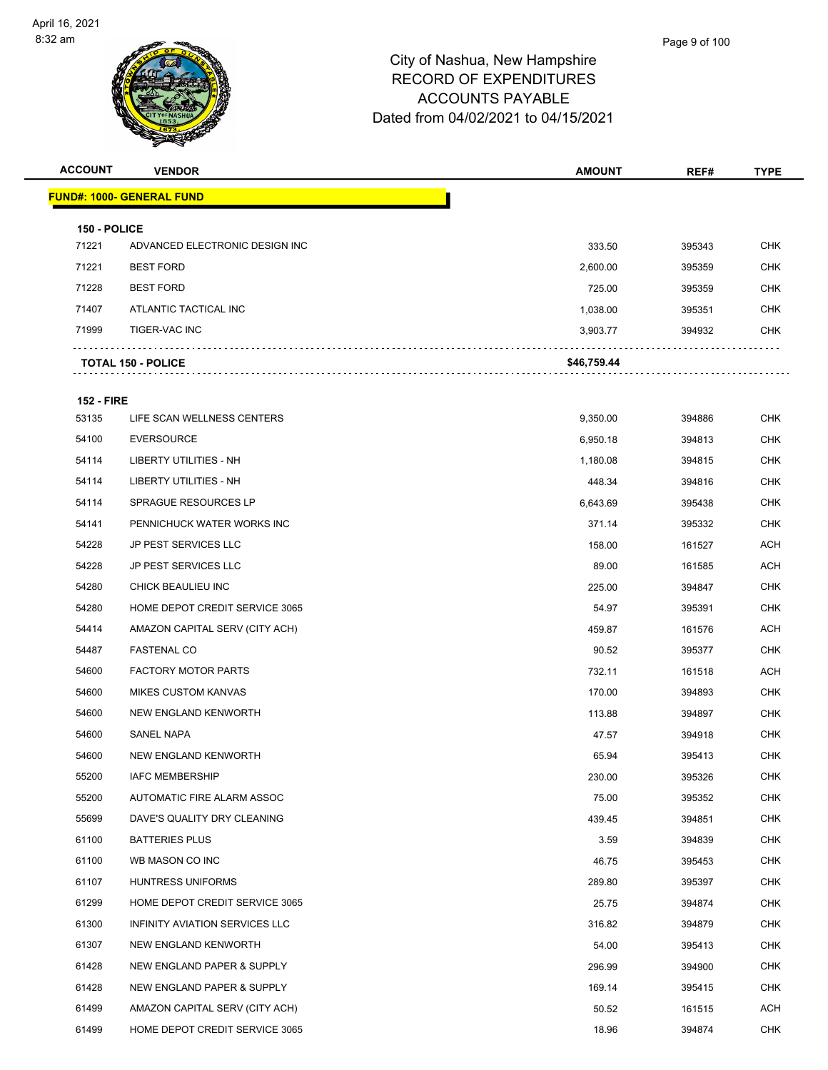# City of Nashua, New Hampshire
# RECORD OF EXPENDITURES
# ACCOUNTS PAYABLE
# Dated from 04/02/2021 to 04/15/2021

| ACCOUNT | VENDOR | AMOUNT | REF# | TYPE |
|---|---|---|---|---|
| **FUND#: 1000- GENERAL FUND** | | | | |
| **150 - POLICE** | | | | |
| 71221 | ADVANCED ELECTRONIC DESIGN INC | 333.50 | 395343 | CHK |
| 71221 | BEST FORD | 2,600.00 | 395359 | CHK |
| 71228 | BEST FORD | 725.00 | 395359 | CHK |
| 71407 | ATLANTIC TACTICAL INC | 1,038.00 | 395351 | CHK |
| 71999 | TIGER-VAC INC | 3,903.77 | 394932 | CHK |
| | **TOTAL 150 - POLICE** | **$46,759.44** | | |
| **152 - FIRE** | | | | |
| 53135 | LIFE SCAN WELLNESS CENTERS | 9,350.00 | 394886 | CHK |
| 54100 | EVERSOURCE | 6,950.18 | 394813 | CHK |
| 54114 | LIBERTY UTILITIES - NH | 1,180.08 | 394815 | CHK |
| 54114 | LIBERTY UTILITIES - NH | 448.34 | 394816 | CHK |
| 54114 | SPRAGUE RESOURCES LP | 6,643.69 | 395438 | CHK |
| 54141 | PENNICHUCK WATER WORKS INC | 371.14 | 395332 | CHK |
| 54228 | JP PEST SERVICES LLC | 158.00 | 161527 | ACH |
| 54228 | JP PEST SERVICES LLC | 89.00 | 161585 | ACH |
| 54280 | CHICK BEAULIEU INC | 225.00 | 394847 | CHK |
| 54280 | HOME DEPOT CREDIT SERVICE 3065 | 54.97 | 395391 | CHK |
| 54414 | AMAZON CAPITAL SERV (CITY ACH) | 459.87 | 161576 | ACH |
| 54487 | FASTENAL CO | 90.52 | 395377 | CHK |
| 54600 | FACTORY MOTOR PARTS | 732.11 | 161518 | ACH |
| 54600 | MIKES CUSTOM KANVAS | 170.00 | 394893 | CHK |
| 54600 | NEW ENGLAND KENWORTH | 113.88 | 394897 | CHK |
| 54600 | SANEL NAPA | 47.57 | 394918 | CHK |
| 54600 | NEW ENGLAND KENWORTH | 65.94 | 395413 | CHK |
| 55200 | IAFC MEMBERSHIP | 230.00 | 395326 | CHK |
| 55200 | AUTOMATIC FIRE ALARM ASSOC | 75.00 | 395352 | CHK |
| 55699 | DAVE'S QUALITY DRY CLEANING | 439.45 | 394851 | CHK |
| 61100 | BATTERIES PLUS | 3.59 | 394839 | CHK |
| 61100 | WB MASON CO INC | 46.75 | 395453 | CHK |
| 61107 | HUNTRESS UNIFORMS | 289.80 | 395397 | CHK |
| 61299 | HOME DEPOT CREDIT SERVICE 3065 | 25.75 | 394874 | CHK |
| 61300 | INFINITY AVIATION SERVICES LLC | 316.82 | 394879 | CHK |
| 61307 | NEW ENGLAND KENWORTH | 54.00 | 395413 | CHK |
| 61428 | NEW ENGLAND PAPER & SUPPLY | 296.99 | 394900 | CHK |
| 61428 | NEW ENGLAND PAPER & SUPPLY | 169.14 | 395415 | CHK |
| 61499 | AMAZON CAPITAL SERV (CITY ACH) | 50.52 | 161515 | ACH |
| 61499 | HOME DEPOT CREDIT SERVICE 3065 | 18.96 | 394874 | CHK |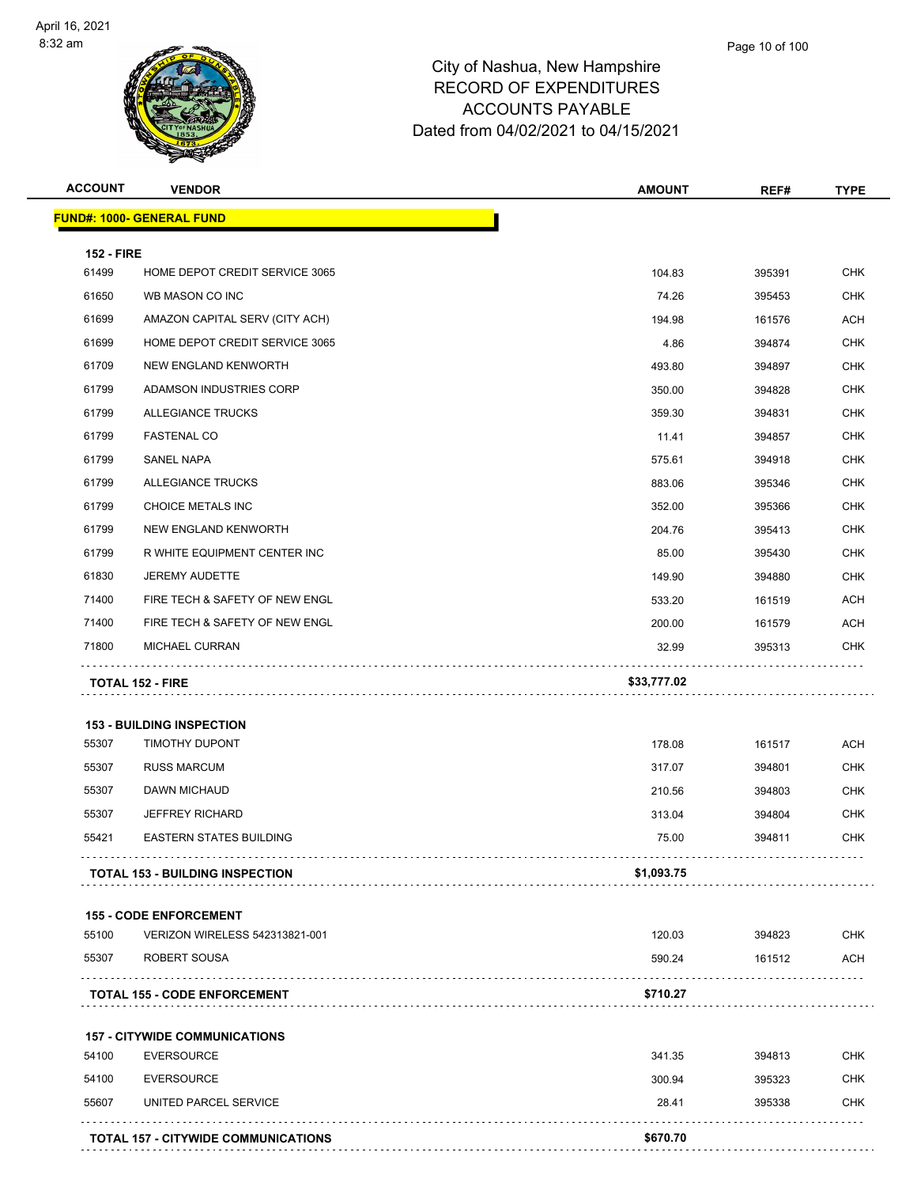City of Nashua, New Hampshire
RECORD OF EXPENDITURES
ACCOUNTS PAYABLE
Dated from 04/02/2021 to 04/15/2021

| ACCOUNT | VENDOR | AMOUNT | REF# | TYPE |
|---|---|---|---|---|
| **FUND#: 1000- GENERAL FUND** | | | | |
| **152 - FIRE** | | | | |
| 61499 | HOME DEPOT CREDIT SERVICE 3065 | 104.83 | 395391 | CHK |
| 61650 | WB MASON CO INC | 74.26 | 395453 | CHK |
| 61699 | AMAZON CAPITAL SERV (CITY ACH) | 194.98 | 161576 | ACH |
| 61699 | HOME DEPOT CREDIT SERVICE 3065 | 4.86 | 394874 | CHK |
| 61709 | NEW ENGLAND KENWORTH | 493.80 | 394897 | CHK |
| 61799 | ADAMSON INDUSTRIES CORP | 350.00 | 394828 | CHK |
| 61799 | ALLEGIANCE TRUCKS | 359.30 | 394831 | CHK |
| 61799 | FASTENAL CO | 11.41 | 394857 | CHK |
| 61799 | SANEL NAPA | 575.61 | 394918 | CHK |
| 61799 | ALLEGIANCE TRUCKS | 883.06 | 395346 | CHK |
| 61799 | CHOICE METALS INC | 352.00 | 395366 | CHK |
| 61799 | NEW ENGLAND KENWORTH | 204.76 | 395413 | CHK |
| 61799 | R WHITE EQUIPMENT CENTER INC | 85.00 | 395430 | CHK |
| 61830 | JEREMY AUDETTE | 149.90 | 394880 | CHK |
| 71400 | FIRE TECH & SAFETY OF NEW ENGL | 533.20 | 161519 | ACH |
| 71400 | FIRE TECH & SAFETY OF NEW ENGL | 200.00 | 161579 | ACH |
| 71800 | MICHAEL CURRAN | 32.99 | 395313 | CHK |
| **TOTAL 152 - FIRE** | | **$33,777.02** | | |
| **153 - BUILDING INSPECTION** | | | | |
| 55307 | TIMOTHY DUPONT | 178.08 | 161517 | ACH |
| 55307 | RUSS MARCUM | 317.07 | 394801 | CHK |
| 55307 | DAWN MICHAUD | 210.56 | 394803 | CHK |
| 55307 | JEFFREY RICHARD | 313.04 | 394804 | CHK |
| 55421 | EASTERN STATES BUILDING | 75.00 | 394811 | CHK |
| **TOTAL 153 - BUILDING INSPECTION** | | **$1,093.75** | | |
| **155 - CODE ENFORCEMENT** | | | | |
| 55100 | VERIZON WIRELESS 542313821-001 | 120.03 | 394823 | CHK |
| 55307 | ROBERT SOUSA | 590.24 | 161512 | ACH |
| **TOTAL 155 - CODE ENFORCEMENT** | | **$710.27** | | |
| **157 - CITYWIDE COMMUNICATIONS** | | | | |
| 54100 | EVERSOURCE | 341.35 | 394813 | CHK |
| 54100 | EVERSOURCE | 300.94 | 395323 | CHK |
| 55607 | UNITED PARCEL SERVICE | 28.41 | 395338 | CHK |
| **TOTAL 157 - CITYWIDE COMMUNICATIONS** | | **$670.70** | | |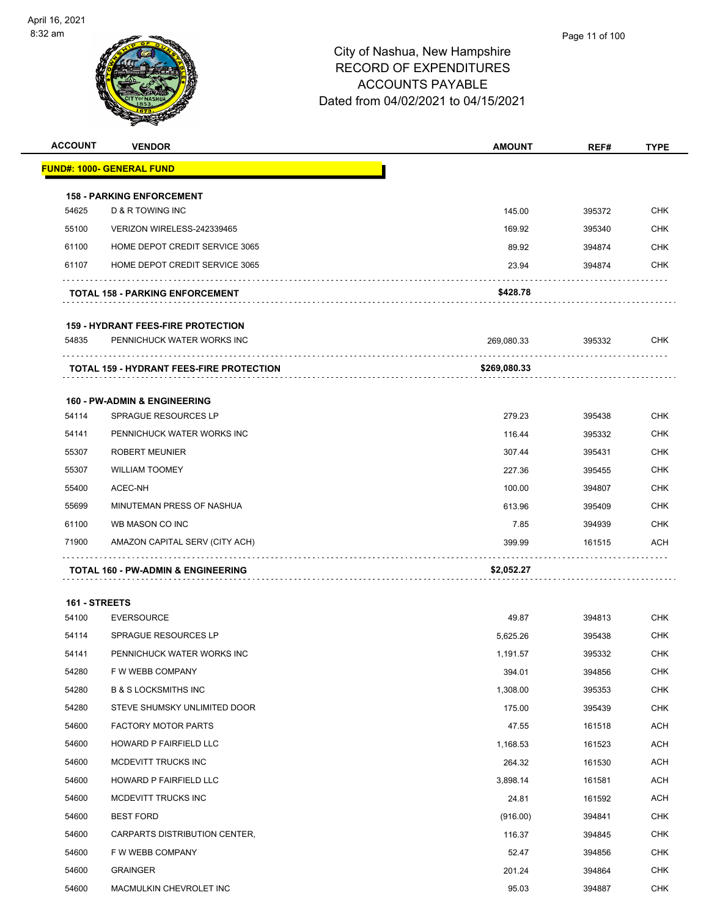# City of Nashua, New Hampshire
## RECORD OF EXPENDITURES
## ACCOUNTS PAYABLE
## Dated from 04/02/2021 to 04/15/2021

| ACCOUNT | VENDOR | AMOUNT | REF# | TYPE |
|---|---|---|---|---|
| **FUND#: 1000- GENERAL FUND** | | | | |
| **158 - PARKING ENFORCEMENT** | | | | |
| 54625 | D & R TOWING INC | 145.00 | 395372 | CHK |
| 55100 | VERIZON WIRELESS-242339465 | 169.92 | 395340 | CHK |
| 61100 | HOME DEPOT CREDIT SERVICE 3065 | 89.92 | 394874 | CHK |
| 61107 | HOME DEPOT CREDIT SERVICE 3065 | 23.94 | 394874 | CHK |
| | **TOTAL 158 - PARKING ENFORCEMENT** | **$428.78** | | |
| **159 - HYDRANT FEES-FIRE PROTECTION** | | | | |
| 54835 | PENNICHUCK WATER WORKS INC | 269,080.33 | 395332 | CHK |
| | **TOTAL 159 - HYDRANT FEES-FIRE PROTECTION** | **$269,080.33** | | |
| **160 - PW-ADMIN & ENGINEERING** | | | | |
| 54114 | SPRAGUE RESOURCES LP | 279.23 | 395438 | CHK |
| 54141 | PENNICHUCK WATER WORKS INC | 116.44 | 395332 | CHK |
| 55307 | ROBERT MEUNIER | 307.44 | 395431 | CHK |
| 55307 | WILLIAM TOOMEY | 227.36 | 395455 | CHK |
| 55400 | ACEC-NH | 100.00 | 394807 | CHK |
| 55699 | MINUTEMAN PRESS OF NASHUA | 613.96 | 395409 | CHK |
| 61100 | WB MASON CO INC | 7.85 | 394939 | CHK |
| 71900 | AMAZON CAPITAL SERV (CITY ACH) | 399.99 | 161515 | ACH |
| | **TOTAL 160 - PW-ADMIN & ENGINEERING** | **$2,052.27** | | |
| **161 - STREETS** | | | | |
| 54100 | EVERSOURCE | 49.87 | 394813 | CHK |
| 54114 | SPRAGUE RESOURCES LP | 5,625.26 | 395438 | CHK |
| 54141 | PENNICHUCK WATER WORKS INC | 1,191.57 | 395332 | CHK |
| 54280 | F W WEBB COMPANY | 394.01 | 394856 | CHK |
| 54280 | B & S LOCKSMITHS INC | 1,308.00 | 395353 | CHK |
| 54280 | STEVE SHUMSKY UNLIMITED DOOR | 175.00 | 395439 | CHK |
| 54600 | FACTORY MOTOR PARTS | 47.55 | 161518 | ACH |
| 54600 | HOWARD P FAIRFIELD LLC | 1,168.53 | 161523 | ACH |
| 54600 | MCDEVITT TRUCKS INC | 264.32 | 161530 | ACH |
| 54600 | HOWARD P FAIRFIELD LLC | 3,898.14 | 161581 | ACH |
| 54600 | MCDEVITT TRUCKS INC | 24.81 | 161592 | ACH |
| 54600 | BEST FORD | (916.00) | 394841 | CHK |
| 54600 | CARPARTS DISTRIBUTION CENTER, | 116.37 | 394845 | CHK |
| 54600 | F W WEBB COMPANY | 52.47 | 394856 | CHK |
| 54600 | GRAINGER | 201.24 | 394864 | CHK |
| 54600 | MACMULKIN CHEVROLET INC | 95.03 | 394887 | CHK |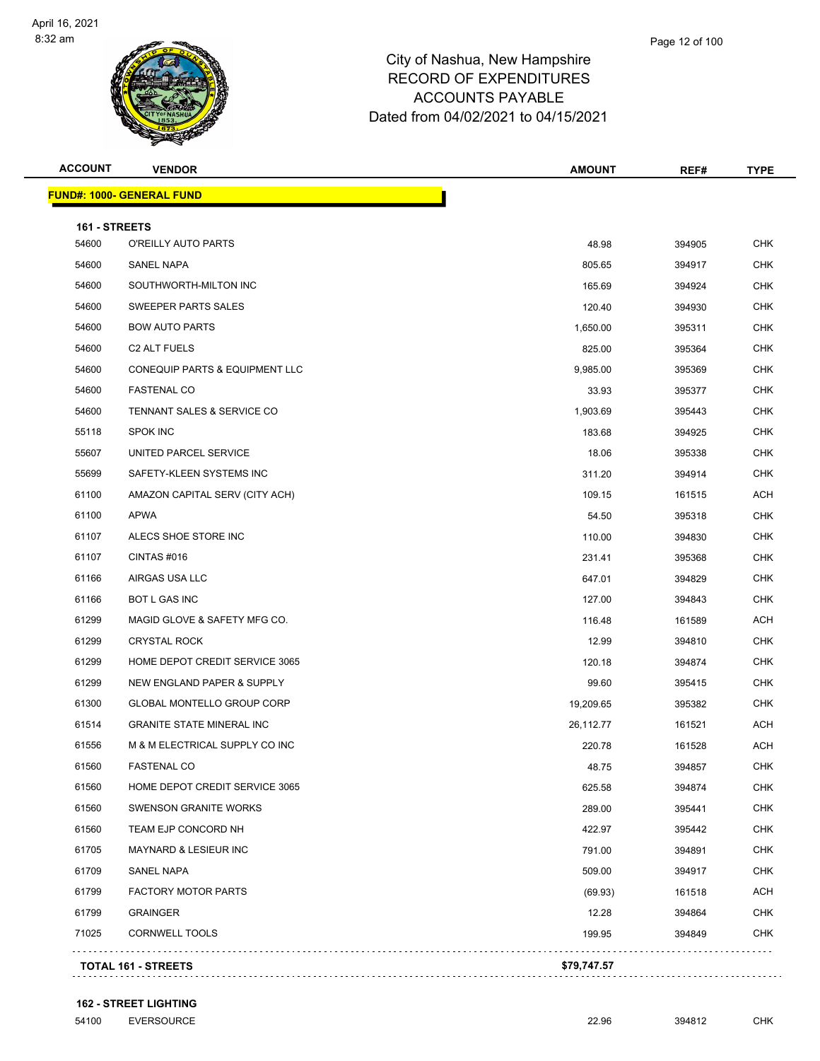City of Nashua, New Hampshire
RECORD OF EXPENDITURES
ACCOUNTS PAYABLE
Dated from 04/02/2021 to 04/15/2021

| ACCOUNT | VENDOR | AMOUNT | REF# | TYPE |
|---|---|---|---|---|
| **FUND#: 1000- GENERAL FUND** | | | | |
| **161 - STREETS** | | | | |
| 54600 | O'REILLY AUTO PARTS | 48.98 | 394905 | CHK |
| 54600 | SANEL NAPA | 805.65 | 394917 | CHK |
| 54600 | SOUTHWORTH-MILTON INC | 165.69 | 394924 | CHK |
| 54600 | SWEEPER PARTS SALES | 120.40 | 394930 | CHK |
| 54600 | BOW AUTO PARTS | 1,650.00 | 395311 | CHK |
| 54600 | C2 ALT FUELS | 825.00 | 395364 | CHK |
| 54600 | CONEQUIP PARTS & EQUIPMENT LLC | 9,985.00 | 395369 | CHK |
| 54600 | FASTENAL CO | 33.93 | 395377 | CHK |
| 54600 | TENNANT SALES & SERVICE CO | 1,903.69 | 395443 | CHK |
| 55118 | SPOK INC | 183.68 | 394925 | CHK |
| 55607 | UNITED PARCEL SERVICE | 18.06 | 395338 | CHK |
| 55699 | SAFETY-KLEEN SYSTEMS INC | 311.20 | 394914 | CHK |
| 61100 | AMAZON CAPITAL SERV (CITY ACH) | 109.15 | 161515 | ACH |
| 61100 | APWA | 54.50 | 395318 | CHK |
| 61107 | ALECS SHOE STORE INC | 110.00 | 394830 | CHK |
| 61107 | CINTAS #016 | 231.41 | 395368 | CHK |
| 61166 | AIRGAS USA LLC | 647.01 | 394829 | CHK |
| 61166 | BOT L GAS INC | 127.00 | 394843 | CHK |
| 61299 | MAGID GLOVE & SAFETY MFG CO. | 116.48 | 161589 | ACH |
| 61299 | CRYSTAL ROCK | 12.99 | 394810 | CHK |
| 61299 | HOME DEPOT CREDIT SERVICE 3065 | 120.18 | 394874 | CHK |
| 61299 | NEW ENGLAND PAPER & SUPPLY | 99.60 | 395415 | CHK |
| 61300 | GLOBAL MONTELLO GROUP CORP | 19,209.65 | 395382 | CHK |
| 61514 | GRANITE STATE MINERAL INC | 26,112.77 | 161521 | ACH |
| 61556 | M & M ELECTRICAL SUPPLY CO INC | 220.78 | 161528 | ACH |
| 61560 | FASTENAL CO | 48.75 | 394857 | CHK |
| 61560 | HOME DEPOT CREDIT SERVICE 3065 | 625.58 | 394874 | CHK |
| 61560 | SWENSON GRANITE WORKS | 289.00 | 395441 | CHK |
| 61560 | TEAM EJP CONCORD NH | 422.97 | 395442 | CHK |
| 61705 | MAYNARD & LESIEUR INC | 791.00 | 394891 | CHK |
| 61709 | SANEL NAPA | 509.00 | 394917 | CHK |
| 61799 | FACTORY MOTOR PARTS | (69.93) | 161518 | ACH |
| 61799 | GRAINGER | 12.28 | 394864 | CHK |
| 71025 | CORNWELL TOOLS | 199.95 | 394849 | CHK |
| **TOTAL 161 - STREETS** | | **$79,747.57** | | |
| **162 - STREET LIGHTING** | | | | |
| 54100 | EVERSOURCE | 22.96 | 394812 | CHK |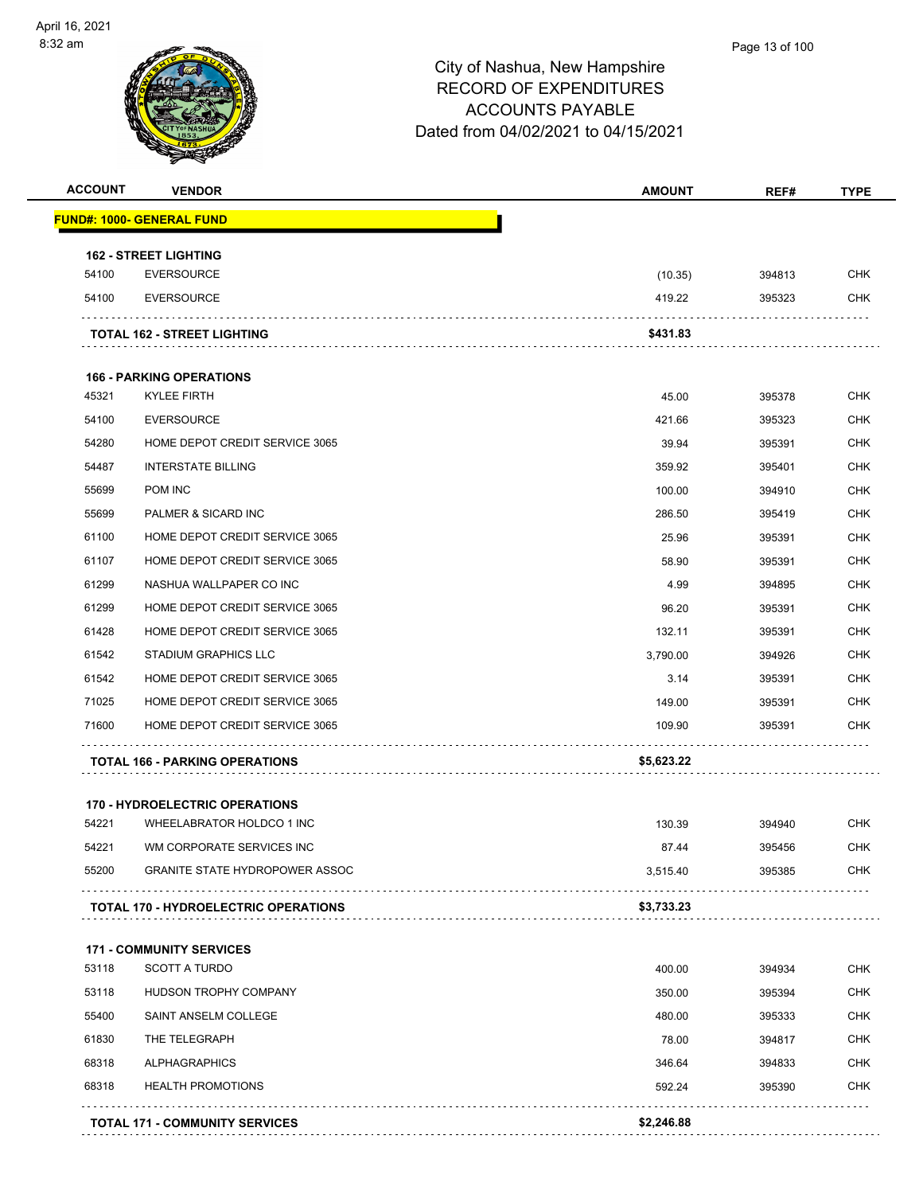# City of Nashua, New Hampshire
## RECORD OF EXPENDITURES
## ACCOUNTS PAYABLE
## Dated from 04/02/2021 to 04/15/2021

| ACCOUNT | VENDOR | AMOUNT | REF# | TYPE |
|---|---|---|---|---|
| **FUND#: 1000- GENERAL FUND** | | | | |
| **162 - STREET LIGHTING** | | | | |
| 54100 | EVERSOURCE | (10.35) | 394813 | CHK |
| 54100 | EVERSOURCE | 419.22 | 395323 | CHK |
| | **TOTAL 162 - STREET LIGHTING** | **$431.83** | | |
| **166 - PARKING OPERATIONS** | | | | |
| 45321 | KYLEE FIRTH | 45.00 | 395378 | CHK |
| 54100 | EVERSOURCE | 421.66 | 395323 | CHK |
| 54280 | HOME DEPOT CREDIT SERVICE 3065 | 39.94 | 395391 | CHK |
| 54487 | INTERSTATE BILLING | 359.92 | 395401 | CHK |
| 55699 | POM INC | 100.00 | 394910 | CHK |
| 55699 | PALMER & SICARD INC | 286.50 | 395419 | CHK |
| 61100 | HOME DEPOT CREDIT SERVICE 3065 | 25.96 | 395391 | CHK |
| 61107 | HOME DEPOT CREDIT SERVICE 3065 | 58.90 | 395391 | CHK |
| 61299 | NASHUA WALLPAPER CO INC | 4.99 | 394895 | CHK |
| 61299 | HOME DEPOT CREDIT SERVICE 3065 | 96.20 | 395391 | CHK |
| 61428 | HOME DEPOT CREDIT SERVICE 3065 | 132.11 | 395391 | CHK |
| 61542 | STADIUM GRAPHICS LLC | 3,790.00 | 394926 | CHK |
| 61542 | HOME DEPOT CREDIT SERVICE 3065 | 3.14 | 395391 | CHK |
| 71025 | HOME DEPOT CREDIT SERVICE 3065 | 149.00 | 395391 | CHK |
| 71600 | HOME DEPOT CREDIT SERVICE 3065 | 109.90 | 395391 | CHK |
| | **TOTAL 166 - PARKING OPERATIONS** | **$5,623.22** | | |
| **170 - HYDROELECTRIC OPERATIONS** | | | | |
| 54221 | WHEELABRATOR HOLDCO 1 INC | 130.39 | 394940 | CHK |
| 54221 | WM CORPORATE SERVICES INC | 87.44 | 395456 | CHK |
| 55200 | GRANITE STATE HYDROPOWER ASSOC | 3,515.40 | 395385 | CHK |
| | **TOTAL 170 - HYDROELECTRIC OPERATIONS** | **$3,733.23** | | |
| **171 - COMMUNITY SERVICES** | | | | |
| 53118 | SCOTT A TURDO | 400.00 | 394934 | CHK |
| 53118 | HUDSON TROPHY COMPANY | 350.00 | 395394 | CHK |
| 55400 | SAINT ANSELM COLLEGE | 480.00 | 395333 | CHK |
| 61830 | THE TELEGRAPH | 78.00 | 394817 | CHK |
| 68318 | ALPHAGRAPHICS | 346.64 | 394833 | CHK |
| 68318 | HEALTH PROMOTIONS | 592.24 | 395390 | CHK |
| | **TOTAL 171 - COMMUNITY SERVICES** | **$2,246.88** | | |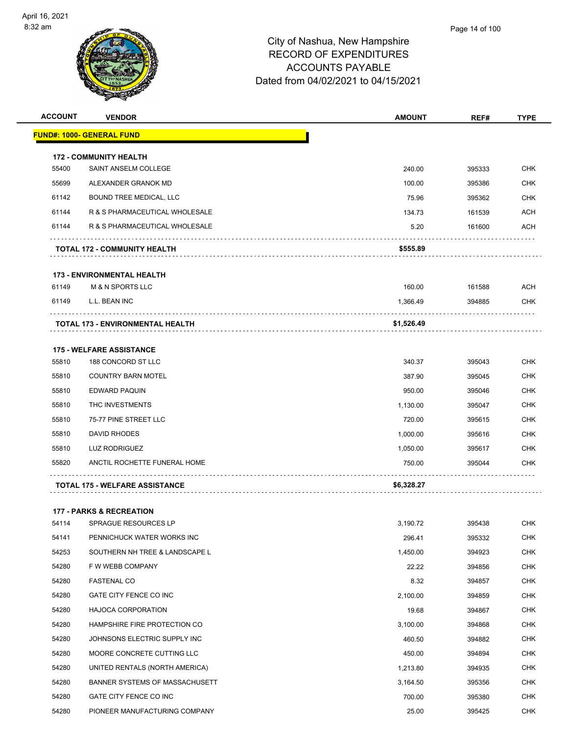# City of Nashua, New Hampshire
## RECORD OF EXPENDITURES
## ACCOUNTS PAYABLE
## Dated from 04/02/2021 to 04/15/2021

| ACCOUNT | VENDOR | AMOUNT | REF# | TYPE |
|---|---|---|---|---|
| **FUND#: 1000- GENERAL FUND** | | | | |
| **172 - COMMUNITY HEALTH** | | | | |
| 55400 | SAINT ANSELM COLLEGE | 240.00 | 395333 | CHK |
| 55699 | ALEXANDER GRANOK MD | 100.00 | 395386 | CHK |
| 61142 | BOUND TREE MEDICAL, LLC | 75.96 | 395362 | CHK |
| 61144 | R & S PHARMACEUTICAL WHOLESALE | 134.73 | 161539 | ACH |
| 61144 | R & S PHARMACEUTICAL WHOLESALE | 5.20 | 161600 | ACH |
| | **TOTAL 172 - COMMUNITY HEALTH** | **$555.89** | | |
| **173 - ENVIRONMENTAL HEALTH** | | | | |
| 61149 | M & N SPORTS LLC | 160.00 | 161588 | ACH |
| 61149 | L.L. BEAN INC | 1,366.49 | 394885 | CHK |
| | **TOTAL 173 - ENVIRONMENTAL HEALTH** | **$1,526.49** | | |
| **175 - WELFARE ASSISTANCE** | | | | |
| 55810 | 188 CONCORD ST LLC | 340.37 | 395043 | CHK |
| 55810 | COUNTRY BARN MOTEL | 387.90 | 395045 | CHK |
| 55810 | EDWARD PAQUIN | 950.00 | 395046 | CHK |
| 55810 | THC INVESTMENTS | 1,130.00 | 395047 | CHK |
| 55810 | 75-77 PINE STREET LLC | 720.00 | 395615 | CHK |
| 55810 | DAVID RHODES | 1,000.00 | 395616 | CHK |
| 55810 | LUZ RODRIGUEZ | 1,050.00 | 395617 | CHK |
| 55820 | ANCTIL ROCHETTE FUNERAL HOME | 750.00 | 395044 | CHK |
| | **TOTAL 175 - WELFARE ASSISTANCE** | **$6,328.27** | | |
| **177 - PARKS & RECREATION** | | | | |
| 54114 | SPRAGUE RESOURCES LP | 3,190.72 | 395438 | CHK |
| 54141 | PENNICHUCK WATER WORKS INC | 296.41 | 395332 | CHK |
| 54253 | SOUTHERN NH TREE & LANDSCAPE L | 1,450.00 | 394923 | CHK |
| 54280 | F W WEBB COMPANY | 22.22 | 394856 | CHK |
| 54280 | FASTENAL CO | 8.32 | 394857 | CHK |
| 54280 | GATE CITY FENCE CO INC | 2,100.00 | 394859 | CHK |
| 54280 | HAJOCA CORPORATION | 19.68 | 394867 | CHK |
| 54280 | HAMPSHIRE FIRE PROTECTION CO | 3,100.00 | 394868 | CHK |
| 54280 | JOHNSONS ELECTRIC SUPPLY INC | 460.50 | 394882 | CHK |
| 54280 | MOORE CONCRETE CUTTING LLC | 450.00 | 394894 | CHK |
| 54280 | UNITED RENTALS (NORTH AMERICA) | 1,213.80 | 394935 | CHK |
| 54280 | BANNER SYSTEMS OF MASSACHUSETT | 3,164.50 | 395356 | CHK |
| 54280 | GATE CITY FENCE CO INC | 700.00 | 395380 | CHK |
| 54280 | PIONEER MANUFACTURING COMPANY | 25.00 | 395425 | CHK |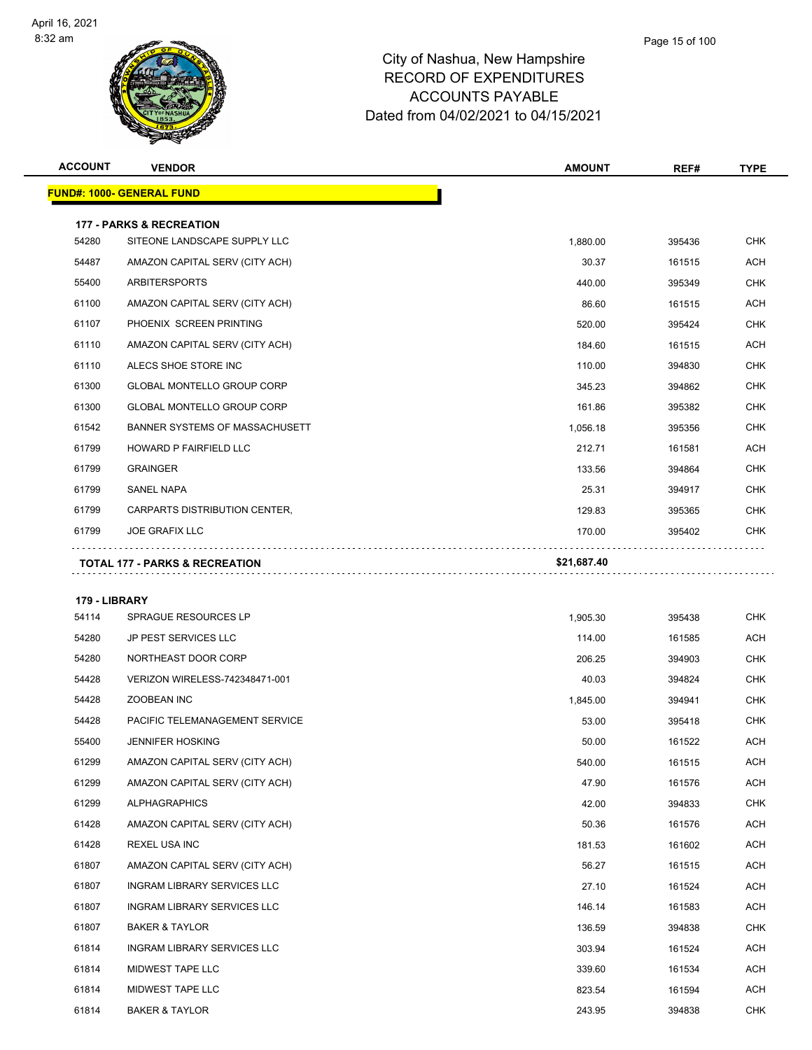# City of Nashua, New Hampshire
## RECORD OF EXPENDITURES
## ACCOUNTS PAYABLE
## Dated from 04/02/2021 to 04/15/2021

| ACCOUNT | VENDOR | AMOUNT | REF# | TYPE |
|---|---|---|---|---|
| **FUND#: 1000- GENERAL FUND** | | | | |
| **177 - PARKS & RECREATION** | | | | |
| 54280 | SITEONE LANDSCAPE SUPPLY LLC | 1,880.00 | 395436 | CHK |
| 54487 | AMAZON CAPITAL SERV (CITY ACH) | 30.37 | 161515 | ACH |
| 55400 | ARBITERSPORTS | 440.00 | 395349 | CHK |
| 61100 | AMAZON CAPITAL SERV (CITY ACH) | 86.60 | 161515 | ACH |
| 61107 | PHOENIX SCREEN PRINTING | 520.00 | 395424 | CHK |
| 61110 | AMAZON CAPITAL SERV (CITY ACH) | 184.60 | 161515 | ACH |
| 61110 | ALECS SHOE STORE INC | 110.00 | 394830 | CHK |
| 61300 | GLOBAL MONTELLO GROUP CORP | 345.23 | 394862 | CHK |
| 61300 | GLOBAL MONTELLO GROUP CORP | 161.86 | 395382 | CHK |
| 61542 | BANNER SYSTEMS OF MASSACHUSETT | 1,056.18 | 395356 | CHK |
| 61799 | HOWARD P FAIRFIELD LLC | 212.71 | 161581 | ACH |
| 61799 | GRAINGER | 133.56 | 394864 | CHK |
| 61799 | SANEL NAPA | 25.31 | 394917 | CHK |
| 61799 | CARPARTS DISTRIBUTION CENTER, | 129.83 | 395365 | CHK |
| 61799 | JOE GRAFIX LLC | 170.00 | 395402 | CHK |
| **TOTAL 177 - PARKS & RECREATION** | | **$21,687.40** | | |
| **179 - LIBRARY** | | | | |
| 54114 | SPRAGUE RESOURCES LP | 1,905.30 | 395438 | CHK |
| 54280 | JP PEST SERVICES LLC | 114.00 | 161585 | ACH |
| 54280 | NORTHEAST DOOR CORP | 206.25 | 394903 | CHK |
| 54428 | VERIZON WIRELESS-742348471-001 | 40.03 | 394824 | CHK |
| 54428 | ZOOBEAN INC | 1,845.00 | 394941 | CHK |
| 54428 | PACIFIC TELEMANAGEMENT SERVICE | 53.00 | 395418 | CHK |
| 55400 | JENNIFER HOSKING | 50.00 | 161522 | ACH |
| 61299 | AMAZON CAPITAL SERV (CITY ACH) | 540.00 | 161515 | ACH |
| 61299 | AMAZON CAPITAL SERV (CITY ACH) | 47.90 | 161576 | ACH |
| 61299 | ALPHAGRAPHICS | 42.00 | 394833 | CHK |
| 61428 | AMAZON CAPITAL SERV (CITY ACH) | 50.36 | 161576 | ACH |
| 61428 | REXEL USA INC | 181.53 | 161602 | ACH |
| 61807 | AMAZON CAPITAL SERV (CITY ACH) | 56.27 | 161515 | ACH |
| 61807 | INGRAM LIBRARY SERVICES LLC | 27.10 | 161524 | ACH |
| 61807 | INGRAM LIBRARY SERVICES LLC | 146.14 | 161583 | ACH |
| 61807 | BAKER & TAYLOR | 136.59 | 394838 | CHK |
| 61814 | INGRAM LIBRARY SERVICES LLC | 303.94 | 161524 | ACH |
| 61814 | MIDWEST TAPE LLC | 339.60 | 161534 | ACH |
| 61814 | MIDWEST TAPE LLC | 823.54 | 161594 | ACH |
| 61814 | BAKER & TAYLOR | 243.95 | 394838 | CHK |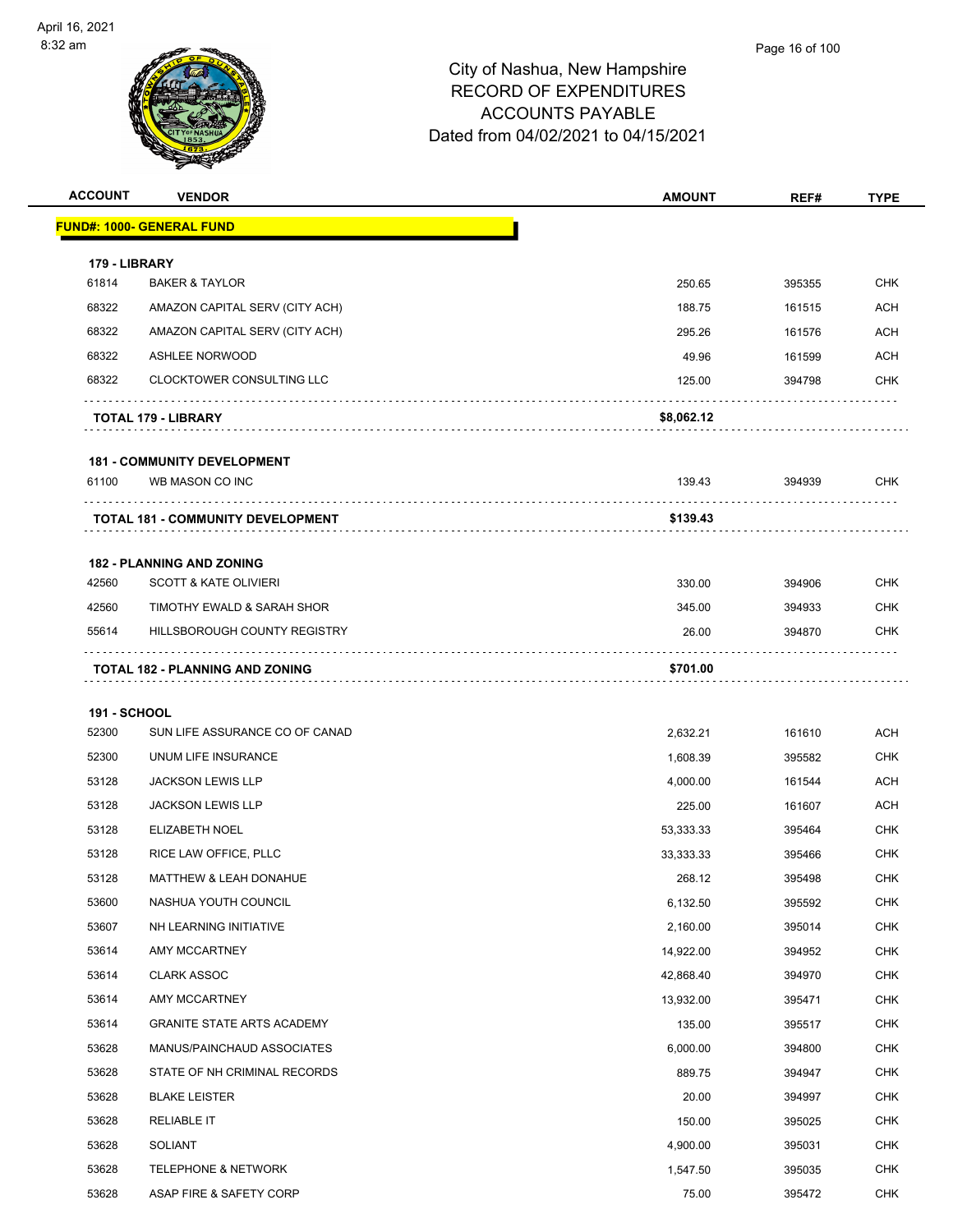# City of Nashua, New Hampshire
## RECORD OF EXPENDITURES
## ACCOUNTS PAYABLE
## Dated from 04/02/2021 to 04/15/2021

| ACCOUNT | VENDOR | AMOUNT | REF# | TYPE |
|---|---|---|---|---|
| **FUND#: 1000- GENERAL FUND** | | | | |
| **179 - LIBRARY** | | | | |
| 61814 | BAKER & TAYLOR | 250.65 | 395355 | CHK |
| 68322 | AMAZON CAPITAL SERV (CITY ACH) | 188.75 | 161515 | ACH |
| 68322 | AMAZON CAPITAL SERV (CITY ACH) | 295.26 | 161576 | ACH |
| 68322 | ASHLEE NORWOOD | 49.96 | 161599 | ACH |
| 68322 | CLOCKTOWER CONSULTING LLC | 125.00 | 394798 | CHK |
| | **TOTAL 179 - LIBRARY** | **$8,062.12** | | |
| **181 - COMMUNITY DEVELOPMENT** | | | | |
| 61100 | WB MASON CO INC | 139.43 | 394939 | CHK |
| | **TOTAL 181 - COMMUNITY DEVELOPMENT** | **$139.43** | | |
| **182 - PLANNING AND ZONING** | | | | |
| 42560 | SCOTT & KATE OLIVIERI | 330.00 | 394906 | CHK |
| 42560 | TIMOTHY EWALD & SARAH SHOR | 345.00 | 394933 | CHK |
| 55614 | HILLSBOROUGH COUNTY REGISTRY | 26.00 | 394870 | CHK |
| | **TOTAL 182 - PLANNING AND ZONING** | **$701.00** | | |
| **191 - SCHOOL** | | | | |
| 52300 | SUN LIFE ASSURANCE CO OF CANAD | 2,632.21 | 161610 | ACH |
| 52300 | UNUM LIFE INSURANCE | 1,608.39 | 395582 | CHK |
| 53128 | JACKSON LEWIS LLP | 4,000.00 | 161544 | ACH |
| 53128 | JACKSON LEWIS LLP | 225.00 | 161607 | ACH |
| 53128 | ELIZABETH NOEL | 53,333.33 | 395464 | CHK |
| 53128 | RICE LAW OFFICE, PLLC | 33,333.33 | 395466 | CHK |
| 53128 | MATTHEW & LEAH DONAHUE | 268.12 | 395498 | CHK |
| 53600 | NASHUA YOUTH COUNCIL | 6,132.50 | 395592 | CHK |
| 53607 | NH LEARNING INITIATIVE | 2,160.00 | 395014 | CHK |
| 53614 | AMY MCCARTNEY | 14,922.00 | 394952 | CHK |
| 53614 | CLARK ASSOC | 42,868.40 | 394970 | CHK |
| 53614 | AMY MCCARTNEY | 13,932.00 | 395471 | CHK |
| 53614 | GRANITE STATE ARTS ACADEMY | 135.00 | 395517 | CHK |
| 53628 | MANUS/PAINCHAUD ASSOCIATES | 6,000.00 | 394800 | CHK |
| 53628 | STATE OF NH CRIMINAL RECORDS | 889.75 | 394947 | CHK |
| 53628 | BLAKE LEISTER | 20.00 | 394997 | CHK |
| 53628 | RELIABLE IT | 150.00 | 395025 | CHK |
| 53628 | SOLIANT | 4,900.00 | 395031 | CHK |
| 53628 | TELEPHONE & NETWORK | 1,547.50 | 395035 | CHK |
| 53628 | ASAP FIRE & SAFETY CORP | 75.00 | 395472 | CHK |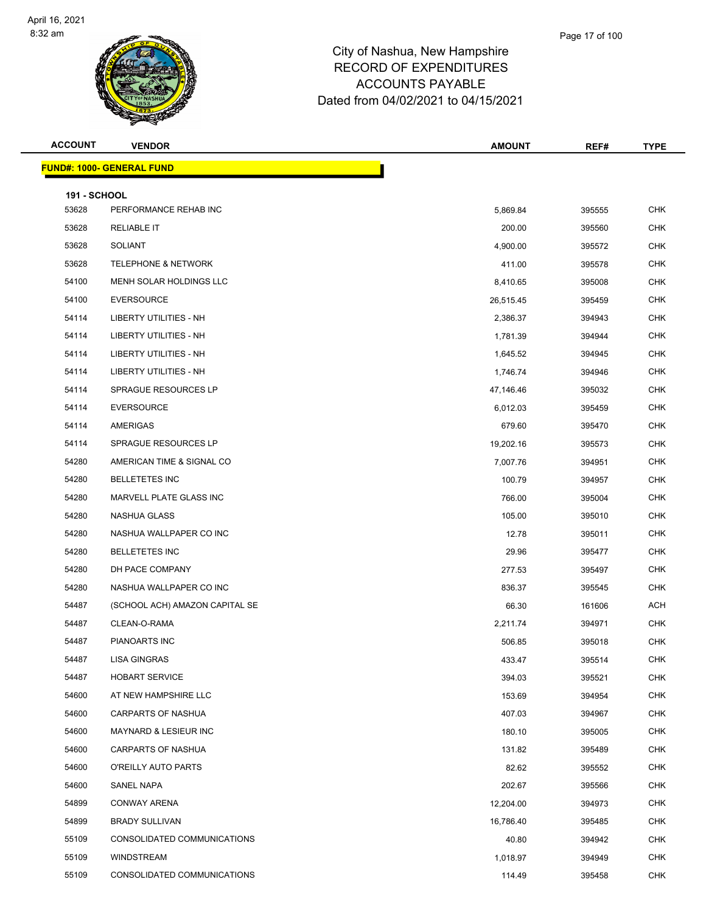# City of Nashua, New Hampshire
## RECORD OF EXPENDITURES
## ACCOUNTS PAYABLE
## Dated from 04/02/2021 to 04/15/2021

| ACCOUNT | VENDOR | AMOUNT | REF# | TYPE |
|---|---|---|---|---|
| **FUND#: 1000- GENERAL FUND** | | | | |
| **191 - SCHOOL** | | | | |
| 53628 | PERFORMANCE REHAB INC | 5,869.84 | 395555 | CHK |
| 53628 | RELIABLE IT | 200.00 | 395560 | CHK |
| 53628 | SOLIANT | 4,900.00 | 395572 | CHK |
| 53628 | TELEPHONE & NETWORK | 411.00 | 395578 | CHK |
| 54100 | MENH SOLAR HOLDINGS LLC | 8,410.65 | 395008 | CHK |
| 54100 | EVERSOURCE | 26,515.45 | 395459 | CHK |
| 54114 | LIBERTY UTILITIES - NH | 2,386.37 | 394943 | CHK |
| 54114 | LIBERTY UTILITIES - NH | 1,781.39 | 394944 | CHK |
| 54114 | LIBERTY UTILITIES - NH | 1,645.52 | 394945 | CHK |
| 54114 | LIBERTY UTILITIES - NH | 1,746.74 | 394946 | CHK |
| 54114 | SPRAGUE RESOURCES LP | 47,146.46 | 395032 | CHK |
| 54114 | EVERSOURCE | 6,012.03 | 395459 | CHK |
| 54114 | AMERIGAS | 679.60 | 395470 | CHK |
| 54114 | SPRAGUE RESOURCES LP | 19,202.16 | 395573 | CHK |
| 54280 | AMERICAN TIME & SIGNAL CO | 7,007.76 | 394951 | CHK |
| 54280 | BELLETETES INC | 100.79 | 394957 | CHK |
| 54280 | MARVELL PLATE GLASS INC | 766.00 | 395004 | CHK |
| 54280 | NASHUA GLASS | 105.00 | 395010 | CHK |
| 54280 | NASHUA WALLPAPER CO INC | 12.78 | 395011 | CHK |
| 54280 | BELLETETES INC | 29.96 | 395477 | CHK |
| 54280 | DH PACE COMPANY | 277.53 | 395497 | CHK |
| 54280 | NASHUA WALLPAPER CO INC | 836.37 | 395545 | CHK |
| 54487 | (SCHOOL ACH) AMAZON CAPITAL SE | 66.30 | 161606 | ACH |
| 54487 | CLEAN-O-RAMA | 2,211.74 | 394971 | CHK |
| 54487 | PIANOARTS INC | 506.85 | 395018 | CHK |
| 54487 | LISA GINGRAS | 433.47 | 395514 | CHK |
| 54487 | HOBART SERVICE | 394.03 | 395521 | CHK |
| 54600 | AT NEW HAMPSHIRE LLC | 153.69 | 394954 | CHK |
| 54600 | CARPARTS OF NASHUA | 407.03 | 394967 | CHK |
| 54600 | MAYNARD & LESIEUR INC | 180.10 | 395005 | CHK |
| 54600 | CARPARTS OF NASHUA | 131.82 | 395489 | CHK |
| 54600 | O'REILLY AUTO PARTS | 82.62 | 395552 | CHK |
| 54600 | SANEL NAPA | 202.67 | 395566 | CHK |
| 54899 | CONWAY ARENA | 12,204.00 | 394973 | CHK |
| 54899 | BRADY SULLIVAN | 16,786.40 | 395485 | CHK |
| 55109 | CONSOLIDATED COMMUNICATIONS | 40.80 | 394942 | CHK |
| 55109 | WINDSTREAM | 1,018.97 | 394949 | CHK |
| 55109 | CONSOLIDATED COMMUNICATIONS | 114.49 | 395458 | CHK |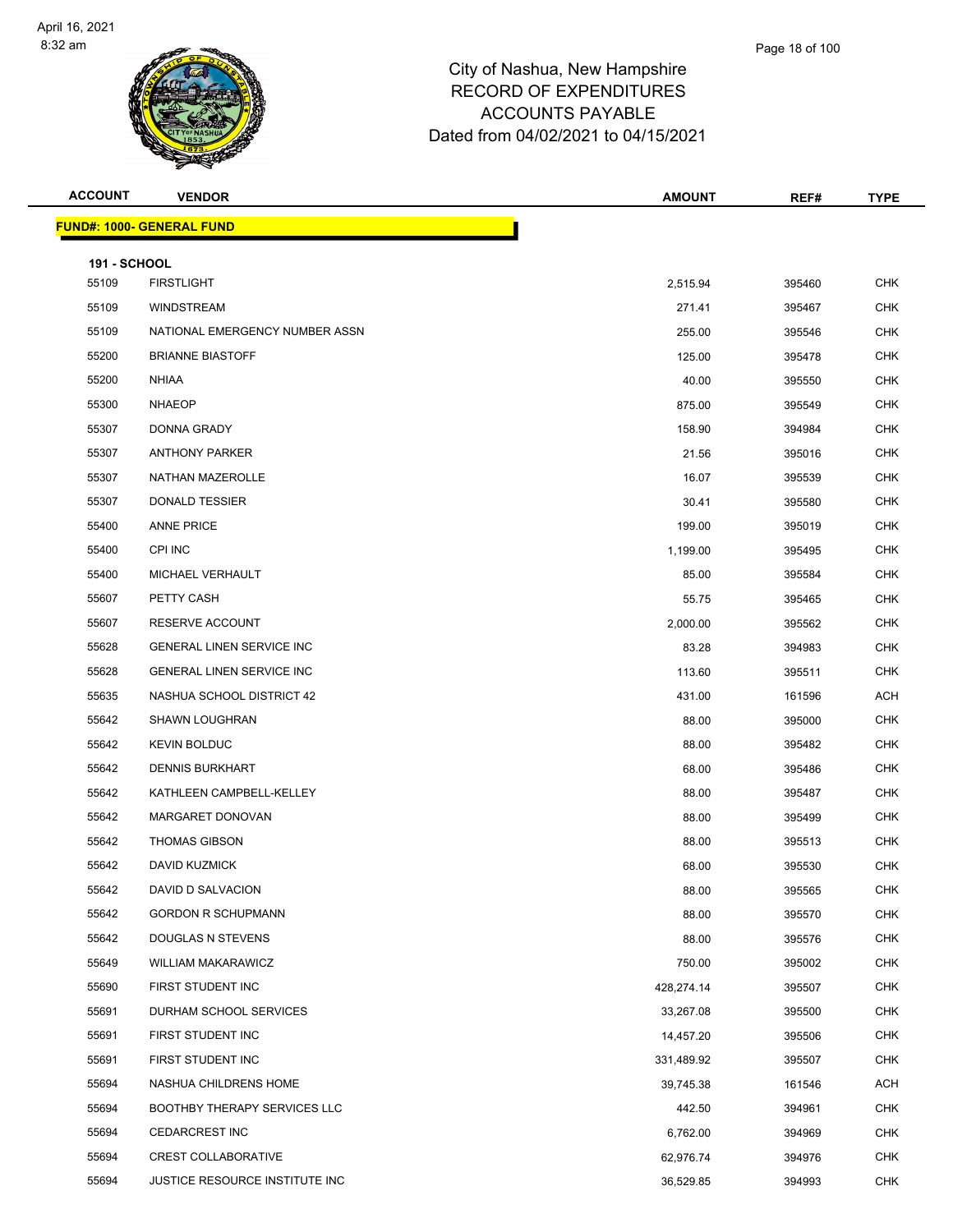# City of Nashua, New Hampshire
## RECORD OF EXPENDITURES
## ACCOUNTS PAYABLE
## Dated from 04/02/2021 to 04/15/2021

| ACCOUNT | VENDOR | AMOUNT | REF# | TYPE |
|---|---|---|---|---|

**FUND#: 1000- GENERAL FUND**

**191 - SCHOOL**

| ACCOUNT | VENDOR | AMOUNT | REF# | TYPE |
|---|---|---|---|---|
| 55109 | FIRSTLIGHT | 2,515.94 | 395460 | CHK |
| 55109 | WINDSTREAM | 271.41 | 395467 | CHK |
| 55109 | NATIONAL EMERGENCY NUMBER ASSN | 255.00 | 395546 | CHK |
| 55200 | BRIANNE BIASTOFF | 125.00 | 395478 | CHK |
| 55200 | NHIAA | 40.00 | 395550 | CHK |
| 55300 | NHAEOP | 875.00 | 395549 | CHK |
| 55307 | DONNA GRADY | 158.90 | 394984 | CHK |
| 55307 | ANTHONY PARKER | 21.56 | 395016 | CHK |
| 55307 | NATHAN MAZEROLLE | 16.07 | 395539 | CHK |
| 55307 | DONALD TESSIER | 30.41 | 395580 | CHK |
| 55400 | ANNE PRICE | 199.00 | 395019 | CHK |
| 55400 | CPI INC | 1,199.00 | 395495 | CHK |
| 55400 | MICHAEL VERHAULT | 85.00 | 395584 | CHK |
| 55607 | PETTY CASH | 55.75 | 395465 | CHK |
| 55607 | RESERVE ACCOUNT | 2,000.00 | 395562 | CHK |
| 55628 | GENERAL LINEN SERVICE INC | 83.28 | 394983 | CHK |
| 55628 | GENERAL LINEN SERVICE INC | 113.60 | 395511 | CHK |
| 55635 | NASHUA SCHOOL DISTRICT 42 | 431.00 | 161596 | ACH |
| 55642 | SHAWN LOUGHRAN | 88.00 | 395000 | CHK |
| 55642 | KEVIN BOLDUC | 88.00 | 395482 | CHK |
| 55642 | DENNIS BURKHART | 68.00 | 395486 | CHK |
| 55642 | KATHLEEN CAMPBELL-KELLEY | 88.00 | 395487 | CHK |
| 55642 | MARGARET DONOVAN | 88.00 | 395499 | CHK |
| 55642 | THOMAS GIBSON | 88.00 | 395513 | CHK |
| 55642 | DAVID KUZMICK | 68.00 | 395530 | CHK |
| 55642 | DAVID D SALVACION | 88.00 | 395565 | CHK |
| 55642 | GORDON R SCHUPMANN | 88.00 | 395570 | CHK |
| 55642 | DOUGLAS N STEVENS | 88.00 | 395576 | CHK |
| 55649 | WILLIAM MAKARAWICZ | 750.00 | 395002 | CHK |
| 55690 | FIRST STUDENT INC | 428,274.14 | 395507 | CHK |
| 55691 | DURHAM SCHOOL SERVICES | 33,267.08 | 395500 | CHK |
| 55691 | FIRST STUDENT INC | 14,457.20 | 395506 | CHK |
| 55691 | FIRST STUDENT INC | 331,489.92 | 395507 | CHK |
| 55694 | NASHUA CHILDRENS HOME | 39,745.38 | 161546 | ACH |
| 55694 | BOOTHBY THERAPY SERVICES LLC | 442.50 | 394961 | CHK |
| 55694 | CEDARCREST INC | 6,762.00 | 394969 | CHK |
| 55694 | CREST COLLABORATIVE | 62,976.74 | 394976 | CHK |
| 55694 | JUSTICE RESOURCE INSTITUTE INC | 36,529.85 | 394993 | CHK |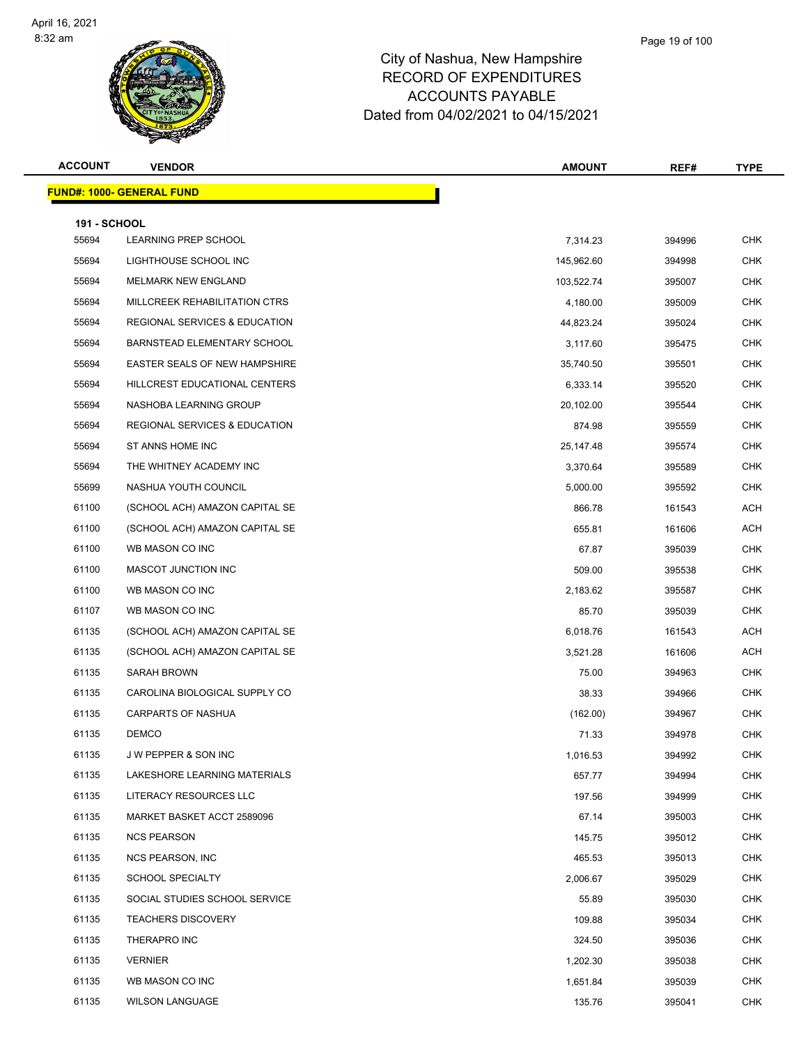City of Nashua, New Hampshire
RECORD OF EXPENDITURES
ACCOUNTS PAYABLE
Dated from 04/02/2021 to 04/15/2021

| ACCOUNT | VENDOR | AMOUNT | REF# | TYPE |
|---|---|---|---|---|
| **FUND#: 1000- GENERAL FUND** | | | | |
| **191 - SCHOOL** | | | | |
| 55694 | LEARNING PREP SCHOOL | 7,314.23 | 394996 | CHK |
| 55694 | LIGHTHOUSE SCHOOL INC | 145,962.60 | 394998 | CHK |
| 55694 | MELMARK NEW ENGLAND | 103,522.74 | 395007 | CHK |
| 55694 | MILLCREEK REHABILITATION CTRS | 4,180.00 | 395009 | CHK |
| 55694 | REGIONAL SERVICES & EDUCATION | 44,823.24 | 395024 | CHK |
| 55694 | BARNSTEAD ELEMENTARY SCHOOL | 3,117.60 | 395475 | CHK |
| 55694 | EASTER SEALS OF NEW HAMPSHIRE | 35,740.50 | 395501 | CHK |
| 55694 | HILLCREST EDUCATIONAL CENTERS | 6,333.14 | 395520 | CHK |
| 55694 | NASHOBA LEARNING GROUP | 20,102.00 | 395544 | CHK |
| 55694 | REGIONAL SERVICES & EDUCATION | 874.98 | 395559 | CHK |
| 55694 | ST ANNS HOME INC | 25,147.48 | 395574 | CHK |
| 55694 | THE WHITNEY ACADEMY INC | 3,370.64 | 395589 | CHK |
| 55699 | NASHUA YOUTH COUNCIL | 5,000.00 | 395592 | CHK |
| 61100 | (SCHOOL ACH) AMAZON CAPITAL SE | 866.78 | 161543 | ACH |
| 61100 | (SCHOOL ACH) AMAZON CAPITAL SE | 655.81 | 161606 | ACH |
| 61100 | WB MASON CO INC | 67.87 | 395039 | CHK |
| 61100 | MASCOT JUNCTION INC | 509.00 | 395538 | CHK |
| 61100 | WB MASON CO INC | 2,183.62 | 395587 | CHK |
| 61107 | WB MASON CO INC | 85.70 | 395039 | CHK |
| 61135 | (SCHOOL ACH) AMAZON CAPITAL SE | 6,018.76 | 161543 | ACH |
| 61135 | (SCHOOL ACH) AMAZON CAPITAL SE | 3,521.28 | 161606 | ACH |
| 61135 | SARAH BROWN | 75.00 | 394963 | CHK |
| 61135 | CAROLINA BIOLOGICAL SUPPLY CO | 38.33 | 394966 | CHK |
| 61135 | CARPARTS OF NASHUA | (162.00) | 394967 | CHK |
| 61135 | DEMCO | 71.33 | 394978 | CHK |
| 61135 | J W PEPPER & SON INC | 1,016.53 | 394992 | CHK |
| 61135 | LAKESHORE LEARNING MATERIALS | 657.77 | 394994 | CHK |
| 61135 | LITERACY RESOURCES LLC | 197.56 | 394999 | CHK |
| 61135 | MARKET BASKET ACCT 2589096 | 67.14 | 395003 | CHK |
| 61135 | NCS PEARSON | 145.75 | 395012 | CHK |
| 61135 | NCS PEARSON, INC | 465.53 | 395013 | CHK |
| 61135 | SCHOOL SPECIALTY | 2,006.67 | 395029 | CHK |
| 61135 | SOCIAL STUDIES SCHOOL SERVICE | 55.89 | 395030 | CHK |
| 61135 | TEACHERS DISCOVERY | 109.88 | 395034 | CHK |
| 61135 | THERAPRO INC | 324.50 | 395036 | CHK |
| 61135 | VERNIER | 1,202.30 | 395038 | CHK |
| 61135 | WB MASON CO INC | 1,651.84 | 395039 | CHK |
| 61135 | WILSON LANGUAGE | 135.76 | 395041 | CHK |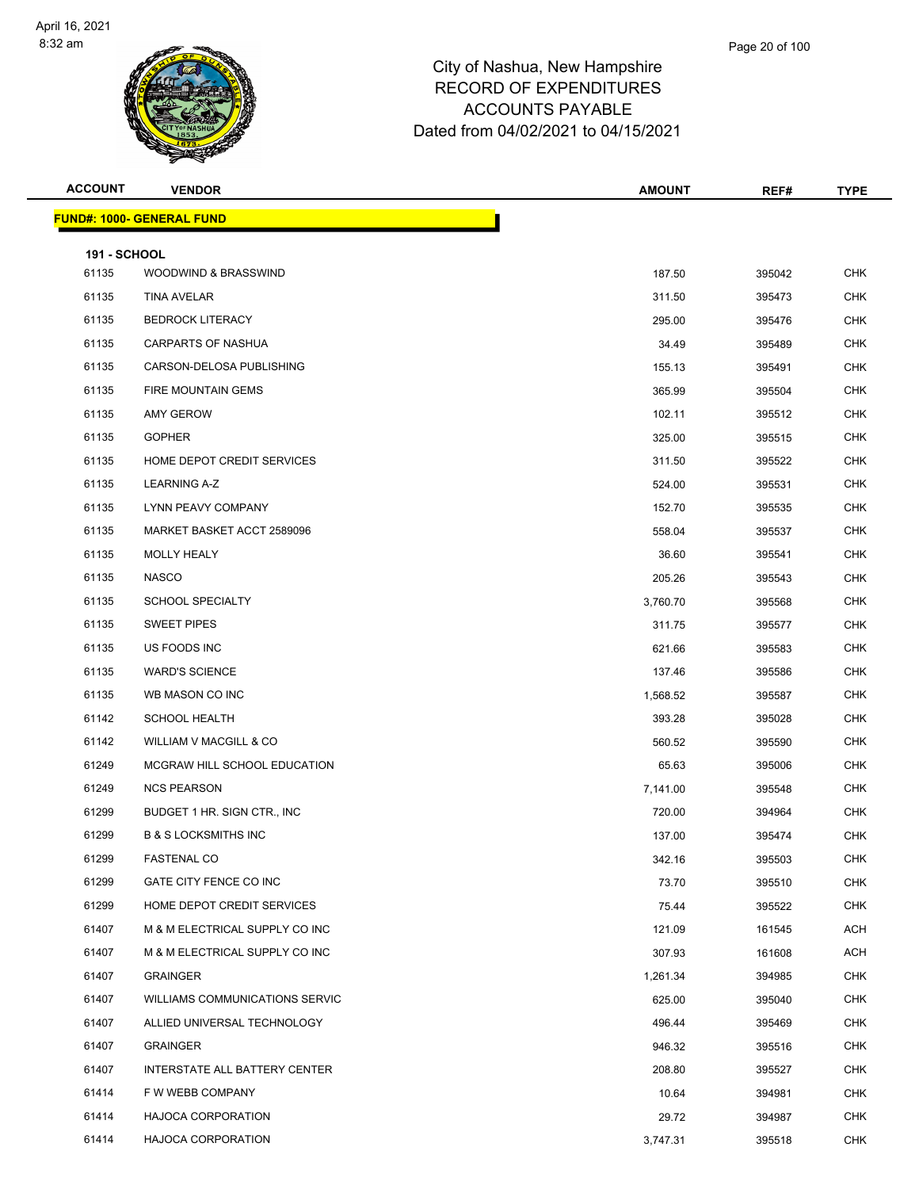# City of Nashua, New Hampshire
## RECORD OF EXPENDITURES
## ACCOUNTS PAYABLE
## Dated from 04/02/2021 to 04/15/2021

| ACCOUNT | VENDOR | AMOUNT | REF# | TYPE |
|---|---|---|---|---|
| **FUND#: 1000- GENERAL FUND** | | | | |
| **191 - SCHOOL** | | | | |
| 61135 | WOODWIND & BRASSWIND | 187.50 | 395042 | CHK |
| 61135 | TINA AVELAR | 311.50 | 395473 | CHK |
| 61135 | BEDROCK LITERACY | 295.00 | 395476 | CHK |
| 61135 | CARPARTS OF NASHUA | 34.49 | 395489 | CHK |
| 61135 | CARSON-DELOSA PUBLISHING | 155.13 | 395491 | CHK |
| 61135 | FIRE MOUNTAIN GEMS | 365.99 | 395504 | CHK |
| 61135 | AMY GEROW | 102.11 | 395512 | CHK |
| 61135 | GOPHER | 325.00 | 395515 | CHK |
| 61135 | HOME DEPOT CREDIT SERVICES | 311.50 | 395522 | CHK |
| 61135 | LEARNING A-Z | 524.00 | 395531 | CHK |
| 61135 | LYNN PEAVY COMPANY | 152.70 | 395535 | CHK |
| 61135 | MARKET BASKET ACCT 2589096 | 558.04 | 395537 | CHK |
| 61135 | MOLLY HEALY | 36.60 | 395541 | CHK |
| 61135 | NASCO | 205.26 | 395543 | CHK |
| 61135 | SCHOOL SPECIALTY | 3,760.70 | 395568 | CHK |
| 61135 | SWEET PIPES | 311.75 | 395577 | CHK |
| 61135 | US FOODS INC | 621.66 | 395583 | CHK |
| 61135 | WARD'S SCIENCE | 137.46 | 395586 | CHK |
| 61135 | WB MASON CO INC | 1,568.52 | 395587 | CHK |
| 61142 | SCHOOL HEALTH | 393.28 | 395028 | CHK |
| 61142 | WILLIAM V MACGILL & CO | 560.52 | 395590 | CHK |
| 61249 | MCGRAW HILL SCHOOL EDUCATION | 65.63 | 395006 | CHK |
| 61249 | NCS PEARSON | 7,141.00 | 395548 | CHK |
| 61299 | BUDGET 1 HR. SIGN CTR., INC | 720.00 | 394964 | CHK |
| 61299 | B & S LOCKSMITHS INC | 137.00 | 395474 | CHK |
| 61299 | FASTENAL CO | 342.16 | 395503 | CHK |
| 61299 | GATE CITY FENCE CO INC | 73.70 | 395510 | CHK |
| 61299 | HOME DEPOT CREDIT SERVICES | 75.44 | 395522 | CHK |
| 61407 | M & M ELECTRICAL SUPPLY CO INC | 121.09 | 161545 | ACH |
| 61407 | M & M ELECTRICAL SUPPLY CO INC | 307.93 | 161608 | ACH |
| 61407 | GRAINGER | 1,261.34 | 394985 | CHK |
| 61407 | WILLIAMS COMMUNICATIONS SERVIC | 625.00 | 395040 | CHK |
| 61407 | ALLIED UNIVERSAL TECHNOLOGY | 496.44 | 395469 | CHK |
| 61407 | GRAINGER | 946.32 | 395516 | CHK |
| 61407 | INTERSTATE ALL BATTERY CENTER | 208.80 | 395527 | CHK |
| 61414 | F W WEBB COMPANY | 10.64 | 394981 | CHK |
| 61414 | HAJOCA CORPORATION | 29.72 | 394987 | CHK |
| 61414 | HAJOCA CORPORATION | 3,747.31 | 395518 | CHK |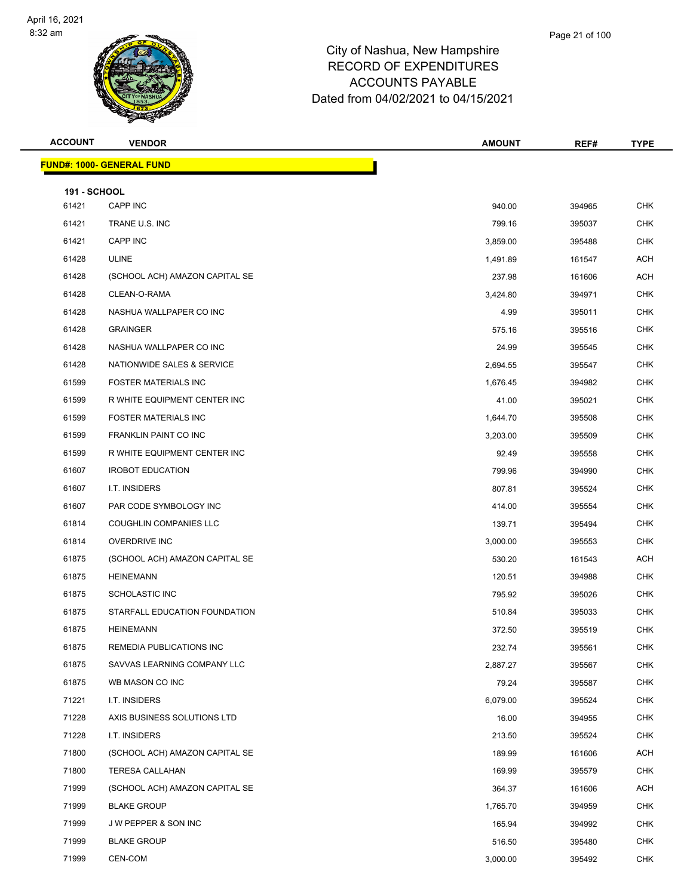# City of Nashua, New Hampshire
## RECORD OF EXPENDITURES
## ACCOUNTS PAYABLE
## Dated from 04/02/2021 to 04/15/2021

April 16, 2021
8:32 am

**FUND#: 1000- GENERAL FUND**

**191 - SCHOOL**

| ACCOUNT | VENDOR | AMOUNT | REF# | TYPE |
|---|---|---|---|---|
| 61421 | CAPP INC | 940.00 | 394965 | CHK |
| 61421 | TRANE U.S. INC | 799.16 | 395037 | CHK |
| 61421 | CAPP INC | 3,859.00 | 395488 | CHK |
| 61428 | ULINE | 1,491.89 | 161547 | ACH |
| 61428 | (SCHOOL ACH) AMAZON CAPITAL SE | 237.98 | 161606 | ACH |
| 61428 | CLEAN-O-RAMA | 3,424.80 | 394971 | CHK |
| 61428 | NASHUA WALLPAPER CO INC | 4.99 | 395011 | CHK |
| 61428 | GRAINGER | 575.16 | 395516 | CHK |
| 61428 | NASHUA WALLPAPER CO INC | 24.99 | 395545 | CHK |
| 61428 | NATIONWIDE SALES & SERVICE | 2,694.55 | 395547 | CHK |
| 61599 | FOSTER MATERIALS INC | 1,676.45 | 394982 | CHK |
| 61599 | R WHITE EQUIPMENT CENTER INC | 41.00 | 395021 | CHK |
| 61599 | FOSTER MATERIALS INC | 1,644.70 | 395508 | CHK |
| 61599 | FRANKLIN PAINT CO INC | 3,203.00 | 395509 | CHK |
| 61599 | R WHITE EQUIPMENT CENTER INC | 92.49 | 395558 | CHK |
| 61607 | IROBOT EDUCATION | 799.96 | 394990 | CHK |
| 61607 | I.T. INSIDERS | 807.81 | 395524 | CHK |
| 61607 | PAR CODE SYMBOLOGY INC | 414.00 | 395554 | CHK |
| 61814 | COUGHLIN COMPANIES LLC | 139.71 | 395494 | CHK |
| 61814 | OVERDRIVE INC | 3,000.00 | 395553 | CHK |
| 61875 | (SCHOOL ACH) AMAZON CAPITAL SE | 530.20 | 161543 | ACH |
| 61875 | HEINEMANN | 120.51 | 394988 | CHK |
| 61875 | SCHOLASTIC INC | 795.92 | 395026 | CHK |
| 61875 | STARFALL EDUCATION FOUNDATION | 510.84 | 395033 | CHK |
| 61875 | HEINEMANN | 372.50 | 395519 | CHK |
| 61875 | REMEDIA PUBLICATIONS INC | 232.74 | 395561 | CHK |
| 61875 | SAVVAS LEARNING COMPANY LLC | 2,887.27 | 395567 | CHK |
| 61875 | WB MASON CO INC | 79.24 | 395587 | CHK |
| 71221 | I.T. INSIDERS | 6,079.00 | 395524 | CHK |
| 71228 | AXIS BUSINESS SOLUTIONS LTD | 16.00 | 394955 | CHK |
| 71228 | I.T. INSIDERS | 213.50 | 395524 | CHK |
| 71800 | (SCHOOL ACH) AMAZON CAPITAL SE | 189.99 | 161606 | ACH |
| 71800 | TERESA CALLAHAN | 169.99 | 395579 | CHK |
| 71999 | (SCHOOL ACH) AMAZON CAPITAL SE | 364.37 | 161606 | ACH |
| 71999 | BLAKE GROUP | 1,765.70 | 394959 | CHK |
| 71999 | J W PEPPER & SON INC | 165.94 | 394992 | CHK |
| 71999 | BLAKE GROUP | 516.50 | 395480 | CHK |
| 71999 | CEN-COM | 3,000.00 | 395492 | CHK |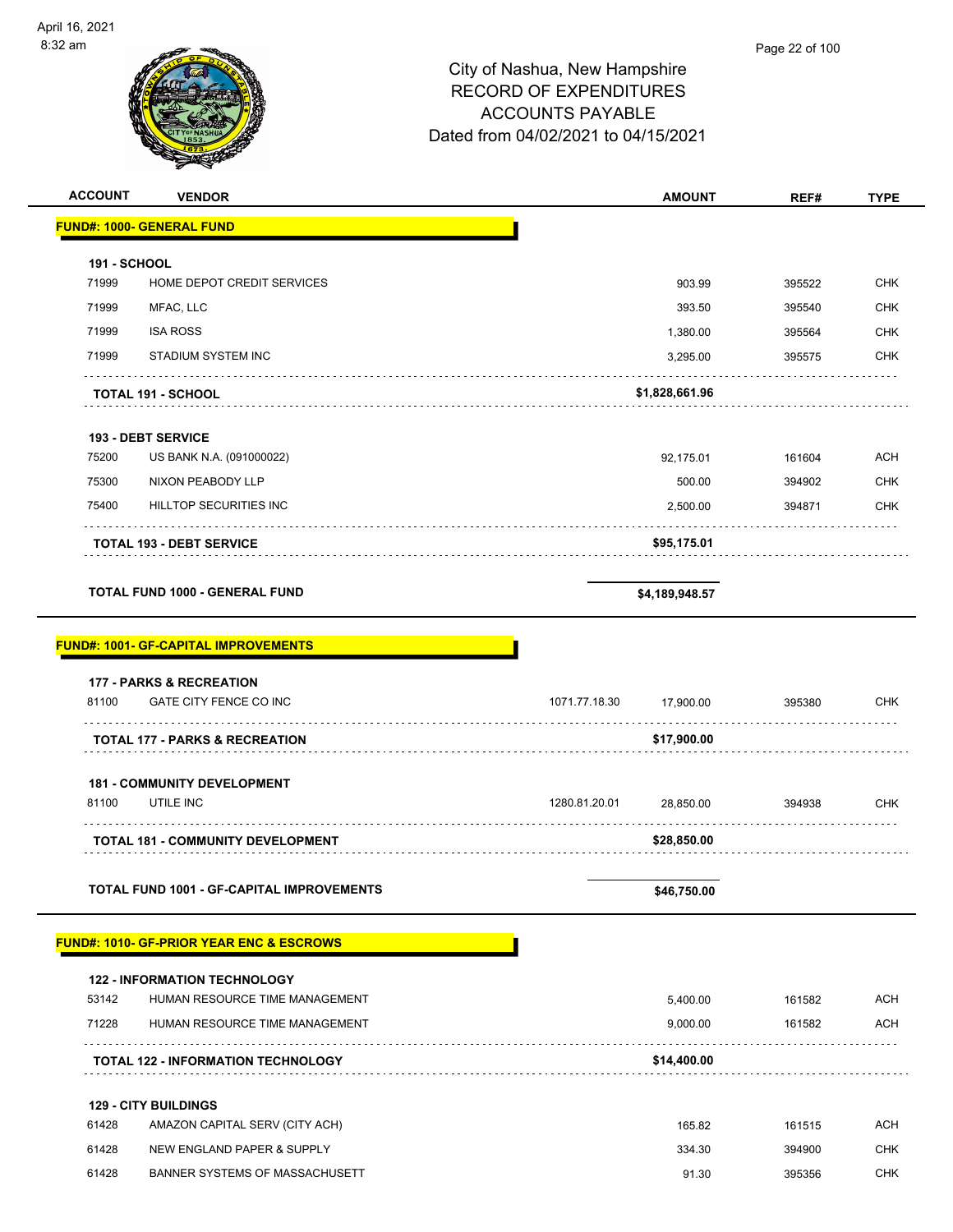# City of Nashua, New Hampshire
## RECORD OF EXPENDITURES
## ACCOUNTS PAYABLE
## Dated from 04/02/2021 to 04/15/2021

| ACCOUNT | VENDOR | | AMOUNT | REF# | TYPE |
|---|---|---|---|---|---|
| **FUND#: 1000- GENERAL FUND** | | | | | |
| **191 - SCHOOL** | | | | | |
| 71999 | HOME DEPOT CREDIT SERVICES | | 903.99 | 395522 | CHK |
| 71999 | MFAC, LLC | | 393.50 | 395540 | CHK |
| 71999 | ISA ROSS | | 1,380.00 | 395564 | CHK |
| 71999 | STADIUM SYSTEM INC | | 3,295.00 | 395575 | CHK |
| | **TOTAL 191 - SCHOOL** | | **$1,828,661.96** | | |
| **193 - DEBT SERVICE** | | | | | |
| 75200 | US BANK N.A. (091000022) | | 92,175.01 | 161604 | ACH |
| 75300 | NIXON PEABODY LLP | | 500.00 | 394902 | CHK |
| 75400 | HILLTOP SECURITIES INC | | 2,500.00 | 394871 | CHK |
| | **TOTAL 193 - DEBT SERVICE** | | **$95,175.01** | | |
| | **TOTAL FUND 1000 - GENERAL FUND** | | **$4,189,948.57** | | |
| **FUND#: 1001- GF-CAPITAL IMPROVEMENTS** | | | | | |
| **177 - PARKS & RECREATION** | | | | | |
| 81100 | GATE CITY FENCE CO INC | 1071.77.18.30 | 17,900.00 | 395380 | CHK |
| | **TOTAL 177 - PARKS & RECREATION** | | **$17,900.00** | | |
| **181 - COMMUNITY DEVELOPMENT** | | | | | |
| 81100 | UTILE INC | 1280.81.20.01 | 28,850.00 | 394938 | CHK |
| | **TOTAL 181 - COMMUNITY DEVELOPMENT** | | **$28,850.00** | | |
| | **TOTAL FUND 1001 - GF-CAPITAL IMPROVEMENTS** | | **$46,750.00** | | |
| **FUND#: 1010- GF-PRIOR YEAR ENC & ESCROWS** | | | | | |
| **122 - INFORMATION TECHNOLOGY** | | | | | |
| 53142 | HUMAN RESOURCE TIME MANAGEMENT | | 5,400.00 | 161582 | ACH |
| 71228 | HUMAN RESOURCE TIME MANAGEMENT | | 9,000.00 | 161582 | ACH |
| | **TOTAL 122 - INFORMATION TECHNOLOGY** | | **$14,400.00** | | |
| **129 - CITY BUILDINGS** | | | | | |
| 61428 | AMAZON CAPITAL SERV (CITY ACH) | | 165.82 | 161515 | ACH |
| 61428 | NEW ENGLAND PAPER & SUPPLY | | 334.30 | 394900 | CHK |
| 61428 | BANNER SYSTEMS OF MASSACHUSETT | | 91.30 | 395356 | CHK |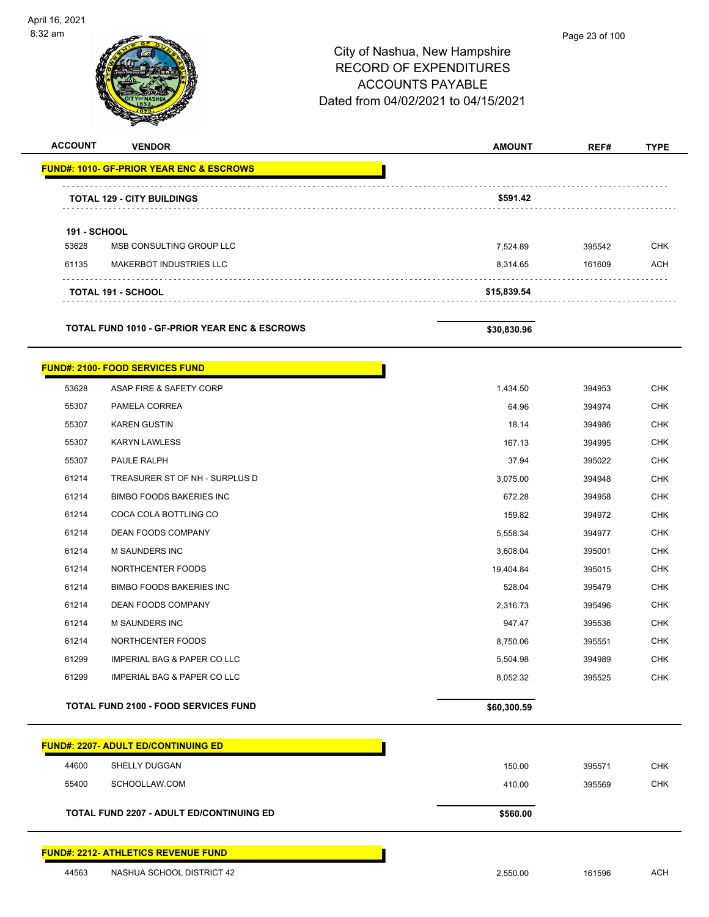# City of Nashua, New Hampshire
# RECORD OF EXPENDITURES
# ACCOUNTS PAYABLE
# Dated from 04/02/2021 to 04/15/2021

| ACCOUNT | VENDOR | AMOUNT | REF# | TYPE |
|---|---|---|---|---|
| **FUND#: 1010- GF-PRIOR YEAR ENC & ESCROWS** | | | | |
| | **TOTAL 129 - CITY BUILDINGS** | **$591.42** | | |
| **191 - SCHOOL** | | | | |
| 53628 | MSB CONSULTING GROUP LLC | 7,524.89 | 395542 | CHK |
| 61135 | MAKERBOT INDUSTRIES LLC | 8,314.65 | 161609 | ACH |
| | **TOTAL 191 - SCHOOL** | **$15,839.54** | | |
| | **TOTAL FUND 1010 - GF-PRIOR YEAR ENC & ESCROWS** | **$30,830.96** | | |
| **FUND#: 2100- FOOD SERVICES FUND** | | | | |
| 53628 | ASAP FIRE & SAFETY CORP | 1,434.50 | 394953 | CHK |
| 55307 | PAMELA CORREA | 64.96 | 394974 | CHK |
| 55307 | KAREN GUSTIN | 18.14 | 394986 | CHK |
| 55307 | KARYN LAWLESS | 167.13 | 394995 | CHK |
| 55307 | PAULE RALPH | 37.94 | 395022 | CHK |
| 61214 | TREASURER ST OF NH - SURPLUS D | 3,075.00 | 394948 | CHK |
| 61214 | BIMBO FOODS BAKERIES INC | 672.28 | 394958 | CHK |
| 61214 | COCA COLA BOTTLING CO | 159.82 | 394972 | CHK |
| 61214 | DEAN FOODS COMPANY | 5,558.34 | 394977 | CHK |
| 61214 | M SAUNDERS INC | 3,608.04 | 395001 | CHK |
| 61214 | NORTHCENTER FOODS | 19,404.84 | 395015 | CHK |
| 61214 | BIMBO FOODS BAKERIES INC | 528.04 | 395479 | CHK |
| 61214 | DEAN FOODS COMPANY | 2,316.73 | 395496 | CHK |
| 61214 | M SAUNDERS INC | 947.47 | 395536 | CHK |
| 61214 | NORTHCENTER FOODS | 8,750.06 | 395551 | CHK |
| 61299 | IMPERIAL BAG & PAPER CO LLC | 5,504.98 | 394989 | CHK |
| 61299 | IMPERIAL BAG & PAPER CO LLC | 8,052.32 | 395525 | CHK |
| | **TOTAL FUND 2100 - FOOD SERVICES FUND** | **$60,300.59** | | |
| **FUND#: 2207- ADULT ED/CONTINUING ED** | | | | |
| 44600 | SHELLY DUGGAN | 150.00 | 395571 | CHK |
| 55400 | SCHOOLLAW.COM | 410.00 | 395569 | CHK |
| | **TOTAL FUND 2207 - ADULT ED/CONTINUING ED** | **$560.00** | | |
| **FUND#: 2212- ATHLETICS REVENUE FUND** | | | | |
| 44563 | NASHUA SCHOOL DISTRICT 42 | 2,550.00 | 161596 | ACH |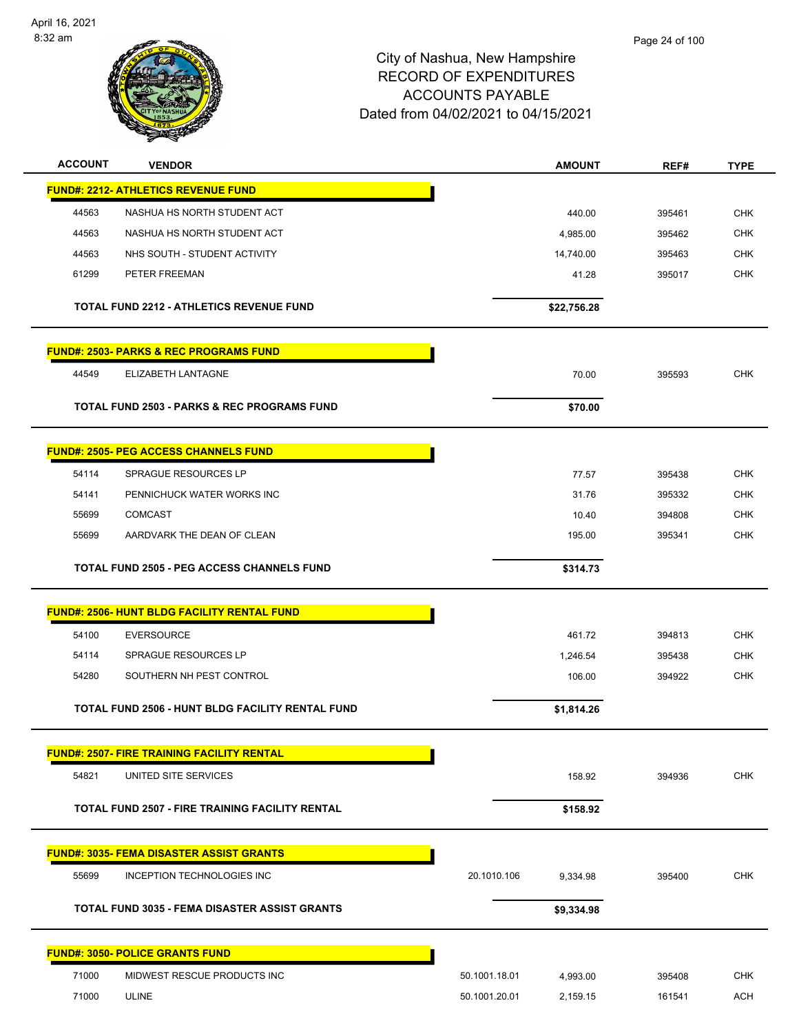City of Nashua, New Hampshire
RECORD OF EXPENDITURES
ACCOUNTS PAYABLE
Dated from 04/02/2021 to 04/15/2021

| ACCOUNT | VENDOR | | AMOUNT | REF# | TYPE |
|---|---|---|---|---|---|
| **FUND#: 2212- ATHLETICS REVENUE FUND** | | | | | |
| 44563 | NASHUA HS NORTH STUDENT ACT | | 440.00 | 395461 | CHK |
| 44563 | NASHUA HS NORTH STUDENT ACT | | 4,985.00 | 395462 | CHK |
| 44563 | NHS SOUTH - STUDENT ACTIVITY | | 14,740.00 | 395463 | CHK |
| 61299 | PETER FREEMAN | | 41.28 | 395017 | CHK |
| | **TOTAL FUND 2212 - ATHLETICS REVENUE FUND** | | **$22,756.28** | | |
| **FUND#: 2503- PARKS & REC PROGRAMS FUND** | | | | | |
| 44549 | ELIZABETH LANTAGNE | | 70.00 | 395593 | CHK |
| | **TOTAL FUND 2503 - PARKS & REC PROGRAMS FUND** | | **$70.00** | | |
| **FUND#: 2505- PEG ACCESS CHANNELS FUND** | | | | | |
| 54114 | SPRAGUE RESOURCES LP | | 77.57 | 395438 | CHK |
| 54141 | PENNICHUCK WATER WORKS INC | | 31.76 | 395332 | CHK |
| 55699 | COMCAST | | 10.40 | 394808 | CHK |
| 55699 | AARDVARK THE DEAN OF CLEAN | | 195.00 | 395341 | CHK |
| | **TOTAL FUND 2505 - PEG ACCESS CHANNELS FUND** | | **$314.73** | | |
| **FUND#: 2506- HUNT BLDG FACILITY RENTAL FUND** | | | | | |
| 54100 | EVERSOURCE | | 461.72 | 394813 | CHK |
| 54114 | SPRAGUE RESOURCES LP | | 1,246.54 | 395438 | CHK |
| 54280 | SOUTHERN NH PEST CONTROL | | 106.00 | 394922 | CHK |
| | **TOTAL FUND 2506 - HUNT BLDG FACILITY RENTAL FUND** | | **$1,814.26** | | |
| **FUND#: 2507- FIRE TRAINING FACILITY RENTAL** | | | | | |
| 54821 | UNITED SITE SERVICES | | 158.92 | 394936 | CHK |
| | **TOTAL FUND 2507 - FIRE TRAINING FACILITY RENTAL** | | **$158.92** | | |
| **FUND#: 3035- FEMA DISASTER ASSIST GRANTS** | | | | | |
| 55699 | INCEPTION TECHNOLOGIES INC | 20.1010.106 | 9,334.98 | 395400 | CHK |
| | **TOTAL FUND 3035 - FEMA DISASTER ASSIST GRANTS** | | **$9,334.98** | | |
| **FUND#: 3050- POLICE GRANTS FUND** | | | | | |
| 71000 | MIDWEST RESCUE PRODUCTS INC | 50.1001.18.01 | 4,993.00 | 395408 | CHK |
| 71000 | ULINE | 50.1001.20.01 | 2,159.15 | 161541 | ACH |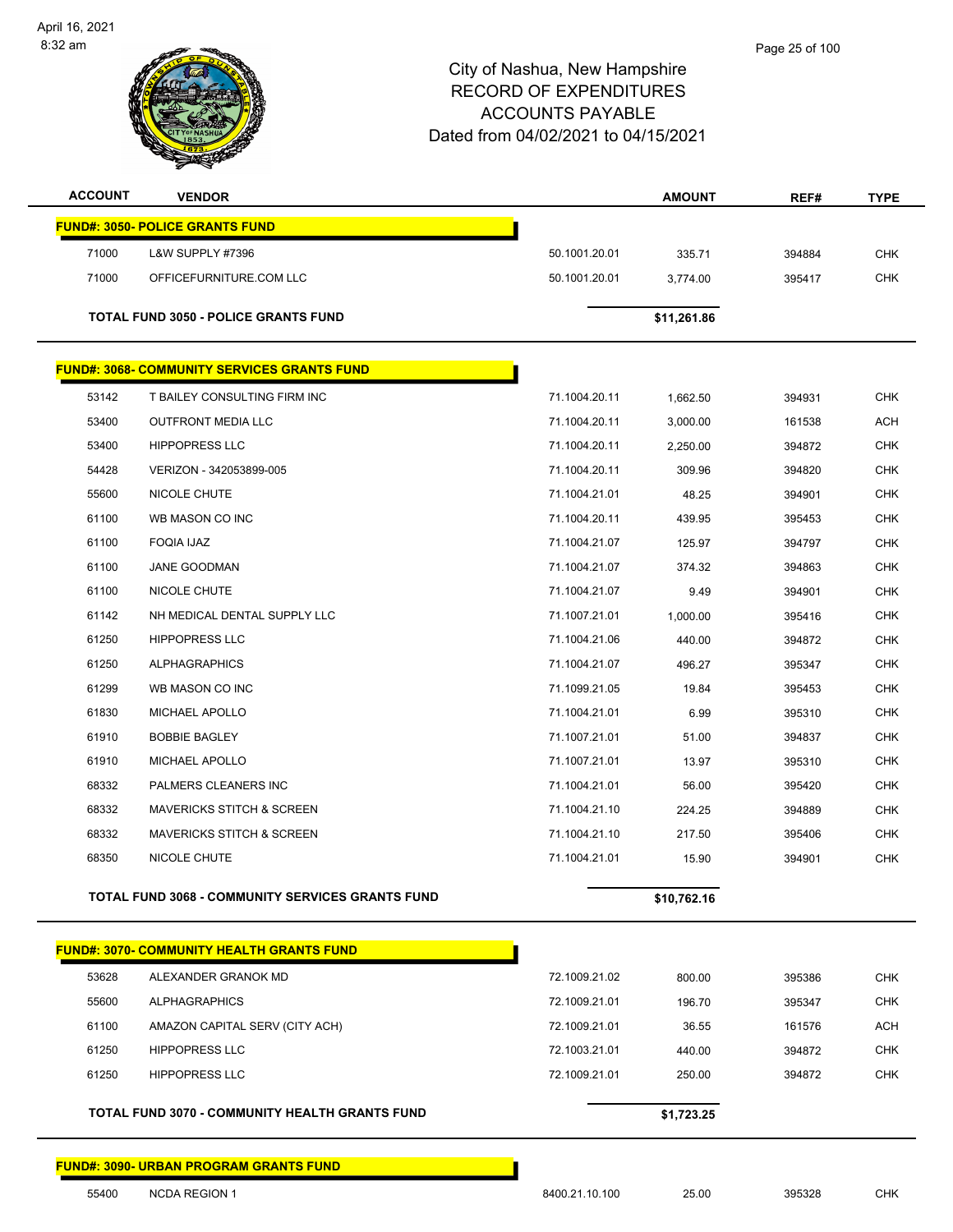# City of Nashua, New Hampshire
## RECORD OF EXPENDITURES
## ACCOUNTS PAYABLE
## Dated from 04/02/2021 to 04/15/2021

| ACCOUNT | VENDOR | | AMOUNT | REF# | TYPE |
|---|---|---|---|---|---|
| **FUND#: 3050- POLICE GRANTS FUND** | | | | | |
| 71000 | L&W SUPPLY #7396 | 50.1001.20.01 | 335.71 | 394884 | CHK |
| 71000 | OFFICEFURNITURE.COM LLC | 50.1001.20.01 | 3,774.00 | 395417 | CHK |
| | **TOTAL FUND 3050 - POLICE GRANTS FUND** | | **$11,261.86** | | |
| **FUND#: 3068- COMMUNITY SERVICES GRANTS FUND** | | | | | |
| 53142 | T BAILEY CONSULTING FIRM INC | 71.1004.20.11 | 1,662.50 | 394931 | CHK |
| 53400 | OUTFRONT MEDIA LLC | 71.1004.20.11 | 3,000.00 | 161538 | ACH |
| 53400 | HIPPOPRESS LLC | 71.1004.20.11 | 2,250.00 | 394872 | CHK |
| 54428 | VERIZON - 342053899-005 | 71.1004.20.11 | 309.96 | 394820 | CHK |
| 55600 | NICOLE CHUTE | 71.1004.21.01 | 48.25 | 394901 | CHK |
| 61100 | WB MASON CO INC | 71.1004.20.11 | 439.95 | 395453 | CHK |
| 61100 | FOQIA IJAZ | 71.1004.21.07 | 125.97 | 394797 | CHK |
| 61100 | JANE GOODMAN | 71.1004.21.07 | 374.32 | 394863 | CHK |
| 61100 | NICOLE CHUTE | 71.1004.21.07 | 9.49 | 394901 | CHK |
| 61142 | NH MEDICAL DENTAL SUPPLY LLC | 71.1007.21.01 | 1,000.00 | 395416 | CHK |
| 61250 | HIPPOPRESS LLC | 71.1004.21.06 | 440.00 | 394872 | CHK |
| 61250 | ALPHAGRAPHICS | 71.1004.21.07 | 496.27 | 395347 | CHK |
| 61299 | WB MASON CO INC | 71.1099.21.05 | 19.84 | 395453 | CHK |
| 61830 | MICHAEL APOLLO | 71.1004.21.01 | 6.99 | 395310 | CHK |
| 61910 | BOBBIE BAGLEY | 71.1007.21.01 | 51.00 | 394837 | CHK |
| 61910 | MICHAEL APOLLO | 71.1007.21.01 | 13.97 | 395310 | CHK |
| 68332 | PALMERS CLEANERS INC | 71.1004.21.01 | 56.00 | 395420 | CHK |
| 68332 | MAVERICKS STITCH & SCREEN | 71.1004.21.10 | 224.25 | 394889 | CHK |
| 68332 | MAVERICKS STITCH & SCREEN | 71.1004.21.10 | 217.50 | 395406 | CHK |
| 68350 | NICOLE CHUTE | 71.1004.21.01 | 15.90 | 394901 | CHK |
| | **TOTAL FUND 3068 - COMMUNITY SERVICES GRANTS FUND** | | **$10,762.16** | | |
| **FUND#: 3070- COMMUNITY HEALTH GRANTS FUND** | | | | | |
| 53628 | ALEXANDER GRANOK MD | 72.1009.21.02 | 800.00 | 395386 | CHK |
| 55600 | ALPHAGRAPHICS | 72.1009.21.01 | 196.70 | 395347 | CHK |
| 61100 | AMAZON CAPITAL SERV (CITY ACH) | 72.1009.21.01 | 36.55 | 161576 | ACH |
| 61250 | HIPPOPRESS LLC | 72.1003.21.01 | 440.00 | 394872 | CHK |
| 61250 | HIPPOPRESS LLC | 72.1009.21.01 | 250.00 | 394872 | CHK |
| | **TOTAL FUND 3070 - COMMUNITY HEALTH GRANTS FUND** | | **$1,723.25** | | |
| **FUND#: 3090- URBAN PROGRAM GRANTS FUND** | | | | | |
| 55400 | NCDA REGION 1 | 8400.21.10.100 | 25.00 | 395328 | CHK |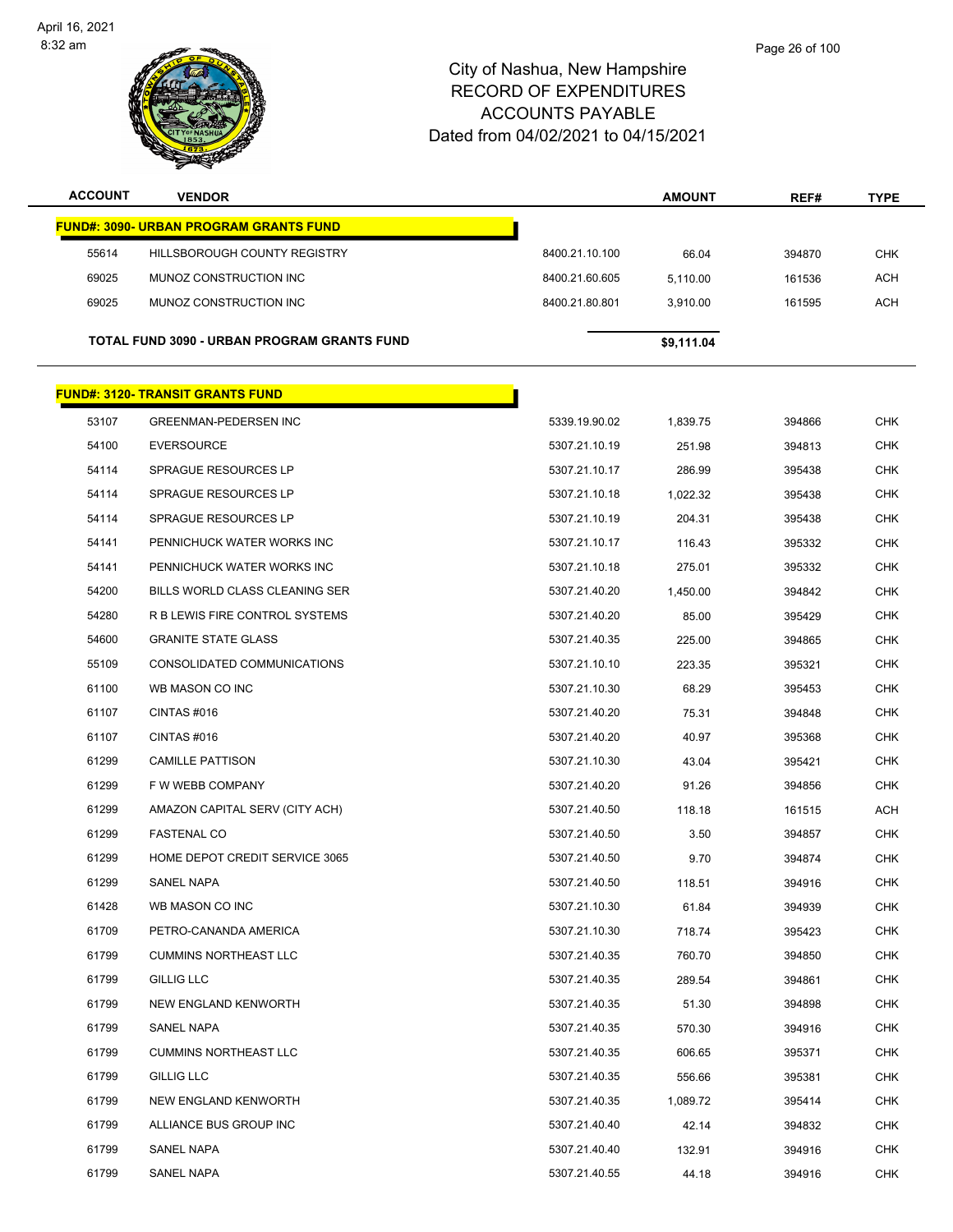City of Nashua, New Hampshire
RECORD OF EXPENDITURES
ACCOUNTS PAYABLE
Dated from 04/02/2021 to 04/15/2021

| ACCOUNT | VENDOR | | AMOUNT | REF# | TYPE |
|---|---|---|---|---|---|
| **FUND#: 3090- URBAN PROGRAM GRANTS FUND** | | | | | |
| 55614 | HILLSBOROUGH COUNTY REGISTRY | 8400.21.10.100 | 66.04 | 394870 | CHK |
| 69025 | MUNOZ CONSTRUCTION INC | 8400.21.60.605 | 5,110.00 | 161536 | ACH |
| 69025 | MUNOZ CONSTRUCTION INC | 8400.21.80.801 | 3,910.00 | 161595 | ACH |
| **TOTAL FUND 3090 - URBAN PROGRAM GRANTS FUND** | | | **$9,111.04** | | |
| **FUND#: 3120- TRANSIT GRANTS FUND** | | | | | |
| 53107 | GREENMAN-PEDERSEN INC | 5339.19.90.02 | 1,839.75 | 394866 | CHK |
| 54100 | EVERSOURCE | 5307.21.10.19 | 251.98 | 394813 | CHK |
| 54114 | SPRAGUE RESOURCES LP | 5307.21.10.17 | 286.99 | 395438 | CHK |
| 54114 | SPRAGUE RESOURCES LP | 5307.21.10.18 | 1,022.32 | 395438 | CHK |
| 54114 | SPRAGUE RESOURCES LP | 5307.21.10.19 | 204.31 | 395438 | CHK |
| 54141 | PENNICHUCK WATER WORKS INC | 5307.21.10.17 | 116.43 | 395332 | CHK |
| 54141 | PENNICHUCK WATER WORKS INC | 5307.21.10.18 | 275.01 | 395332 | CHK |
| 54200 | BILLS WORLD CLASS CLEANING SER | 5307.21.40.20 | 1,450.00 | 394842 | CHK |
| 54280 | R B LEWIS FIRE CONTROL SYSTEMS | 5307.21.40.20 | 85.00 | 395429 | CHK |
| 54600 | GRANITE STATE GLASS | 5307.21.40.35 | 225.00 | 394865 | CHK |
| 55109 | CONSOLIDATED COMMUNICATIONS | 5307.21.10.10 | 223.35 | 395321 | CHK |
| 61100 | WB MASON CO INC | 5307.21.10.30 | 68.29 | 395453 | CHK |
| 61107 | CINTAS #016 | 5307.21.40.20 | 75.31 | 394848 | CHK |
| 61107 | CINTAS #016 | 5307.21.40.20 | 40.97 | 395368 | CHK |
| 61299 | CAMILLE PATTISON | 5307.21.10.30 | 43.04 | 395421 | CHK |
| 61299 | F W WEBB COMPANY | 5307.21.40.20 | 91.26 | 394856 | CHK |
| 61299 | AMAZON CAPITAL SERV (CITY ACH) | 5307.21.40.50 | 118.18 | 161515 | ACH |
| 61299 | FASTENAL CO | 5307.21.40.50 | 3.50 | 394857 | CHK |
| 61299 | HOME DEPOT CREDIT SERVICE 3065 | 5307.21.40.50 | 9.70 | 394874 | CHK |
| 61299 | SANEL NAPA | 5307.21.40.50 | 118.51 | 394916 | CHK |
| 61428 | WB MASON CO INC | 5307.21.10.30 | 61.84 | 394939 | CHK |
| 61709 | PETRO-CANANDA AMERICA | 5307.21.10.30 | 718.74 | 395423 | CHK |
| 61799 | CUMMINS NORTHEAST LLC | 5307.21.40.35 | 760.70 | 394850 | CHK |
| 61799 | GILLIG LLC | 5307.21.40.35 | 289.54 | 394861 | CHK |
| 61799 | NEW ENGLAND KENWORTH | 5307.21.40.35 | 51.30 | 394898 | CHK |
| 61799 | SANEL NAPA | 5307.21.40.35 | 570.30 | 394916 | CHK |
| 61799 | CUMMINS NORTHEAST LLC | 5307.21.40.35 | 606.65 | 395371 | CHK |
| 61799 | GILLIG LLC | 5307.21.40.35 | 556.66 | 395381 | CHK |
| 61799 | NEW ENGLAND KENWORTH | 5307.21.40.35 | 1,089.72 | 395414 | CHK |
| 61799 | ALLIANCE BUS GROUP INC | 5307.21.40.40 | 42.14 | 394832 | CHK |
| 61799 | SANEL NAPA | 5307.21.40.40 | 132.91 | 394916 | CHK |
| 61799 | SANEL NAPA | 5307.21.40.55 | 44.18 | 394916 | CHK |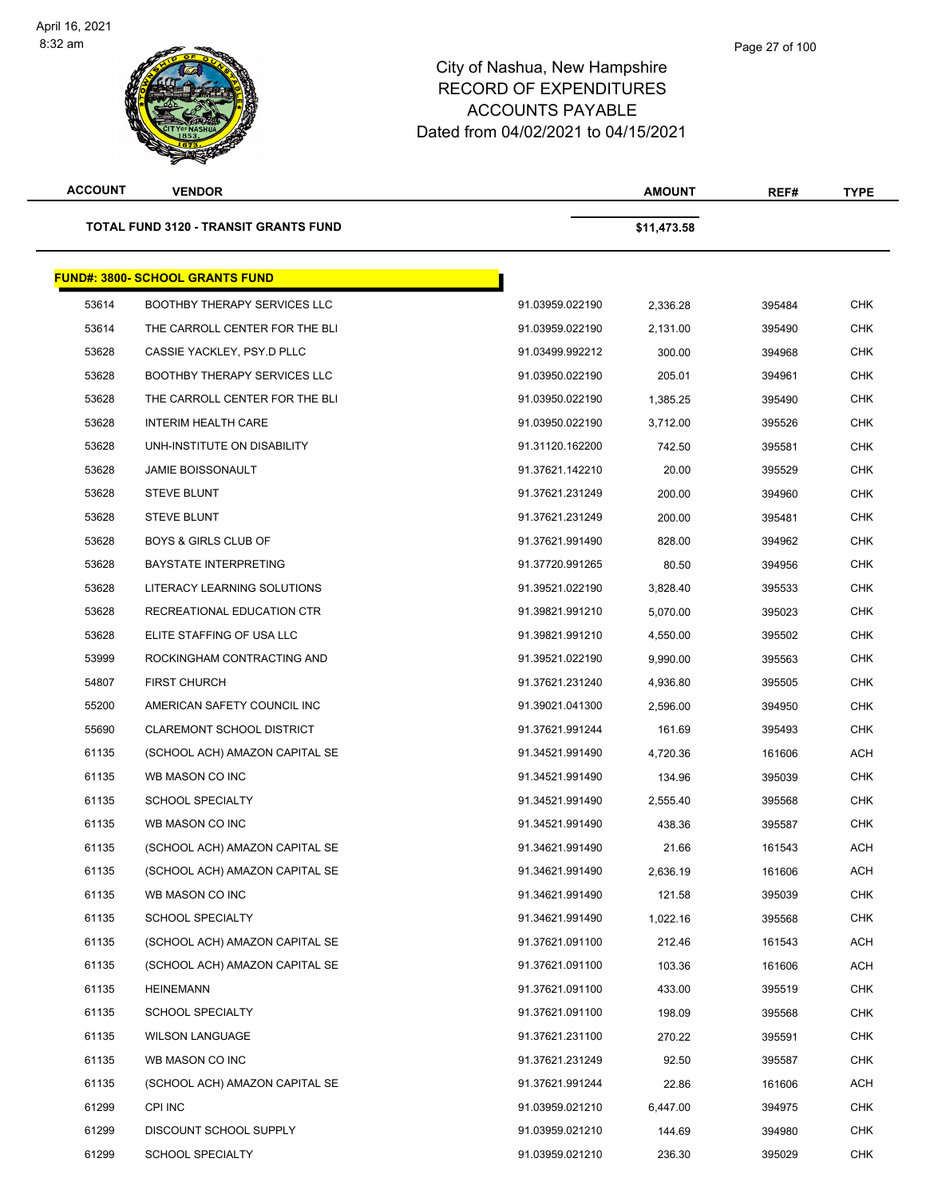# City of Nashua, New Hampshire
## RECORD OF EXPENDITURES
## ACCOUNTS PAYABLE
### Dated from 04/02/2021 to 04/15/2021

| ACCOUNT | VENDOR | | AMOUNT | REF# | TYPE |
|---|---|---|---|---|---|
| **TOTAL FUND 3120 - TRANSIT GRANTS FUND** | | | **$11,473.58** | | |

**FUND#: 3800- SCHOOL GRANTS FUND**

| ACCOUNT | VENDOR | | AMOUNT | REF# | TYPE |
|---|---|---|---|---|---|
| 53614 | BOOTHBY THERAPY SERVICES LLC | 91.03959.022190 | 2,336.28 | 395484 | CHK |
| 53614 | THE CARROLL CENTER FOR THE BLI | 91.03959.022190 | 2,131.00 | 395490 | CHK |
| 53628 | CASSIE YACKLEY, PSY.D PLLC | 91.03499.992212 | 300.00 | 394968 | CHK |
| 53628 | BOOTHBY THERAPY SERVICES LLC | 91.03950.022190 | 205.01 | 394961 | CHK |
| 53628 | THE CARROLL CENTER FOR THE BLI | 91.03950.022190 | 1,385.25 | 395490 | CHK |
| 53628 | INTERIM HEALTH CARE | 91.03950.022190 | 3,712.00 | 395526 | CHK |
| 53628 | UNH-INSTITUTE ON DISABILITY | 91.31120.162200 | 742.50 | 395581 | CHK |
| 53628 | JAMIE BOISSONAULT | 91.37621.142210 | 20.00 | 395529 | CHK |
| 53628 | STEVE BLUNT | 91.37621.231249 | 200.00 | 394960 | CHK |
| 53628 | STEVE BLUNT | 91.37621.231249 | 200.00 | 395481 | CHK |
| 53628 | BOYS & GIRLS CLUB OF | 91.37621.991490 | 828.00 | 394962 | CHK |
| 53628 | BAYSTATE INTERPRETING | 91.37720.991265 | 80.50 | 394956 | CHK |
| 53628 | LITERACY LEARNING SOLUTIONS | 91.39521.022190 | 3,828.40 | 395533 | CHK |
| 53628 | RECREATIONAL EDUCATION CTR | 91.39821.991210 | 5,070.00 | 395023 | CHK |
| 53628 | ELITE STAFFING OF USA LLC | 91.39821.991210 | 4,550.00 | 395502 | CHK |
| 53999 | ROCKINGHAM CONTRACTING AND | 91.39521.022190 | 9,990.00 | 395563 | CHK |
| 54807 | FIRST CHURCH | 91.37621.231240 | 4,936.80 | 395505 | CHK |
| 55200 | AMERICAN SAFETY COUNCIL INC | 91.39021.041300 | 2,596.00 | 394950 | CHK |
| 55690 | CLAREMONT SCHOOL DISTRICT | 91.37621.991244 | 161.69 | 395493 | CHK |
| 61135 | (SCHOOL ACH) AMAZON CAPITAL SE | 91.34521.991490 | 4,720.36 | 161606 | ACH |
| 61135 | WB MASON CO INC | 91.34521.991490 | 134.96 | 395039 | CHK |
| 61135 | SCHOOL SPECIALTY | 91.34521.991490 | 2,555.40 | 395568 | CHK |
| 61135 | WB MASON CO INC | 91.34521.991490 | 438.36 | 395587 | CHK |
| 61135 | (SCHOOL ACH) AMAZON CAPITAL SE | 91.34621.991490 | 21.66 | 161543 | ACH |
| 61135 | (SCHOOL ACH) AMAZON CAPITAL SE | 91.34621.991490 | 2,636.19 | 161606 | ACH |
| 61135 | WB MASON CO INC | 91.34621.991490 | 121.58 | 395039 | CHK |
| 61135 | SCHOOL SPECIALTY | 91.34621.991490 | 1,022.16 | 395568 | CHK |
| 61135 | (SCHOOL ACH) AMAZON CAPITAL SE | 91.37621.091100 | 212.46 | 161543 | ACH |
| 61135 | (SCHOOL ACH) AMAZON CAPITAL SE | 91.37621.091100 | 103.36 | 161606 | ACH |
| 61135 | HEINEMANN | 91.37621.091100 | 433.00 | 395519 | CHK |
| 61135 | SCHOOL SPECIALTY | 91.37621.091100 | 198.09 | 395568 | CHK |
| 61135 | WILSON LANGUAGE | 91.37621.231100 | 270.22 | 395591 | CHK |
| 61135 | WB MASON CO INC | 91.37621.231249 | 92.50 | 395587 | CHK |
| 61135 | (SCHOOL ACH) AMAZON CAPITAL SE | 91.37621.991244 | 22.86 | 161606 | ACH |
| 61299 | CPI INC | 91.03959.021210 | 6,447.00 | 394975 | CHK |
| 61299 | DISCOUNT SCHOOL SUPPLY | 91.03959.021210 | 144.69 | 394980 | CHK |
| 61299 | SCHOOL SPECIALTY | 91.03959.021210 | 236.30 | 395029 | CHK |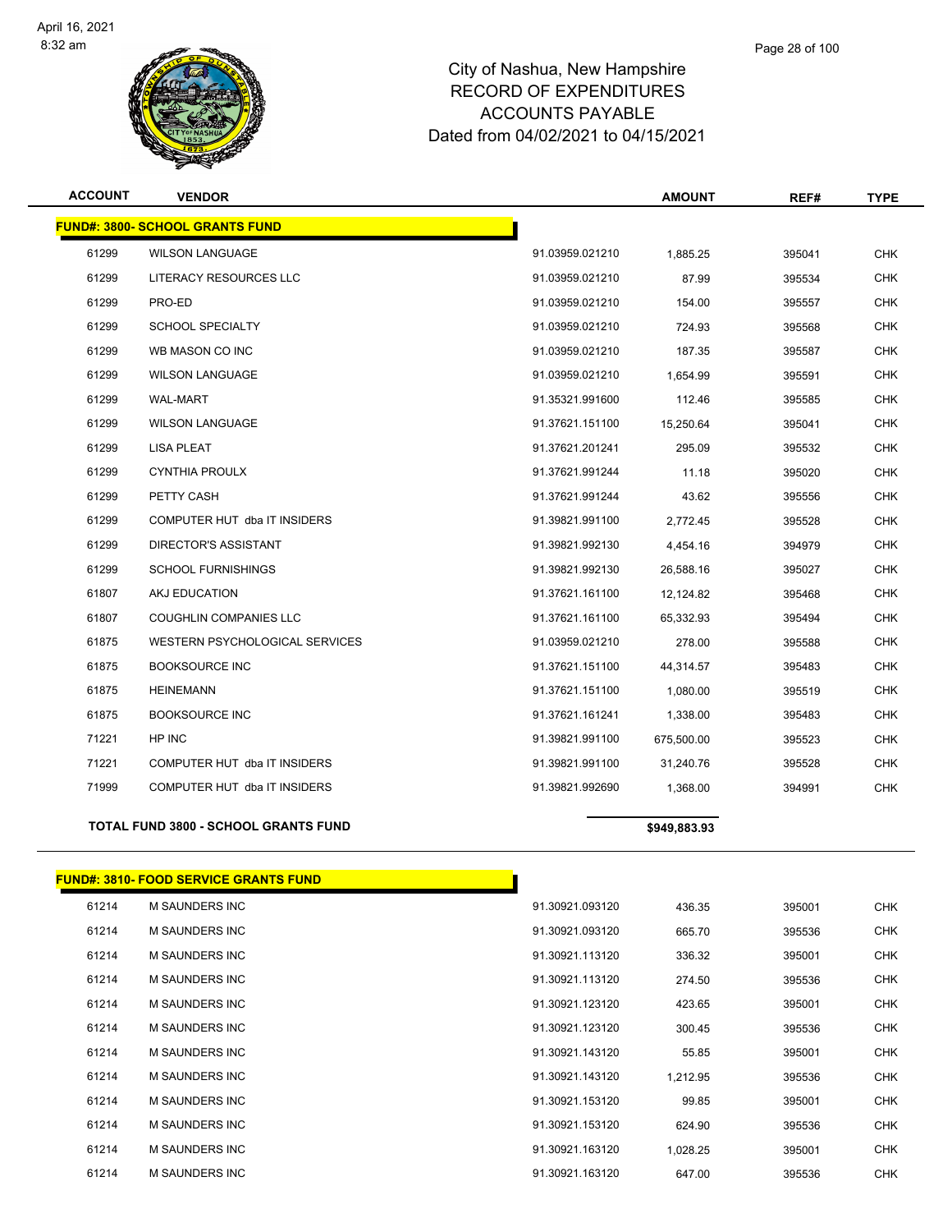# City of Nashua, New Hampshire
## RECORD OF EXPENDITURES
## ACCOUNTS PAYABLE
## Dated from 04/02/2021 to 04/15/2021

| ACCOUNT | VENDOR | | AMOUNT | REF# | TYPE |
|---|---|---|---|---|---|
| **FUND#: 3800- SCHOOL GRANTS FUND** | | | | | |
| 61299 | WILSON LANGUAGE | 91.03959.021210 | 1,885.25 | 395041 | CHK |
| 61299 | LITERACY RESOURCES LLC | 91.03959.021210 | 87.99 | 395534 | CHK |
| 61299 | PRO-ED | 91.03959.021210 | 154.00 | 395557 | CHK |
| 61299 | SCHOOL SPECIALTY | 91.03959.021210 | 724.93 | 395568 | CHK |
| 61299 | WB MASON CO INC | 91.03959.021210 | 187.35 | 395587 | CHK |
| 61299 | WILSON LANGUAGE | 91.03959.021210 | 1,654.99 | 395591 | CHK |
| 61299 | WAL-MART | 91.35321.991600 | 112.46 | 395585 | CHK |
| 61299 | WILSON LANGUAGE | 91.37621.151100 | 15,250.64 | 395041 | CHK |
| 61299 | LISA PLEAT | 91.37621.201241 | 295.09 | 395532 | CHK |
| 61299 | CYNTHIA PROULX | 91.37621.991244 | 11.18 | 395020 | CHK |
| 61299 | PETTY CASH | 91.37621.991244 | 43.62 | 395556 | CHK |
| 61299 | COMPUTER HUT dba IT INSIDERS | 91.39821.991100 | 2,772.45 | 395528 | CHK |
| 61299 | DIRECTOR'S ASSISTANT | 91.39821.992130 | 4,454.16 | 394979 | CHK |
| 61299 | SCHOOL FURNISHINGS | 91.39821.992130 | 26,588.16 | 395027 | CHK |
| 61807 | AKJ EDUCATION | 91.37621.161100 | 12,124.82 | 395468 | CHK |
| 61807 | COUGHLIN COMPANIES LLC | 91.37621.161100 | 65,332.93 | 395494 | CHK |
| 61875 | WESTERN PSYCHOLOGICAL SERVICES | 91.03959.021210 | 278.00 | 395588 | CHK |
| 61875 | BOOKSOURCE INC | 91.37621.151100 | 44,314.57 | 395483 | CHK |
| 61875 | HEINEMANN | 91.37621.151100 | 1,080.00 | 395519 | CHK |
| 61875 | BOOKSOURCE INC | 91.37621.161241 | 1,338.00 | 395483 | CHK |
| 71221 | HP INC | 91.39821.991100 | 675,500.00 | 395523 | CHK |
| 71221 | COMPUTER HUT dba IT INSIDERS | 91.39821.991100 | 31,240.76 | 395528 | CHK |
| 71999 | COMPUTER HUT dba IT INSIDERS | 91.39821.992690 | 1,368.00 | 394991 | CHK |
| **TOTAL FUND 3800 - SCHOOL GRANTS FUND** | | | **$949,883.93** | | |

| ACCOUNT | VENDOR | | AMOUNT | REF# | TYPE |
|---|---|---|---|---|---|
| **FUND#: 3810- FOOD SERVICE GRANTS FUND** | | | | | |
| 61214 | M SAUNDERS INC | 91.30921.093120 | 436.35 | 395001 | CHK |
| 61214 | M SAUNDERS INC | 91.30921.093120 | 665.70 | 395536 | CHK |
| 61214 | M SAUNDERS INC | 91.30921.113120 | 336.32 | 395001 | CHK |
| 61214 | M SAUNDERS INC | 91.30921.113120 | 274.50 | 395536 | CHK |
| 61214 | M SAUNDERS INC | 91.30921.123120 | 423.65 | 395001 | CHK |
| 61214 | M SAUNDERS INC | 91.30921.123120 | 300.45 | 395536 | CHK |
| 61214 | M SAUNDERS INC | 91.30921.143120 | 55.85 | 395001 | CHK |
| 61214 | M SAUNDERS INC | 91.30921.143120 | 1,212.95 | 395536 | CHK |
| 61214 | M SAUNDERS INC | 91.30921.153120 | 99.85 | 395001 | CHK |
| 61214 | M SAUNDERS INC | 91.30921.153120 | 624.90 | 395536 | CHK |
| 61214 | M SAUNDERS INC | 91.30921.163120 | 1,028.25 | 395001 | CHK |
| 61214 | M SAUNDERS INC | 91.30921.163120 | 647.00 | 395536 | CHK |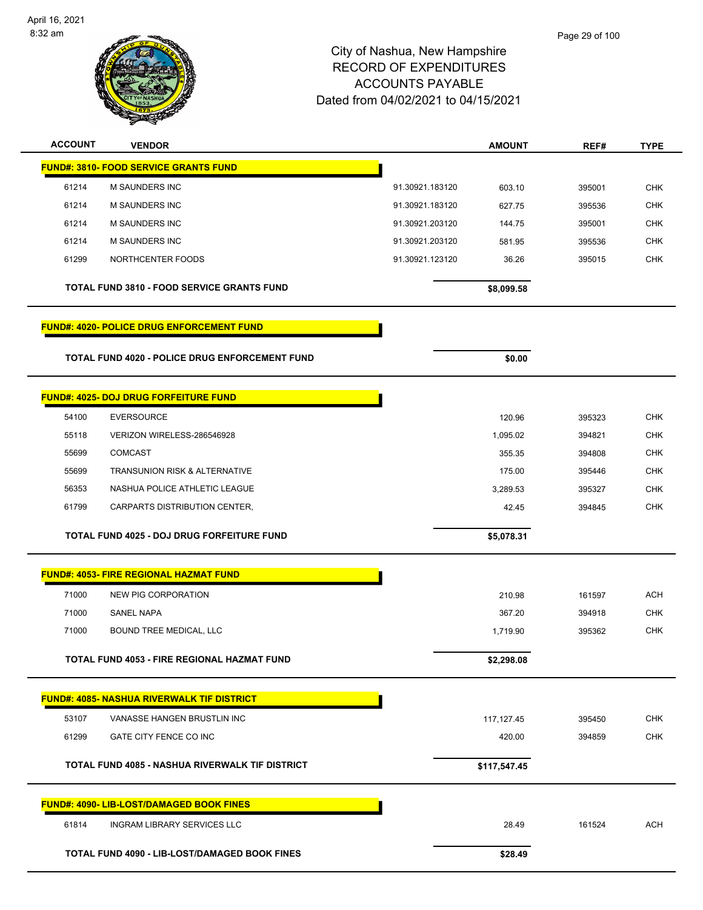# City of Nashua, New Hampshire
## RECORD OF EXPENDITURES
## ACCOUNTS PAYABLE
## Dated from 04/02/2021 to 04/15/2021

| ACCOUNT | VENDOR | | AMOUNT | REF# | TYPE |
|---|---|---|---|---|---|
| **FUND#: 3810- FOOD SERVICE GRANTS FUND** | | | | | |
| 61214 | M SAUNDERS INC | 91.30921.183120 | 603.10 | 395001 | CHK |
| 61214 | M SAUNDERS INC | 91.30921.183120 | 627.75 | 395536 | CHK |
| 61214 | M SAUNDERS INC | 91.30921.203120 | 144.75 | 395001 | CHK |
| 61214 | M SAUNDERS INC | 91.30921.203120 | 581.95 | 395536 | CHK |
| 61299 | NORTHCENTER FOODS | 91.30921.123120 | 36.26 | 395015 | CHK |
| | **TOTAL FUND 3810 - FOOD SERVICE GRANTS FUND** | | **$8,099.58** | | |
| **FUND#: 4020- POLICE DRUG ENFORCEMENT FUND** | | | | | |
| | **TOTAL FUND 4020 - POLICE DRUG ENFORCEMENT FUND** | | **$0.00** | | |
| **FUND#: 4025- DOJ DRUG FORFEITURE FUND** | | | | | |
| 54100 | EVERSOURCE | | 120.96 | 395323 | CHK |
| 55118 | VERIZON WIRELESS-286546928 | | 1,095.02 | 394821 | CHK |
| 55699 | COMCAST | | 355.35 | 394808 | CHK |
| 55699 | TRANSUNION RISK & ALTERNATIVE | | 175.00 | 395446 | CHK |
| 56353 | NASHUA POLICE ATHLETIC LEAGUE | | 3,289.53 | 395327 | CHK |
| 61799 | CARPARTS DISTRIBUTION CENTER, | | 42.45 | 394845 | CHK |
| | **TOTAL FUND 4025 - DOJ DRUG FORFEITURE FUND** | | **$5,078.31** | | |
| **FUND#: 4053- FIRE REGIONAL HAZMAT FUND** | | | | | |
| 71000 | NEW PIG CORPORATION | | 210.98 | 161597 | ACH |
| 71000 | SANEL NAPA | | 367.20 | 394918 | CHK |
| 71000 | BOUND TREE MEDICAL, LLC | | 1,719.90 | 395362 | CHK |
| | **TOTAL FUND 4053 - FIRE REGIONAL HAZMAT FUND** | | **$2,298.08** | | |
| **FUND#: 4085- NASHUA RIVERWALK TIF DISTRICT** | | | | | |
| 53107 | VANASSE HANGEN BRUSTLIN INC | | 117,127.45 | 395450 | CHK |
| 61299 | GATE CITY FENCE CO INC | | 420.00 | 394859 | CHK |
| | **TOTAL FUND 4085 - NASHUA RIVERWALK TIF DISTRICT** | | **$117,547.45** | | |
| **FUND#: 4090- LIB-LOST/DAMAGED BOOK FINES** | | | | | |
| 61814 | INGRAM LIBRARY SERVICES LLC | | 28.49 | 161524 | ACH |
| | **TOTAL FUND 4090 - LIB-LOST/DAMAGED BOOK FINES** | | **$28.49** | | |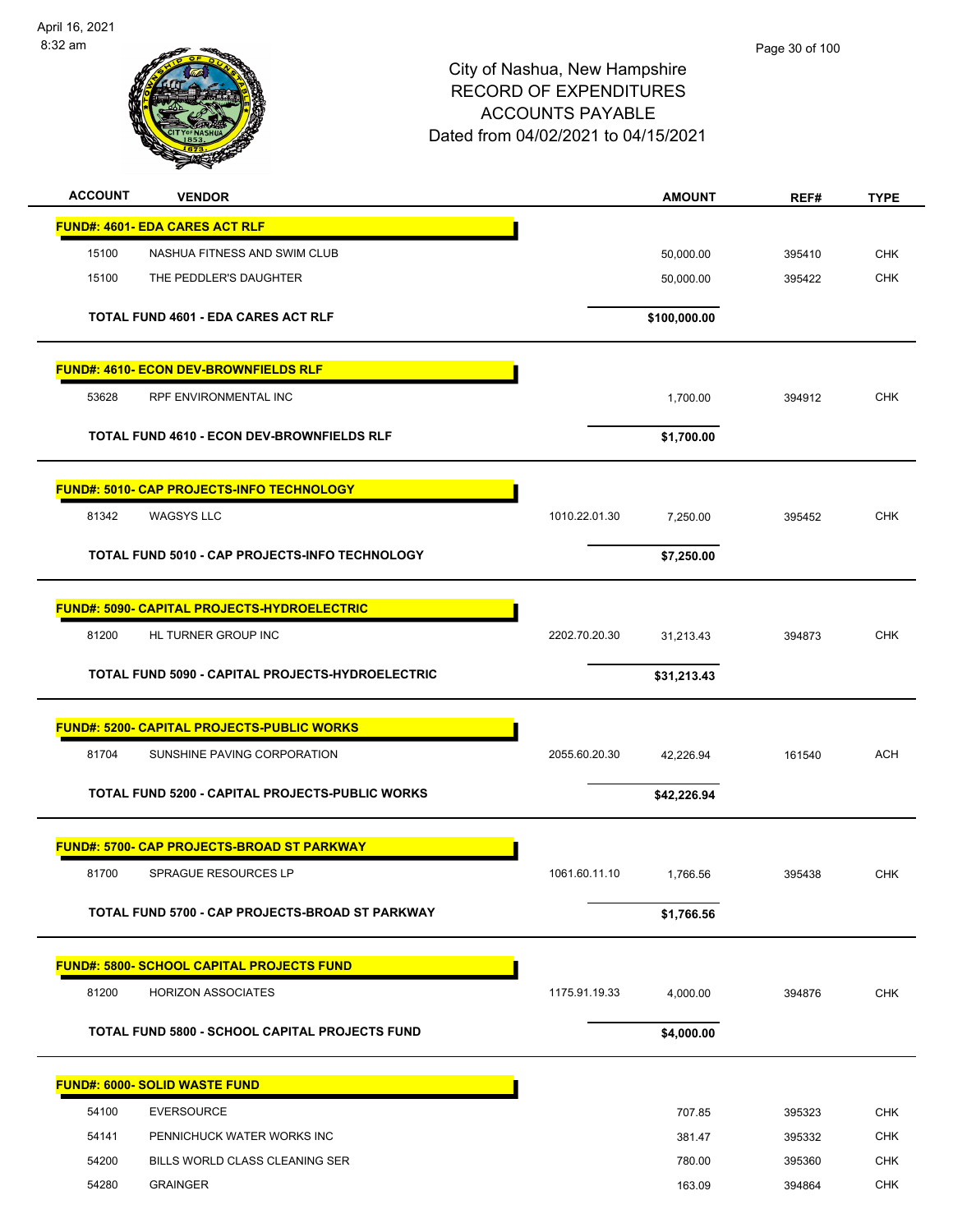City of Nashua, New Hampshire
RECORD OF EXPENDITURES
ACCOUNTS PAYABLE
Dated from 04/02/2021 to 04/15/2021

| ACCOUNT | VENDOR | | AMOUNT | REF# | TYPE |
|---|---|---|---|---|---|
| **FUND#: 4601- EDA CARES ACT RLF** | | | | | |
| 15100 | NASHUA FITNESS AND SWIM CLUB | | 50,000.00 | 395410 | CHK |
| 15100 | THE PEDDLER'S DAUGHTER | | 50,000.00 | 395422 | CHK |
| | **TOTAL FUND 4601 - EDA CARES ACT RLF** | | **$100,000.00** | | |
| **FUND#: 4610- ECON DEV-BROWNFIELDS RLF** | | | | | |
| 53628 | RPF ENVIRONMENTAL INC | | 1,700.00 | 394912 | CHK |
| | **TOTAL FUND 4610 - ECON DEV-BROWNFIELDS RLF** | | **$1,700.00** | | |
| **FUND#: 5010- CAP PROJECTS-INFO TECHNOLOGY** | | | | | |
| 81342 | WAGSYS LLC | 1010.22.01.30 | 7,250.00 | 395452 | CHK |
| | **TOTAL FUND 5010 - CAP PROJECTS-INFO TECHNOLOGY** | | **$7,250.00** | | |
| **FUND#: 5090- CAPITAL PROJECTS-HYDROELECTRIC** | | | | | |
| 81200 | HL TURNER GROUP INC | 2202.70.20.30 | 31,213.43 | 394873 | CHK |
| | **TOTAL FUND 5090 - CAPITAL PROJECTS-HYDROELECTRIC** | | **$31,213.43** | | |
| **FUND#: 5200- CAPITAL PROJECTS-PUBLIC WORKS** | | | | | |
| 81704 | SUNSHINE PAVING CORPORATION | 2055.60.20.30 | 42,226.94 | 161540 | ACH |
| | **TOTAL FUND 5200 - CAPITAL PROJECTS-PUBLIC WORKS** | | **$42,226.94** | | |
| **FUND#: 5700- CAP PROJECTS-BROAD ST PARKWAY** | | | | | |
| 81700 | SPRAGUE RESOURCES LP | 1061.60.11.10 | 1,766.56 | 395438 | CHK |
| | **TOTAL FUND 5700 - CAP PROJECTS-BROAD ST PARKWAY** | | **$1,766.56** | | |
| **FUND#: 5800- SCHOOL CAPITAL PROJECTS FUND** | | | | | |
| 81200 | HORIZON ASSOCIATES | 1175.91.19.33 | 4,000.00 | 394876 | CHK |
| | **TOTAL FUND 5800 - SCHOOL CAPITAL PROJECTS FUND** | | **$4,000.00** | | |
| **FUND#: 6000- SOLID WASTE FUND** | | | | | |
| 54100 | EVERSOURCE | | 707.85 | 395323 | CHK |
| 54141 | PENNICHUCK WATER WORKS INC | | 381.47 | 395332 | CHK |
| 54200 | BILLS WORLD CLASS CLEANING SER | | 780.00 | 395360 | CHK |
| 54280 | GRAINGER | | 163.09 | 394864 | CHK |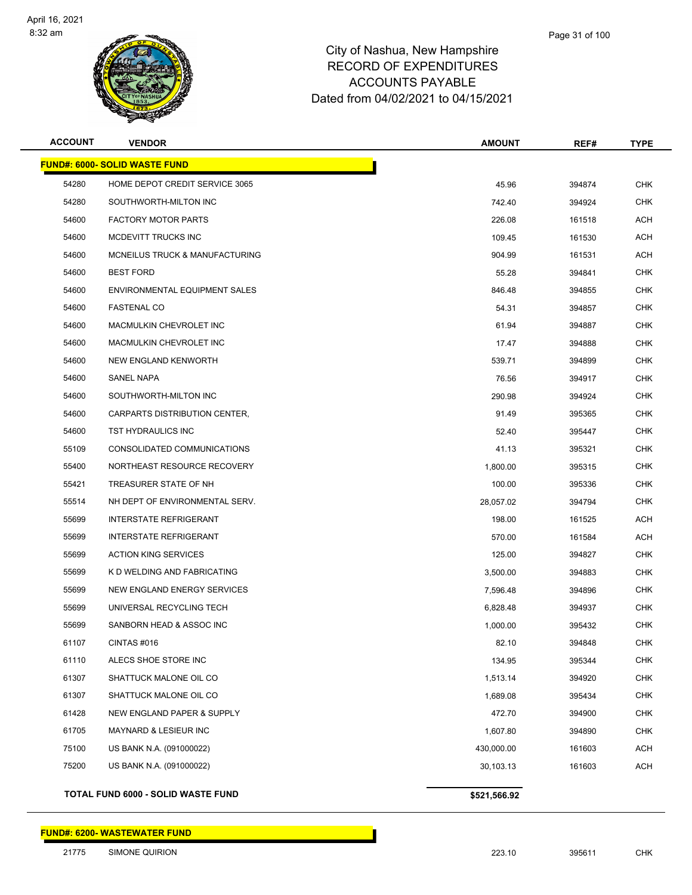# City of Nashua, New Hampshire
## RECORD OF EXPENDITURES
## ACCOUNTS PAYABLE
## Dated from 04/02/2021 to 04/15/2021

| ACCOUNT | VENDOR | AMOUNT | REF# | TYPE |
|---|---|---|---|---|
| **FUND#: 6000- SOLID WASTE FUND** | | | | |
| 54280 | HOME DEPOT CREDIT SERVICE 3065 | 45.96 | 394874 | CHK |
| 54280 | SOUTHWORTH-MILTON INC | 742.40 | 394924 | CHK |
| 54600 | FACTORY MOTOR PARTS | 226.08 | 161518 | ACH |
| 54600 | MCDEVITT TRUCKS INC | 109.45 | 161530 | ACH |
| 54600 | MCNEILUS TRUCK & MANUFACTURING | 904.99 | 161531 | ACH |
| 54600 | BEST FORD | 55.28 | 394841 | CHK |
| 54600 | ENVIRONMENTAL EQUIPMENT SALES | 846.48 | 394855 | CHK |
| 54600 | FASTENAL CO | 54.31 | 394857 | CHK |
| 54600 | MACMULKIN CHEVROLET INC | 61.94 | 394887 | CHK |
| 54600 | MACMULKIN CHEVROLET INC | 17.47 | 394888 | CHK |
| 54600 | NEW ENGLAND KENWORTH | 539.71 | 394899 | CHK |
| 54600 | SANEL NAPA | 76.56 | 394917 | CHK |
| 54600 | SOUTHWORTH-MILTON INC | 290.98 | 394924 | CHK |
| 54600 | CARPARTS DISTRIBUTION CENTER, | 91.49 | 395365 | CHK |
| 54600 | TST HYDRAULICS INC | 52.40 | 395447 | CHK |
| 55109 | CONSOLIDATED COMMUNICATIONS | 41.13 | 395321 | CHK |
| 55400 | NORTHEAST RESOURCE RECOVERY | 1,800.00 | 395315 | CHK |
| 55421 | TREASURER STATE OF NH | 100.00 | 395336 | CHK |
| 55514 | NH DEPT OF ENVIRONMENTAL SERV. | 28,057.02 | 394794 | CHK |
| 55699 | INTERSTATE REFRIGERANT | 198.00 | 161525 | ACH |
| 55699 | INTERSTATE REFRIGERANT | 570.00 | 161584 | ACH |
| 55699 | ACTION KING SERVICES | 125.00 | 394827 | CHK |
| 55699 | K D WELDING AND FABRICATING | 3,500.00 | 394883 | CHK |
| 55699 | NEW ENGLAND ENERGY SERVICES | 7,596.48 | 394896 | CHK |
| 55699 | UNIVERSAL RECYCLING TECH | 6,828.48 | 394937 | CHK |
| 55699 | SANBORN HEAD & ASSOC INC | 1,000.00 | 395432 | CHK |
| 61107 | CINTAS #016 | 82.10 | 394848 | CHK |
| 61110 | ALECS SHOE STORE INC | 134.95 | 395344 | CHK |
| 61307 | SHATTUCK MALONE OIL CO | 1,513.14 | 394920 | CHK |
| 61307 | SHATTUCK MALONE OIL CO | 1,689.08 | 395434 | CHK |
| 61428 | NEW ENGLAND PAPER & SUPPLY | 472.70 | 394900 | CHK |
| 61705 | MAYNARD & LESIEUR INC | 1,607.80 | 394890 | CHK |
| 75100 | US BANK N.A. (091000022) | 430,000.00 | 161603 | ACH |
| 75200 | US BANK N.A. (091000022) | 30,103.13 | 161603 | ACH |
| **TOTAL FUND 6000 - SOLID WASTE FUND** | | **$521,566.92** | | |

| ACCOUNT | VENDOR | AMOUNT | REF# | TYPE |
|---|---|---|---|---|
| **FUND#: 6200- WASTEWATER FUND** | | | | |
| 21775 | SIMONE QUIRION | 223.10 | 395611 | CHK |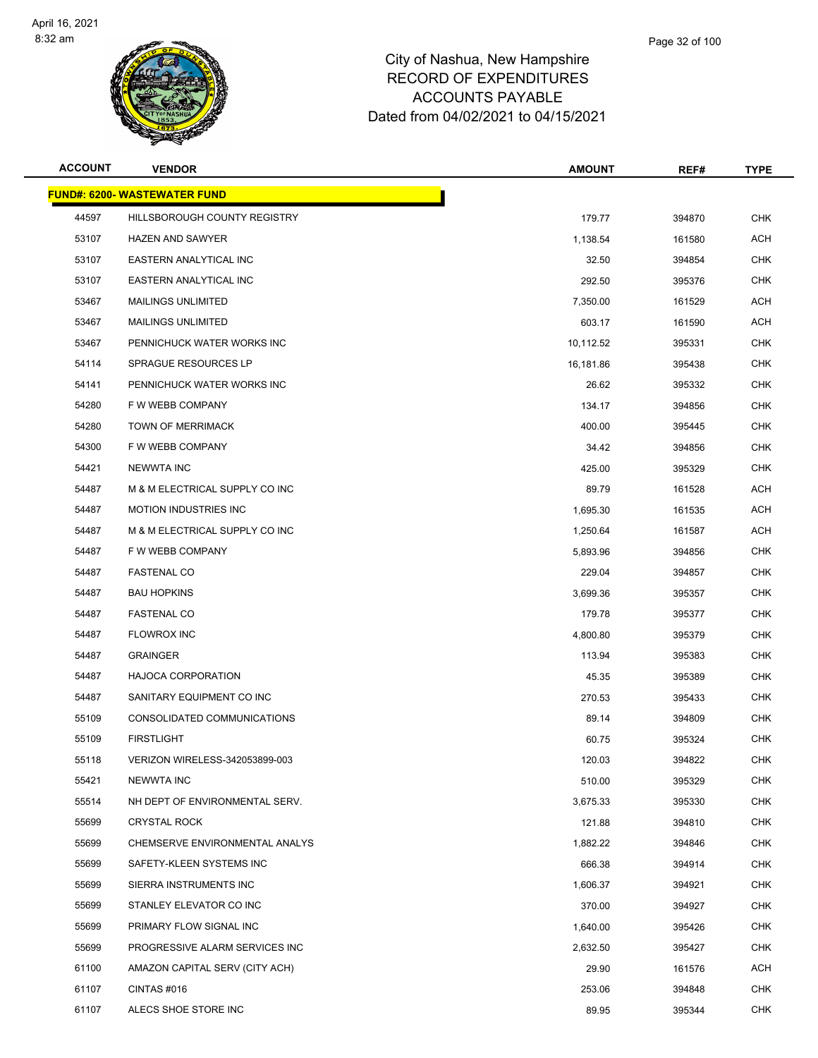# City of Nashua, New Hampshire
# RECORD OF EXPENDITURES
# ACCOUNTS PAYABLE
# Dated from 04/02/2021 to 04/15/2021

| ACCOUNT | VENDOR | AMOUNT | REF# | TYPE |
|---|---|---|---|---|
| **FUND#: 6200- WASTEWATER FUND** | | | | |
| 44597 | HILLSBOROUGH COUNTY REGISTRY | 179.77 | 394870 | CHK |
| 53107 | HAZEN AND SAWYER | 1,138.54 | 161580 | ACH |
| 53107 | EASTERN ANALYTICAL INC | 32.50 | 394854 | CHK |
| 53107 | EASTERN ANALYTICAL INC | 292.50 | 395376 | CHK |
| 53467 | MAILINGS UNLIMITED | 7,350.00 | 161529 | ACH |
| 53467 | MAILINGS UNLIMITED | 603.17 | 161590 | ACH |
| 53467 | PENNICHUCK WATER WORKS INC | 10,112.52 | 395331 | CHK |
| 54114 | SPRAGUE RESOURCES LP | 16,181.86 | 395438 | CHK |
| 54141 | PENNICHUCK WATER WORKS INC | 26.62 | 395332 | CHK |
| 54280 | F W WEBB COMPANY | 134.17 | 394856 | CHK |
| 54280 | TOWN OF MERRIMACK | 400.00 | 395445 | CHK |
| 54300 | F W WEBB COMPANY | 34.42 | 394856 | CHK |
| 54421 | NEWWTA INC | 425.00 | 395329 | CHK |
| 54487 | M & M ELECTRICAL SUPPLY CO INC | 89.79 | 161528 | ACH |
| 54487 | MOTION INDUSTRIES INC | 1,695.30 | 161535 | ACH |
| 54487 | M & M ELECTRICAL SUPPLY CO INC | 1,250.64 | 161587 | ACH |
| 54487 | F W WEBB COMPANY | 5,893.96 | 394856 | CHK |
| 54487 | FASTENAL CO | 229.04 | 394857 | CHK |
| 54487 | BAU HOPKINS | 3,699.36 | 395357 | CHK |
| 54487 | FASTENAL CO | 179.78 | 395377 | CHK |
| 54487 | FLOWROX INC | 4,800.80 | 395379 | CHK |
| 54487 | GRAINGER | 113.94 | 395383 | CHK |
| 54487 | HAJOCA CORPORATION | 45.35 | 395389 | CHK |
| 54487 | SANITARY EQUIPMENT CO INC | 270.53 | 395433 | CHK |
| 55109 | CONSOLIDATED COMMUNICATIONS | 89.14 | 394809 | CHK |
| 55109 | FIRSTLIGHT | 60.75 | 395324 | CHK |
| 55118 | VERIZON WIRELESS-342053899-003 | 120.03 | 394822 | CHK |
| 55421 | NEWWTA INC | 510.00 | 395329 | CHK |
| 55514 | NH DEPT OF ENVIRONMENTAL SERV. | 3,675.33 | 395330 | CHK |
| 55699 | CRYSTAL ROCK | 121.88 | 394810 | CHK |
| 55699 | CHEMSERVE ENVIRONMENTAL ANALYS | 1,882.22 | 394846 | CHK |
| 55699 | SAFETY-KLEEN SYSTEMS INC | 666.38 | 394914 | CHK |
| 55699 | SIERRA INSTRUMENTS INC | 1,606.37 | 394921 | CHK |
| 55699 | STANLEY ELEVATOR CO INC | 370.00 | 394927 | CHK |
| 55699 | PRIMARY FLOW SIGNAL INC | 1,640.00 | 395426 | CHK |
| 55699 | PROGRESSIVE ALARM SERVICES INC | 2,632.50 | 395427 | CHK |
| 61100 | AMAZON CAPITAL SERV (CITY ACH) | 29.90 | 161576 | ACH |
| 61107 | CINTAS #016 | 253.06 | 394848 | CHK |
| 61107 | ALECS SHOE STORE INC | 89.95 | 395344 | CHK |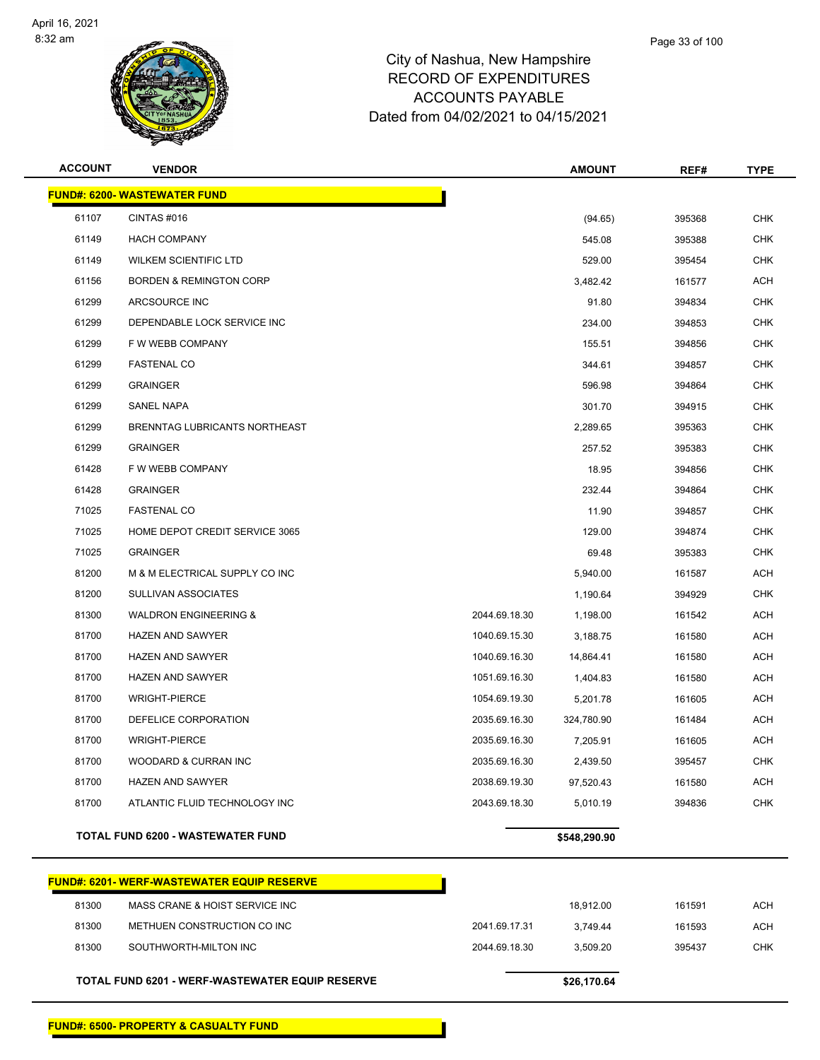# City of Nashua, New Hampshire
## RECORD OF EXPENDITURES
## ACCOUNTS PAYABLE
## Dated from 04/02/2021 to 04/15/2021

| ACCOUNT | VENDOR | | AMOUNT | REF# | TYPE |
|---|---|---|---|---|---|
| **FUND#: 6200- WASTEWATER FUND** | | | | | |
| 61107 | CINTAS #016 | | (94.65) | 395368 | CHK |
| 61149 | HACH COMPANY | | 545.08 | 395388 | CHK |
| 61149 | WILKEM SCIENTIFIC LTD | | 529.00 | 395454 | CHK |
| 61156 | BORDEN & REMINGTON CORP | | 3,482.42 | 161577 | ACH |
| 61299 | ARCSOURCE INC | | 91.80 | 394834 | CHK |
| 61299 | DEPENDABLE LOCK SERVICE INC | | 234.00 | 394853 | CHK |
| 61299 | F W WEBB COMPANY | | 155.51 | 394856 | CHK |
| 61299 | FASTENAL CO | | 344.61 | 394857 | CHK |
| 61299 | GRAINGER | | 596.98 | 394864 | CHK |
| 61299 | SANEL NAPA | | 301.70 | 394915 | CHK |
| 61299 | BRENNTAG LUBRICANTS NORTHEAST | | 2,289.65 | 395363 | CHK |
| 61299 | GRAINGER | | 257.52 | 395383 | CHK |
| 61428 | F W WEBB COMPANY | | 18.95 | 394856 | CHK |
| 61428 | GRAINGER | | 232.44 | 394864 | CHK |
| 71025 | FASTENAL CO | | 11.90 | 394857 | CHK |
| 71025 | HOME DEPOT CREDIT SERVICE 3065 | | 129.00 | 394874 | CHK |
| 71025 | GRAINGER | | 69.48 | 395383 | CHK |
| 81200 | M & M ELECTRICAL SUPPLY CO INC | | 5,940.00 | 161587 | ACH |
| 81200 | SULLIVAN ASSOCIATES | | 1,190.64 | 394929 | CHK |
| 81300 | WALDRON ENGINEERING & | 2044.69.18.30 | 1,198.00 | 161542 | ACH |
| 81700 | HAZEN AND SAWYER | 1040.69.15.30 | 3,188.75 | 161580 | ACH |
| 81700 | HAZEN AND SAWYER | 1040.69.16.30 | 14,864.41 | 161580 | ACH |
| 81700 | HAZEN AND SAWYER | 1051.69.16.30 | 1,404.83 | 161580 | ACH |
| 81700 | WRIGHT-PIERCE | 1054.69.19.30 | 5,201.78 | 161605 | ACH |
| 81700 | DEFELICE CORPORATION | 2035.69.16.30 | 324,780.90 | 161484 | ACH |
| 81700 | WRIGHT-PIERCE | 2035.69.16.30 | 7,205.91 | 161605 | ACH |
| 81700 | WOODARD & CURRAN INC | 2035.69.16.30 | 2,439.50 | 395457 | CHK |
| 81700 | HAZEN AND SAWYER | 2038.69.19.30 | 97,520.43 | 161580 | ACH |
| 81700 | ATLANTIC FLUID TECHNOLOGY INC | 2043.69.18.30 | 5,010.19 | 394836 | CHK |
| **TOTAL FUND 6200 - WASTEWATER FUND** | | | **$548,290.90** | | |

| ACCOUNT | VENDOR | | AMOUNT | REF# | TYPE |
|---|---|---|---|---|---|
| **FUND#: 6201- WERF-WASTEWATER EQUIP RESERVE** | | | | | |
| 81300 | MASS CRANE & HOIST SERVICE INC | | 18,912.00 | 161591 | ACH |
| 81300 | METHUEN CONSTRUCTION CO INC | 2041.69.17.31 | 3,749.44 | 161593 | ACH |
| 81300 | SOUTHWORTH-MILTON INC | 2044.69.18.30 | 3,509.20 | 395437 | CHK |
| **TOTAL FUND 6201 - WERF-WASTEWATER EQUIP RESERVE** | | | **$26,170.64** | | |

**FUND#: 6500- PROPERTY & CASUALTY FUND**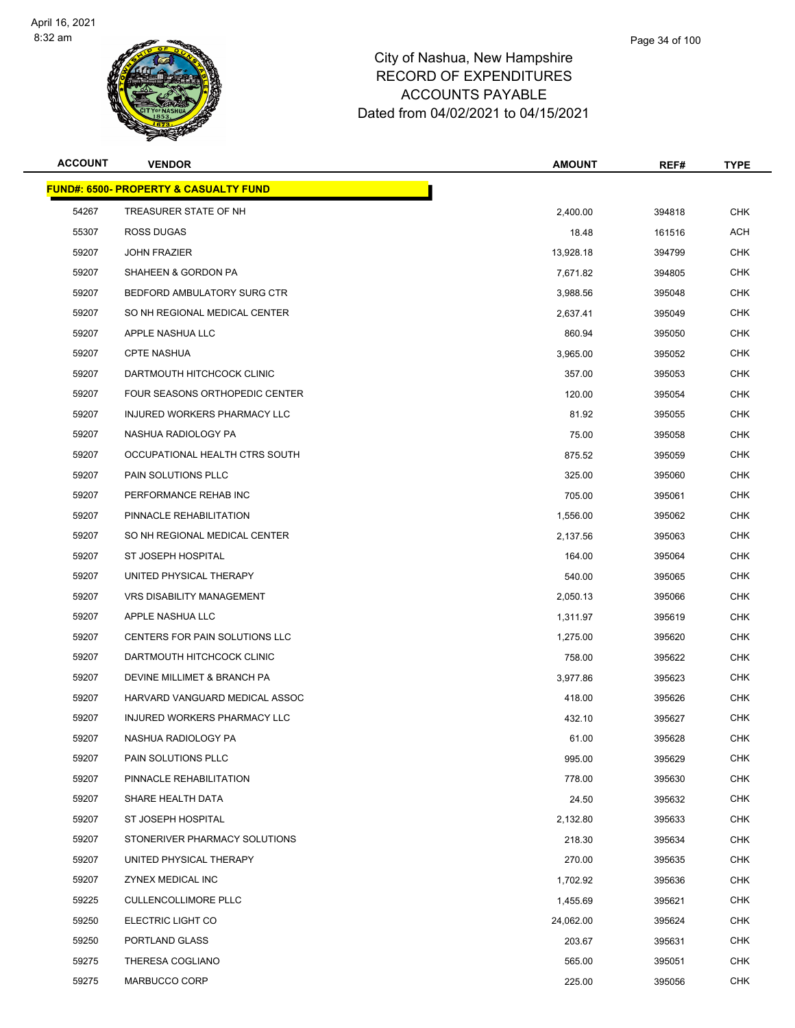# City of Nashua, New Hampshire
## RECORD OF EXPENDITURES
## ACCOUNTS PAYABLE
## Dated from 04/02/2021 to 04/15/2021

| ACCOUNT | VENDOR | AMOUNT | REF# | TYPE |
|---|---|---|---|---|
| **FUND#: 6500- PROPERTY & CASUALTY FUND** | | | | |
| 54267 | TREASURER STATE OF NH | 2,400.00 | 394818 | CHK |
| 55307 | ROSS DUGAS | 18.48 | 161516 | ACH |
| 59207 | JOHN FRAZIER | 13,928.18 | 394799 | CHK |
| 59207 | SHAHEEN & GORDON PA | 7,671.82 | 394805 | CHK |
| 59207 | BEDFORD AMBULATORY SURG CTR | 3,988.56 | 395048 | CHK |
| 59207 | SO NH REGIONAL MEDICAL CENTER | 2,637.41 | 395049 | CHK |
| 59207 | APPLE NASHUA LLC | 860.94 | 395050 | CHK |
| 59207 | CPTE NASHUA | 3,965.00 | 395052 | CHK |
| 59207 | DARTMOUTH HITCHCOCK CLINIC | 357.00 | 395053 | CHK |
| 59207 | FOUR SEASONS ORTHOPEDIC CENTER | 120.00 | 395054 | CHK |
| 59207 | INJURED WORKERS PHARMACY LLC | 81.92 | 395055 | CHK |
| 59207 | NASHUA RADIOLOGY PA | 75.00 | 395058 | CHK |
| 59207 | OCCUPATIONAL HEALTH CTRS SOUTH | 875.52 | 395059 | CHK |
| 59207 | PAIN SOLUTIONS PLLC | 325.00 | 395060 | CHK |
| 59207 | PERFORMANCE REHAB INC | 705.00 | 395061 | CHK |
| 59207 | PINNACLE REHABILITATION | 1,556.00 | 395062 | CHK |
| 59207 | SO NH REGIONAL MEDICAL CENTER | 2,137.56 | 395063 | CHK |
| 59207 | ST JOSEPH HOSPITAL | 164.00 | 395064 | CHK |
| 59207 | UNITED PHYSICAL THERAPY | 540.00 | 395065 | CHK |
| 59207 | VRS DISABILITY MANAGEMENT | 2,050.13 | 395066 | CHK |
| 59207 | APPLE NASHUA LLC | 1,311.97 | 395619 | CHK |
| 59207 | CENTERS FOR PAIN SOLUTIONS LLC | 1,275.00 | 395620 | CHK |
| 59207 | DARTMOUTH HITCHCOCK CLINIC | 758.00 | 395622 | CHK |
| 59207 | DEVINE MILLIMET & BRANCH PA | 3,977.86 | 395623 | CHK |
| 59207 | HARVARD VANGUARD MEDICAL ASSOC | 418.00 | 395626 | CHK |
| 59207 | INJURED WORKERS PHARMACY LLC | 432.10 | 395627 | CHK |
| 59207 | NASHUA RADIOLOGY PA | 61.00 | 395628 | CHK |
| 59207 | PAIN SOLUTIONS PLLC | 995.00 | 395629 | CHK |
| 59207 | PINNACLE REHABILITATION | 778.00 | 395630 | CHK |
| 59207 | SHARE HEALTH DATA | 24.50 | 395632 | CHK |
| 59207 | ST JOSEPH HOSPITAL | 2,132.80 | 395633 | CHK |
| 59207 | STONERIVER PHARMACY SOLUTIONS | 218.30 | 395634 | CHK |
| 59207 | UNITED PHYSICAL THERAPY | 270.00 | 395635 | CHK |
| 59207 | ZYNEX MEDICAL INC | 1,702.92 | 395636 | CHK |
| 59225 | CULLENCOLLIMORE PLLC | 1,455.69 | 395621 | CHK |
| 59250 | ELECTRIC LIGHT CO | 24,062.00 | 395624 | CHK |
| 59250 | PORTLAND GLASS | 203.67 | 395631 | CHK |
| 59275 | THERESA COGLIANO | 565.00 | 395051 | CHK |
| 59275 | MARBUCCO CORP | 225.00 | 395056 | CHK |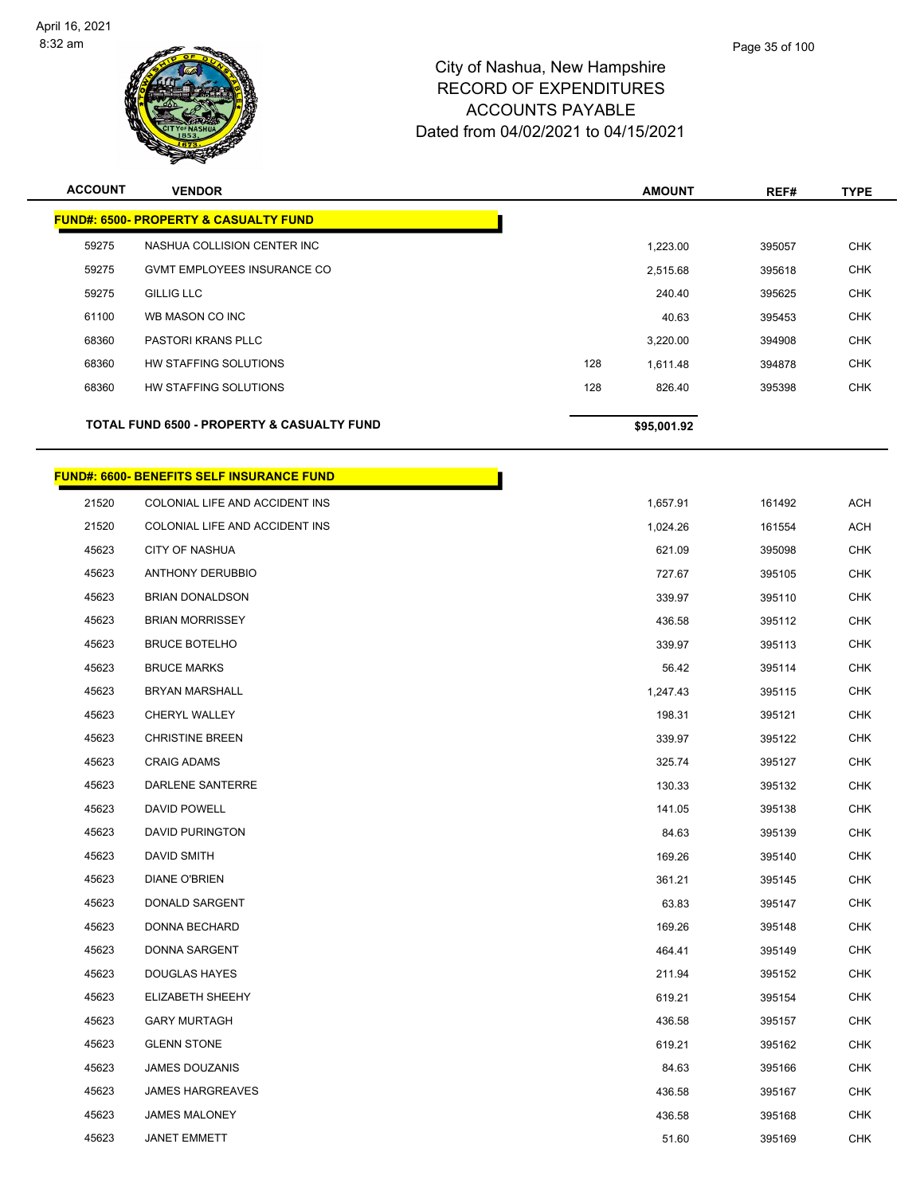City of Nashua, New Hampshire
RECORD OF EXPENDITURES
ACCOUNTS PAYABLE
Dated from 04/02/2021 to 04/15/2021

| ACCOUNT | VENDOR | | AMOUNT | REF# | TYPE |
|---|---|---|---|---|---|
| **FUND#: 6500- PROPERTY & CASUALTY FUND** | | | | | |
| 59275 | NASHUA COLLISION CENTER INC | | 1,223.00 | 395057 | CHK |
| 59275 | GVMT EMPLOYEES INSURANCE CO | | 2,515.68 | 395618 | CHK |
| 59275 | GILLIG LLC | | 240.40 | 395625 | CHK |
| 61100 | WB MASON CO INC | | 40.63 | 395453 | CHK |
| 68360 | PASTORI KRANS PLLC | | 3,220.00 | 394908 | CHK |
| 68360 | HW STAFFING SOLUTIONS | 128 | 1,611.48 | 394878 | CHK |
| 68360 | HW STAFFING SOLUTIONS | 128 | 826.40 | 395398 | CHK |
| **TOTAL FUND 6500 - PROPERTY & CASUALTY FUND** | | | **$95,001.92** | | |

| ACCOUNT | VENDOR | AMOUNT | REF# | TYPE |
|---|---|---|---|---|
| **FUND#: 6600- BENEFITS SELF INSURANCE FUND** | | | | |
| 21520 | COLONIAL LIFE AND ACCIDENT INS | 1,657.91 | 161492 | ACH |
| 21520 | COLONIAL LIFE AND ACCIDENT INS | 1,024.26 | 161554 | ACH |
| 45623 | CITY OF NASHUA | 621.09 | 395098 | CHK |
| 45623 | ANTHONY DERUBBIO | 727.67 | 395105 | CHK |
| 45623 | BRIAN DONALDSON | 339.97 | 395110 | CHK |
| 45623 | BRIAN MORRISSEY | 436.58 | 395112 | CHK |
| 45623 | BRUCE BOTELHO | 339.97 | 395113 | CHK |
| 45623 | BRUCE MARKS | 56.42 | 395114 | CHK |
| 45623 | BRYAN MARSHALL | 1,247.43 | 395115 | CHK |
| 45623 | CHERYL WALLEY | 198.31 | 395121 | CHK |
| 45623 | CHRISTINE BREEN | 339.97 | 395122 | CHK |
| 45623 | CRAIG ADAMS | 325.74 | 395127 | CHK |
| 45623 | DARLENE SANTERRE | 130.33 | 395132 | CHK |
| 45623 | DAVID POWELL | 141.05 | 395138 | CHK |
| 45623 | DAVID PURINGTON | 84.63 | 395139 | CHK |
| 45623 | DAVID SMITH | 169.26 | 395140 | CHK |
| 45623 | DIANE O'BRIEN | 361.21 | 395145 | CHK |
| 45623 | DONALD SARGENT | 63.83 | 395147 | CHK |
| 45623 | DONNA BECHARD | 169.26 | 395148 | CHK |
| 45623 | DONNA SARGENT | 464.41 | 395149 | CHK |
| 45623 | DOUGLAS HAYES | 211.94 | 395152 | CHK |
| 45623 | ELIZABETH SHEEHY | 619.21 | 395154 | CHK |
| 45623 | GARY MURTAGH | 436.58 | 395157 | CHK |
| 45623 | GLENN STONE | 619.21 | 395162 | CHK |
| 45623 | JAMES DOUZANIS | 84.63 | 395166 | CHK |
| 45623 | JAMES HARGREAVES | 436.58 | 395167 | CHK |
| 45623 | JAMES MALONEY | 436.58 | 395168 | CHK |
| 45623 | JANET EMMETT | 51.60 | 395169 | CHK |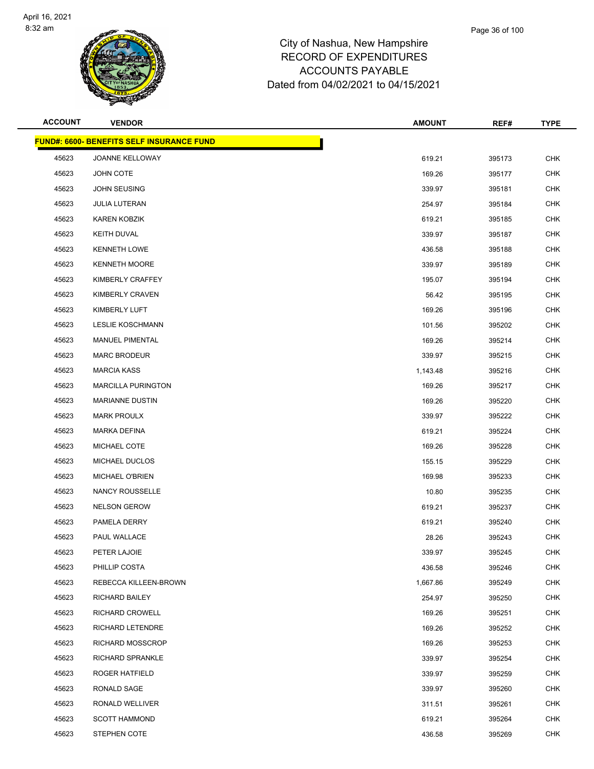# City of Nashua, New Hampshire
## RECORD OF EXPENDITURES
## ACCOUNTS PAYABLE
### Dated from 04/02/2021 to 04/15/2021

| ACCOUNT | VENDOR | AMOUNT | REF# | TYPE |
|---|---|---|---|---|
| **FUND#: 6600- BENEFITS SELF INSURANCE FUND** | | | | |
| 45623 | JOANNE KELLOWAY | 619.21 | 395173 | CHK |
| 45623 | JOHN COTE | 169.26 | 395177 | CHK |
| 45623 | JOHN SEUSING | 339.97 | 395181 | CHK |
| 45623 | JULIA LUTERAN | 254.97 | 395184 | CHK |
| 45623 | KAREN KOBZIK | 619.21 | 395185 | CHK |
| 45623 | KEITH DUVAL | 339.97 | 395187 | CHK |
| 45623 | KENNETH LOWE | 436.58 | 395188 | CHK |
| 45623 | KENNETH MOORE | 339.97 | 395189 | CHK |
| 45623 | KIMBERLY CRAFFEY | 195.07 | 395194 | CHK |
| 45623 | KIMBERLY CRAVEN | 56.42 | 395195 | CHK |
| 45623 | KIMBERLY LUFT | 169.26 | 395196 | CHK |
| 45623 | LESLIE KOSCHMANN | 101.56 | 395202 | CHK |
| 45623 | MANUEL PIMENTAL | 169.26 | 395214 | CHK |
| 45623 | MARC BRODEUR | 339.97 | 395215 | CHK |
| 45623 | MARCIA KASS | 1,143.48 | 395216 | CHK |
| 45623 | MARCILLA PURINGTON | 169.26 | 395217 | CHK |
| 45623 | MARIANNE DUSTIN | 169.26 | 395220 | CHK |
| 45623 | MARK PROULX | 339.97 | 395222 | CHK |
| 45623 | MARKA DEFINA | 619.21 | 395224 | CHK |
| 45623 | MICHAEL COTE | 169.26 | 395228 | CHK |
| 45623 | MICHAEL DUCLOS | 155.15 | 395229 | CHK |
| 45623 | MICHAEL O'BRIEN | 169.98 | 395233 | CHK |
| 45623 | NANCY ROUSSELLE | 10.80 | 395235 | CHK |
| 45623 | NELSON GEROW | 619.21 | 395237 | CHK |
| 45623 | PAMELA DERRY | 619.21 | 395240 | CHK |
| 45623 | PAUL WALLACE | 28.26 | 395243 | CHK |
| 45623 | PETER LAJOIE | 339.97 | 395245 | CHK |
| 45623 | PHILLIP COSTA | 436.58 | 395246 | CHK |
| 45623 | REBECCA KILLEEN-BROWN | 1,667.86 | 395249 | CHK |
| 45623 | RICHARD BAILEY | 254.97 | 395250 | CHK |
| 45623 | RICHARD CROWELL | 169.26 | 395251 | CHK |
| 45623 | RICHARD LETENDRE | 169.26 | 395252 | CHK |
| 45623 | RICHARD MOSSCROP | 169.26 | 395253 | CHK |
| 45623 | RICHARD SPRANKLE | 339.97 | 395254 | CHK |
| 45623 | ROGER HATFIELD | 339.97 | 395259 | CHK |
| 45623 | RONALD SAGE | 339.97 | 395260 | CHK |
| 45623 | RONALD WELLIVER | 311.51 | 395261 | CHK |
| 45623 | SCOTT HAMMOND | 619.21 | 395264 | CHK |
| 45623 | STEPHEN COTE | 436.58 | 395269 | CHK |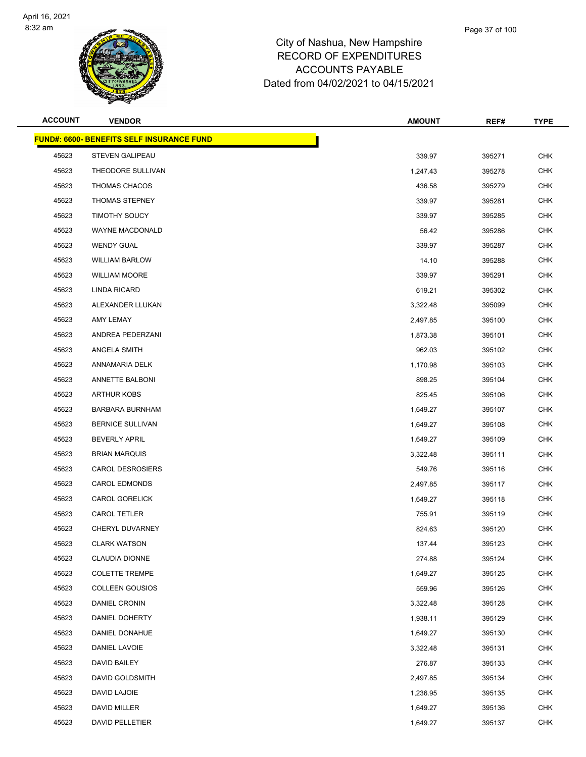City of Nashua, New Hampshire
RECORD OF EXPENDITURES
ACCOUNTS PAYABLE
Dated from 04/02/2021 to 04/15/2021

| ACCOUNT | VENDOR | AMOUNT | REF# | TYPE |
|---|---|---|---|---|
| **FUND#: 6600- BENEFITS SELF INSURANCE FUND** | | | | |
| 45623 | STEVEN GALIPEAU | 339.97 | 395271 | CHK |
| 45623 | THEODORE SULLIVAN | 1,247.43 | 395278 | CHK |
| 45623 | THOMAS CHACOS | 436.58 | 395279 | CHK |
| 45623 | THOMAS STEPNEY | 339.97 | 395281 | CHK |
| 45623 | TIMOTHY SOUCY | 339.97 | 395285 | CHK |
| 45623 | WAYNE MACDONALD | 56.42 | 395286 | CHK |
| 45623 | WENDY GUAL | 339.97 | 395287 | CHK |
| 45623 | WILLIAM BARLOW | 14.10 | 395288 | CHK |
| 45623 | WILLIAM MOORE | 339.97 | 395291 | CHK |
| 45623 | LINDA RICARD | 619.21 | 395302 | CHK |
| 45623 | ALEXANDER LLUKAN | 3,322.48 | 395099 | CHK |
| 45623 | AMY LEMAY | 2,497.85 | 395100 | CHK |
| 45623 | ANDREA PEDERZANI | 1,873.38 | 395101 | CHK |
| 45623 | ANGELA SMITH | 962.03 | 395102 | CHK |
| 45623 | ANNAMARIA DELK | 1,170.98 | 395103 | CHK |
| 45623 | ANNETTE BALBONI | 898.25 | 395104 | CHK |
| 45623 | ARTHUR KOBS | 825.45 | 395106 | CHK |
| 45623 | BARBARA BURNHAM | 1,649.27 | 395107 | CHK |
| 45623 | BERNICE SULLIVAN | 1,649.27 | 395108 | CHK |
| 45623 | BEVERLY APRIL | 1,649.27 | 395109 | CHK |
| 45623 | BRIAN MARQUIS | 3,322.48 | 395111 | CHK |
| 45623 | CAROL DESROSIERS | 549.76 | 395116 | CHK |
| 45623 | CAROL EDMONDS | 2,497.85 | 395117 | CHK |
| 45623 | CAROL GORELICK | 1,649.27 | 395118 | CHK |
| 45623 | CAROL TETLER | 755.91 | 395119 | CHK |
| 45623 | CHERYL DUVARNEY | 824.63 | 395120 | CHK |
| 45623 | CLARK WATSON | 137.44 | 395123 | CHK |
| 45623 | CLAUDIA DIONNE | 274.88 | 395124 | CHK |
| 45623 | COLETTE TREMPE | 1,649.27 | 395125 | CHK |
| 45623 | COLLEEN GOUSIOS | 559.96 | 395126 | CHK |
| 45623 | DANIEL CRONIN | 3,322.48 | 395128 | CHK |
| 45623 | DANIEL DOHERTY | 1,938.11 | 395129 | CHK |
| 45623 | DANIEL DONAHUE | 1,649.27 | 395130 | CHK |
| 45623 | DANIEL LAVOIE | 3,322.48 | 395131 | CHK |
| 45623 | DAVID BAILEY | 276.87 | 395133 | CHK |
| 45623 | DAVID GOLDSMITH | 2,497.85 | 395134 | CHK |
| 45623 | DAVID LAJOIE | 1,236.95 | 395135 | CHK |
| 45623 | DAVID MILLER | 1,649.27 | 395136 | CHK |
| 45623 | DAVID PELLETIER | 1,649.27 | 395137 | CHK |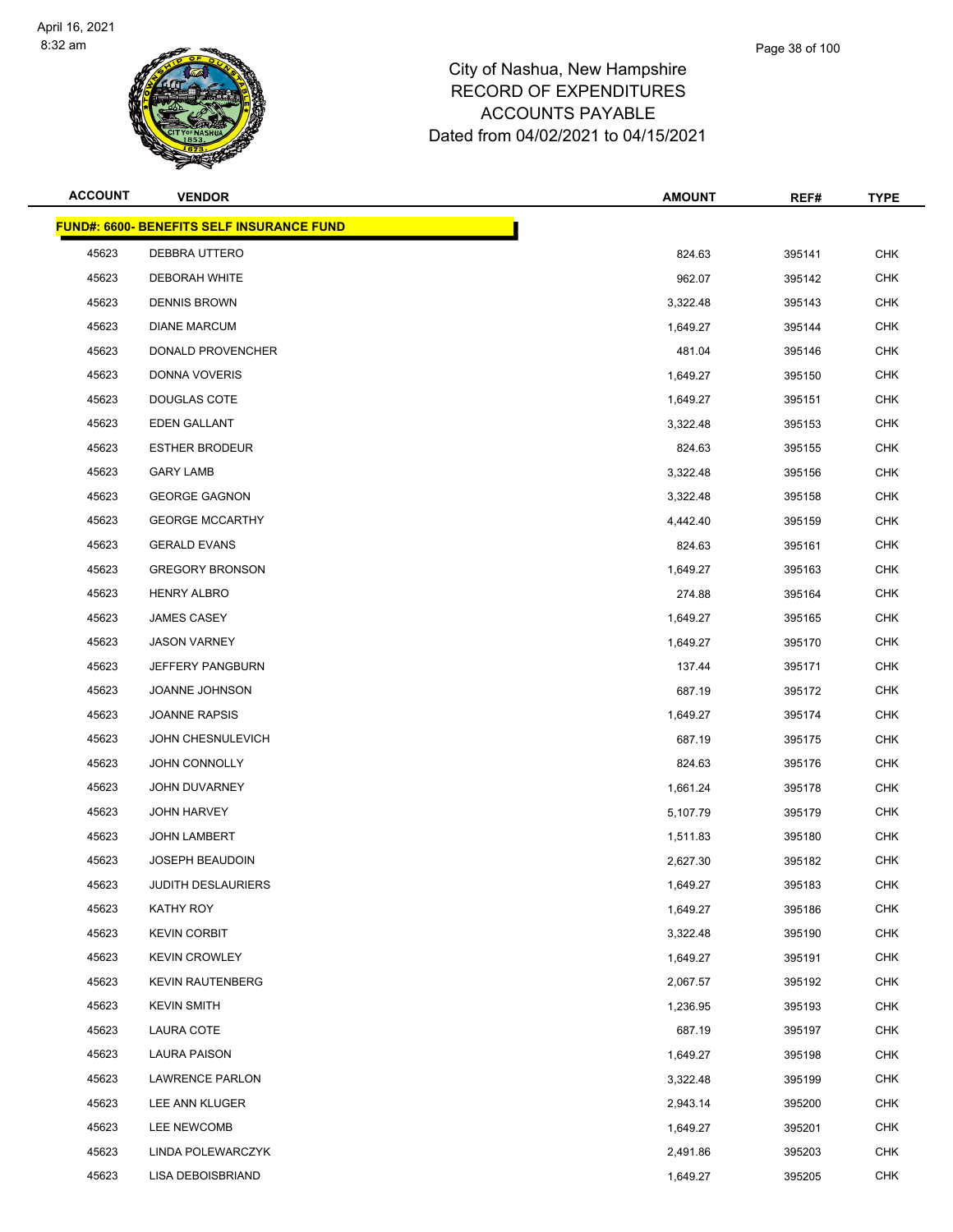# City of Nashua, New Hampshire
## RECORD OF EXPENDITURES
## ACCOUNTS PAYABLE
## Dated from 04/02/2021 to 04/15/2021

| ACCOUNT | VENDOR | AMOUNT | REF# | TYPE |
|---|---|---|---|---|
| **FUND#: 6600- BENEFITS SELF INSURANCE FUND** | | | | |
| 45623 | DEBBRA UTTERO | 824.63 | 395141 | CHK |
| 45623 | DEBORAH WHITE | 962.07 | 395142 | CHK |
| 45623 | DENNIS BROWN | 3,322.48 | 395143 | CHK |
| 45623 | DIANE MARCUM | 1,649.27 | 395144 | CHK |
| 45623 | DONALD PROVENCHER | 481.04 | 395146 | CHK |
| 45623 | DONNA VOVERIS | 1,649.27 | 395150 | CHK |
| 45623 | DOUGLAS COTE | 1,649.27 | 395151 | CHK |
| 45623 | EDEN GALLANT | 3,322.48 | 395153 | CHK |
| 45623 | ESTHER BRODEUR | 824.63 | 395155 | CHK |
| 45623 | GARY LAMB | 3,322.48 | 395156 | CHK |
| 45623 | GEORGE GAGNON | 3,322.48 | 395158 | CHK |
| 45623 | GEORGE MCCARTHY | 4,442.40 | 395159 | CHK |
| 45623 | GERALD EVANS | 824.63 | 395161 | CHK |
| 45623 | GREGORY BRONSON | 1,649.27 | 395163 | CHK |
| 45623 | HENRY ALBRO | 274.88 | 395164 | CHK |
| 45623 | JAMES CASEY | 1,649.27 | 395165 | CHK |
| 45623 | JASON VARNEY | 1,649.27 | 395170 | CHK |
| 45623 | JEFFERY PANGBURN | 137.44 | 395171 | CHK |
| 45623 | JOANNE JOHNSON | 687.19 | 395172 | CHK |
| 45623 | JOANNE RAPSIS | 1,649.27 | 395174 | CHK |
| 45623 | JOHN CHESNULEVICH | 687.19 | 395175 | CHK |
| 45623 | JOHN CONNOLLY | 824.63 | 395176 | CHK |
| 45623 | JOHN DUVARNEY | 1,661.24 | 395178 | CHK |
| 45623 | JOHN HARVEY | 5,107.79 | 395179 | CHK |
| 45623 | JOHN LAMBERT | 1,511.83 | 395180 | CHK |
| 45623 | JOSEPH BEAUDOIN | 2,627.30 | 395182 | CHK |
| 45623 | JUDITH DESLAURIERS | 1,649.27 | 395183 | CHK |
| 45623 | KATHY ROY | 1,649.27 | 395186 | CHK |
| 45623 | KEVIN CORBIT | 3,322.48 | 395190 | CHK |
| 45623 | KEVIN CROWLEY | 1,649.27 | 395191 | CHK |
| 45623 | KEVIN RAUTENBERG | 2,067.57 | 395192 | CHK |
| 45623 | KEVIN SMITH | 1,236.95 | 395193 | CHK |
| 45623 | LAURA COTE | 687.19 | 395197 | CHK |
| 45623 | LAURA PAISON | 1,649.27 | 395198 | CHK |
| 45623 | LAWRENCE PARLON | 3,322.48 | 395199 | CHK |
| 45623 | LEE ANN KLUGER | 2,943.14 | 395200 | CHK |
| 45623 | LEE NEWCOMB | 1,649.27 | 395201 | CHK |
| 45623 | LINDA POLEWARCZYK | 2,491.86 | 395203 | CHK |
| 45623 | LISA DEBOISBRIAND | 1,649.27 | 395205 | CHK |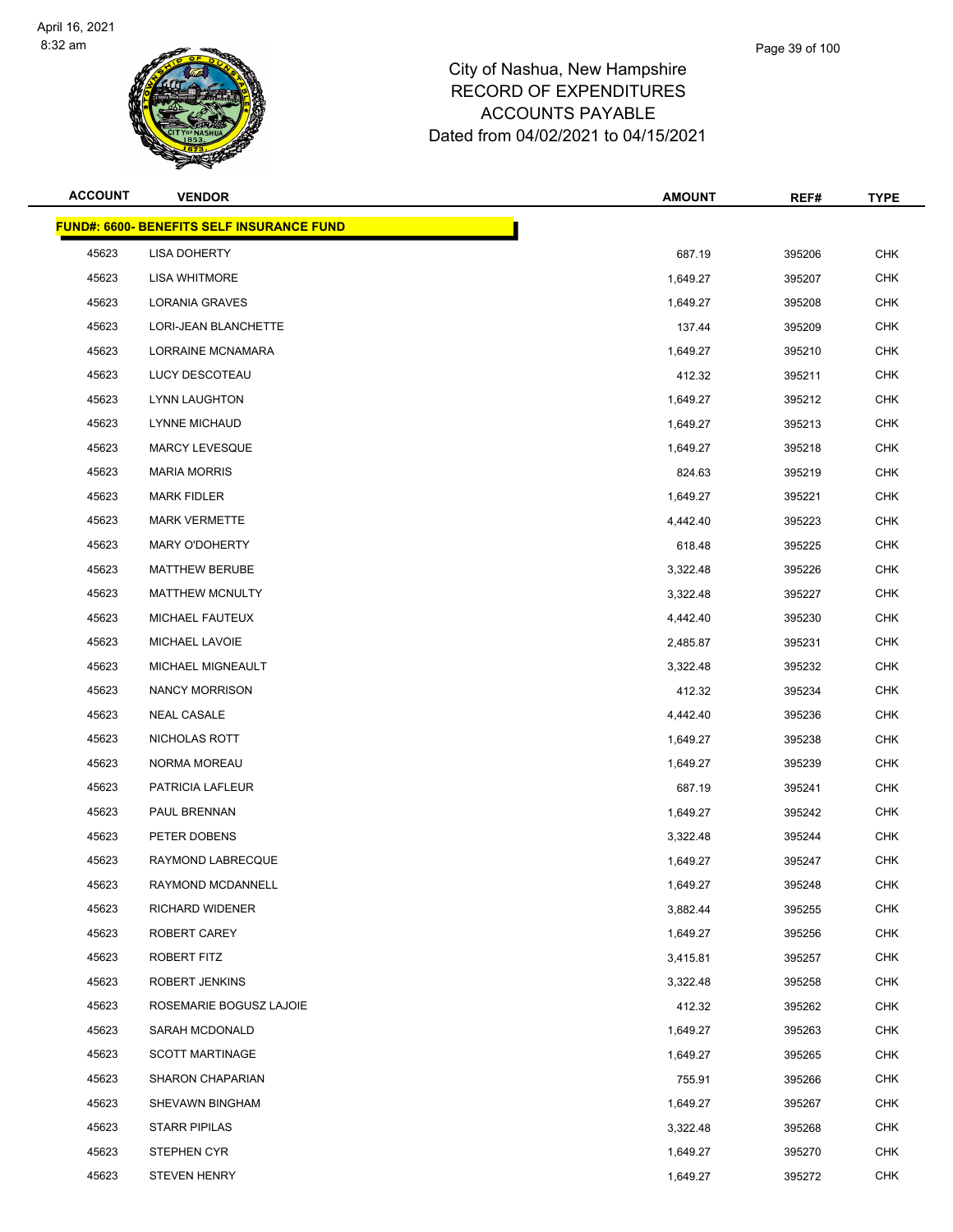# City of Nashua, New Hampshire
## RECORD OF EXPENDITURES
## ACCOUNTS PAYABLE
## Dated from 04/02/2021 to 04/15/2021

| ACCOUNT | VENDOR | AMOUNT | REF# | TYPE |
|---|---|---|---|---|
| **FUND#: 6600- BENEFITS SELF INSURANCE FUND** | | | | |
| 45623 | LISA DOHERTY | 687.19 | 395206 | CHK |
| 45623 | LISA WHITMORE | 1,649.27 | 395207 | CHK |
| 45623 | LORANIA GRAVES | 1,649.27 | 395208 | CHK |
| 45623 | LORI-JEAN BLANCHETTE | 137.44 | 395209 | CHK |
| 45623 | LORRAINE MCNAMARA | 1,649.27 | 395210 | CHK |
| 45623 | LUCY DESCOTEAU | 412.32 | 395211 | CHK |
| 45623 | LYNN LAUGHTON | 1,649.27 | 395212 | CHK |
| 45623 | LYNNE MICHAUD | 1,649.27 | 395213 | CHK |
| 45623 | MARCY LEVESQUE | 1,649.27 | 395218 | CHK |
| 45623 | MARIA MORRIS | 824.63 | 395219 | CHK |
| 45623 | MARK FIDLER | 1,649.27 | 395221 | CHK |
| 45623 | MARK VERMETTE | 4,442.40 | 395223 | CHK |
| 45623 | MARY O'DOHERTY | 618.48 | 395225 | CHK |
| 45623 | MATTHEW BERUBE | 3,322.48 | 395226 | CHK |
| 45623 | MATTHEW MCNULTY | 3,322.48 | 395227 | CHK |
| 45623 | MICHAEL FAUTEUX | 4,442.40 | 395230 | CHK |
| 45623 | MICHAEL LAVOIE | 2,485.87 | 395231 | CHK |
| 45623 | MICHAEL MIGNEAULT | 3,322.48 | 395232 | CHK |
| 45623 | NANCY MORRISON | 412.32 | 395234 | CHK |
| 45623 | NEAL CASALE | 4,442.40 | 395236 | CHK |
| 45623 | NICHOLAS ROTT | 1,649.27 | 395238 | CHK |
| 45623 | NORMA MOREAU | 1,649.27 | 395239 | CHK |
| 45623 | PATRICIA LAFLEUR | 687.19 | 395241 | CHK |
| 45623 | PAUL BRENNAN | 1,649.27 | 395242 | CHK |
| 45623 | PETER DOBENS | 3,322.48 | 395244 | CHK |
| 45623 | RAYMOND LABRECQUE | 1,649.27 | 395247 | CHK |
| 45623 | RAYMOND MCDANNELL | 1,649.27 | 395248 | CHK |
| 45623 | RICHARD WIDENER | 3,882.44 | 395255 | CHK |
| 45623 | ROBERT CAREY | 1,649.27 | 395256 | CHK |
| 45623 | ROBERT FITZ | 3,415.81 | 395257 | CHK |
| 45623 | ROBERT JENKINS | 3,322.48 | 395258 | CHK |
| 45623 | ROSEMARIE BOGUSZ LAJOIE | 412.32 | 395262 | CHK |
| 45623 | SARAH MCDONALD | 1,649.27 | 395263 | CHK |
| 45623 | SCOTT MARTINAGE | 1,649.27 | 395265 | CHK |
| 45623 | SHARON CHAPARIAN | 755.91 | 395266 | CHK |
| 45623 | SHEVAWN BINGHAM | 1,649.27 | 395267 | CHK |
| 45623 | STARR PIPILAS | 3,322.48 | 395268 | CHK |
| 45623 | STEPHEN CYR | 1,649.27 | 395270 | CHK |
| 45623 | STEVEN HENRY | 1,649.27 | 395272 | CHK |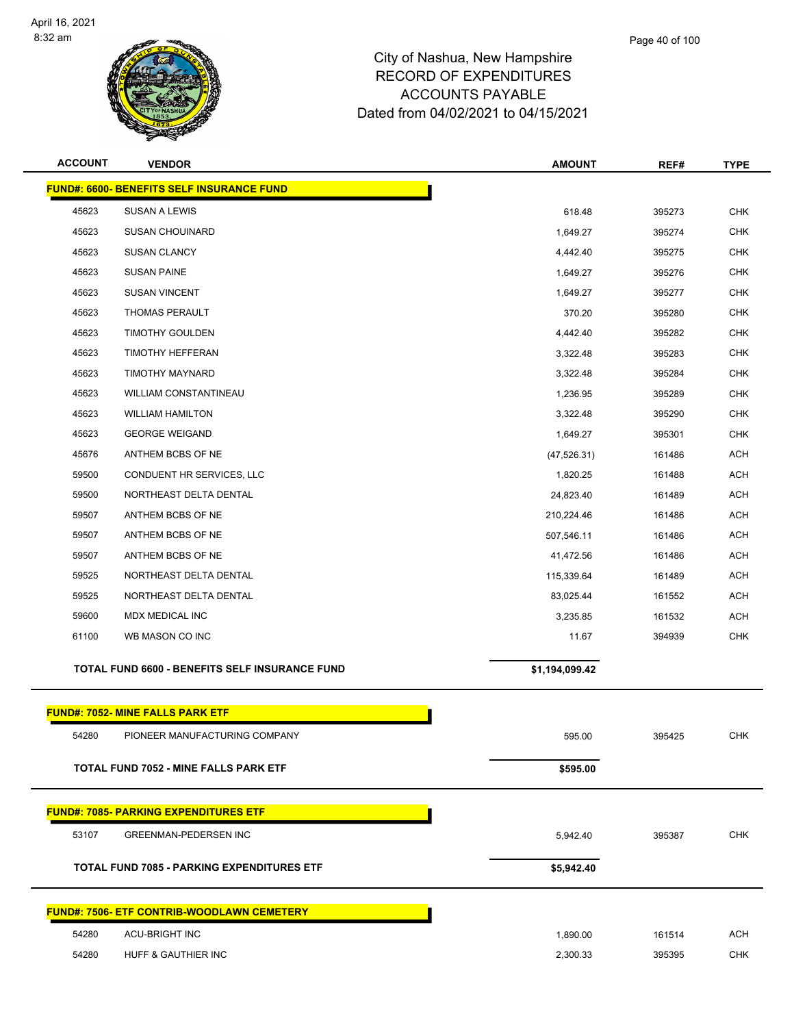# City of Nashua, New Hampshire
## RECORD OF EXPENDITURES
## ACCOUNTS PAYABLE
## Dated from 04/02/2021 to 04/15/2021

| ACCOUNT | VENDOR | AMOUNT | REF# | TYPE |
|---|---|---|---|---|
| **FUND#: 6600- BENEFITS SELF INSURANCE FUND** | | | | |
| 45623 | SUSAN A LEWIS | 618.48 | 395273 | CHK |
| 45623 | SUSAN CHOUINARD | 1,649.27 | 395274 | CHK |
| 45623 | SUSAN CLANCY | 4,442.40 | 395275 | CHK |
| 45623 | SUSAN PAINE | 1,649.27 | 395276 | CHK |
| 45623 | SUSAN VINCENT | 1,649.27 | 395277 | CHK |
| 45623 | THOMAS PERAULT | 370.20 | 395280 | CHK |
| 45623 | TIMOTHY GOULDEN | 4,442.40 | 395282 | CHK |
| 45623 | TIMOTHY HEFFERAN | 3,322.48 | 395283 | CHK |
| 45623 | TIMOTHY MAYNARD | 3,322.48 | 395284 | CHK |
| 45623 | WILLIAM CONSTANTINEAU | 1,236.95 | 395289 | CHK |
| 45623 | WILLIAM HAMILTON | 3,322.48 | 395290 | CHK |
| 45623 | GEORGE WEIGAND | 1,649.27 | 395301 | CHK |
| 45676 | ANTHEM BCBS OF NE | (47,526.31) | 161486 | ACH |
| 59500 | CONDUENT HR SERVICES, LLC | 1,820.25 | 161488 | ACH |
| 59500 | NORTHEAST DELTA DENTAL | 24,823.40 | 161489 | ACH |
| 59507 | ANTHEM BCBS OF NE | 210,224.46 | 161486 | ACH |
| 59507 | ANTHEM BCBS OF NE | 507,546.11 | 161486 | ACH |
| 59507 | ANTHEM BCBS OF NE | 41,472.56 | 161486 | ACH |
| 59525 | NORTHEAST DELTA DENTAL | 115,339.64 | 161489 | ACH |
| 59525 | NORTHEAST DELTA DENTAL | 83,025.44 | 161552 | ACH |
| 59600 | MDX MEDICAL INC | 3,235.85 | 161532 | ACH |
| 61100 | WB MASON CO INC | 11.67 | 394939 | CHK |
| | **TOTAL FUND 6600 - BENEFITS SELF INSURANCE FUND** | **$1,194,099.42** | | |
| **FUND#: 7052- MINE FALLS PARK ETF** | | | | |
| 54280 | PIONEER MANUFACTURING COMPANY | 595.00 | 395425 | CHK |
| | **TOTAL FUND 7052 - MINE FALLS PARK ETF** | **$595.00** | | |
| **FUND#: 7085- PARKING EXPENDITURES ETF** | | | | |
| 53107 | GREENMAN-PEDERSEN INC | 5,942.40 | 395387 | CHK |
| | **TOTAL FUND 7085 - PARKING EXPENDITURES ETF** | **$5,942.40** | | |
| **FUND#: 7506- ETF CONTRIB-WOODLAWN CEMETERY** | | | | |
| 54280 | ACU-BRIGHT INC | 1,890.00 | 161514 | ACH |
| 54280 | HUFF & GAUTHIER INC | 2,300.33 | 395395 | CHK |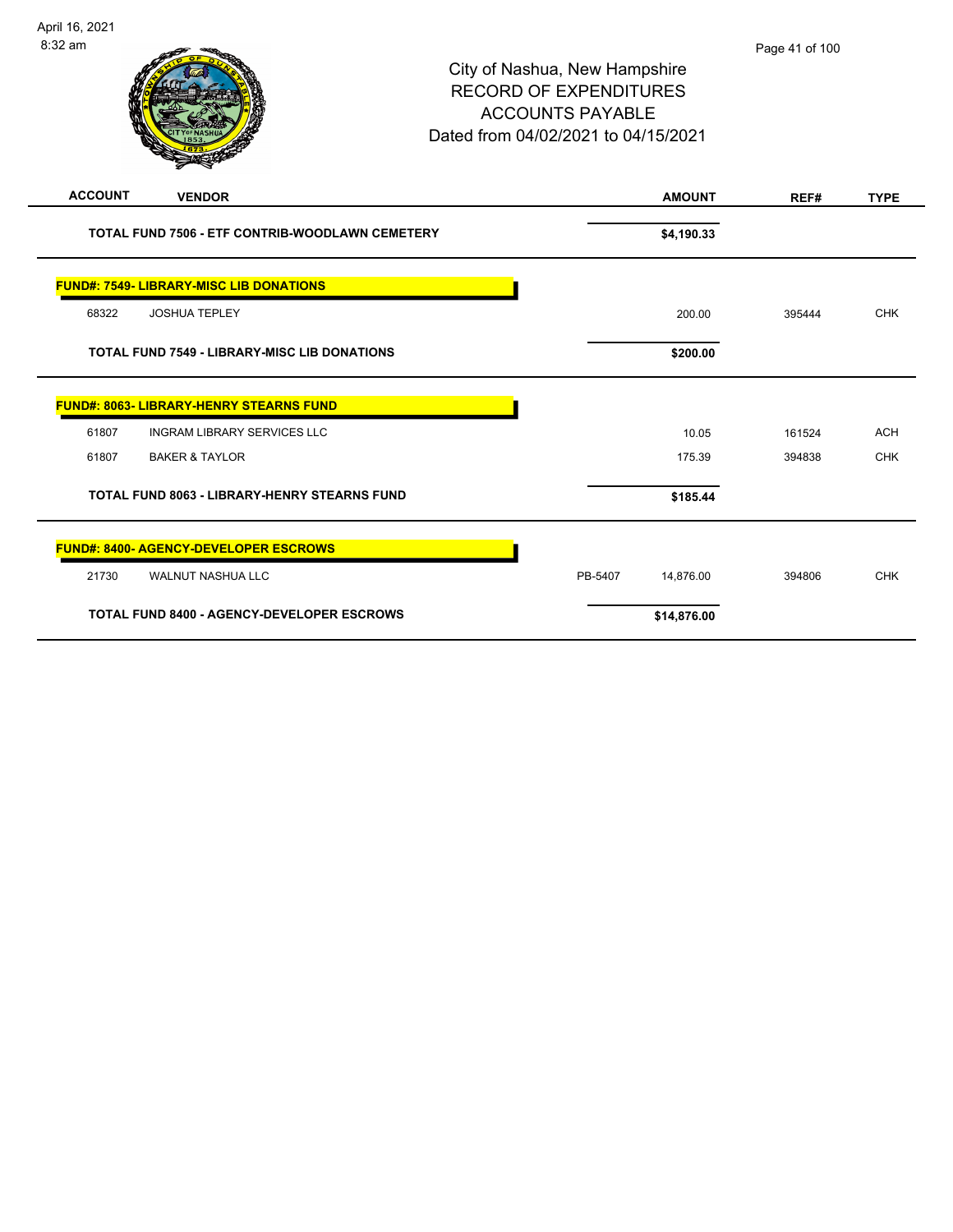# City of Nashua, New Hampshire
# RECORD OF EXPENDITURES
# ACCOUNTS PAYABLE
# Dated from 04/02/2021 to 04/15/2021

| ACCOUNT | VENDOR | | AMOUNT | REF# | TYPE |
|---|---|---|---|---|---|
| | **TOTAL FUND 7506 - ETF CONTRIB-WOODLAWN CEMETERY** | | **$4,190.33** | | |
| | **FUND#: 7549- LIBRARY-MISC LIB DONATIONS** | | | | |
| 68322 | JOSHUA TEPLEY | | 200.00 | 395444 | CHK |
| | **TOTAL FUND 7549 - LIBRARY-MISC LIB DONATIONS** | | **$200.00** | | |
| | **FUND#: 8063- LIBRARY-HENRY STEARNS FUND** | | | | |
| 61807 | INGRAM LIBRARY SERVICES LLC | | 10.05 | 161524 | ACH |
| 61807 | BAKER & TAYLOR | | 175.39 | 394838 | CHK |
| | **TOTAL FUND 8063 - LIBRARY-HENRY STEARNS FUND** | | **$185.44** | | |
| | **FUND#: 8400- AGENCY-DEVELOPER ESCROWS** | | | | |
| 21730 | WALNUT NASHUA LLC | PB-5407 | 14,876.00 | 394806 | CHK |
| | **TOTAL FUND 8400 - AGENCY-DEVELOPER ESCROWS** | | **$14,876.00** | | |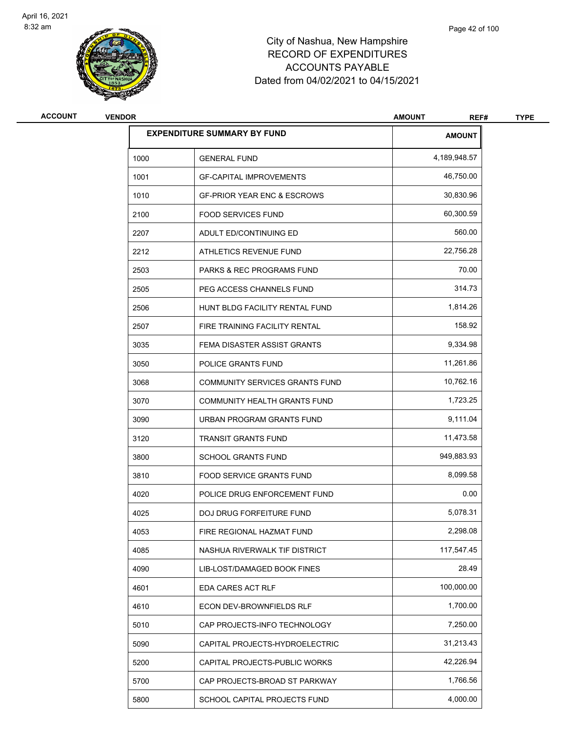# City of Nashua, New Hampshire
## RECORD OF EXPENDITURES
## ACCOUNTS PAYABLE
## Dated from 04/02/2021 to 04/15/2021

| ACCOUNT | VENDOR | AMOUNT | REF# | TYPE |
|---|---|---|---|---|

| EXPENDITURE SUMMARY BY FUND | | AMOUNT |
|---|---|---|
| 1000 | GENERAL FUND | 4,189,948.57 |
| 1001 | GF-CAPITAL IMPROVEMENTS | 46,750.00 |
| 1010 | GF-PRIOR YEAR ENC & ESCROWS | 30,830.96 |
| 2100 | FOOD SERVICES FUND | 60,300.59 |
| 2207 | ADULT ED/CONTINUING ED | 560.00 |
| 2212 | ATHLETICS REVENUE FUND | 22,756.28 |
| 2503 | PARKS & REC PROGRAMS FUND | 70.00 |
| 2505 | PEG ACCESS CHANNELS FUND | 314.73 |
| 2506 | HUNT BLDG FACILITY RENTAL FUND | 1,814.26 |
| 2507 | FIRE TRAINING FACILITY RENTAL | 158.92 |
| 3035 | FEMA DISASTER ASSIST GRANTS | 9,334.98 |
| 3050 | POLICE GRANTS FUND | 11,261.86 |
| 3068 | COMMUNITY SERVICES GRANTS FUND | 10,762.16 |
| 3070 | COMMUNITY HEALTH GRANTS FUND | 1,723.25 |
| 3090 | URBAN PROGRAM GRANTS FUND | 9,111.04 |
| 3120 | TRANSIT GRANTS FUND | 11,473.58 |
| 3800 | SCHOOL GRANTS FUND | 949,883.93 |
| 3810 | FOOD SERVICE GRANTS FUND | 8,099.58 |
| 4020 | POLICE DRUG ENFORCEMENT FUND | 0.00 |
| 4025 | DOJ DRUG FORFEITURE FUND | 5,078.31 |
| 4053 | FIRE REGIONAL HAZMAT FUND | 2,298.08 |
| 4085 | NASHUA RIVERWALK TIF DISTRICT | 117,547.45 |
| 4090 | LIB-LOST/DAMAGED BOOK FINES | 28.49 |
| 4601 | EDA CARES ACT RLF | 100,000.00 |
| 4610 | ECON DEV-BROWNFIELDS RLF | 1,700.00 |
| 5010 | CAP PROJECTS-INFO TECHNOLOGY | 7,250.00 |
| 5090 | CAPITAL PROJECTS-HYDROELECTRIC | 31,213.43 |
| 5200 | CAPITAL PROJECTS-PUBLIC WORKS | 42,226.94 |
| 5700 | CAP PROJECTS-BROAD ST PARKWAY | 1,766.56 |
| 5800 | SCHOOL CAPITAL PROJECTS FUND | 4,000.00 |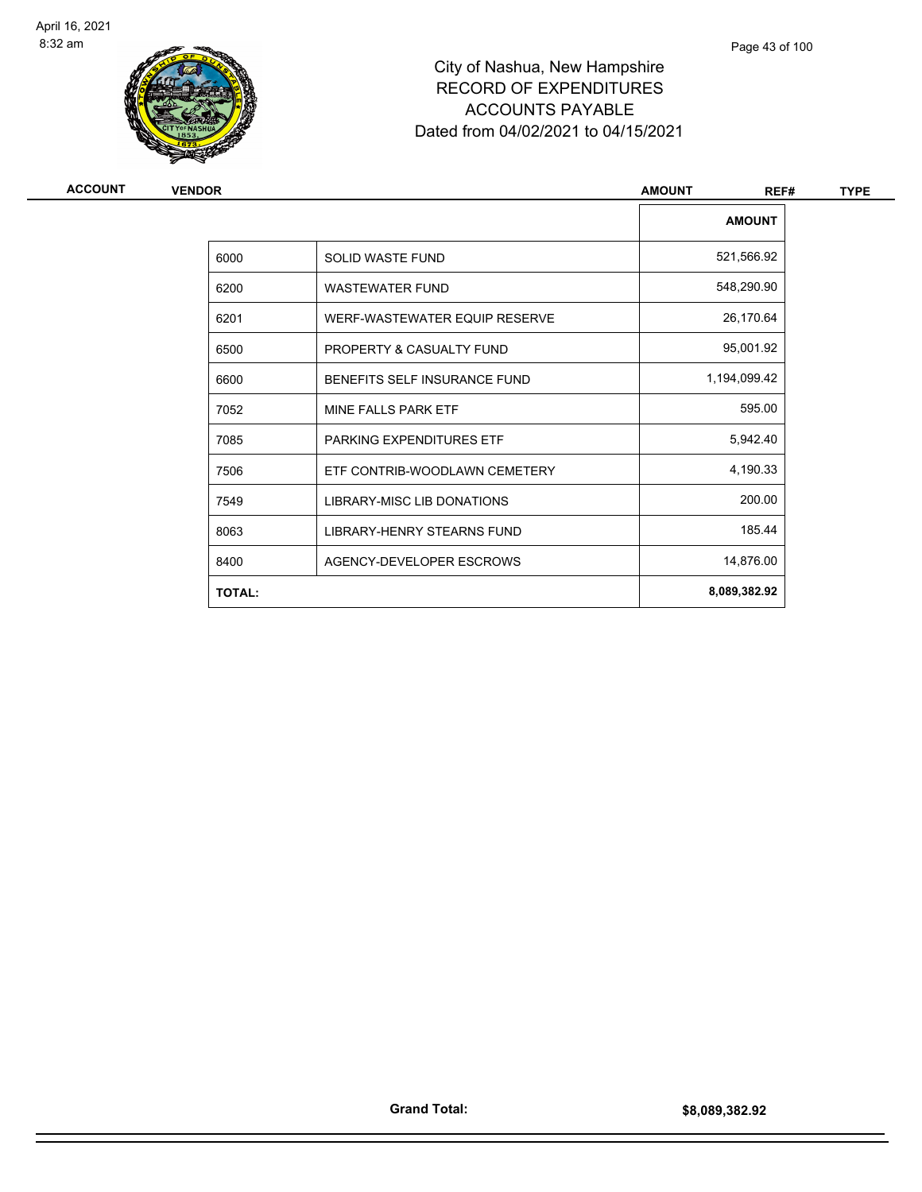# City of Nashua, New Hampshire
## RECORD OF EXPENDITURES
## ACCOUNTS PAYABLE
## Dated from 04/02/2021 to 04/15/2021

| ACCOUNT | VENDOR | AMOUNT | REF# | TYPE |
|---|---|---|---|---|

| | | AMOUNT |
|---|---|---|
| 6000 | SOLID WASTE FUND | 521,566.92 |
| 6200 | WASTEWATER FUND | 548,290.90 |
| 6201 | WERF-WASTEWATER EQUIP RESERVE | 26,170.64 |
| 6500 | PROPERTY & CASUALTY FUND | 95,001.92 |
| 6600 | BENEFITS SELF INSURANCE FUND | 1,194,099.42 |
| 7052 | MINE FALLS PARK ETF | 595.00 |
| 7085 | PARKING EXPENDITURES ETF | 5,942.40 |
| 7506 | ETF CONTRIB-WOODLAWN CEMETERY | 4,190.33 |
| 7549 | LIBRARY-MISC LIB DONATIONS | 200.00 |
| 8063 | LIBRARY-HENRY STEARNS FUND | 185.44 |
| 8400 | AGENCY-DEVELOPER ESCROWS | 14,876.00 |
| **TOTAL:** | | **8,089,382.92** |

**Grand Total:** **$8,089,382.92**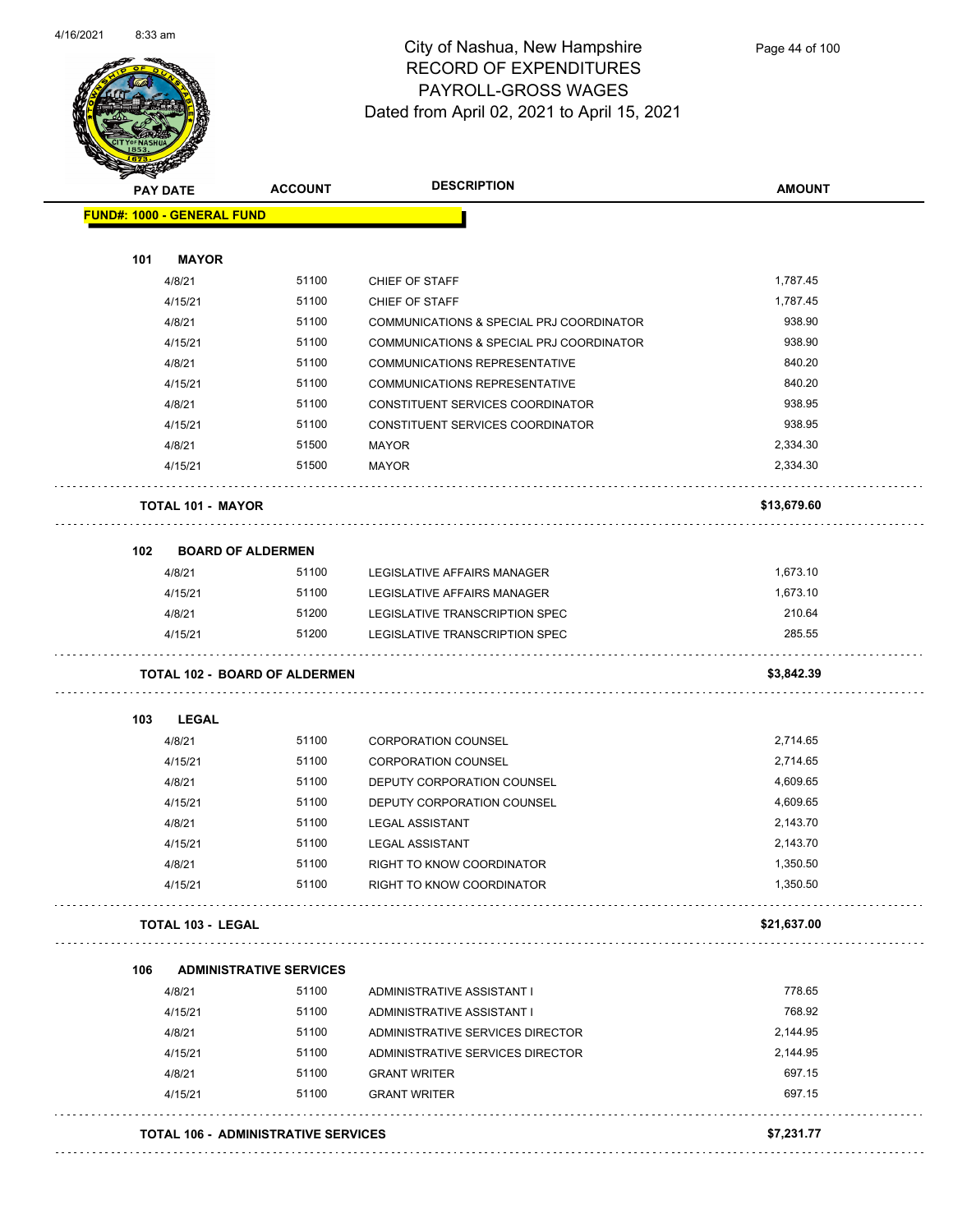# City of Nashua, New Hampshire
## RECORD OF EXPENDITURES
## PAYROLL-GROSS WAGES
## Dated from April 02, 2021 to April 15, 2021

| PAY DATE | ACCOUNT | DESCRIPTION | AMOUNT |
|---|---|---|---|
| **FUND#: 1000 - GENERAL FUND** | | | |
| **101 MAYOR** | | | |
| 4/8/21 | 51100 | CHIEF OF STAFF | 1,787.45 |
| 4/15/21 | 51100 | CHIEF OF STAFF | 1,787.45 |
| 4/8/21 | 51100 | COMMUNICATIONS & SPECIAL PRJ COORDINATOR | 938.90 |
| 4/15/21 | 51100 | COMMUNICATIONS & SPECIAL PRJ COORDINATOR | 938.90 |
| 4/8/21 | 51100 | COMMUNICATIONS REPRESENTATIVE | 840.20 |
| 4/15/21 | 51100 | COMMUNICATIONS REPRESENTATIVE | 840.20 |
| 4/8/21 | 51100 | CONSTITUENT SERVICES COORDINATOR | 938.95 |
| 4/15/21 | 51100 | CONSTITUENT SERVICES COORDINATOR | 938.95 |
| 4/8/21 | 51500 | MAYOR | 2,334.30 |
| 4/15/21 | 51500 | MAYOR | 2,334.30 |
| **TOTAL 101 - MAYOR** | | | **$13,679.60** |
| **102 BOARD OF ALDERMEN** | | | |
| 4/8/21 | 51100 | LEGISLATIVE AFFAIRS MANAGER | 1,673.10 |
| 4/15/21 | 51100 | LEGISLATIVE AFFAIRS MANAGER | 1,673.10 |
| 4/8/21 | 51200 | LEGISLATIVE TRANSCRIPTION SPEC | 210.64 |
| 4/15/21 | 51200 | LEGISLATIVE TRANSCRIPTION SPEC | 285.55 |
| **TOTAL 102 - BOARD OF ALDERMEN** | | | **$3,842.39** |
| **103 LEGAL** | | | |
| 4/8/21 | 51100 | CORPORATION COUNSEL | 2,714.65 |
| 4/15/21 | 51100 | CORPORATION COUNSEL | 2,714.65 |
| 4/8/21 | 51100 | DEPUTY CORPORATION COUNSEL | 4,609.65 |
| 4/15/21 | 51100 | DEPUTY CORPORATION COUNSEL | 4,609.65 |
| 4/8/21 | 51100 | LEGAL ASSISTANT | 2,143.70 |
| 4/15/21 | 51100 | LEGAL ASSISTANT | 2,143.70 |
| 4/8/21 | 51100 | RIGHT TO KNOW COORDINATOR | 1,350.50 |
| 4/15/21 | 51100 | RIGHT TO KNOW COORDINATOR | 1,350.50 |
| **TOTAL 103 - LEGAL** | | | **$21,637.00** |
| **106 ADMINISTRATIVE SERVICES** | | | |
| 4/8/21 | 51100 | ADMINISTRATIVE ASSISTANT I | 778.65 |
| 4/15/21 | 51100 | ADMINISTRATIVE ASSISTANT I | 768.92 |
| 4/8/21 | 51100 | ADMINISTRATIVE SERVICES DIRECTOR | 2,144.95 |
| 4/15/21 | 51100 | ADMINISTRATIVE SERVICES DIRECTOR | 2,144.95 |
| 4/8/21 | 51100 | GRANT WRITER | 697.15 |
| 4/15/21 | 51100 | GRANT WRITER | 697.15 |
| **TOTAL 106 - ADMINISTRATIVE SERVICES** | | | **$7,231.77** |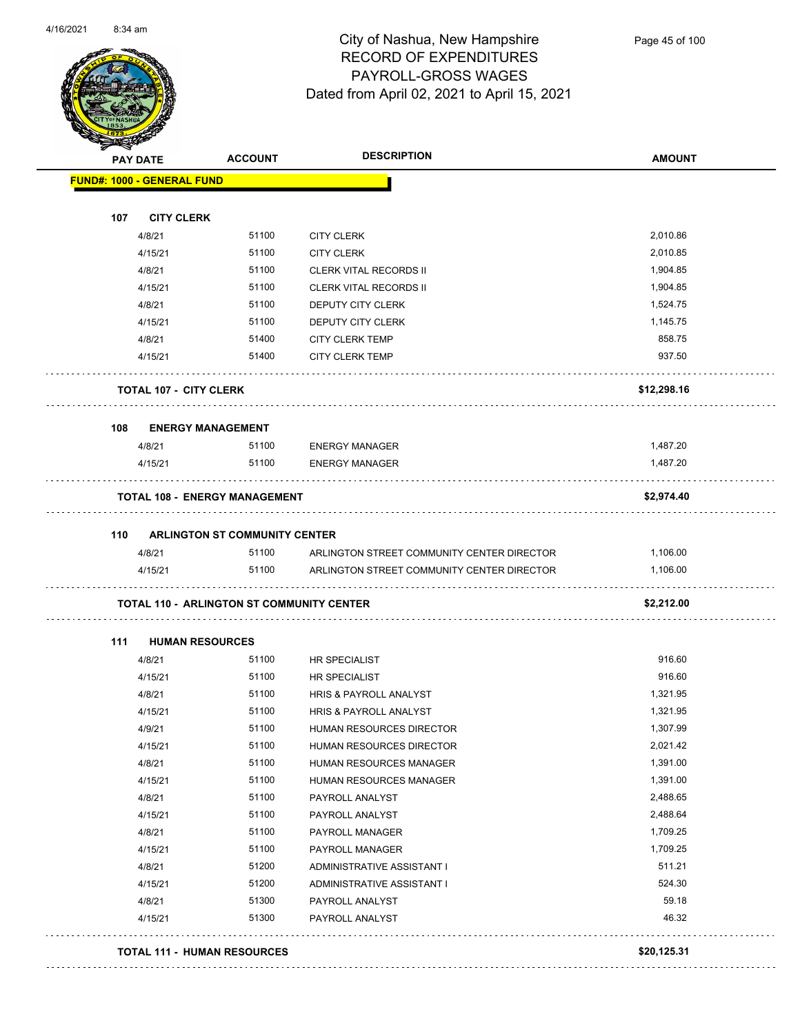# City of Nashua, New Hampshire
## RECORD OF EXPENDITURES
## PAYROLL-GROSS WAGES
## Dated from April 02, 2021 to April 15, 2021

| PAY DATE | ACCOUNT | DESCRIPTION | AMOUNT |
|---|---|---|---|
| **FUND#: 1000 - GENERAL FUND** | | | |
| **107 CITY CLERK** | | | |
| 4/8/21 | 51100 | CITY CLERK | 2,010.86 |
| 4/15/21 | 51100 | CITY CLERK | 2,010.85 |
| 4/8/21 | 51100 | CLERK VITAL RECORDS II | 1,904.85 |
| 4/15/21 | 51100 | CLERK VITAL RECORDS II | 1,904.85 |
| 4/8/21 | 51100 | DEPUTY CITY CLERK | 1,524.75 |
| 4/15/21 | 51100 | DEPUTY CITY CLERK | 1,145.75 |
| 4/8/21 | 51400 | CITY CLERK TEMP | 858.75 |
| 4/15/21 | 51400 | CITY CLERK TEMP | 937.50 |
| **TOTAL 107 - CITY CLERK** | | | **$12,298.16** |
| **108 ENERGY MANAGEMENT** | | | |
| 4/8/21 | 51100 | ENERGY MANAGER | 1,487.20 |
| 4/15/21 | 51100 | ENERGY MANAGER | 1,487.20 |
| **TOTAL 108 - ENERGY MANAGEMENT** | | | **$2,974.40** |
| **110 ARLINGTON ST COMMUNITY CENTER** | | | |
| 4/8/21 | 51100 | ARLINGTON STREET COMMUNITY CENTER DIRECTOR | 1,106.00 |
| 4/15/21 | 51100 | ARLINGTON STREET COMMUNITY CENTER DIRECTOR | 1,106.00 |
| **TOTAL 110 - ARLINGTON ST COMMUNITY CENTER** | | | **$2,212.00** |
| **111 HUMAN RESOURCES** | | | |
| 4/8/21 | 51100 | HR SPECIALIST | 916.60 |
| 4/15/21 | 51100 | HR SPECIALIST | 916.60 |
| 4/8/21 | 51100 | HRIS & PAYROLL ANALYST | 1,321.95 |
| 4/15/21 | 51100 | HRIS & PAYROLL ANALYST | 1,321.95 |
| 4/9/21 | 51100 | HUMAN RESOURCES DIRECTOR | 1,307.99 |
| 4/15/21 | 51100 | HUMAN RESOURCES DIRECTOR | 2,021.42 |
| 4/8/21 | 51100 | HUMAN RESOURCES MANAGER | 1,391.00 |
| 4/15/21 | 51100 | HUMAN RESOURCES MANAGER | 1,391.00 |
| 4/8/21 | 51100 | PAYROLL ANALYST | 2,488.65 |
| 4/15/21 | 51100 | PAYROLL ANALYST | 2,488.64 |
| 4/8/21 | 51100 | PAYROLL MANAGER | 1,709.25 |
| 4/15/21 | 51100 | PAYROLL MANAGER | 1,709.25 |
| 4/8/21 | 51200 | ADMINISTRATIVE ASSISTANT I | 511.21 |
| 4/15/21 | 51200 | ADMINISTRATIVE ASSISTANT I | 524.30 |
| 4/8/21 | 51300 | PAYROLL ANALYST | 59.18 |
| 4/15/21 | 51300 | PAYROLL ANALYST | 46.32 |
| **TOTAL 111 - HUMAN RESOURCES** | | | **$20,125.31** |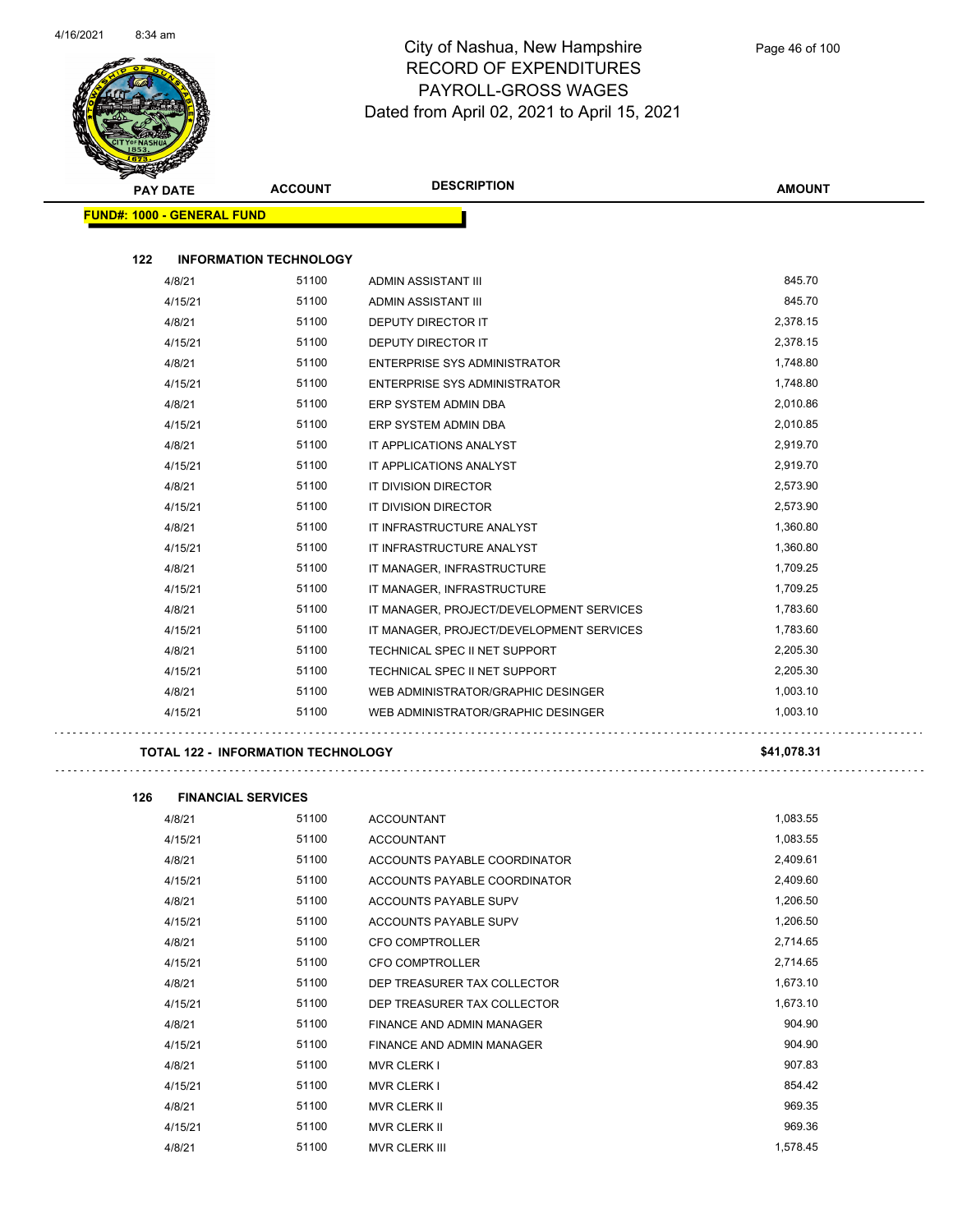# City of Nashua, New Hampshire
## RECORD OF EXPENDITURES
## PAYROLL-GROSS WAGES
## Dated from April 02, 2021 to April 15, 2021

| PAY DATE | ACCOUNT | DESCRIPTION | AMOUNT |
|---|---|---|---|
| **FUND#: 1000 - GENERAL FUND** | | | |
| **122 INFORMATION TECHNOLOGY** | | | |
| 4/8/21 | 51100 | ADMIN ASSISTANT III | 845.70 |
| 4/15/21 | 51100 | ADMIN ASSISTANT III | 845.70 |
| 4/8/21 | 51100 | DEPUTY DIRECTOR IT | 2,378.15 |
| 4/15/21 | 51100 | DEPUTY DIRECTOR IT | 2,378.15 |
| 4/8/21 | 51100 | ENTERPRISE SYS ADMINISTRATOR | 1,748.80 |
| 4/15/21 | 51100 | ENTERPRISE SYS ADMINISTRATOR | 1,748.80 |
| 4/8/21 | 51100 | ERP SYSTEM ADMIN DBA | 2,010.86 |
| 4/15/21 | 51100 | ERP SYSTEM ADMIN DBA | 2,010.85 |
| 4/8/21 | 51100 | IT APPLICATIONS ANALYST | 2,919.70 |
| 4/15/21 | 51100 | IT APPLICATIONS ANALYST | 2,919.70 |
| 4/8/21 | 51100 | IT DIVISION DIRECTOR | 2,573.90 |
| 4/15/21 | 51100 | IT DIVISION DIRECTOR | 2,573.90 |
| 4/8/21 | 51100 | IT INFRASTRUCTURE ANALYST | 1,360.80 |
| 4/15/21 | 51100 | IT INFRASTRUCTURE ANALYST | 1,360.80 |
| 4/8/21 | 51100 | IT MANAGER, INFRASTRUCTURE | 1,709.25 |
| 4/15/21 | 51100 | IT MANAGER, INFRASTRUCTURE | 1,709.25 |
| 4/8/21 | 51100 | IT MANAGER, PROJECT/DEVELOPMENT SERVICES | 1,783.60 |
| 4/15/21 | 51100 | IT MANAGER, PROJECT/DEVELOPMENT SERVICES | 1,783.60 |
| 4/8/21 | 51100 | TECHNICAL SPEC II NET SUPPORT | 2,205.30 |
| 4/15/21 | 51100 | TECHNICAL SPEC II NET SUPPORT | 2,205.30 |
| 4/8/21 | 51100 | WEB ADMINISTRATOR/GRAPHIC DESINGER | 1,003.10 |
| 4/15/21 | 51100 | WEB ADMINISTRATOR/GRAPHIC DESINGER | 1,003.10 |
| **TOTAL 122 - INFORMATION TECHNOLOGY** | | | **$41,078.31** |
| **126 FINANCIAL SERVICES** | | | |
| 4/8/21 | 51100 | ACCOUNTANT | 1,083.55 |
| 4/15/21 | 51100 | ACCOUNTANT | 1,083.55 |
| 4/8/21 | 51100 | ACCOUNTS PAYABLE COORDINATOR | 2,409.61 |
| 4/15/21 | 51100 | ACCOUNTS PAYABLE COORDINATOR | 2,409.60 |
| 4/8/21 | 51100 | ACCOUNTS PAYABLE SUPV | 1,206.50 |
| 4/15/21 | 51100 | ACCOUNTS PAYABLE SUPV | 1,206.50 |
| 4/8/21 | 51100 | CFO COMPTROLLER | 2,714.65 |
| 4/15/21 | 51100 | CFO COMPTROLLER | 2,714.65 |
| 4/8/21 | 51100 | DEP TREASURER TAX COLLECTOR | 1,673.10 |
| 4/15/21 | 51100 | DEP TREASURER TAX COLLECTOR | 1,673.10 |
| 4/8/21 | 51100 | FINANCE AND ADMIN MANAGER | 904.90 |
| 4/15/21 | 51100 | FINANCE AND ADMIN MANAGER | 904.90 |
| 4/8/21 | 51100 | MVR CLERK I | 907.83 |
| 4/15/21 | 51100 | MVR CLERK I | 854.42 |
| 4/8/21 | 51100 | MVR CLERK II | 969.35 |
| 4/15/21 | 51100 | MVR CLERK II | 969.36 |
| 4/8/21 | 51100 | MVR CLERK III | 1,578.45 |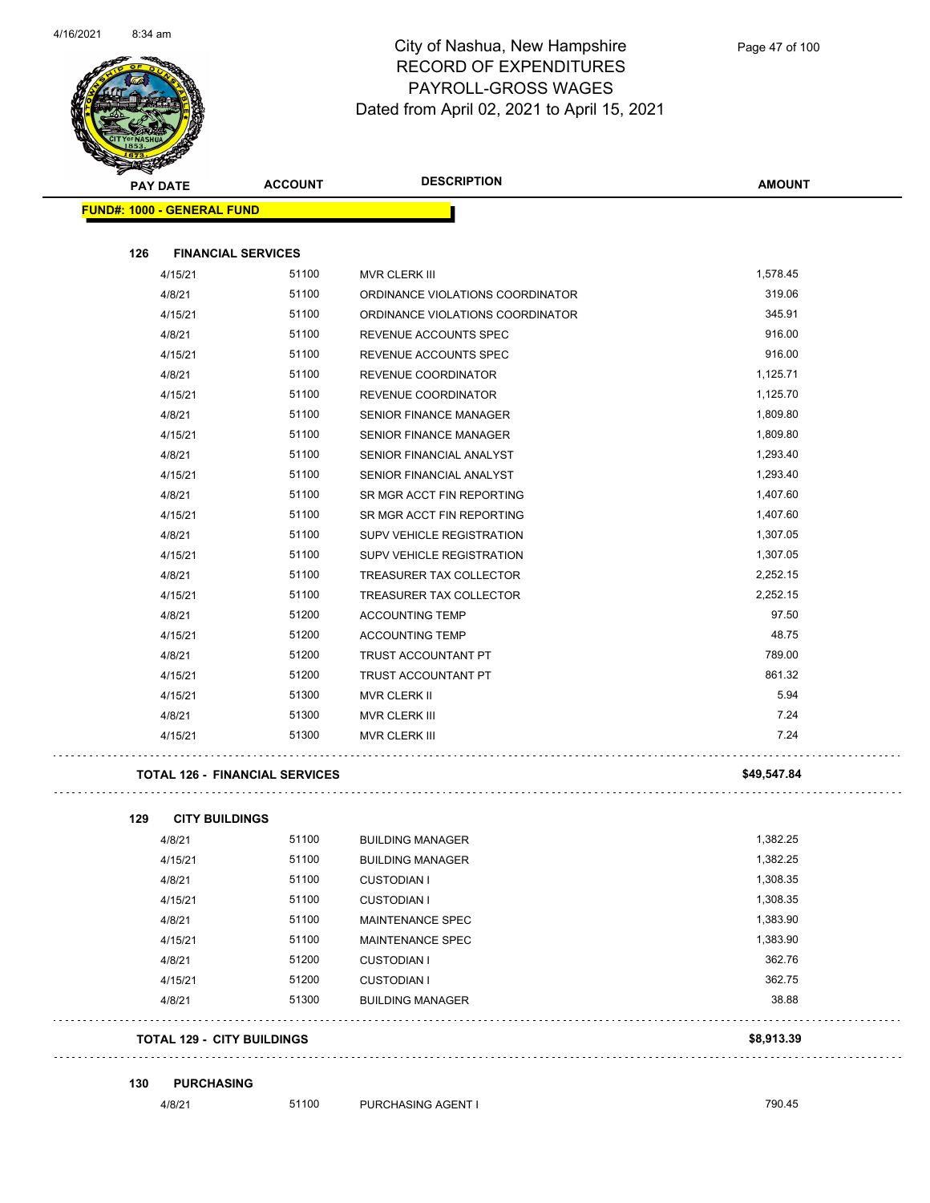# City of Nashua, New Hampshire
## RECORD OF EXPENDITURES
## PAYROLL-GROSS WAGES
## Dated from April 02, 2021 to April 15, 2021

| PAY DATE | ACCOUNT | DESCRIPTION | AMOUNT |
|---|---|---|---|
| **FUND#: 1000 - GENERAL FUND** | | | |
| **126 FINANCIAL SERVICES** | | | |
| 4/15/21 | 51100 | MVR CLERK III | 1,578.45 |
| 4/8/21 | 51100 | ORDINANCE VIOLATIONS COORDINATOR | 319.06 |
| 4/15/21 | 51100 | ORDINANCE VIOLATIONS COORDINATOR | 345.91 |
| 4/8/21 | 51100 | REVENUE ACCOUNTS SPEC | 916.00 |
| 4/15/21 | 51100 | REVENUE ACCOUNTS SPEC | 916.00 |
| 4/8/21 | 51100 | REVENUE COORDINATOR | 1,125.71 |
| 4/15/21 | 51100 | REVENUE COORDINATOR | 1,125.70 |
| 4/8/21 | 51100 | SENIOR FINANCE MANAGER | 1,809.80 |
| 4/15/21 | 51100 | SENIOR FINANCE MANAGER | 1,809.80 |
| 4/8/21 | 51100 | SENIOR FINANCIAL ANALYST | 1,293.40 |
| 4/15/21 | 51100 | SENIOR FINANCIAL ANALYST | 1,293.40 |
| 4/8/21 | 51100 | SR MGR ACCT FIN REPORTING | 1,407.60 |
| 4/15/21 | 51100 | SR MGR ACCT FIN REPORTING | 1,407.60 |
| 4/8/21 | 51100 | SUPV VEHICLE REGISTRATION | 1,307.05 |
| 4/15/21 | 51100 | SUPV VEHICLE REGISTRATION | 1,307.05 |
| 4/8/21 | 51100 | TREASURER TAX COLLECTOR | 2,252.15 |
| 4/15/21 | 51100 | TREASURER TAX COLLECTOR | 2,252.15 |
| 4/8/21 | 51200 | ACCOUNTING TEMP | 97.50 |
| 4/15/21 | 51200 | ACCOUNTING TEMP | 48.75 |
| 4/8/21 | 51200 | TRUST ACCOUNTANT PT | 789.00 |
| 4/15/21 | 51200 | TRUST ACCOUNTANT PT | 861.32 |
| 4/15/21 | 51300 | MVR CLERK II | 5.94 |
| 4/8/21 | 51300 | MVR CLERK III | 7.24 |
| 4/15/21 | 51300 | MVR CLERK III | 7.24 |
| **TOTAL 126 - FINANCIAL SERVICES** | | | **$49,547.84** |
| **129 CITY BUILDINGS** | | | |
| 4/8/21 | 51100 | BUILDING MANAGER | 1,382.25 |
| 4/15/21 | 51100 | BUILDING MANAGER | 1,382.25 |
| 4/8/21 | 51100 | CUSTODIAN I | 1,308.35 |
| 4/15/21 | 51100 | CUSTODIAN I | 1,308.35 |
| 4/8/21 | 51100 | MAINTENANCE SPEC | 1,383.90 |
| 4/15/21 | 51100 | MAINTENANCE SPEC | 1,383.90 |
| 4/8/21 | 51200 | CUSTODIAN I | 362.76 |
| 4/15/21 | 51200 | CUSTODIAN I | 362.75 |
| 4/8/21 | 51300 | BUILDING MANAGER | 38.88 |
| **TOTAL 129 - CITY BUILDINGS** | | | **$8,913.39** |
| **130 PURCHASING** | | | |
| 4/8/21 | 51100 | PURCHASING AGENT I | 790.45 |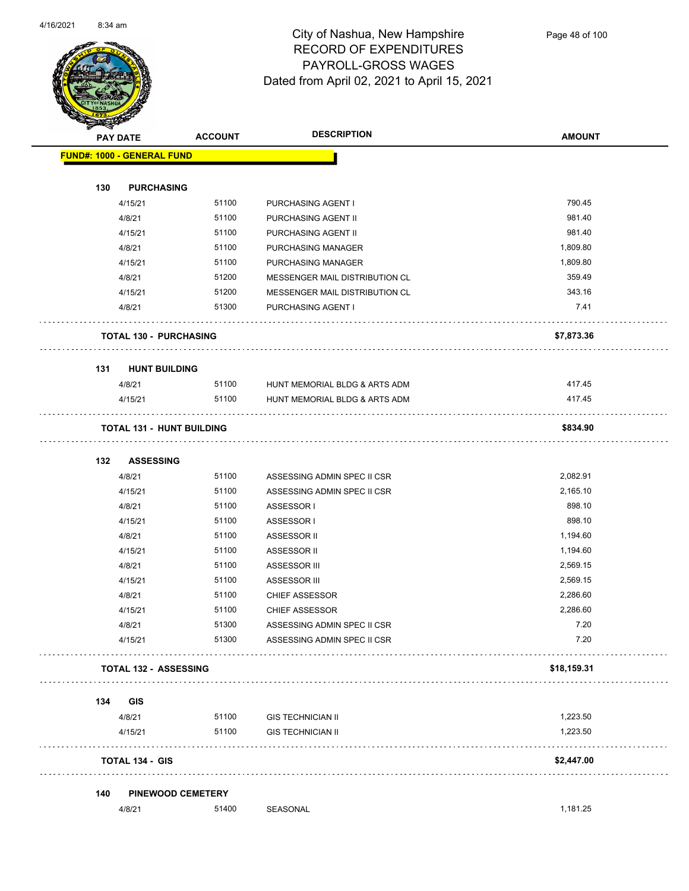# City of Nashua, New Hampshire
## RECORD OF EXPENDITURES
## PAYROLL-GROSS WAGES
## Dated from April 02, 2021 to April 15, 2021

| PAY DATE | ACCOUNT | DESCRIPTION | AMOUNT |
|---|---|---|---|
| **FUND#: 1000 - GENERAL FUND** | | | |
| **130 PURCHASING** | | | |
| 4/15/21 | 51100 | PURCHASING AGENT I | 790.45 |
| 4/8/21 | 51100 | PURCHASING AGENT II | 981.40 |
| 4/15/21 | 51100 | PURCHASING AGENT II | 981.40 |
| 4/8/21 | 51100 | PURCHASING MANAGER | 1,809.80 |
| 4/15/21 | 51100 | PURCHASING MANAGER | 1,809.80 |
| 4/8/21 | 51200 | MESSENGER MAIL DISTRIBUTION CL | 359.49 |
| 4/15/21 | 51200 | MESSENGER MAIL DISTRIBUTION CL | 343.16 |
| 4/8/21 | 51300 | PURCHASING AGENT I | 7.41 |
| **TOTAL 130 - PURCHASING** | | | **$7,873.36** |
| **131 HUNT BUILDING** | | | |
| 4/8/21 | 51100 | HUNT MEMORIAL BLDG & ARTS ADM | 417.45 |
| 4/15/21 | 51100 | HUNT MEMORIAL BLDG & ARTS ADM | 417.45 |
| **TOTAL 131 - HUNT BUILDING** | | | **$834.90** |
| **132 ASSESSING** | | | |
| 4/8/21 | 51100 | ASSESSING ADMIN SPEC II CSR | 2,082.91 |
| 4/15/21 | 51100 | ASSESSING ADMIN SPEC II CSR | 2,165.10 |
| 4/8/21 | 51100 | ASSESSOR I | 898.10 |
| 4/15/21 | 51100 | ASSESSOR I | 898.10 |
| 4/8/21 | 51100 | ASSESSOR II | 1,194.60 |
| 4/15/21 | 51100 | ASSESSOR II | 1,194.60 |
| 4/8/21 | 51100 | ASSESSOR III | 2,569.15 |
| 4/15/21 | 51100 | ASSESSOR III | 2,569.15 |
| 4/8/21 | 51100 | CHIEF ASSESSOR | 2,286.60 |
| 4/15/21 | 51100 | CHIEF ASSESSOR | 2,286.60 |
| 4/8/21 | 51300 | ASSESSING ADMIN SPEC II CSR | 7.20 |
| 4/15/21 | 51300 | ASSESSING ADMIN SPEC II CSR | 7.20 |
| **TOTAL 132 - ASSESSING** | | | **$18,159.31** |
| **134 GIS** | | | |
| 4/8/21 | 51100 | GIS TECHNICIAN II | 1,223.50 |
| 4/15/21 | 51100 | GIS TECHNICIAN II | 1,223.50 |
| **TOTAL 134 - GIS** | | | **$2,447.00** |
| **140 PINEWOOD CEMETERY** | | | |
| 4/8/21 | 51400 | SEASONAL | 1,181.25 |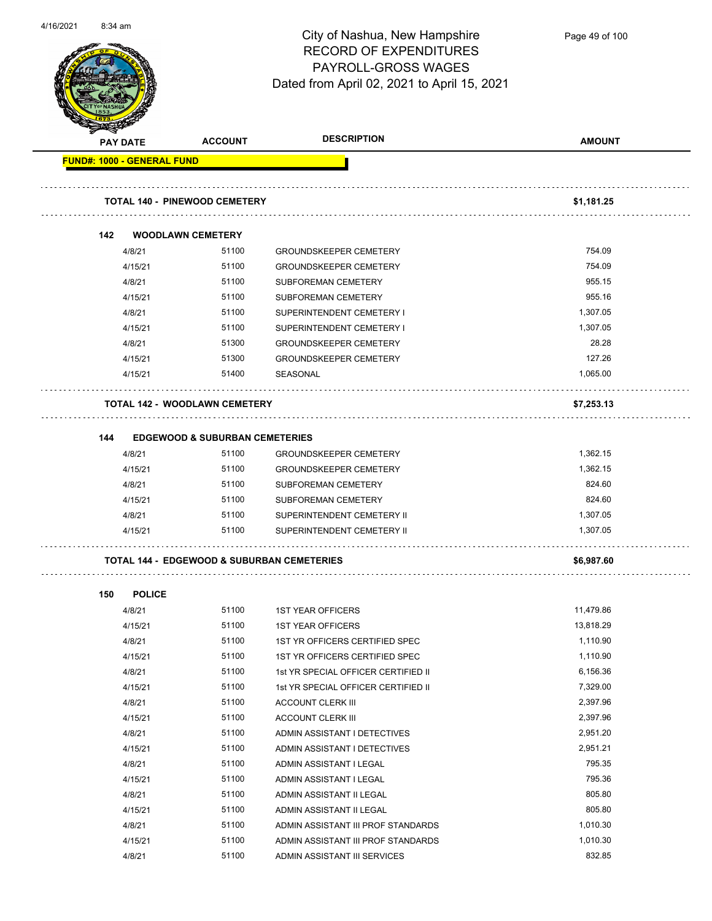# City of Nashua, New Hampshire
## RECORD OF EXPENDITURES
## PAYROLL-GROSS WAGES
## Dated from April 02, 2021 to April 15, 2021

| PAY DATE | ACCOUNT | DESCRIPTION | AMOUNT |
|---|---|---|---|
| **FUND#: 1000 - GENERAL FUND** | | | |
| **TOTAL 140 - PINEWOOD CEMETERY** | | | **$1,181.25** |
| **142 WOODLAWN CEMETERY** | | | |
| 4/8/21 | 51100 | GROUNDSKEEPER CEMETERY | 754.09 |
| 4/15/21 | 51100 | GROUNDSKEEPER CEMETERY | 754.09 |
| 4/8/21 | 51100 | SUBFOREMAN CEMETERY | 955.15 |
| 4/15/21 | 51100 | SUBFOREMAN CEMETERY | 955.16 |
| 4/8/21 | 51100 | SUPERINTENDENT CEMETERY I | 1,307.05 |
| 4/15/21 | 51100 | SUPERINTENDENT CEMETERY I | 1,307.05 |
| 4/8/21 | 51300 | GROUNDSKEEPER CEMETERY | 28.28 |
| 4/15/21 | 51300 | GROUNDSKEEPER CEMETERY | 127.26 |
| 4/15/21 | 51400 | SEASONAL | 1,065.00 |
| **TOTAL 142 - WOODLAWN CEMETERY** | | | **$7,253.13** |
| **144 EDGEWOOD & SUBURBAN CEMETERIES** | | | |
| 4/8/21 | 51100 | GROUNDSKEEPER CEMETERY | 1,362.15 |
| 4/15/21 | 51100 | GROUNDSKEEPER CEMETERY | 1,362.15 |
| 4/8/21 | 51100 | SUBFOREMAN CEMETERY | 824.60 |
| 4/15/21 | 51100 | SUBFOREMAN CEMETERY | 824.60 |
| 4/8/21 | 51100 | SUPERINTENDENT CEMETERY II | 1,307.05 |
| 4/15/21 | 51100 | SUPERINTENDENT CEMETERY II | 1,307.05 |
| **TOTAL 144 - EDGEWOOD & SUBURBAN CEMETERIES** | | | **$6,987.60** |
| **150 POLICE** | | | |
| 4/8/21 | 51100 | 1ST YEAR OFFICERS | 11,479.86 |
| 4/15/21 | 51100 | 1ST YEAR OFFICERS | 13,818.29 |
| 4/8/21 | 51100 | 1ST YR OFFICERS CERTIFIED SPEC | 1,110.90 |
| 4/15/21 | 51100 | 1ST YR OFFICERS CERTIFIED SPEC | 1,110.90 |
| 4/8/21 | 51100 | 1st YR SPECIAL OFFICER CERTIFIED II | 6,156.36 |
| 4/15/21 | 51100 | 1st YR SPECIAL OFFICER CERTIFIED II | 7,329.00 |
| 4/8/21 | 51100 | ACCOUNT CLERK III | 2,397.96 |
| 4/15/21 | 51100 | ACCOUNT CLERK III | 2,397.96 |
| 4/8/21 | 51100 | ADMIN ASSISTANT I DETECTIVES | 2,951.20 |
| 4/15/21 | 51100 | ADMIN ASSISTANT I DETECTIVES | 2,951.21 |
| 4/8/21 | 51100 | ADMIN ASSISTANT I LEGAL | 795.35 |
| 4/15/21 | 51100 | ADMIN ASSISTANT I LEGAL | 795.36 |
| 4/8/21 | 51100 | ADMIN ASSISTANT II LEGAL | 805.80 |
| 4/15/21 | 51100 | ADMIN ASSISTANT II LEGAL | 805.80 |
| 4/8/21 | 51100 | ADMIN ASSISTANT III PROF STANDARDS | 1,010.30 |
| 4/15/21 | 51100 | ADMIN ASSISTANT III PROF STANDARDS | 1,010.30 |
| 4/8/21 | 51100 | ADMIN ASSISTANT III SERVICES | 832.85 |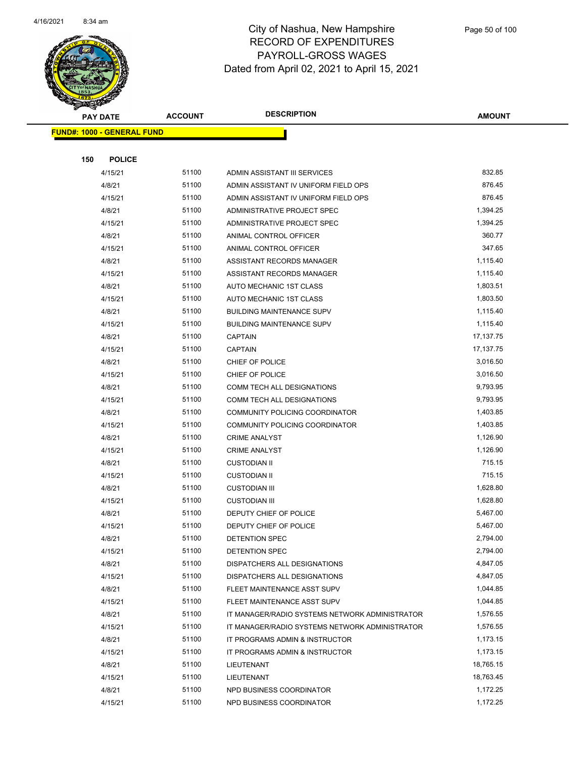# City of Nashua, New Hampshire
## RECORD OF EXPENDITURES
## PAYROLL-GROSS WAGES
## Dated from April 02, 2021 to April 15, 2021

| PAY DATE | ACCOUNT | DESCRIPTION | AMOUNT |
|---|---|---|---|
| **FUND#: 1000 - GENERAL FUND** | | | |
| **150 POLICE** | | | |
| 4/15/21 | 51100 | ADMIN ASSISTANT III SERVICES | 832.85 |
| 4/8/21 | 51100 | ADMIN ASSISTANT IV UNIFORM FIELD OPS | 876.45 |
| 4/15/21 | 51100 | ADMIN ASSISTANT IV UNIFORM FIELD OPS | 876.45 |
| 4/8/21 | 51100 | ADMINISTRATIVE PROJECT SPEC | 1,394.25 |
| 4/15/21 | 51100 | ADMINISTRATIVE PROJECT SPEC | 1,394.25 |
| 4/8/21 | 51100 | ANIMAL CONTROL OFFICER | 360.77 |
| 4/15/21 | 51100 | ANIMAL CONTROL OFFICER | 347.65 |
| 4/8/21 | 51100 | ASSISTANT RECORDS MANAGER | 1,115.40 |
| 4/15/21 | 51100 | ASSISTANT RECORDS MANAGER | 1,115.40 |
| 4/8/21 | 51100 | AUTO MECHANIC 1ST CLASS | 1,803.51 |
| 4/15/21 | 51100 | AUTO MECHANIC 1ST CLASS | 1,803.50 |
| 4/8/21 | 51100 | BUILDING MAINTENANCE SUPV | 1,115.40 |
| 4/15/21 | 51100 | BUILDING MAINTENANCE SUPV | 1,115.40 |
| 4/8/21 | 51100 | CAPTAIN | 17,137.75 |
| 4/15/21 | 51100 | CAPTAIN | 17,137.75 |
| 4/8/21 | 51100 | CHIEF OF POLICE | 3,016.50 |
| 4/15/21 | 51100 | CHIEF OF POLICE | 3,016.50 |
| 4/8/21 | 51100 | COMM TECH ALL DESIGNATIONS | 9,793.95 |
| 4/15/21 | 51100 | COMM TECH ALL DESIGNATIONS | 9,793.95 |
| 4/8/21 | 51100 | COMMUNITY POLICING COORDINATOR | 1,403.85 |
| 4/15/21 | 51100 | COMMUNITY POLICING COORDINATOR | 1,403.85 |
| 4/8/21 | 51100 | CRIME ANALYST | 1,126.90 |
| 4/15/21 | 51100 | CRIME ANALYST | 1,126.90 |
| 4/8/21 | 51100 | CUSTODIAN II | 715.15 |
| 4/15/21 | 51100 | CUSTODIAN II | 715.15 |
| 4/8/21 | 51100 | CUSTODIAN III | 1,628.80 |
| 4/15/21 | 51100 | CUSTODIAN III | 1,628.80 |
| 4/8/21 | 51100 | DEPUTY CHIEF OF POLICE | 5,467.00 |
| 4/15/21 | 51100 | DEPUTY CHIEF OF POLICE | 5,467.00 |
| 4/8/21 | 51100 | DETENTION SPEC | 2,794.00 |
| 4/15/21 | 51100 | DETENTION SPEC | 2,794.00 |
| 4/8/21 | 51100 | DISPATCHERS ALL DESIGNATIONS | 4,847.05 |
| 4/15/21 | 51100 | DISPATCHERS ALL DESIGNATIONS | 4,847.05 |
| 4/8/21 | 51100 | FLEET MAINTENANCE ASST SUPV | 1,044.85 |
| 4/15/21 | 51100 | FLEET MAINTENANCE ASST SUPV | 1,044.85 |
| 4/8/21 | 51100 | IT MANAGER/RADIO SYSTEMS NETWORK ADMINISTRATOR | 1,576.55 |
| 4/15/21 | 51100 | IT MANAGER/RADIO SYSTEMS NETWORK ADMINISTRATOR | 1,576.55 |
| 4/8/21 | 51100 | IT PROGRAMS ADMIN & INSTRUCTOR | 1,173.15 |
| 4/15/21 | 51100 | IT PROGRAMS ADMIN & INSTRUCTOR | 1,173.15 |
| 4/8/21 | 51100 | LIEUTENANT | 18,765.15 |
| 4/15/21 | 51100 | LIEUTENANT | 18,763.45 |
| 4/8/21 | 51100 | NPD BUSINESS COORDINATOR | 1,172.25 |
| 4/15/21 | 51100 | NPD BUSINESS COORDINATOR | 1,172.25 |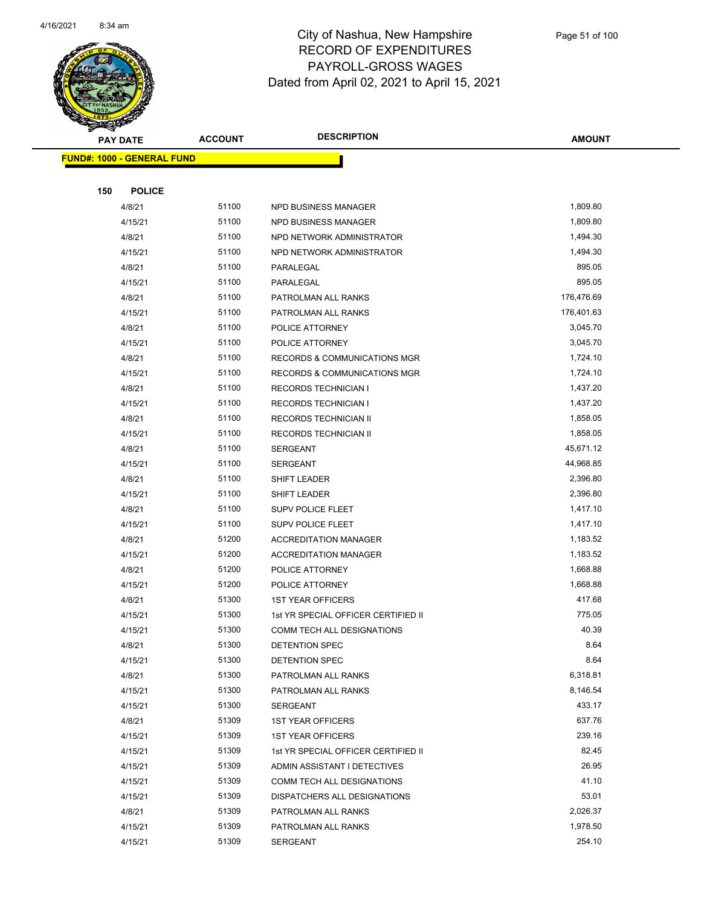# City of Nashua, New Hampshire
## RECORD OF EXPENDITURES
## PAYROLL-GROSS WAGES
## Dated from April 02, 2021 to April 15, 2021

| PAY DATE | ACCOUNT | DESCRIPTION | AMOUNT |
|---|---|---|---|

**FUND#: 1000 - GENERAL FUND**

**150 POLICE**

| PAY DATE | ACCOUNT | DESCRIPTION | AMOUNT |
|---|---|---|---|
| 4/8/21 | 51100 | NPD BUSINESS MANAGER | 1,809.80 |
| 4/15/21 | 51100 | NPD BUSINESS MANAGER | 1,809.80 |
| 4/8/21 | 51100 | NPD NETWORK ADMINISTRATOR | 1,494.30 |
| 4/15/21 | 51100 | NPD NETWORK ADMINISTRATOR | 1,494.30 |
| 4/8/21 | 51100 | PARALEGAL | 895.05 |
| 4/15/21 | 51100 | PARALEGAL | 895.05 |
| 4/8/21 | 51100 | PATROLMAN ALL RANKS | 176,476.69 |
| 4/15/21 | 51100 | PATROLMAN ALL RANKS | 176,401.63 |
| 4/8/21 | 51100 | POLICE ATTORNEY | 3,045.70 |
| 4/15/21 | 51100 | POLICE ATTORNEY | 3,045.70 |
| 4/8/21 | 51100 | RECORDS & COMMUNICATIONS MGR | 1,724.10 |
| 4/15/21 | 51100 | RECORDS & COMMUNICATIONS MGR | 1,724.10 |
| 4/8/21 | 51100 | RECORDS TECHNICIAN I | 1,437.20 |
| 4/15/21 | 51100 | RECORDS TECHNICIAN I | 1,437.20 |
| 4/8/21 | 51100 | RECORDS TECHNICIAN II | 1,858.05 |
| 4/15/21 | 51100 | RECORDS TECHNICIAN II | 1,858.05 |
| 4/8/21 | 51100 | SERGEANT | 45,671.12 |
| 4/15/21 | 51100 | SERGEANT | 44,968.85 |
| 4/8/21 | 51100 | SHIFT LEADER | 2,396.80 |
| 4/15/21 | 51100 | SHIFT LEADER | 2,396.80 |
| 4/8/21 | 51100 | SUPV POLICE FLEET | 1,417.10 |
| 4/15/21 | 51100 | SUPV POLICE FLEET | 1,417.10 |
| 4/8/21 | 51200 | ACCREDITATION MANAGER | 1,183.52 |
| 4/15/21 | 51200 | ACCREDITATION MANAGER | 1,183.52 |
| 4/8/21 | 51200 | POLICE ATTORNEY | 1,668.88 |
| 4/15/21 | 51200 | POLICE ATTORNEY | 1,668.88 |
| 4/8/21 | 51300 | 1ST YEAR OFFICERS | 417.68 |
| 4/15/21 | 51300 | 1st YR SPECIAL OFFICER CERTIFIED II | 775.05 |
| 4/15/21 | 51300 | COMM TECH ALL DESIGNATIONS | 40.39 |
| 4/8/21 | 51300 | DETENTION SPEC | 8.64 |
| 4/15/21 | 51300 | DETENTION SPEC | 8.64 |
| 4/8/21 | 51300 | PATROLMAN ALL RANKS | 6,318.81 |
| 4/15/21 | 51300 | PATROLMAN ALL RANKS | 8,146.54 |
| 4/15/21 | 51300 | SERGEANT | 433.17 |
| 4/8/21 | 51309 | 1ST YEAR OFFICERS | 637.76 |
| 4/15/21 | 51309 | 1ST YEAR OFFICERS | 239.16 |
| 4/15/21 | 51309 | 1st YR SPECIAL OFFICER CERTIFIED II | 82.45 |
| 4/15/21 | 51309 | ADMIN ASSISTANT I DETECTIVES | 26.95 |
| 4/15/21 | 51309 | COMM TECH ALL DESIGNATIONS | 41.10 |
| 4/15/21 | 51309 | DISPATCHERS ALL DESIGNATIONS | 53.01 |
| 4/8/21 | 51309 | PATROLMAN ALL RANKS | 2,026.37 |
| 4/15/21 | 51309 | PATROLMAN ALL RANKS | 1,978.50 |
| 4/15/21 | 51309 | SERGEANT | 254.10 |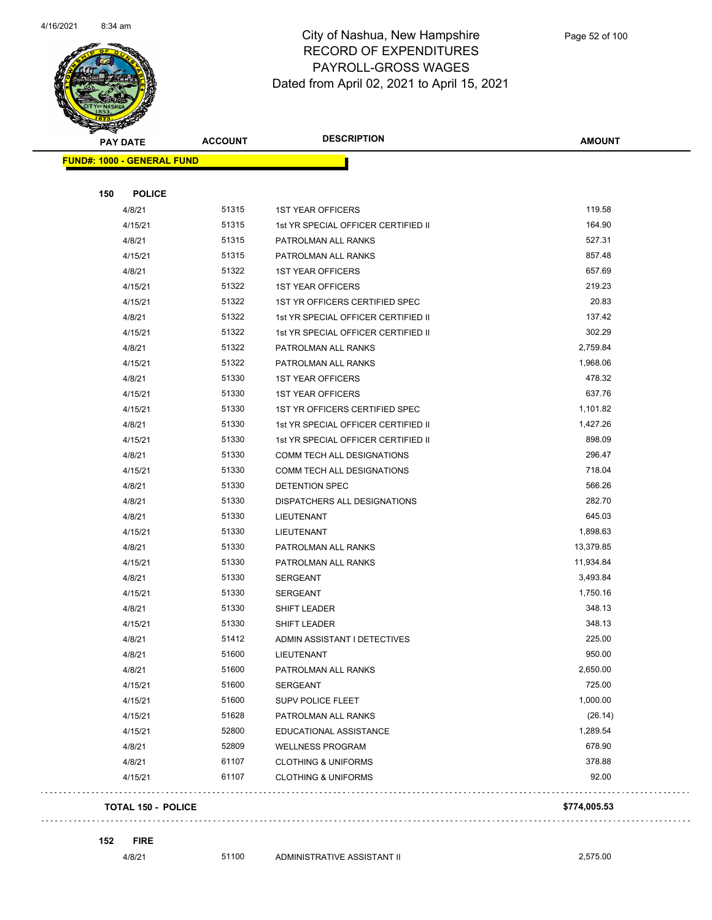# City of Nashua, New Hampshire
## RECORD OF EXPENDITURES
## PAYROLL-GROSS WAGES
## Dated from April 02, 2021 to April 15, 2021

| PAY DATE | ACCOUNT | DESCRIPTION | AMOUNT |
|---|---|---|---|
| **FUND#: 1000 - GENERAL FUND** | | | |
| **150 POLICE** | | | |
| 4/8/21 | 51315 | 1ST YEAR OFFICERS | 119.58 |
| 4/15/21 | 51315 | 1st YR SPECIAL OFFICER CERTIFIED II | 164.90 |
| 4/8/21 | 51315 | PATROLMAN ALL RANKS | 527.31 |
| 4/15/21 | 51315 | PATROLMAN ALL RANKS | 857.48 |
| 4/8/21 | 51322 | 1ST YEAR OFFICERS | 657.69 |
| 4/15/21 | 51322 | 1ST YEAR OFFICERS | 219.23 |
| 4/15/21 | 51322 | 1ST YR OFFICERS CERTIFIED SPEC | 20.83 |
| 4/8/21 | 51322 | 1st YR SPECIAL OFFICER CERTIFIED II | 137.42 |
| 4/15/21 | 51322 | 1st YR SPECIAL OFFICER CERTIFIED II | 302.29 |
| 4/8/21 | 51322 | PATROLMAN ALL RANKS | 2,759.84 |
| 4/15/21 | 51322 | PATROLMAN ALL RANKS | 1,968.06 |
| 4/8/21 | 51330 | 1ST YEAR OFFICERS | 478.32 |
| 4/15/21 | 51330 | 1ST YEAR OFFICERS | 637.76 |
| 4/15/21 | 51330 | 1ST YR OFFICERS CERTIFIED SPEC | 1,101.82 |
| 4/8/21 | 51330 | 1st YR SPECIAL OFFICER CERTIFIED II | 1,427.26 |
| 4/15/21 | 51330 | 1st YR SPECIAL OFFICER CERTIFIED II | 898.09 |
| 4/8/21 | 51330 | COMM TECH ALL DESIGNATIONS | 296.47 |
| 4/15/21 | 51330 | COMM TECH ALL DESIGNATIONS | 718.04 |
| 4/8/21 | 51330 | DETENTION SPEC | 566.26 |
| 4/8/21 | 51330 | DISPATCHERS ALL DESIGNATIONS | 282.70 |
| 4/8/21 | 51330 | LIEUTENANT | 645.03 |
| 4/15/21 | 51330 | LIEUTENANT | 1,898.63 |
| 4/8/21 | 51330 | PATROLMAN ALL RANKS | 13,379.85 |
| 4/15/21 | 51330 | PATROLMAN ALL RANKS | 11,934.84 |
| 4/8/21 | 51330 | SERGEANT | 3,493.84 |
| 4/15/21 | 51330 | SERGEANT | 1,750.16 |
| 4/8/21 | 51330 | SHIFT LEADER | 348.13 |
| 4/15/21 | 51330 | SHIFT LEADER | 348.13 |
| 4/8/21 | 51412 | ADMIN ASSISTANT I DETECTIVES | 225.00 |
| 4/8/21 | 51600 | LIEUTENANT | 950.00 |
| 4/8/21 | 51600 | PATROLMAN ALL RANKS | 2,650.00 |
| 4/15/21 | 51600 | SERGEANT | 725.00 |
| 4/15/21 | 51600 | SUPV POLICE FLEET | 1,000.00 |
| 4/15/21 | 51628 | PATROLMAN ALL RANKS | (26.14) |
| 4/15/21 | 52800 | EDUCATIONAL ASSISTANCE | 1,289.54 |
| 4/8/21 | 52809 | WELLNESS PROGRAM | 678.90 |
| 4/8/21 | 61107 | CLOTHING & UNIFORMS | 378.88 |
| 4/15/21 | 61107 | CLOTHING & UNIFORMS | 92.00 |
| **TOTAL 150 - POLICE** | | | **$774,005.53** |
| **152 FIRE** | | | |
| 4/8/21 | 51100 | ADMINISTRATIVE ASSISTANT II | 2,575.00 |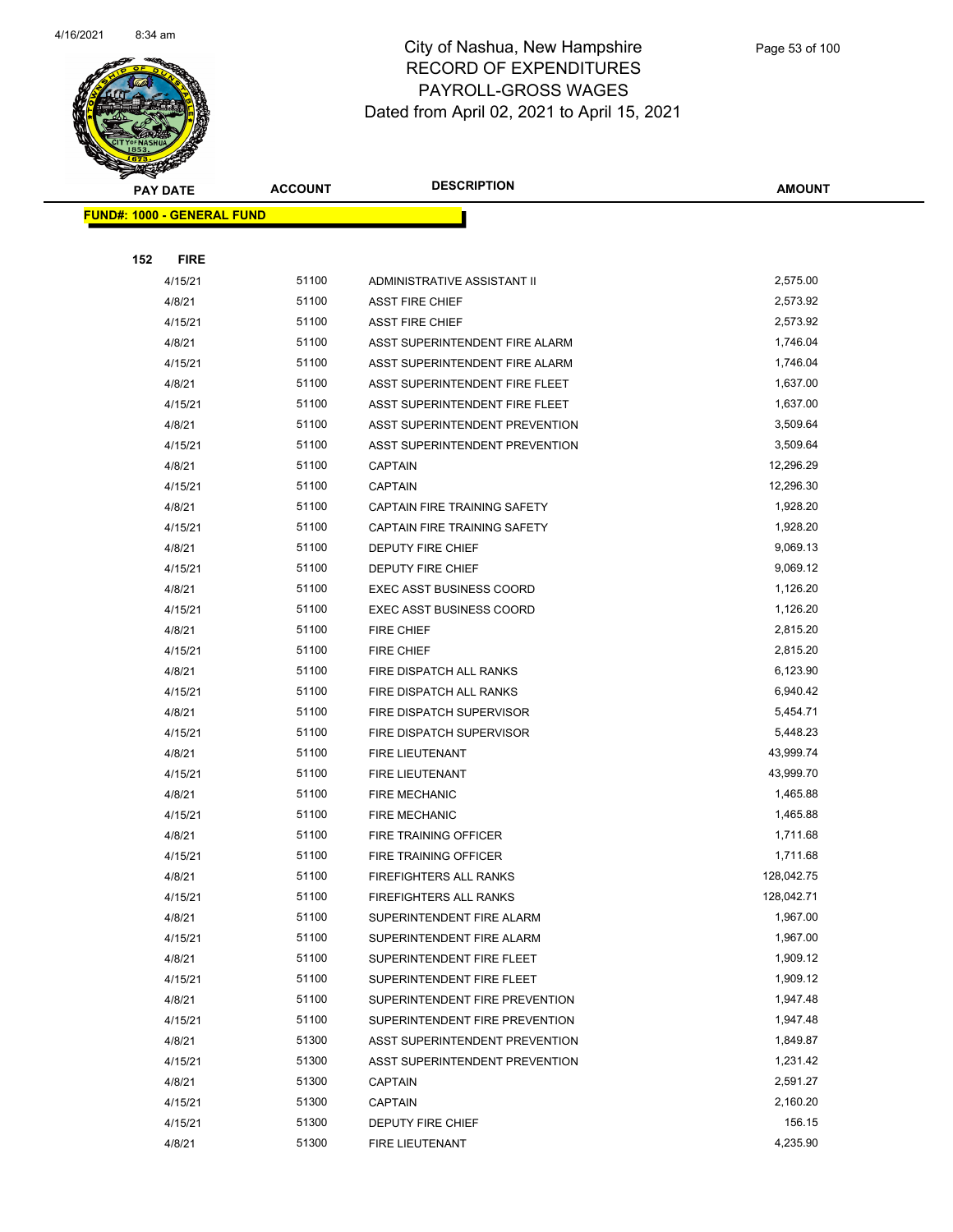# City of Nashua, New Hampshire
## RECORD OF EXPENDITURES
## PAYROLL-GROSS WAGES
## Dated from April 02, 2021 to April 15, 2021

| PAY DATE | ACCOUNT | DESCRIPTION | AMOUNT |
|---|---|---|---|
| **FUND#: 1000 - GENERAL FUND** | | | |
| **152 FIRE** | | | |
| 4/15/21 | 51100 | ADMINISTRATIVE ASSISTANT II | 2,575.00 |
| 4/8/21 | 51100 | ASST FIRE CHIEF | 2,573.92 |
| 4/15/21 | 51100 | ASST FIRE CHIEF | 2,573.92 |
| 4/8/21 | 51100 | ASST SUPERINTENDENT FIRE ALARM | 1,746.04 |
| 4/15/21 | 51100 | ASST SUPERINTENDENT FIRE ALARM | 1,746.04 |
| 4/8/21 | 51100 | ASST SUPERINTENDENT FIRE FLEET | 1,637.00 |
| 4/15/21 | 51100 | ASST SUPERINTENDENT FIRE FLEET | 1,637.00 |
| 4/8/21 | 51100 | ASST SUPERINTENDENT PREVENTION | 3,509.64 |
| 4/15/21 | 51100 | ASST SUPERINTENDENT PREVENTION | 3,509.64 |
| 4/8/21 | 51100 | CAPTAIN | 12,296.29 |
| 4/15/21 | 51100 | CAPTAIN | 12,296.30 |
| 4/8/21 | 51100 | CAPTAIN FIRE TRAINING SAFETY | 1,928.20 |
| 4/15/21 | 51100 | CAPTAIN FIRE TRAINING SAFETY | 1,928.20 |
| 4/8/21 | 51100 | DEPUTY FIRE CHIEF | 9,069.13 |
| 4/15/21 | 51100 | DEPUTY FIRE CHIEF | 9,069.12 |
| 4/8/21 | 51100 | EXEC ASST BUSINESS COORD | 1,126.20 |
| 4/15/21 | 51100 | EXEC ASST BUSINESS COORD | 1,126.20 |
| 4/8/21 | 51100 | FIRE CHIEF | 2,815.20 |
| 4/15/21 | 51100 | FIRE CHIEF | 2,815.20 |
| 4/8/21 | 51100 | FIRE DISPATCH ALL RANKS | 6,123.90 |
| 4/15/21 | 51100 | FIRE DISPATCH ALL RANKS | 6,940.42 |
| 4/8/21 | 51100 | FIRE DISPATCH SUPERVISOR | 5,454.71 |
| 4/15/21 | 51100 | FIRE DISPATCH SUPERVISOR | 5,448.23 |
| 4/8/21 | 51100 | FIRE LIEUTENANT | 43,999.74 |
| 4/15/21 | 51100 | FIRE LIEUTENANT | 43,999.70 |
| 4/8/21 | 51100 | FIRE MECHANIC | 1,465.88 |
| 4/15/21 | 51100 | FIRE MECHANIC | 1,465.88 |
| 4/8/21 | 51100 | FIRE TRAINING OFFICER | 1,711.68 |
| 4/15/21 | 51100 | FIRE TRAINING OFFICER | 1,711.68 |
| 4/8/21 | 51100 | FIREFIGHTERS ALL RANKS | 128,042.75 |
| 4/15/21 | 51100 | FIREFIGHTERS ALL RANKS | 128,042.71 |
| 4/8/21 | 51100 | SUPERINTENDENT FIRE ALARM | 1,967.00 |
| 4/15/21 | 51100 | SUPERINTENDENT FIRE ALARM | 1,967.00 |
| 4/8/21 | 51100 | SUPERINTENDENT FIRE FLEET | 1,909.12 |
| 4/15/21 | 51100 | SUPERINTENDENT FIRE FLEET | 1,909.12 |
| 4/8/21 | 51100 | SUPERINTENDENT FIRE PREVENTION | 1,947.48 |
| 4/15/21 | 51100 | SUPERINTENDENT FIRE PREVENTION | 1,947.48 |
| 4/8/21 | 51300 | ASST SUPERINTENDENT PREVENTION | 1,849.87 |
| 4/15/21 | 51300 | ASST SUPERINTENDENT PREVENTION | 1,231.42 |
| 4/8/21 | 51300 | CAPTAIN | 2,591.27 |
| 4/15/21 | 51300 | CAPTAIN | 2,160.20 |
| 4/15/21 | 51300 | DEPUTY FIRE CHIEF | 156.15 |
| 4/8/21 | 51300 | FIRE LIEUTENANT | 4,235.90 |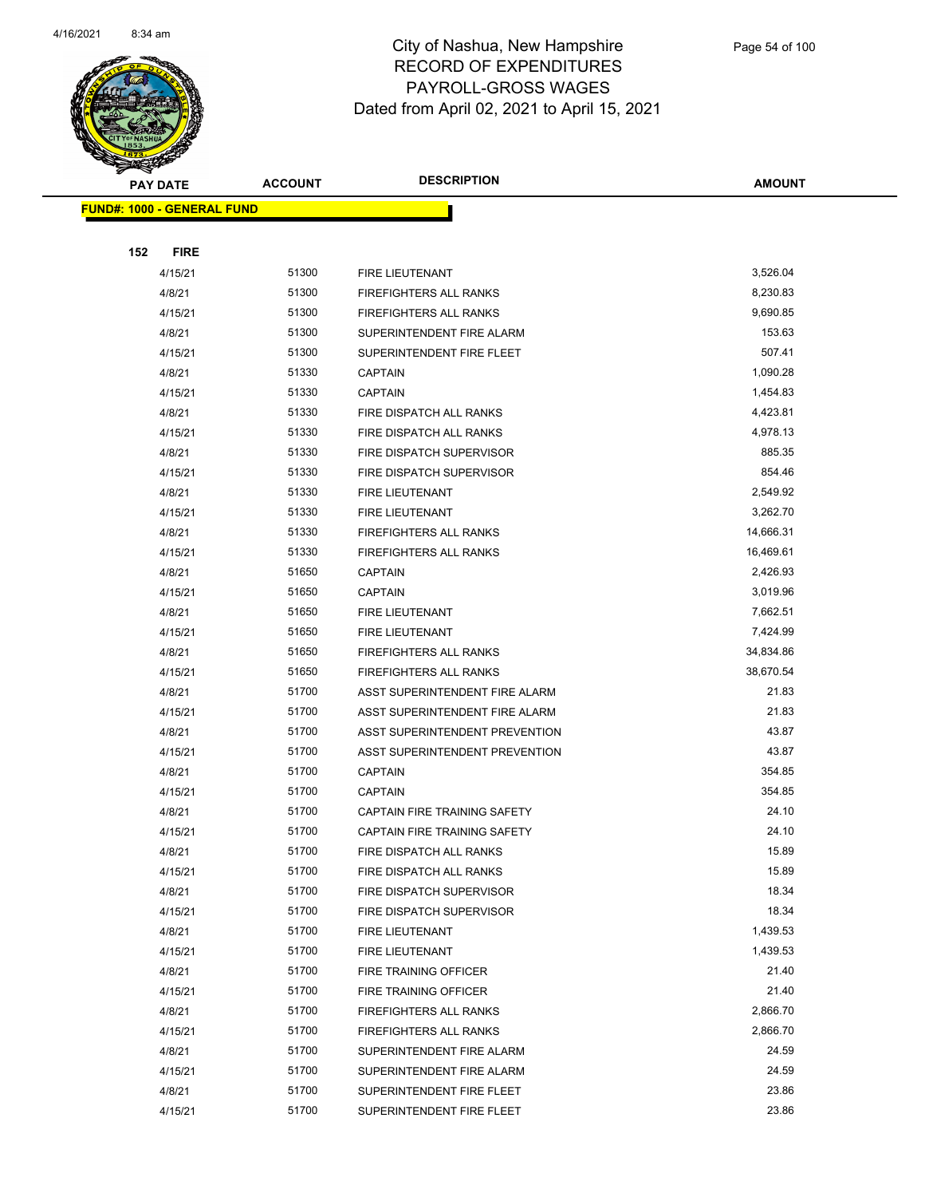# City of Nashua, New Hampshire
## RECORD OF EXPENDITURES
## PAYROLL-GROSS WAGES
## Dated from April 02, 2021 to April 15, 2021

**FUND#: 1000 - GENERAL FUND**

**152 FIRE**

| PAY DATE | ACCOUNT | DESCRIPTION | AMOUNT |
|---|---|---|---|
| 4/15/21 | 51300 | FIRE LIEUTENANT | 3,526.04 |
| 4/8/21 | 51300 | FIREFIGHTERS ALL RANKS | 8,230.83 |
| 4/15/21 | 51300 | FIREFIGHTERS ALL RANKS | 9,690.85 |
| 4/8/21 | 51300 | SUPERINTENDENT FIRE ALARM | 153.63 |
| 4/15/21 | 51300 | SUPERINTENDENT FIRE FLEET | 507.41 |
| 4/8/21 | 51330 | CAPTAIN | 1,090.28 |
| 4/15/21 | 51330 | CAPTAIN | 1,454.83 |
| 4/8/21 | 51330 | FIRE DISPATCH ALL RANKS | 4,423.81 |
| 4/15/21 | 51330 | FIRE DISPATCH ALL RANKS | 4,978.13 |
| 4/8/21 | 51330 | FIRE DISPATCH SUPERVISOR | 885.35 |
| 4/15/21 | 51330 | FIRE DISPATCH SUPERVISOR | 854.46 |
| 4/8/21 | 51330 | FIRE LIEUTENANT | 2,549.92 |
| 4/15/21 | 51330 | FIRE LIEUTENANT | 3,262.70 |
| 4/8/21 | 51330 | FIREFIGHTERS ALL RANKS | 14,666.31 |
| 4/15/21 | 51330 | FIREFIGHTERS ALL RANKS | 16,469.61 |
| 4/8/21 | 51650 | CAPTAIN | 2,426.93 |
| 4/15/21 | 51650 | CAPTAIN | 3,019.96 |
| 4/8/21 | 51650 | FIRE LIEUTENANT | 7,662.51 |
| 4/15/21 | 51650 | FIRE LIEUTENANT | 7,424.99 |
| 4/8/21 | 51650 | FIREFIGHTERS ALL RANKS | 34,834.86 |
| 4/15/21 | 51650 | FIREFIGHTERS ALL RANKS | 38,670.54 |
| 4/8/21 | 51700 | ASST SUPERINTENDENT FIRE ALARM | 21.83 |
| 4/15/21 | 51700 | ASST SUPERINTENDENT FIRE ALARM | 21.83 |
| 4/8/21 | 51700 | ASST SUPERINTENDENT PREVENTION | 43.87 |
| 4/15/21 | 51700 | ASST SUPERINTENDENT PREVENTION | 43.87 |
| 4/8/21 | 51700 | CAPTAIN | 354.85 |
| 4/15/21 | 51700 | CAPTAIN | 354.85 |
| 4/8/21 | 51700 | CAPTAIN FIRE TRAINING SAFETY | 24.10 |
| 4/15/21 | 51700 | CAPTAIN FIRE TRAINING SAFETY | 24.10 |
| 4/8/21 | 51700 | FIRE DISPATCH ALL RANKS | 15.89 |
| 4/15/21 | 51700 | FIRE DISPATCH ALL RANKS | 15.89 |
| 4/8/21 | 51700 | FIRE DISPATCH SUPERVISOR | 18.34 |
| 4/15/21 | 51700 | FIRE DISPATCH SUPERVISOR | 18.34 |
| 4/8/21 | 51700 | FIRE LIEUTENANT | 1,439.53 |
| 4/15/21 | 51700 | FIRE LIEUTENANT | 1,439.53 |
| 4/8/21 | 51700 | FIRE TRAINING OFFICER | 21.40 |
| 4/15/21 | 51700 | FIRE TRAINING OFFICER | 21.40 |
| 4/8/21 | 51700 | FIREFIGHTERS ALL RANKS | 2,866.70 |
| 4/15/21 | 51700 | FIREFIGHTERS ALL RANKS | 2,866.70 |
| 4/8/21 | 51700 | SUPERINTENDENT FIRE ALARM | 24.59 |
| 4/15/21 | 51700 | SUPERINTENDENT FIRE ALARM | 24.59 |
| 4/8/21 | 51700 | SUPERINTENDENT FIRE FLEET | 23.86 |
| 4/15/21 | 51700 | SUPERINTENDENT FIRE FLEET | 23.86 |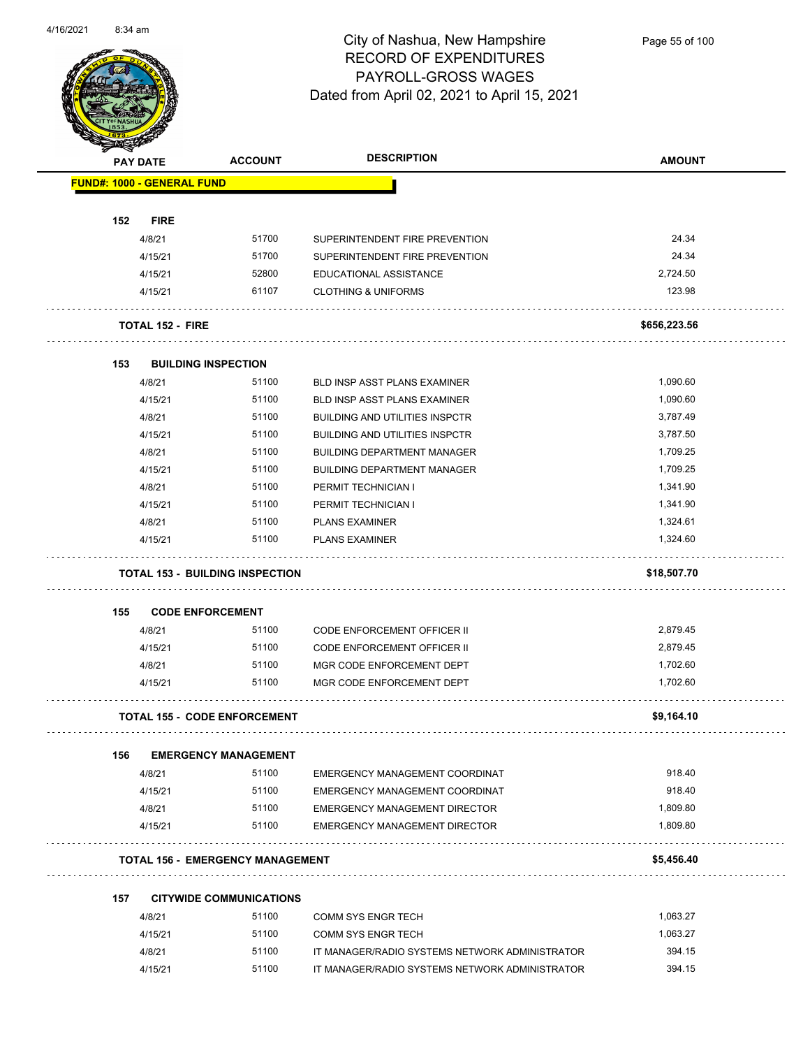# City of Nashua, New Hampshire
## RECORD OF EXPENDITURES
## PAYROLL-GROSS WAGES
### Dated from April 02, 2021 to April 15, 2021

| PAY DATE | ACCOUNT | DESCRIPTION | AMOUNT |
|---|---|---|---|
| **FUND#: 1000 - GENERAL FUND** | | | |
| **152 FIRE** | | | |
| 4/8/21 | 51700 | SUPERINTENDENT FIRE PREVENTION | 24.34 |
| 4/15/21 | 51700 | SUPERINTENDENT FIRE PREVENTION | 24.34 |
| 4/15/21 | 52800 | EDUCATIONAL ASSISTANCE | 2,724.50 |
| 4/15/21 | 61107 | CLOTHING & UNIFORMS | 123.98 |
| **TOTAL 152 - FIRE** | | | **$656,223.56** |
| **153 BUILDING INSPECTION** | | | |
| 4/8/21 | 51100 | BLD INSP ASST PLANS EXAMINER | 1,090.60 |
| 4/15/21 | 51100 | BLD INSP ASST PLANS EXAMINER | 1,090.60 |
| 4/8/21 | 51100 | BUILDING AND UTILITIES INSPCTR | 3,787.49 |
| 4/15/21 | 51100 | BUILDING AND UTILITIES INSPCTR | 3,787.50 |
| 4/8/21 | 51100 | BUILDING DEPARTMENT MANAGER | 1,709.25 |
| 4/15/21 | 51100 | BUILDING DEPARTMENT MANAGER | 1,709.25 |
| 4/8/21 | 51100 | PERMIT TECHNICIAN I | 1,341.90 |
| 4/15/21 | 51100 | PERMIT TECHNICIAN I | 1,341.90 |
| 4/8/21 | 51100 | PLANS EXAMINER | 1,324.61 |
| 4/15/21 | 51100 | PLANS EXAMINER | 1,324.60 |
| **TOTAL 153 - BUILDING INSPECTION** | | | **$18,507.70** |
| **155 CODE ENFORCEMENT** | | | |
| 4/8/21 | 51100 | CODE ENFORCEMENT OFFICER II | 2,879.45 |
| 4/15/21 | 51100 | CODE ENFORCEMENT OFFICER II | 2,879.45 |
| 4/8/21 | 51100 | MGR CODE ENFORCEMENT DEPT | 1,702.60 |
| 4/15/21 | 51100 | MGR CODE ENFORCEMENT DEPT | 1,702.60 |
| **TOTAL 155 - CODE ENFORCEMENT** | | | **$9,164.10** |
| **156 EMERGENCY MANAGEMENT** | | | |
| 4/8/21 | 51100 | EMERGENCY MANAGEMENT COORDINAT | 918.40 |
| 4/15/21 | 51100 | EMERGENCY MANAGEMENT COORDINAT | 918.40 |
| 4/8/21 | 51100 | EMERGENCY MANAGEMENT DIRECTOR | 1,809.80 |
| 4/15/21 | 51100 | EMERGENCY MANAGEMENT DIRECTOR | 1,809.80 |
| **TOTAL 156 - EMERGENCY MANAGEMENT** | | | **$5,456.40** |
| **157 CITYWIDE COMMUNICATIONS** | | | |
| 4/8/21 | 51100 | COMM SYS ENGR TECH | 1,063.27 |
| 4/15/21 | 51100 | COMM SYS ENGR TECH | 1,063.27 |
| 4/8/21 | 51100 | IT MANAGER/RADIO SYSTEMS NETWORK ADMINISTRATOR | 394.15 |
| 4/15/21 | 51100 | IT MANAGER/RADIO SYSTEMS NETWORK ADMINISTRATOR | 394.15 |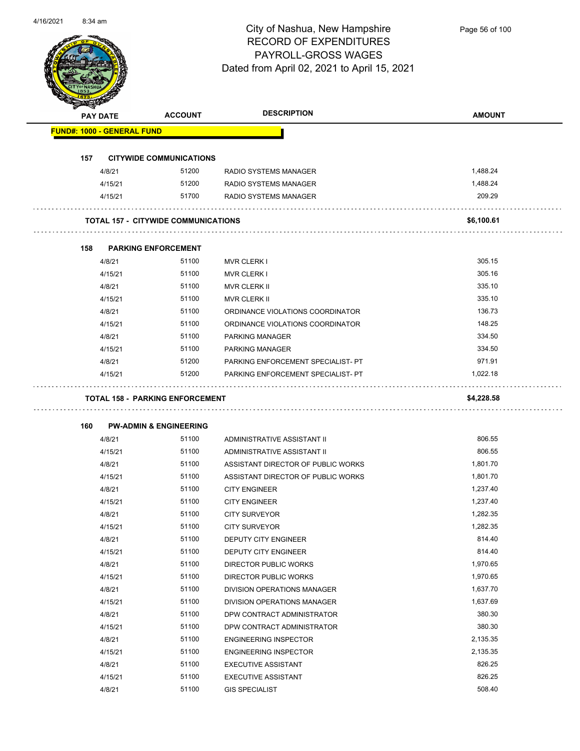# City of Nashua, New Hampshire
## RECORD OF EXPENDITURES
## PAYROLL-GROSS WAGES
### Dated from April 02, 2021 to April 15, 2021

| PAY DATE | ACCOUNT | DESCRIPTION | AMOUNT |
|---|---|---|---|
| **FUND#: 1000 - GENERAL FUND** | | | |
| **157 CITYWIDE COMMUNICATIONS** | | | |
| 4/8/21 | 51200 | RADIO SYSTEMS MANAGER | 1,488.24 |
| 4/15/21 | 51200 | RADIO SYSTEMS MANAGER | 1,488.24 |
| 4/15/21 | 51700 | RADIO SYSTEMS MANAGER | 209.29 |
| **TOTAL 157 - CITYWIDE COMMUNICATIONS** | | | **$6,100.61** |
| **158 PARKING ENFORCEMENT** | | | |
| 4/8/21 | 51100 | MVR CLERK I | 305.15 |
| 4/15/21 | 51100 | MVR CLERK I | 305.16 |
| 4/8/21 | 51100 | MVR CLERK II | 335.10 |
| 4/15/21 | 51100 | MVR CLERK II | 335.10 |
| 4/8/21 | 51100 | ORDINANCE VIOLATIONS COORDINATOR | 136.73 |
| 4/15/21 | 51100 | ORDINANCE VIOLATIONS COORDINATOR | 148.25 |
| 4/8/21 | 51100 | PARKING MANAGER | 334.50 |
| 4/15/21 | 51100 | PARKING MANAGER | 334.50 |
| 4/8/21 | 51200 | PARKING ENFORCEMENT SPECIALIST- PT | 971.91 |
| 4/15/21 | 51200 | PARKING ENFORCEMENT SPECIALIST- PT | 1,022.18 |
| **TOTAL 158 - PARKING ENFORCEMENT** | | | **$4,228.58** |
| **160 PW-ADMIN & ENGINEERING** | | | |
| 4/8/21 | 51100 | ADMINISTRATIVE ASSISTANT II | 806.55 |
| 4/15/21 | 51100 | ADMINISTRATIVE ASSISTANT II | 806.55 |
| 4/8/21 | 51100 | ASSISTANT DIRECTOR OF PUBLIC WORKS | 1,801.70 |
| 4/15/21 | 51100 | ASSISTANT DIRECTOR OF PUBLIC WORKS | 1,801.70 |
| 4/8/21 | 51100 | CITY ENGINEER | 1,237.40 |
| 4/15/21 | 51100 | CITY ENGINEER | 1,237.40 |
| 4/8/21 | 51100 | CITY SURVEYOR | 1,282.35 |
| 4/15/21 | 51100 | CITY SURVEYOR | 1,282.35 |
| 4/8/21 | 51100 | DEPUTY CITY ENGINEER | 814.40 |
| 4/15/21 | 51100 | DEPUTY CITY ENGINEER | 814.40 |
| 4/8/21 | 51100 | DIRECTOR PUBLIC WORKS | 1,970.65 |
| 4/15/21 | 51100 | DIRECTOR PUBLIC WORKS | 1,970.65 |
| 4/8/21 | 51100 | DIVISION OPERATIONS MANAGER | 1,637.70 |
| 4/15/21 | 51100 | DIVISION OPERATIONS MANAGER | 1,637.69 |
| 4/8/21 | 51100 | DPW CONTRACT ADMINISTRATOR | 380.30 |
| 4/15/21 | 51100 | DPW CONTRACT ADMINISTRATOR | 380.30 |
| 4/8/21 | 51100 | ENGINEERING INSPECTOR | 2,135.35 |
| 4/15/21 | 51100 | ENGINEERING INSPECTOR | 2,135.35 |
| 4/8/21 | 51100 | EXECUTIVE ASSISTANT | 826.25 |
| 4/15/21 | 51100 | EXECUTIVE ASSISTANT | 826.25 |
| 4/8/21 | 51100 | GIS SPECIALIST | 508.40 |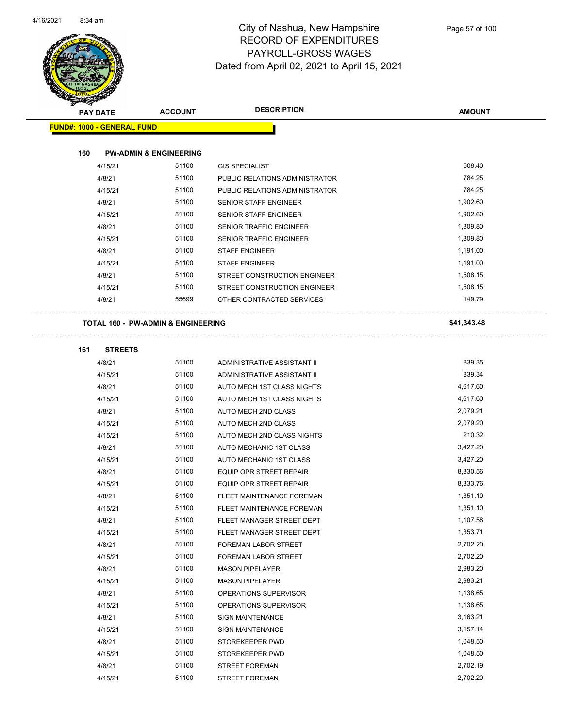# City of Nashua, New Hampshire
## RECORD OF EXPENDITURES
## PAYROLL-GROSS WAGES
## Dated from April 02, 2021 to April 15, 2021

| PAY DATE | ACCOUNT | DESCRIPTION | AMOUNT |
|---|---|---|---|
| **FUND#: 1000 - GENERAL FUND** | | | |
| **160 PW-ADMIN & ENGINEERING** | | | |
| 4/15/21 | 51100 | GIS SPECIALIST | 508.40 |
| 4/8/21 | 51100 | PUBLIC RELATIONS ADMINISTRATOR | 784.25 |
| 4/15/21 | 51100 | PUBLIC RELATIONS ADMINISTRATOR | 784.25 |
| 4/8/21 | 51100 | SENIOR STAFF ENGINEER | 1,902.60 |
| 4/15/21 | 51100 | SENIOR STAFF ENGINEER | 1,902.60 |
| 4/8/21 | 51100 | SENIOR TRAFFIC ENGINEER | 1,809.80 |
| 4/15/21 | 51100 | SENIOR TRAFFIC ENGINEER | 1,809.80 |
| 4/8/21 | 51100 | STAFF ENGINEER | 1,191.00 |
| 4/15/21 | 51100 | STAFF ENGINEER | 1,191.00 |
| 4/8/21 | 51100 | STREET CONSTRUCTION ENGINEER | 1,508.15 |
| 4/15/21 | 51100 | STREET CONSTRUCTION ENGINEER | 1,508.15 |
| 4/8/21 | 55699 | OTHER CONTRACTED SERVICES | 149.79 |
| **TOTAL 160 - PW-ADMIN & ENGINEERING** | | | **$41,343.48** |
| **161 STREETS** | | | |
| 4/8/21 | 51100 | ADMINISTRATIVE ASSISTANT II | 839.35 |
| 4/15/21 | 51100 | ADMINISTRATIVE ASSISTANT II | 839.34 |
| 4/8/21 | 51100 | AUTO MECH 1ST CLASS NIGHTS | 4,617.60 |
| 4/15/21 | 51100 | AUTO MECH 1ST CLASS NIGHTS | 4,617.60 |
| 4/8/21 | 51100 | AUTO MECH 2ND CLASS | 2,079.21 |
| 4/15/21 | 51100 | AUTO MECH 2ND CLASS | 2,079.20 |
| 4/15/21 | 51100 | AUTO MECH 2ND CLASS NIGHTS | 210.32 |
| 4/8/21 | 51100 | AUTO MECHANIC 1ST CLASS | 3,427.20 |
| 4/15/21 | 51100 | AUTO MECHANIC 1ST CLASS | 3,427.20 |
| 4/8/21 | 51100 | EQUIP OPR STREET REPAIR | 8,330.56 |
| 4/15/21 | 51100 | EQUIP OPR STREET REPAIR | 8,333.76 |
| 4/8/21 | 51100 | FLEET MAINTENANCE FOREMAN | 1,351.10 |
| 4/15/21 | 51100 | FLEET MAINTENANCE FOREMAN | 1,351.10 |
| 4/8/21 | 51100 | FLEET MANAGER STREET DEPT | 1,107.58 |
| 4/15/21 | 51100 | FLEET MANAGER STREET DEPT | 1,353.71 |
| 4/8/21 | 51100 | FOREMAN LABOR STREET | 2,702.20 |
| 4/15/21 | 51100 | FOREMAN LABOR STREET | 2,702.20 |
| 4/8/21 | 51100 | MASON PIPELAYER | 2,983.20 |
| 4/15/21 | 51100 | MASON PIPELAYER | 2,983.21 |
| 4/8/21 | 51100 | OPERATIONS SUPERVISOR | 1,138.65 |
| 4/15/21 | 51100 | OPERATIONS SUPERVISOR | 1,138.65 |
| 4/8/21 | 51100 | SIGN MAINTENANCE | 3,163.21 |
| 4/15/21 | 51100 | SIGN MAINTENANCE | 3,157.14 |
| 4/8/21 | 51100 | STOREKEEPER PWD | 1,048.50 |
| 4/15/21 | 51100 | STOREKEEPER PWD | 1,048.50 |
| 4/8/21 | 51100 | STREET FOREMAN | 2,702.19 |
| 4/15/21 | 51100 | STREET FOREMAN | 2,702.20 |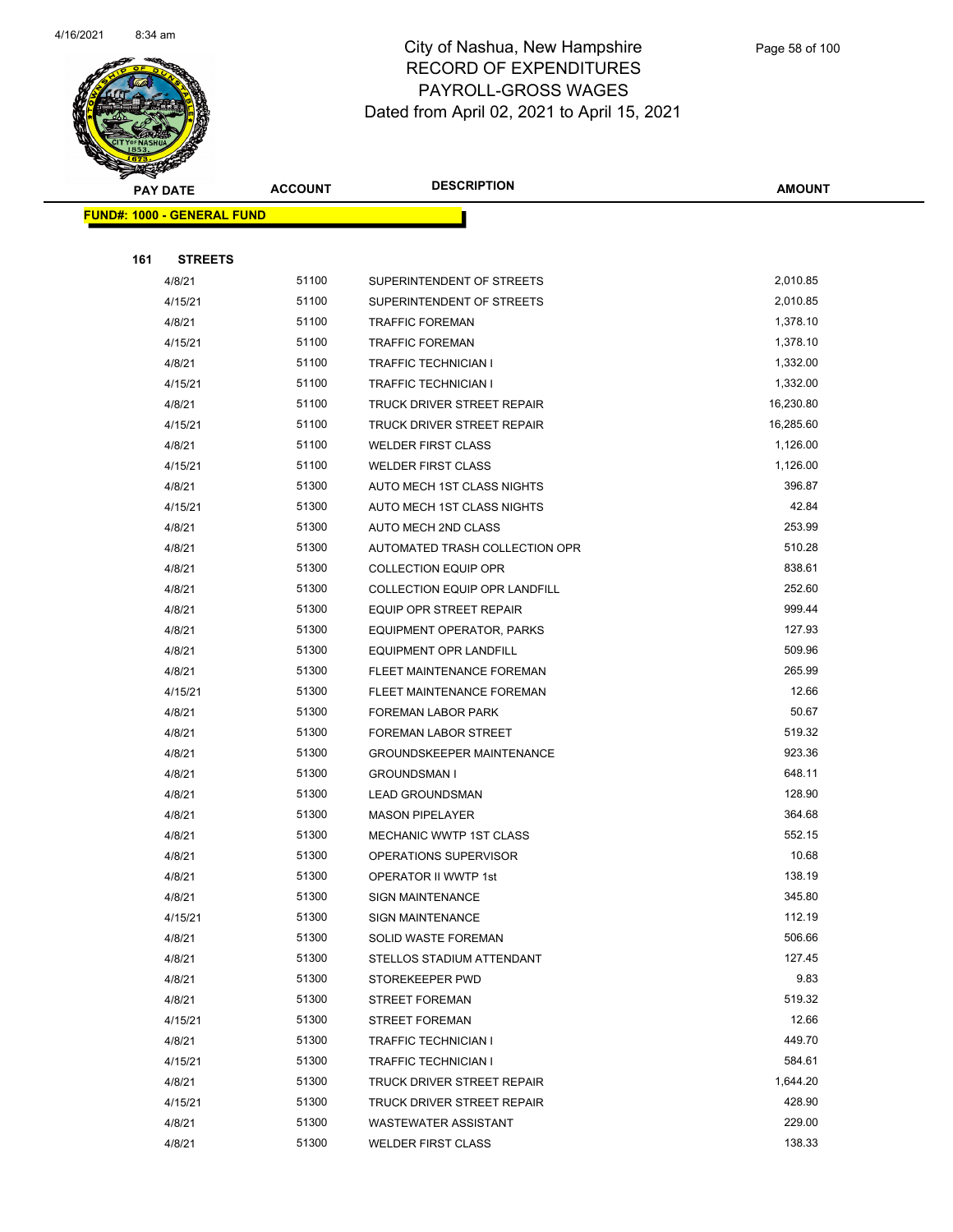# City of Nashua, New Hampshire
## RECORD OF EXPENDITURES
## PAYROLL-GROSS WAGES
## Dated from April 02, 2021 to April 15, 2021

| PAY DATE | ACCOUNT | DESCRIPTION | AMOUNT |
|---|---|---|---|
| **FUND#: 1000 - GENERAL FUND** | | | |
| **161 STREETS** | | | |
| 4/8/21 | 51100 | SUPERINTENDENT OF STREETS | 2,010.85 |
| 4/15/21 | 51100 | SUPERINTENDENT OF STREETS | 2,010.85 |
| 4/8/21 | 51100 | TRAFFIC FOREMAN | 1,378.10 |
| 4/15/21 | 51100 | TRAFFIC FOREMAN | 1,378.10 |
| 4/8/21 | 51100 | TRAFFIC TECHNICIAN I | 1,332.00 |
| 4/15/21 | 51100 | TRAFFIC TECHNICIAN I | 1,332.00 |
| 4/8/21 | 51100 | TRUCK DRIVER STREET REPAIR | 16,230.80 |
| 4/15/21 | 51100 | TRUCK DRIVER STREET REPAIR | 16,285.60 |
| 4/8/21 | 51100 | WELDER FIRST CLASS | 1,126.00 |
| 4/15/21 | 51100 | WELDER FIRST CLASS | 1,126.00 |
| 4/8/21 | 51300 | AUTO MECH 1ST CLASS NIGHTS | 396.87 |
| 4/15/21 | 51300 | AUTO MECH 1ST CLASS NIGHTS | 42.84 |
| 4/8/21 | 51300 | AUTO MECH 2ND CLASS | 253.99 |
| 4/8/21 | 51300 | AUTOMATED TRASH COLLECTION OPR | 510.28 |
| 4/8/21 | 51300 | COLLECTION EQUIP OPR | 838.61 |
| 4/8/21 | 51300 | COLLECTION EQUIP OPR LANDFILL | 252.60 |
| 4/8/21 | 51300 | EQUIP OPR STREET REPAIR | 999.44 |
| 4/8/21 | 51300 | EQUIPMENT OPERATOR, PARKS | 127.93 |
| 4/8/21 | 51300 | EQUIPMENT OPR LANDFILL | 509.96 |
| 4/8/21 | 51300 | FLEET MAINTENANCE FOREMAN | 265.99 |
| 4/15/21 | 51300 | FLEET MAINTENANCE FOREMAN | 12.66 |
| 4/8/21 | 51300 | FOREMAN LABOR PARK | 50.67 |
| 4/8/21 | 51300 | FOREMAN LABOR STREET | 519.32 |
| 4/8/21 | 51300 | GROUNDSKEEPER MAINTENANCE | 923.36 |
| 4/8/21 | 51300 | GROUNDSMAN I | 648.11 |
| 4/8/21 | 51300 | LEAD GROUNDSMAN | 128.90 |
| 4/8/21 | 51300 | MASON PIPELAYER | 364.68 |
| 4/8/21 | 51300 | MECHANIC WWTP 1ST CLASS | 552.15 |
| 4/8/21 | 51300 | OPERATIONS SUPERVISOR | 10.68 |
| 4/8/21 | 51300 | OPERATOR II WWTP 1st | 138.19 |
| 4/8/21 | 51300 | SIGN MAINTENANCE | 345.80 |
| 4/15/21 | 51300 | SIGN MAINTENANCE | 112.19 |
| 4/8/21 | 51300 | SOLID WASTE FOREMAN | 506.66 |
| 4/8/21 | 51300 | STELLOS STADIUM ATTENDANT | 127.45 |
| 4/8/21 | 51300 | STOREKEEPER PWD | 9.83 |
| 4/8/21 | 51300 | STREET FOREMAN | 519.32 |
| 4/15/21 | 51300 | STREET FOREMAN | 12.66 |
| 4/8/21 | 51300 | TRAFFIC TECHNICIAN I | 449.70 |
| 4/15/21 | 51300 | TRAFFIC TECHNICIAN I | 584.61 |
| 4/8/21 | 51300 | TRUCK DRIVER STREET REPAIR | 1,644.20 |
| 4/15/21 | 51300 | TRUCK DRIVER STREET REPAIR | 428.90 |
| 4/8/21 | 51300 | WASTEWATER ASSISTANT | 229.00 |
| 4/8/21 | 51300 | WELDER FIRST CLASS | 138.33 |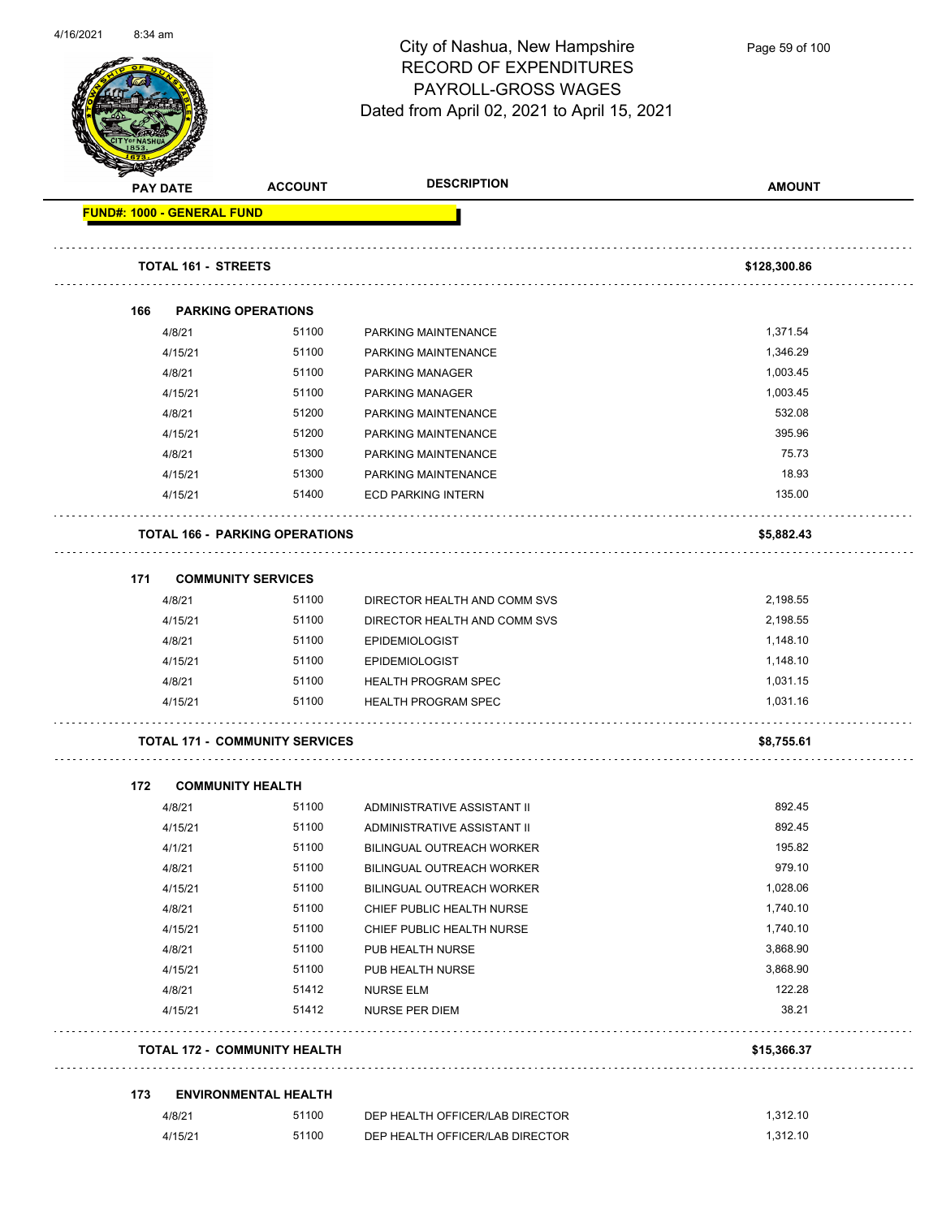# City of Nashua, New Hampshire
## RECORD OF EXPENDITURES
## PAYROLL-GROSS WAGES
## Dated from April 02, 2021 to April 15, 2021

| PAY DATE | ACCOUNT | DESCRIPTION | AMOUNT |
|---|---|---|---|
| **FUND#: 1000 - GENERAL FUND** | | | |
| **TOTAL 161 - STREETS** | | | **$128,300.86** |
| **166 PARKING OPERATIONS** | | | |
| 4/8/21 | 51100 | PARKING MAINTENANCE | 1,371.54 |
| 4/15/21 | 51100 | PARKING MAINTENANCE | 1,346.29 |
| 4/8/21 | 51100 | PARKING MANAGER | 1,003.45 |
| 4/15/21 | 51100 | PARKING MANAGER | 1,003.45 |
| 4/8/21 | 51200 | PARKING MAINTENANCE | 532.08 |
| 4/15/21 | 51200 | PARKING MAINTENANCE | 395.96 |
| 4/8/21 | 51300 | PARKING MAINTENANCE | 75.73 |
| 4/15/21 | 51300 | PARKING MAINTENANCE | 18.93 |
| 4/15/21 | 51400 | ECD PARKING INTERN | 135.00 |
| **TOTAL 166 - PARKING OPERATIONS** | | | **$5,882.43** |
| **171 COMMUNITY SERVICES** | | | |
| 4/8/21 | 51100 | DIRECTOR HEALTH AND COMM SVS | 2,198.55 |
| 4/15/21 | 51100 | DIRECTOR HEALTH AND COMM SVS | 2,198.55 |
| 4/8/21 | 51100 | EPIDEMIOLOGIST | 1,148.10 |
| 4/15/21 | 51100 | EPIDEMIOLOGIST | 1,148.10 |
| 4/8/21 | 51100 | HEALTH PROGRAM SPEC | 1,031.15 |
| 4/15/21 | 51100 | HEALTH PROGRAM SPEC | 1,031.16 |
| **TOTAL 171 - COMMUNITY SERVICES** | | | **$8,755.61** |
| **172 COMMUNITY HEALTH** | | | |
| 4/8/21 | 51100 | ADMINISTRATIVE ASSISTANT II | 892.45 |
| 4/15/21 | 51100 | ADMINISTRATIVE ASSISTANT II | 892.45 |
| 4/1/21 | 51100 | BILINGUAL OUTREACH WORKER | 195.82 |
| 4/8/21 | 51100 | BILINGUAL OUTREACH WORKER | 979.10 |
| 4/15/21 | 51100 | BILINGUAL OUTREACH WORKER | 1,028.06 |
| 4/8/21 | 51100 | CHIEF PUBLIC HEALTH NURSE | 1,740.10 |
| 4/15/21 | 51100 | CHIEF PUBLIC HEALTH NURSE | 1,740.10 |
| 4/8/21 | 51100 | PUB HEALTH NURSE | 3,868.90 |
| 4/15/21 | 51100 | PUB HEALTH NURSE | 3,868.90 |
| 4/8/21 | 51412 | NURSE ELM | 122.28 |
| 4/15/21 | 51412 | NURSE PER DIEM | 38.21 |
| **TOTAL 172 - COMMUNITY HEALTH** | | | **$15,366.37** |
| **173 ENVIRONMENTAL HEALTH** | | | |
| 4/8/21 | 51100 | DEP HEALTH OFFICER/LAB DIRECTOR | 1,312.10 |
| 4/15/21 | 51100 | DEP HEALTH OFFICER/LAB DIRECTOR | 1,312.10 |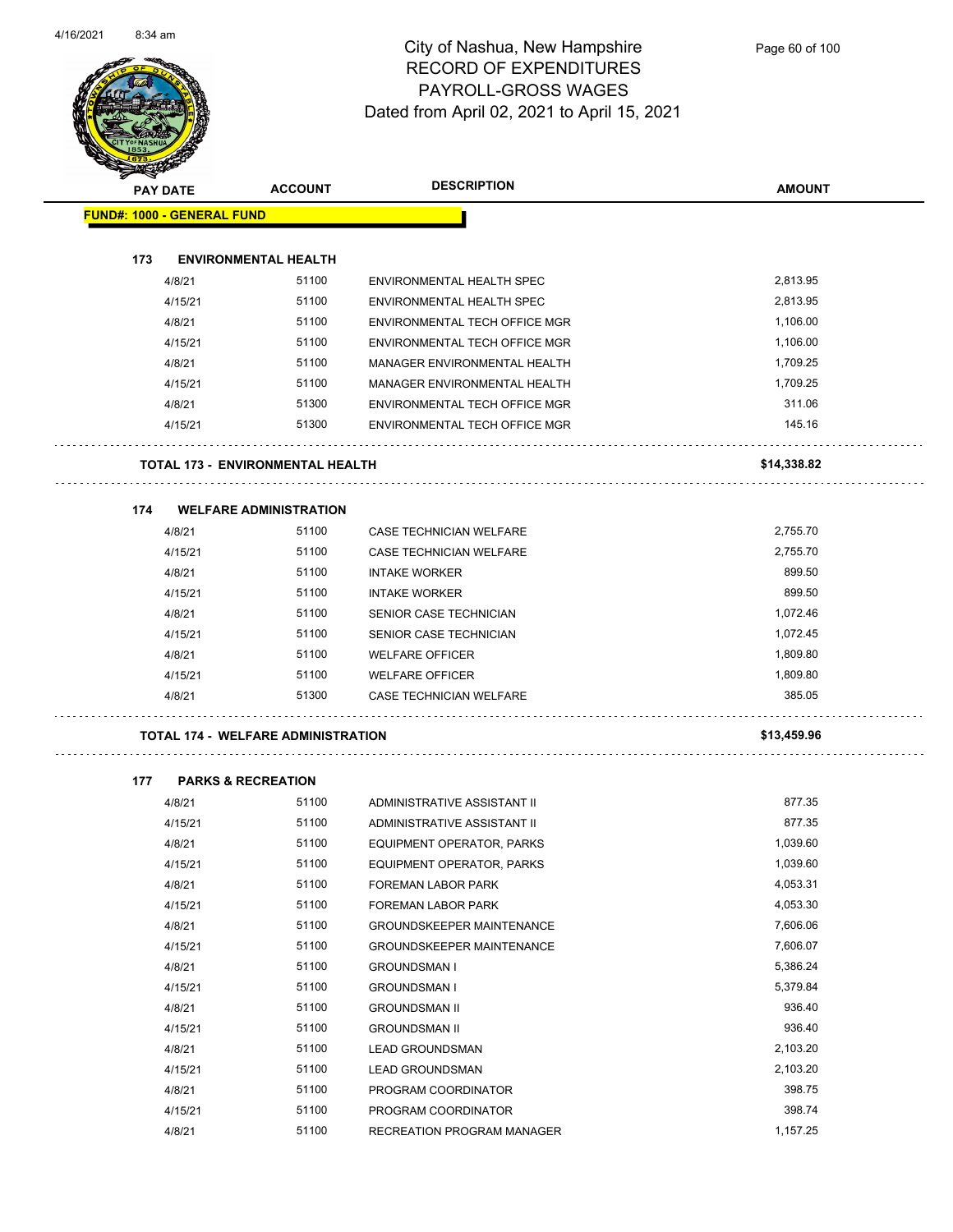# City of Nashua, New Hampshire
## RECORD OF EXPENDITURES
## PAYROLL-GROSS WAGES
## Dated from April 02, 2021 to April 15, 2021

| PAY DATE | ACCOUNT | DESCRIPTION | AMOUNT |
|---|---|---|---|
| **FUND#: 1000 - GENERAL FUND** | | | |
| **173 ENVIRONMENTAL HEALTH** | | | |
| 4/8/21 | 51100 | ENVIRONMENTAL HEALTH SPEC | 2,813.95 |
| 4/15/21 | 51100 | ENVIRONMENTAL HEALTH SPEC | 2,813.95 |
| 4/8/21 | 51100 | ENVIRONMENTAL TECH OFFICE MGR | 1,106.00 |
| 4/15/21 | 51100 | ENVIRONMENTAL TECH OFFICE MGR | 1,106.00 |
| 4/8/21 | 51100 | MANAGER ENVIRONMENTAL HEALTH | 1,709.25 |
| 4/15/21 | 51100 | MANAGER ENVIRONMENTAL HEALTH | 1,709.25 |
| 4/8/21 | 51300 | ENVIRONMENTAL TECH OFFICE MGR | 311.06 |
| 4/15/21 | 51300 | ENVIRONMENTAL TECH OFFICE MGR | 145.16 |
| **TOTAL 173 - ENVIRONMENTAL HEALTH** | | | **$14,338.82** |
| **174 WELFARE ADMINISTRATION** | | | |
| 4/8/21 | 51100 | CASE TECHNICIAN WELFARE | 2,755.70 |
| 4/15/21 | 51100 | CASE TECHNICIAN WELFARE | 2,755.70 |
| 4/8/21 | 51100 | INTAKE WORKER | 899.50 |
| 4/15/21 | 51100 | INTAKE WORKER | 899.50 |
| 4/8/21 | 51100 | SENIOR CASE TECHNICIAN | 1,072.46 |
| 4/15/21 | 51100 | SENIOR CASE TECHNICIAN | 1,072.45 |
| 4/8/21 | 51100 | WELFARE OFFICER | 1,809.80 |
| 4/15/21 | 51100 | WELFARE OFFICER | 1,809.80 |
| 4/8/21 | 51300 | CASE TECHNICIAN WELFARE | 385.05 |
| **TOTAL 174 - WELFARE ADMINISTRATION** | | | **$13,459.96** |
| **177 PARKS & RECREATION** | | | |
| 4/8/21 | 51100 | ADMINISTRATIVE ASSISTANT II | 877.35 |
| 4/15/21 | 51100 | ADMINISTRATIVE ASSISTANT II | 877.35 |
| 4/8/21 | 51100 | EQUIPMENT OPERATOR, PARKS | 1,039.60 |
| 4/15/21 | 51100 | EQUIPMENT OPERATOR, PARKS | 1,039.60 |
| 4/8/21 | 51100 | FOREMAN LABOR PARK | 4,053.31 |
| 4/15/21 | 51100 | FOREMAN LABOR PARK | 4,053.30 |
| 4/8/21 | 51100 | GROUNDSKEEPER MAINTENANCE | 7,606.06 |
| 4/15/21 | 51100 | GROUNDSKEEPER MAINTENANCE | 7,606.07 |
| 4/8/21 | 51100 | GROUNDSMAN I | 5,386.24 |
| 4/15/21 | 51100 | GROUNDSMAN I | 5,379.84 |
| 4/8/21 | 51100 | GROUNDSMAN II | 936.40 |
| 4/15/21 | 51100 | GROUNDSMAN II | 936.40 |
| 4/8/21 | 51100 | LEAD GROUNDSMAN | 2,103.20 |
| 4/15/21 | 51100 | LEAD GROUNDSMAN | 2,103.20 |
| 4/8/21 | 51100 | PROGRAM COORDINATOR | 398.75 |
| 4/15/21 | 51100 | PROGRAM COORDINATOR | 398.74 |
| 4/8/21 | 51100 | RECREATION PROGRAM MANAGER | 1,157.25 |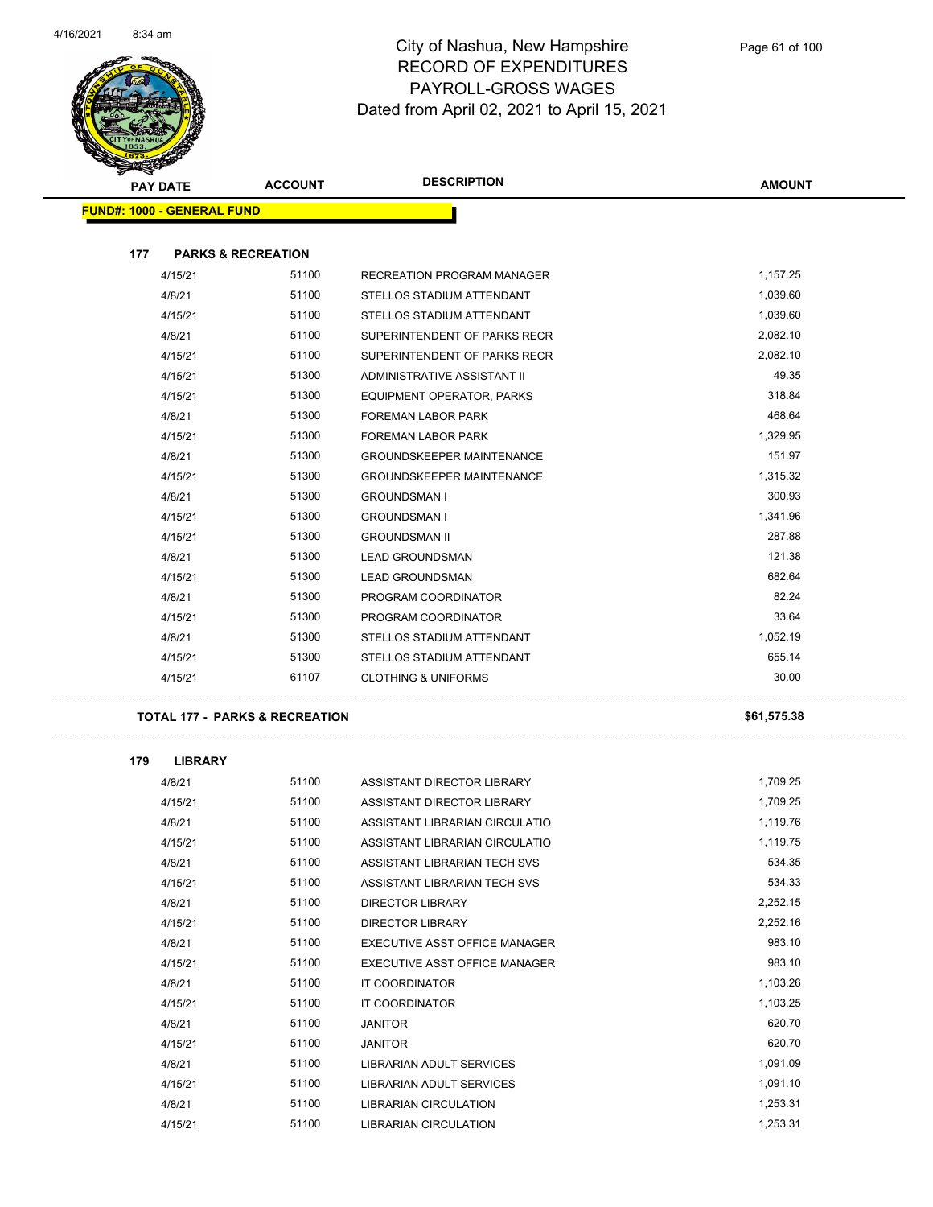# City of Nashua, New Hampshire
## RECORD OF EXPENDITURES
## PAYROLL-GROSS WAGES
## Dated from April 02, 2021 to April 15, 2021

| PAY DATE | ACCOUNT | DESCRIPTION | AMOUNT |
|---|---|---|---|
| **FUND#: 1000 - GENERAL FUND** | | | |
| **177 PARKS & RECREATION** | | | |
| 4/15/21 | 51100 | RECREATION PROGRAM MANAGER | 1,157.25 |
| 4/8/21 | 51100 | STELLOS STADIUM ATTENDANT | 1,039.60 |
| 4/15/21 | 51100 | STELLOS STADIUM ATTENDANT | 1,039.60 |
| 4/8/21 | 51100 | SUPERINTENDENT OF PARKS RECR | 2,082.10 |
| 4/15/21 | 51100 | SUPERINTENDENT OF PARKS RECR | 2,082.10 |
| 4/15/21 | 51300 | ADMINISTRATIVE ASSISTANT II | 49.35 |
| 4/15/21 | 51300 | EQUIPMENT OPERATOR, PARKS | 318.84 |
| 4/8/21 | 51300 | FOREMAN LABOR PARK | 468.64 |
| 4/15/21 | 51300 | FOREMAN LABOR PARK | 1,329.95 |
| 4/8/21 | 51300 | GROUNDSKEEPER MAINTENANCE | 151.97 |
| 4/15/21 | 51300 | GROUNDSKEEPER MAINTENANCE | 1,315.32 |
| 4/8/21 | 51300 | GROUNDSMAN I | 300.93 |
| 4/15/21 | 51300 | GROUNDSMAN I | 1,341.96 |
| 4/15/21 | 51300 | GROUNDSMAN II | 287.88 |
| 4/8/21 | 51300 | LEAD GROUNDSMAN | 121.38 |
| 4/15/21 | 51300 | LEAD GROUNDSMAN | 682.64 |
| 4/8/21 | 51300 | PROGRAM COORDINATOR | 82.24 |
| 4/15/21 | 51300 | PROGRAM COORDINATOR | 33.64 |
| 4/8/21 | 51300 | STELLOS STADIUM ATTENDANT | 1,052.19 |
| 4/15/21 | 51300 | STELLOS STADIUM ATTENDANT | 655.14 |
| 4/15/21 | 61107 | CLOTHING & UNIFORMS | 30.00 |
| **TOTAL 177 - PARKS & RECREATION** | | | **$61,575.38** |
| **179 LIBRARY** | | | |
| 4/8/21 | 51100 | ASSISTANT DIRECTOR LIBRARY | 1,709.25 |
| 4/15/21 | 51100 | ASSISTANT DIRECTOR LIBRARY | 1,709.25 |
| 4/8/21 | 51100 | ASSISTANT LIBRARIAN CIRCULATIO | 1,119.76 |
| 4/15/21 | 51100 | ASSISTANT LIBRARIAN CIRCULATIO | 1,119.75 |
| 4/8/21 | 51100 | ASSISTANT LIBRARIAN TECH SVS | 534.35 |
| 4/15/21 | 51100 | ASSISTANT LIBRARIAN TECH SVS | 534.33 |
| 4/8/21 | 51100 | DIRECTOR LIBRARY | 2,252.15 |
| 4/15/21 | 51100 | DIRECTOR LIBRARY | 2,252.16 |
| 4/8/21 | 51100 | EXECUTIVE ASST OFFICE MANAGER | 983.10 |
| 4/15/21 | 51100 | EXECUTIVE ASST OFFICE MANAGER | 983.10 |
| 4/8/21 | 51100 | IT COORDINATOR | 1,103.26 |
| 4/15/21 | 51100 | IT COORDINATOR | 1,103.25 |
| 4/8/21 | 51100 | JANITOR | 620.70 |
| 4/15/21 | 51100 | JANITOR | 620.70 |
| 4/8/21 | 51100 | LIBRARIAN ADULT SERVICES | 1,091.09 |
| 4/15/21 | 51100 | LIBRARIAN ADULT SERVICES | 1,091.10 |
| 4/8/21 | 51100 | LIBRARIAN CIRCULATION | 1,253.31 |
| 4/15/21 | 51100 | LIBRARIAN CIRCULATION | 1,253.31 |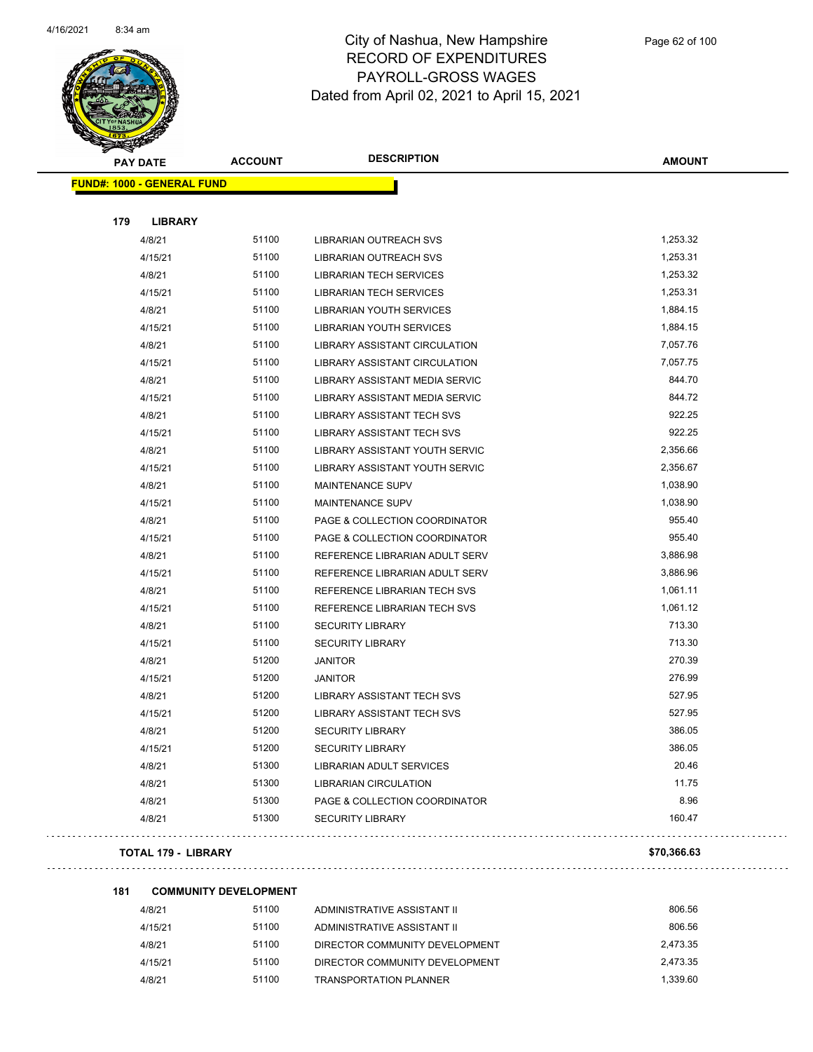# City of Nashua, New Hampshire
## RECORD OF EXPENDITURES
## PAYROLL-GROSS WAGES
## Dated from April 02, 2021 to April 15, 2021

| PAY DATE | ACCOUNT | DESCRIPTION | AMOUNT |
|---|---|---|---|
| **FUND#: 1000 - GENERAL FUND** | | | |
| **179 LIBRARY** | | | |
| 4/8/21 | 51100 | LIBRARIAN OUTREACH SVS | 1,253.32 |
| 4/15/21 | 51100 | LIBRARIAN OUTREACH SVS | 1,253.31 |
| 4/8/21 | 51100 | LIBRARIAN TECH SERVICES | 1,253.32 |
| 4/15/21 | 51100 | LIBRARIAN TECH SERVICES | 1,253.31 |
| 4/8/21 | 51100 | LIBRARIAN YOUTH SERVICES | 1,884.15 |
| 4/15/21 | 51100 | LIBRARIAN YOUTH SERVICES | 1,884.15 |
| 4/8/21 | 51100 | LIBRARY ASSISTANT CIRCULATION | 7,057.76 |
| 4/15/21 | 51100 | LIBRARY ASSISTANT CIRCULATION | 7,057.75 |
| 4/8/21 | 51100 | LIBRARY ASSISTANT MEDIA SERVIC | 844.70 |
| 4/15/21 | 51100 | LIBRARY ASSISTANT MEDIA SERVIC | 844.72 |
| 4/8/21 | 51100 | LIBRARY ASSISTANT TECH SVS | 922.25 |
| 4/15/21 | 51100 | LIBRARY ASSISTANT TECH SVS | 922.25 |
| 4/8/21 | 51100 | LIBRARY ASSISTANT YOUTH SERVIC | 2,356.66 |
| 4/15/21 | 51100 | LIBRARY ASSISTANT YOUTH SERVIC | 2,356.67 |
| 4/8/21 | 51100 | MAINTENANCE SUPV | 1,038.90 |
| 4/15/21 | 51100 | MAINTENANCE SUPV | 1,038.90 |
| 4/8/21 | 51100 | PAGE & COLLECTION COORDINATOR | 955.40 |
| 4/15/21 | 51100 | PAGE & COLLECTION COORDINATOR | 955.40 |
| 4/8/21 | 51100 | REFERENCE LIBRARIAN ADULT SERV | 3,886.98 |
| 4/15/21 | 51100 | REFERENCE LIBRARIAN ADULT SERV | 3,886.96 |
| 4/8/21 | 51100 | REFERENCE LIBRARIAN TECH SVS | 1,061.11 |
| 4/15/21 | 51100 | REFERENCE LIBRARIAN TECH SVS | 1,061.12 |
| 4/8/21 | 51100 | SECURITY LIBRARY | 713.30 |
| 4/15/21 | 51100 | SECURITY LIBRARY | 713.30 |
| 4/8/21 | 51200 | JANITOR | 270.39 |
| 4/15/21 | 51200 | JANITOR | 276.99 |
| 4/8/21 | 51200 | LIBRARY ASSISTANT TECH SVS | 527.95 |
| 4/15/21 | 51200 | LIBRARY ASSISTANT TECH SVS | 527.95 |
| 4/8/21 | 51200 | SECURITY LIBRARY | 386.05 |
| 4/15/21 | 51200 | SECURITY LIBRARY | 386.05 |
| 4/8/21 | 51300 | LIBRARIAN ADULT SERVICES | 20.46 |
| 4/8/21 | 51300 | LIBRARIAN CIRCULATION | 11.75 |
| 4/8/21 | 51300 | PAGE & COLLECTION COORDINATOR | 8.96 |
| 4/8/21 | 51300 | SECURITY LIBRARY | 160.47 |
| **TOTAL 179 - LIBRARY** | | | **$70,366.63** |
| **181 COMMUNITY DEVELOPMENT** | | | |
| 4/8/21 | 51100 | ADMINISTRATIVE ASSISTANT II | 806.56 |
| 4/15/21 | 51100 | ADMINISTRATIVE ASSISTANT II | 806.56 |
| 4/8/21 | 51100 | DIRECTOR COMMUNITY DEVELOPMENT | 2,473.35 |
| 4/15/21 | 51100 | DIRECTOR COMMUNITY DEVELOPMENT | 2,473.35 |
| 4/8/21 | 51100 | TRANSPORTATION PLANNER | 1,339.60 |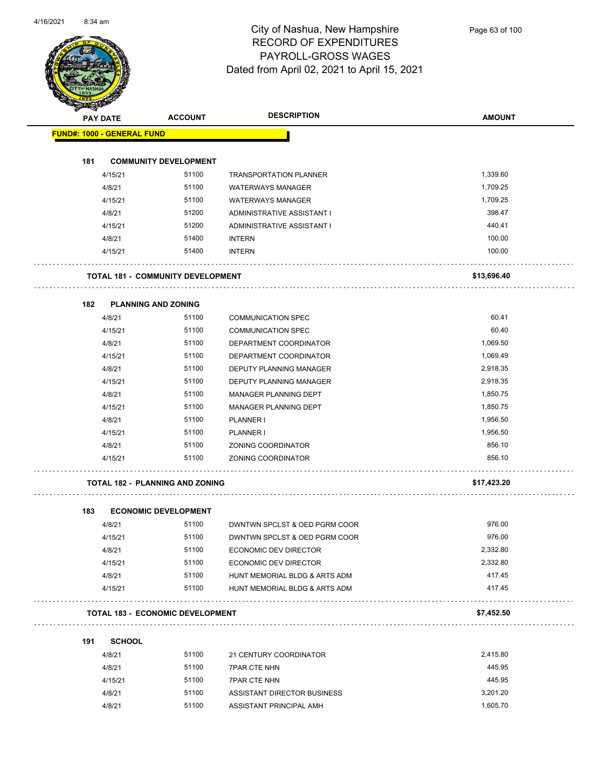# City of Nashua, New Hampshire
## RECORD OF EXPENDITURES
## PAYROLL-GROSS WAGES
### Dated from April 02, 2021 to April 15, 2021

| PAY DATE | ACCOUNT | DESCRIPTION | AMOUNT |
|---|---|---|---|
| **FUND#: 1000 - GENERAL FUND** | | | |
| **181 COMMUNITY DEVELOPMENT** | | | |
| 4/15/21 | 51100 | TRANSPORTATION PLANNER | 1,339.60 |
| 4/8/21 | 51100 | WATERWAYS MANAGER | 1,709.25 |
| 4/15/21 | 51100 | WATERWAYS MANAGER | 1,709.25 |
| 4/8/21 | 51200 | ADMINISTRATIVE ASSISTANT I | 398.47 |
| 4/15/21 | 51200 | ADMINISTRATIVE ASSISTANT I | 440.41 |
| 4/8/21 | 51400 | INTERN | 100.00 |
| 4/15/21 | 51400 | INTERN | 100.00 |
| **TOTAL 181 - COMMUNITY DEVELOPMENT** | | | **$13,696.40** |
| **182 PLANNING AND ZONING** | | | |
| 4/8/21 | 51100 | COMMUNICATION SPEC | 60.41 |
| 4/15/21 | 51100 | COMMUNICATION SPEC | 60.40 |
| 4/8/21 | 51100 | DEPARTMENT COORDINATOR | 1,069.50 |
| 4/15/21 | 51100 | DEPARTMENT COORDINATOR | 1,069.49 |
| 4/8/21 | 51100 | DEPUTY PLANNING MANAGER | 2,918.35 |
| 4/15/21 | 51100 | DEPUTY PLANNING MANAGER | 2,918.35 |
| 4/8/21 | 51100 | MANAGER PLANNING DEPT | 1,850.75 |
| 4/15/21 | 51100 | MANAGER PLANNING DEPT | 1,850.75 |
| 4/8/21 | 51100 | PLANNER I | 1,956.50 |
| 4/15/21 | 51100 | PLANNER I | 1,956.50 |
| 4/8/21 | 51100 | ZONING COORDINATOR | 856.10 |
| 4/15/21 | 51100 | ZONING COORDINATOR | 856.10 |
| **TOTAL 182 - PLANNING AND ZONING** | | | **$17,423.20** |
| **183 ECONOMIC DEVELOPMENT** | | | |
| 4/8/21 | 51100 | DWNTWN SPCLST & OED PGRM COOR | 976.00 |
| 4/15/21 | 51100 | DWNTWN SPCLST & OED PGRM COOR | 976.00 |
| 4/8/21 | 51100 | ECONOMIC DEV DIRECTOR | 2,332.80 |
| 4/15/21 | 51100 | ECONOMIC DEV DIRECTOR | 2,332.80 |
| 4/8/21 | 51100 | HUNT MEMORIAL BLDG & ARTS ADM | 417.45 |
| 4/15/21 | 51100 | HUNT MEMORIAL BLDG & ARTS ADM | 417.45 |
| **TOTAL 183 - ECONOMIC DEVELOPMENT** | | | **$7,452.50** |
| **191 SCHOOL** | | | |
| 4/8/21 | 51100 | 21 CENTURY COORDINATOR | 2,415.80 |
| 4/8/21 | 51100 | 7PAR CTE NHN | 445.95 |
| 4/15/21 | 51100 | 7PAR CTE NHN | 445.95 |
| 4/8/21 | 51100 | ASSISTANT DIRECTOR BUSINESS | 3,201.20 |
| 4/8/21 | 51100 | ASSISTANT PRINCIPAL AMH | 1,605.70 |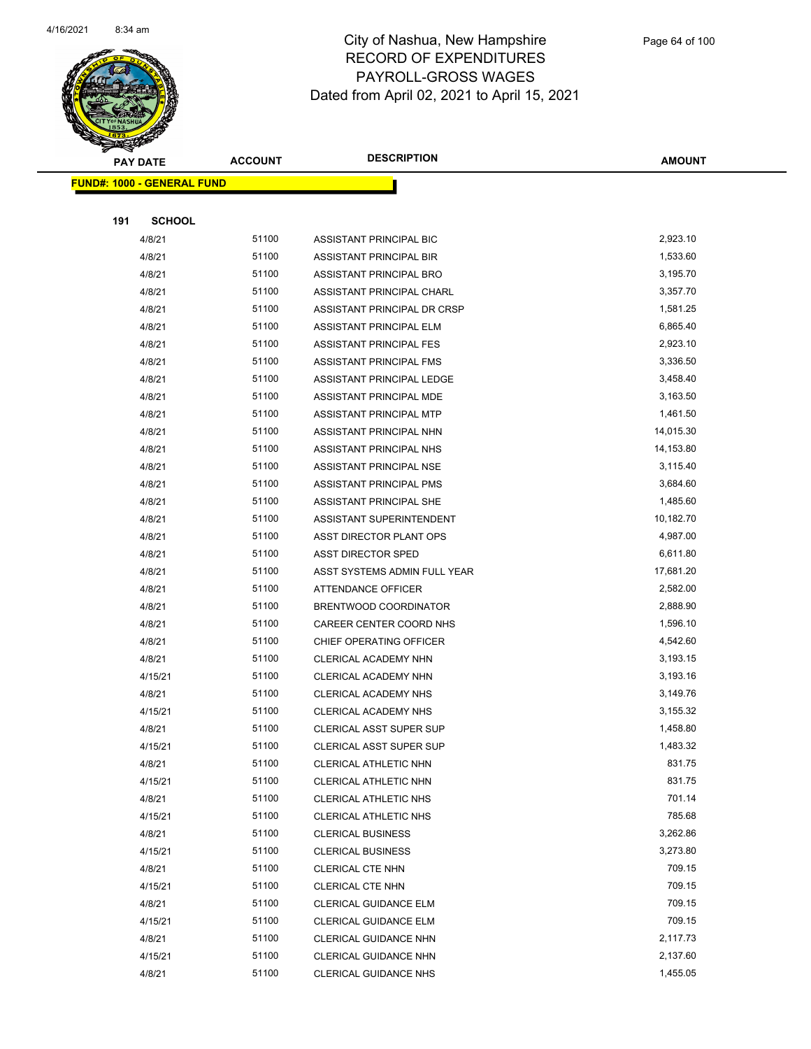# City of Nashua, New Hampshire
## RECORD OF EXPENDITURES
## PAYROLL-GROSS WAGES
## Dated from April 02, 2021 to April 15, 2021

| PAY DATE | ACCOUNT | DESCRIPTION | AMOUNT |
|---|---|---|---|

**FUND#: 1000 - GENERAL FUND**

**191 SCHOOL**

| PAY DATE | ACCOUNT | DESCRIPTION | AMOUNT |
|---|---|---|---|
| 4/8/21 | 51100 | ASSISTANT PRINCIPAL BIC | 2,923.10 |
| 4/8/21 | 51100 | ASSISTANT PRINCIPAL BIR | 1,533.60 |
| 4/8/21 | 51100 | ASSISTANT PRINCIPAL BRO | 3,195.70 |
| 4/8/21 | 51100 | ASSISTANT PRINCIPAL CHARL | 3,357.70 |
| 4/8/21 | 51100 | ASSISTANT PRINCIPAL DR CRSP | 1,581.25 |
| 4/8/21 | 51100 | ASSISTANT PRINCIPAL ELM | 6,865.40 |
| 4/8/21 | 51100 | ASSISTANT PRINCIPAL FES | 2,923.10 |
| 4/8/21 | 51100 | ASSISTANT PRINCIPAL FMS | 3,336.50 |
| 4/8/21 | 51100 | ASSISTANT PRINCIPAL LEDGE | 3,458.40 |
| 4/8/21 | 51100 | ASSISTANT PRINCIPAL MDE | 3,163.50 |
| 4/8/21 | 51100 | ASSISTANT PRINCIPAL MTP | 1,461.50 |
| 4/8/21 | 51100 | ASSISTANT PRINCIPAL NHN | 14,015.30 |
| 4/8/21 | 51100 | ASSISTANT PRINCIPAL NHS | 14,153.80 |
| 4/8/21 | 51100 | ASSISTANT PRINCIPAL NSE | 3,115.40 |
| 4/8/21 | 51100 | ASSISTANT PRINCIPAL PMS | 3,684.60 |
| 4/8/21 | 51100 | ASSISTANT PRINCIPAL SHE | 1,485.60 |
| 4/8/21 | 51100 | ASSISTANT SUPERINTENDENT | 10,182.70 |
| 4/8/21 | 51100 | ASST DIRECTOR PLANT OPS | 4,987.00 |
| 4/8/21 | 51100 | ASST DIRECTOR SPED | 6,611.80 |
| 4/8/21 | 51100 | ASST SYSTEMS ADMIN FULL YEAR | 17,681.20 |
| 4/8/21 | 51100 | ATTENDANCE OFFICER | 2,582.00 |
| 4/8/21 | 51100 | BRENTWOOD COORDINATOR | 2,888.90 |
| 4/8/21 | 51100 | CAREER CENTER COORD NHS | 1,596.10 |
| 4/8/21 | 51100 | CHIEF OPERATING OFFICER | 4,542.60 |
| 4/8/21 | 51100 | CLERICAL ACADEMY NHN | 3,193.15 |
| 4/15/21 | 51100 | CLERICAL ACADEMY NHN | 3,193.16 |
| 4/8/21 | 51100 | CLERICAL ACADEMY NHS | 3,149.76 |
| 4/15/21 | 51100 | CLERICAL ACADEMY NHS | 3,155.32 |
| 4/8/21 | 51100 | CLERICAL ASST SUPER SUP | 1,458.80 |
| 4/15/21 | 51100 | CLERICAL ASST SUPER SUP | 1,483.32 |
| 4/8/21 | 51100 | CLERICAL ATHLETIC NHN | 831.75 |
| 4/15/21 | 51100 | CLERICAL ATHLETIC NHN | 831.75 |
| 4/8/21 | 51100 | CLERICAL ATHLETIC NHS | 701.14 |
| 4/15/21 | 51100 | CLERICAL ATHLETIC NHS | 785.68 |
| 4/8/21 | 51100 | CLERICAL BUSINESS | 3,262.86 |
| 4/15/21 | 51100 | CLERICAL BUSINESS | 3,273.80 |
| 4/8/21 | 51100 | CLERICAL CTE NHN | 709.15 |
| 4/15/21 | 51100 | CLERICAL CTE NHN | 709.15 |
| 4/8/21 | 51100 | CLERICAL GUIDANCE ELM | 709.15 |
| 4/15/21 | 51100 | CLERICAL GUIDANCE ELM | 709.15 |
| 4/8/21 | 51100 | CLERICAL GUIDANCE NHN | 2,117.73 |
| 4/15/21 | 51100 | CLERICAL GUIDANCE NHN | 2,137.60 |
| 4/8/21 | 51100 | CLERICAL GUIDANCE NHS | 1,455.05 |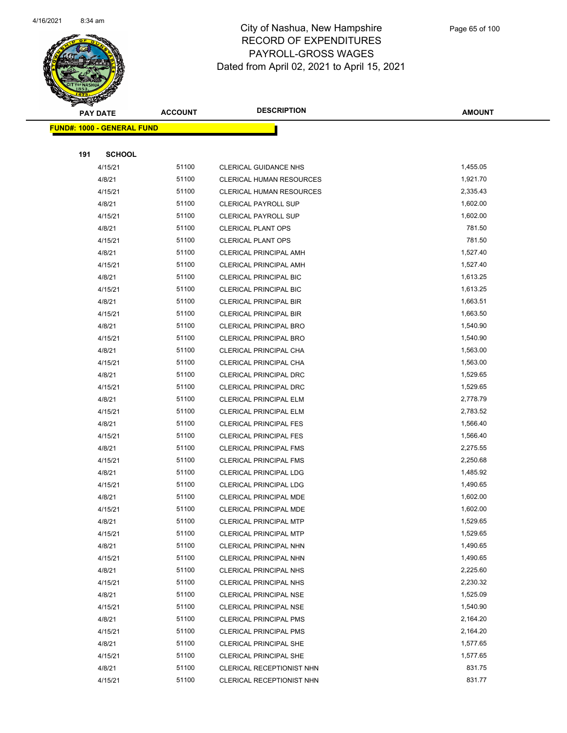# City of Nashua, New Hampshire
## RECORD OF EXPENDITURES
## PAYROLL-GROSS WAGES
## Dated from April 02, 2021 to April 15, 2021

| PAY DATE | ACCOUNT | DESCRIPTION | AMOUNT |
|---|---|---|---|
| **FUND#: 1000 - GENERAL FUND** | | | |
| **191 SCHOOL** | | | |
| 4/15/21 | 51100 | CLERICAL GUIDANCE NHS | 1,455.05 |
| 4/8/21 | 51100 | CLERICAL HUMAN RESOURCES | 1,921.70 |
| 4/15/21 | 51100 | CLERICAL HUMAN RESOURCES | 2,335.43 |
| 4/8/21 | 51100 | CLERICAL PAYROLL SUP | 1,602.00 |
| 4/15/21 | 51100 | CLERICAL PAYROLL SUP | 1,602.00 |
| 4/8/21 | 51100 | CLERICAL PLANT OPS | 781.50 |
| 4/15/21 | 51100 | CLERICAL PLANT OPS | 781.50 |
| 4/8/21 | 51100 | CLERICAL PRINCIPAL AMH | 1,527.40 |
| 4/15/21 | 51100 | CLERICAL PRINCIPAL AMH | 1,527.40 |
| 4/8/21 | 51100 | CLERICAL PRINCIPAL BIC | 1,613.25 |
| 4/15/21 | 51100 | CLERICAL PRINCIPAL BIC | 1,613.25 |
| 4/8/21 | 51100 | CLERICAL PRINCIPAL BIR | 1,663.51 |
| 4/15/21 | 51100 | CLERICAL PRINCIPAL BIR | 1,663.50 |
| 4/8/21 | 51100 | CLERICAL PRINCIPAL BRO | 1,540.90 |
| 4/15/21 | 51100 | CLERICAL PRINCIPAL BRO | 1,540.90 |
| 4/8/21 | 51100 | CLERICAL PRINCIPAL CHA | 1,563.00 |
| 4/15/21 | 51100 | CLERICAL PRINCIPAL CHA | 1,563.00 |
| 4/8/21 | 51100 | CLERICAL PRINCIPAL DRC | 1,529.65 |
| 4/15/21 | 51100 | CLERICAL PRINCIPAL DRC | 1,529.65 |
| 4/8/21 | 51100 | CLERICAL PRINCIPAL ELM | 2,778.79 |
| 4/15/21 | 51100 | CLERICAL PRINCIPAL ELM | 2,783.52 |
| 4/8/21 | 51100 | CLERICAL PRINCIPAL FES | 1,566.40 |
| 4/15/21 | 51100 | CLERICAL PRINCIPAL FES | 1,566.40 |
| 4/8/21 | 51100 | CLERICAL PRINCIPAL FMS | 2,275.55 |
| 4/15/21 | 51100 | CLERICAL PRINCIPAL FMS | 2,250.68 |
| 4/8/21 | 51100 | CLERICAL PRINCIPAL LDG | 1,485.92 |
| 4/15/21 | 51100 | CLERICAL PRINCIPAL LDG | 1,490.65 |
| 4/8/21 | 51100 | CLERICAL PRINCIPAL MDE | 1,602.00 |
| 4/15/21 | 51100 | CLERICAL PRINCIPAL MDE | 1,602.00 |
| 4/8/21 | 51100 | CLERICAL PRINCIPAL MTP | 1,529.65 |
| 4/15/21 | 51100 | CLERICAL PRINCIPAL MTP | 1,529.65 |
| 4/8/21 | 51100 | CLERICAL PRINCIPAL NHN | 1,490.65 |
| 4/15/21 | 51100 | CLERICAL PRINCIPAL NHN | 1,490.65 |
| 4/8/21 | 51100 | CLERICAL PRINCIPAL NHS | 2,225.60 |
| 4/15/21 | 51100 | CLERICAL PRINCIPAL NHS | 2,230.32 |
| 4/8/21 | 51100 | CLERICAL PRINCIPAL NSE | 1,525.09 |
| 4/15/21 | 51100 | CLERICAL PRINCIPAL NSE | 1,540.90 |
| 4/8/21 | 51100 | CLERICAL PRINCIPAL PMS | 2,164.20 |
| 4/15/21 | 51100 | CLERICAL PRINCIPAL PMS | 2,164.20 |
| 4/8/21 | 51100 | CLERICAL PRINCIPAL SHE | 1,577.65 |
| 4/15/21 | 51100 | CLERICAL PRINCIPAL SHE | 1,577.65 |
| 4/8/21 | 51100 | CLERICAL RECEPTIONIST NHN | 831.75 |
| 4/15/21 | 51100 | CLERICAL RECEPTIONIST NHN | 831.77 |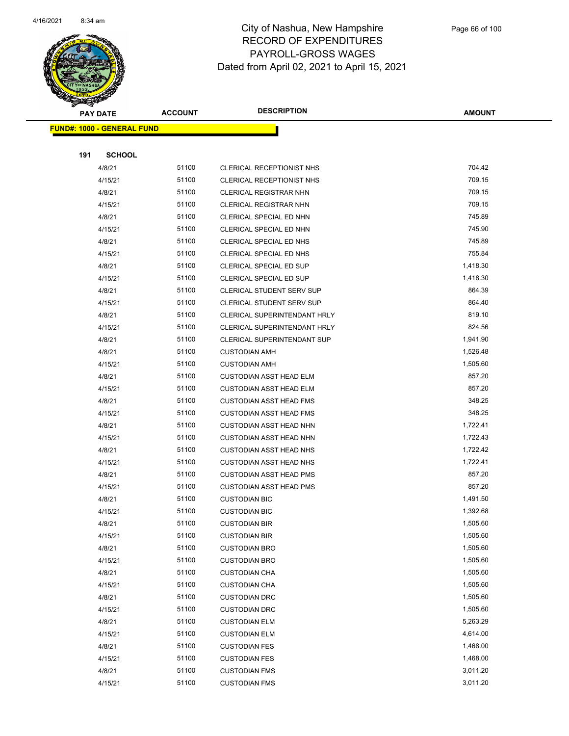# City of Nashua, New Hampshire
# RECORD OF EXPENDITURES
# PAYROLL-GROSS WAGES
# Dated from April 02, 2021 to April 15, 2021

| PAY DATE | ACCOUNT | DESCRIPTION | AMOUNT |
|---|---|---|---|

**FUND#: 1000 - GENERAL FUND**

**191 SCHOOL**

| PAY DATE | ACCOUNT | DESCRIPTION | AMOUNT |
|---|---|---|---|
| 4/8/21 | 51100 | CLERICAL RECEPTIONIST NHS | 704.42 |
| 4/15/21 | 51100 | CLERICAL RECEPTIONIST NHS | 709.15 |
| 4/8/21 | 51100 | CLERICAL REGISTRAR NHN | 709.15 |
| 4/15/21 | 51100 | CLERICAL REGISTRAR NHN | 709.15 |
| 4/8/21 | 51100 | CLERICAL SPECIAL ED NHN | 745.89 |
| 4/15/21 | 51100 | CLERICAL SPECIAL ED NHN | 745.90 |
| 4/8/21 | 51100 | CLERICAL SPECIAL ED NHS | 745.89 |
| 4/15/21 | 51100 | CLERICAL SPECIAL ED NHS | 755.84 |
| 4/8/21 | 51100 | CLERICAL SPECIAL ED SUP | 1,418.30 |
| 4/15/21 | 51100 | CLERICAL SPECIAL ED SUP | 1,418.30 |
| 4/8/21 | 51100 | CLERICAL STUDENT SERV SUP | 864.39 |
| 4/15/21 | 51100 | CLERICAL STUDENT SERV SUP | 864.40 |
| 4/8/21 | 51100 | CLERICAL SUPERINTENDANT HRLY | 819.10 |
| 4/15/21 | 51100 | CLERICAL SUPERINTENDANT HRLY | 824.56 |
| 4/8/21 | 51100 | CLERICAL SUPERINTENDANT SUP | 1,941.90 |
| 4/8/21 | 51100 | CUSTODIAN AMH | 1,526.48 |
| 4/15/21 | 51100 | CUSTODIAN AMH | 1,505.60 |
| 4/8/21 | 51100 | CUSTODIAN ASST HEAD ELM | 857.20 |
| 4/15/21 | 51100 | CUSTODIAN ASST HEAD ELM | 857.20 |
| 4/8/21 | 51100 | CUSTODIAN ASST HEAD FMS | 348.25 |
| 4/15/21 | 51100 | CUSTODIAN ASST HEAD FMS | 348.25 |
| 4/8/21 | 51100 | CUSTODIAN ASST HEAD NHN | 1,722.41 |
| 4/15/21 | 51100 | CUSTODIAN ASST HEAD NHN | 1,722.43 |
| 4/8/21 | 51100 | CUSTODIAN ASST HEAD NHS | 1,722.42 |
| 4/15/21 | 51100 | CUSTODIAN ASST HEAD NHS | 1,722.41 |
| 4/8/21 | 51100 | CUSTODIAN ASST HEAD PMS | 857.20 |
| 4/15/21 | 51100 | CUSTODIAN ASST HEAD PMS | 857.20 |
| 4/8/21 | 51100 | CUSTODIAN BIC | 1,491.50 |
| 4/15/21 | 51100 | CUSTODIAN BIC | 1,392.68 |
| 4/8/21 | 51100 | CUSTODIAN BIR | 1,505.60 |
| 4/15/21 | 51100 | CUSTODIAN BIR | 1,505.60 |
| 4/8/21 | 51100 | CUSTODIAN BRO | 1,505.60 |
| 4/15/21 | 51100 | CUSTODIAN BRO | 1,505.60 |
| 4/8/21 | 51100 | CUSTODIAN CHA | 1,505.60 |
| 4/15/21 | 51100 | CUSTODIAN CHA | 1,505.60 |
| 4/8/21 | 51100 | CUSTODIAN DRC | 1,505.60 |
| 4/15/21 | 51100 | CUSTODIAN DRC | 1,505.60 |
| 4/8/21 | 51100 | CUSTODIAN ELM | 5,263.29 |
| 4/15/21 | 51100 | CUSTODIAN ELM | 4,614.00 |
| 4/8/21 | 51100 | CUSTODIAN FES | 1,468.00 |
| 4/15/21 | 51100 | CUSTODIAN FES | 1,468.00 |
| 4/8/21 | 51100 | CUSTODIAN FMS | 3,011.20 |
| 4/15/21 | 51100 | CUSTODIAN FMS | 3,011.20 |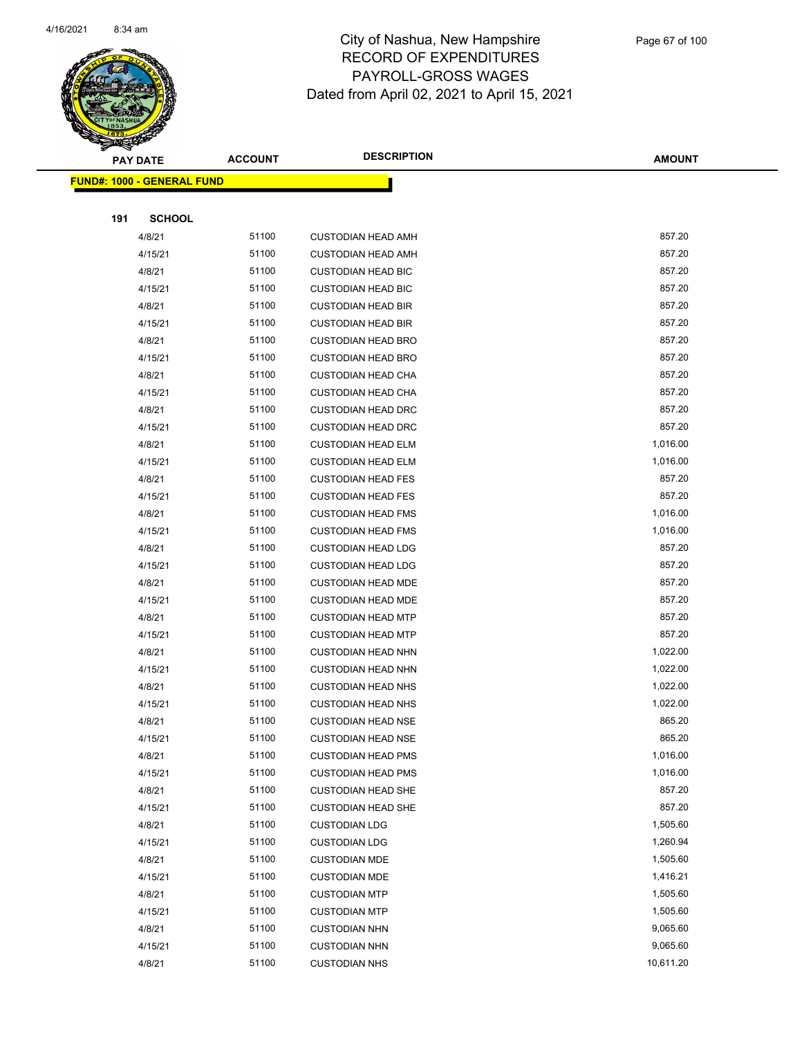# City of Nashua, New Hampshire
# RECORD OF EXPENDITURES
# PAYROLL-GROSS WAGES
# Dated from April 02, 2021 to April 15, 2021

| PAY DATE | ACCOUNT | DESCRIPTION | AMOUNT |
|---|---|---|---|
| **FUND#: 1000 - GENERAL FUND** | | | |
| **191 SCHOOL** | | | |
| 4/8/21 | 51100 | CUSTODIAN HEAD AMH | 857.20 |
| 4/15/21 | 51100 | CUSTODIAN HEAD AMH | 857.20 |
| 4/8/21 | 51100 | CUSTODIAN HEAD BIC | 857.20 |
| 4/15/21 | 51100 | CUSTODIAN HEAD BIC | 857.20 |
| 4/8/21 | 51100 | CUSTODIAN HEAD BIR | 857.20 |
| 4/15/21 | 51100 | CUSTODIAN HEAD BIR | 857.20 |
| 4/8/21 | 51100 | CUSTODIAN HEAD BRO | 857.20 |
| 4/15/21 | 51100 | CUSTODIAN HEAD BRO | 857.20 |
| 4/8/21 | 51100 | CUSTODIAN HEAD CHA | 857.20 |
| 4/15/21 | 51100 | CUSTODIAN HEAD CHA | 857.20 |
| 4/8/21 | 51100 | CUSTODIAN HEAD DRC | 857.20 |
| 4/15/21 | 51100 | CUSTODIAN HEAD DRC | 857.20 |
| 4/8/21 | 51100 | CUSTODIAN HEAD ELM | 1,016.00 |
| 4/15/21 | 51100 | CUSTODIAN HEAD ELM | 1,016.00 |
| 4/8/21 | 51100 | CUSTODIAN HEAD FES | 857.20 |
| 4/15/21 | 51100 | CUSTODIAN HEAD FES | 857.20 |
| 4/8/21 | 51100 | CUSTODIAN HEAD FMS | 1,016.00 |
| 4/15/21 | 51100 | CUSTODIAN HEAD FMS | 1,016.00 |
| 4/8/21 | 51100 | CUSTODIAN HEAD LDG | 857.20 |
| 4/15/21 | 51100 | CUSTODIAN HEAD LDG | 857.20 |
| 4/8/21 | 51100 | CUSTODIAN HEAD MDE | 857.20 |
| 4/15/21 | 51100 | CUSTODIAN HEAD MDE | 857.20 |
| 4/8/21 | 51100 | CUSTODIAN HEAD MTP | 857.20 |
| 4/15/21 | 51100 | CUSTODIAN HEAD MTP | 857.20 |
| 4/8/21 | 51100 | CUSTODIAN HEAD NHN | 1,022.00 |
| 4/15/21 | 51100 | CUSTODIAN HEAD NHN | 1,022.00 |
| 4/8/21 | 51100 | CUSTODIAN HEAD NHS | 1,022.00 |
| 4/15/21 | 51100 | CUSTODIAN HEAD NHS | 1,022.00 |
| 4/8/21 | 51100 | CUSTODIAN HEAD NSE | 865.20 |
| 4/15/21 | 51100 | CUSTODIAN HEAD NSE | 865.20 |
| 4/8/21 | 51100 | CUSTODIAN HEAD PMS | 1,016.00 |
| 4/15/21 | 51100 | CUSTODIAN HEAD PMS | 1,016.00 |
| 4/8/21 | 51100 | CUSTODIAN HEAD SHE | 857.20 |
| 4/15/21 | 51100 | CUSTODIAN HEAD SHE | 857.20 |
| 4/8/21 | 51100 | CUSTODIAN LDG | 1,505.60 |
| 4/15/21 | 51100 | CUSTODIAN LDG | 1,260.94 |
| 4/8/21 | 51100 | CUSTODIAN MDE | 1,505.60 |
| 4/15/21 | 51100 | CUSTODIAN MDE | 1,416.21 |
| 4/8/21 | 51100 | CUSTODIAN MTP | 1,505.60 |
| 4/15/21 | 51100 | CUSTODIAN MTP | 1,505.60 |
| 4/8/21 | 51100 | CUSTODIAN NHN | 9,065.60 |
| 4/15/21 | 51100 | CUSTODIAN NHN | 9,065.60 |
| 4/8/21 | 51100 | CUSTODIAN NHS | 10,611.20 |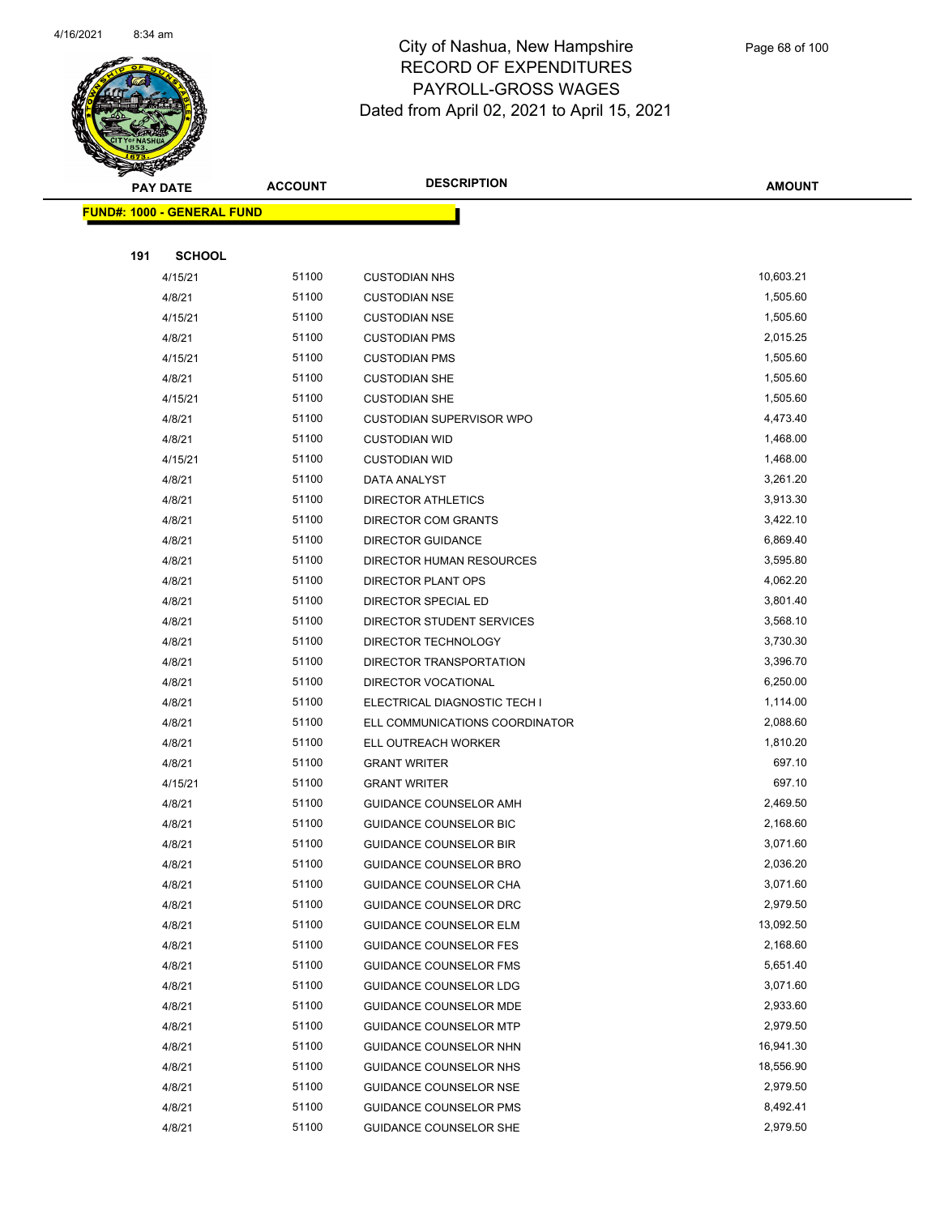# City of Nashua, New Hampshire
# RECORD OF EXPENDITURES
# PAYROLL-GROSS WAGES
## Dated from April 02, 2021 to April 15, 2021

| PAY DATE | ACCOUNT | DESCRIPTION | AMOUNT |
|---|---|---|---|

**FUND#: 1000 - GENERAL FUND**

**191 SCHOOL**

| PAY DATE | ACCOUNT | DESCRIPTION | AMOUNT |
|---|---|---|---|
| 4/15/21 | 51100 | CUSTODIAN NHS | 10,603.21 |
| 4/8/21 | 51100 | CUSTODIAN NSE | 1,505.60 |
| 4/15/21 | 51100 | CUSTODIAN NSE | 1,505.60 |
| 4/8/21 | 51100 | CUSTODIAN PMS | 2,015.25 |
| 4/15/21 | 51100 | CUSTODIAN PMS | 1,505.60 |
| 4/8/21 | 51100 | CUSTODIAN SHE | 1,505.60 |
| 4/15/21 | 51100 | CUSTODIAN SHE | 1,505.60 |
| 4/8/21 | 51100 | CUSTODIAN SUPERVISOR WPO | 4,473.40 |
| 4/8/21 | 51100 | CUSTODIAN WID | 1,468.00 |
| 4/15/21 | 51100 | CUSTODIAN WID | 1,468.00 |
| 4/8/21 | 51100 | DATA ANALYST | 3,261.20 |
| 4/8/21 | 51100 | DIRECTOR ATHLETICS | 3,913.30 |
| 4/8/21 | 51100 | DIRECTOR COM GRANTS | 3,422.10 |
| 4/8/21 | 51100 | DIRECTOR GUIDANCE | 6,869.40 |
| 4/8/21 | 51100 | DIRECTOR HUMAN RESOURCES | 3,595.80 |
| 4/8/21 | 51100 | DIRECTOR PLANT OPS | 4,062.20 |
| 4/8/21 | 51100 | DIRECTOR SPECIAL ED | 3,801.40 |
| 4/8/21 | 51100 | DIRECTOR STUDENT SERVICES | 3,568.10 |
| 4/8/21 | 51100 | DIRECTOR TECHNOLOGY | 3,730.30 |
| 4/8/21 | 51100 | DIRECTOR TRANSPORTATION | 3,396.70 |
| 4/8/21 | 51100 | DIRECTOR VOCATIONAL | 6,250.00 |
| 4/8/21 | 51100 | ELECTRICAL DIAGNOSTIC TECH I | 1,114.00 |
| 4/8/21 | 51100 | ELL COMMUNICATIONS COORDINATOR | 2,088.60 |
| 4/8/21 | 51100 | ELL OUTREACH WORKER | 1,810.20 |
| 4/8/21 | 51100 | GRANT WRITER | 697.10 |
| 4/15/21 | 51100 | GRANT WRITER | 697.10 |
| 4/8/21 | 51100 | GUIDANCE COUNSELOR AMH | 2,469.50 |
| 4/8/21 | 51100 | GUIDANCE COUNSELOR BIC | 2,168.60 |
| 4/8/21 | 51100 | GUIDANCE COUNSELOR BIR | 3,071.60 |
| 4/8/21 | 51100 | GUIDANCE COUNSELOR BRO | 2,036.20 |
| 4/8/21 | 51100 | GUIDANCE COUNSELOR CHA | 3,071.60 |
| 4/8/21 | 51100 | GUIDANCE COUNSELOR DRC | 2,979.50 |
| 4/8/21 | 51100 | GUIDANCE COUNSELOR ELM | 13,092.50 |
| 4/8/21 | 51100 | GUIDANCE COUNSELOR FES | 2,168.60 |
| 4/8/21 | 51100 | GUIDANCE COUNSELOR FMS | 5,651.40 |
| 4/8/21 | 51100 | GUIDANCE COUNSELOR LDG | 3,071.60 |
| 4/8/21 | 51100 | GUIDANCE COUNSELOR MDE | 2,933.60 |
| 4/8/21 | 51100 | GUIDANCE COUNSELOR MTP | 2,979.50 |
| 4/8/21 | 51100 | GUIDANCE COUNSELOR NHN | 16,941.30 |
| 4/8/21 | 51100 | GUIDANCE COUNSELOR NHS | 18,556.90 |
| 4/8/21 | 51100 | GUIDANCE COUNSELOR NSE | 2,979.50 |
| 4/8/21 | 51100 | GUIDANCE COUNSELOR PMS | 8,492.41 |
| 4/8/21 | 51100 | GUIDANCE COUNSELOR SHE | 2,979.50 |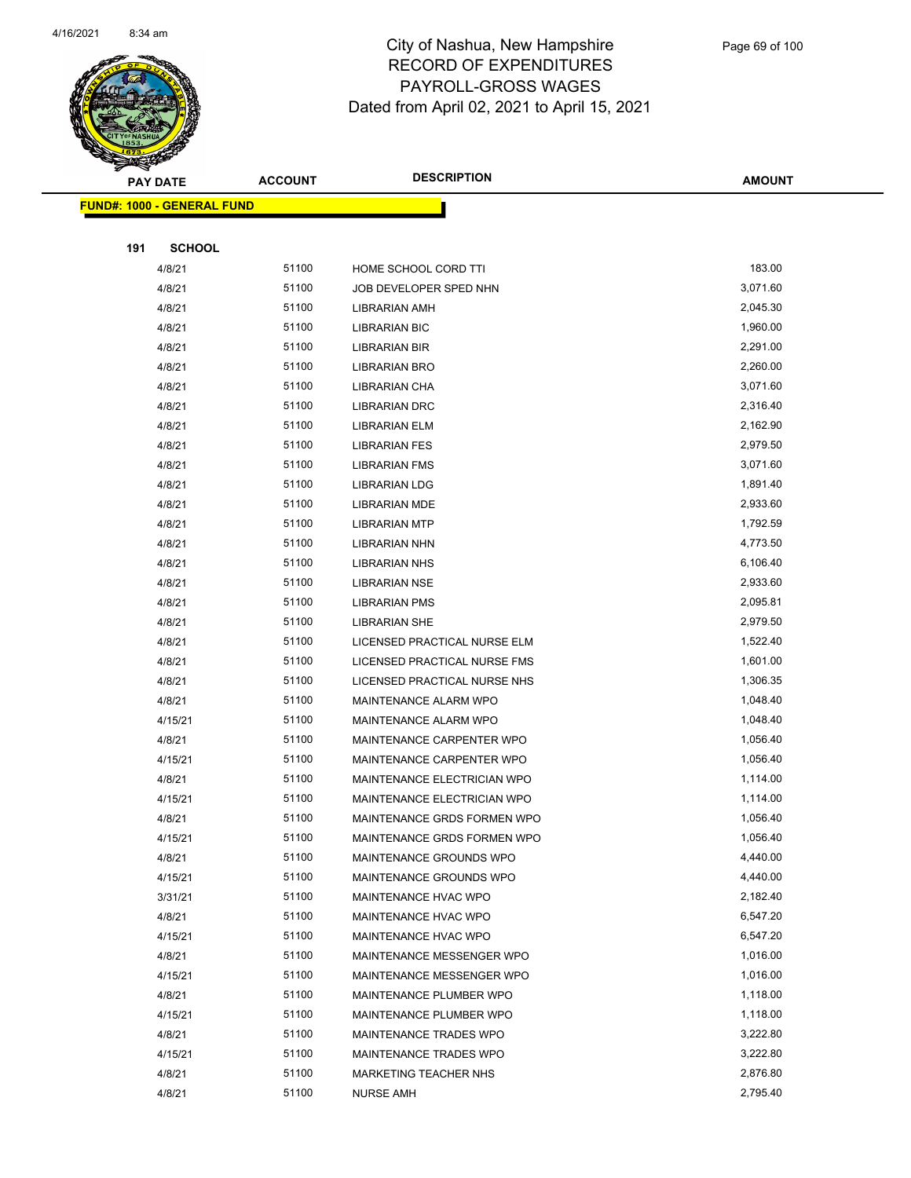# City of Nashua, New Hampshire
## RECORD OF EXPENDITURES
## PAYROLL-GROSS WAGES
## Dated from April 02, 2021 to April 15, 2021

| PAY DATE | ACCOUNT | DESCRIPTION | AMOUNT |
|---|---|---|---|
| **FUND#: 1000 - GENERAL FUND** | | | |
| **191 SCHOOL** | | | |
| 4/8/21 | 51100 | HOME SCHOOL CORD TTI | 183.00 |
| 4/8/21 | 51100 | JOB DEVELOPER SPED NHN | 3,071.60 |
| 4/8/21 | 51100 | LIBRARIAN AMH | 2,045.30 |
| 4/8/21 | 51100 | LIBRARIAN BIC | 1,960.00 |
| 4/8/21 | 51100 | LIBRARIAN BIR | 2,291.00 |
| 4/8/21 | 51100 | LIBRARIAN BRO | 2,260.00 |
| 4/8/21 | 51100 | LIBRARIAN CHA | 3,071.60 |
| 4/8/21 | 51100 | LIBRARIAN DRC | 2,316.40 |
| 4/8/21 | 51100 | LIBRARIAN ELM | 2,162.90 |
| 4/8/21 | 51100 | LIBRARIAN FES | 2,979.50 |
| 4/8/21 | 51100 | LIBRARIAN FMS | 3,071.60 |
| 4/8/21 | 51100 | LIBRARIAN LDG | 1,891.40 |
| 4/8/21 | 51100 | LIBRARIAN MDE | 2,933.60 |
| 4/8/21 | 51100 | LIBRARIAN MTP | 1,792.59 |
| 4/8/21 | 51100 | LIBRARIAN NHN | 4,773.50 |
| 4/8/21 | 51100 | LIBRARIAN NHS | 6,106.40 |
| 4/8/21 | 51100 | LIBRARIAN NSE | 2,933.60 |
| 4/8/21 | 51100 | LIBRARIAN PMS | 2,095.81 |
| 4/8/21 | 51100 | LIBRARIAN SHE | 2,979.50 |
| 4/8/21 | 51100 | LICENSED PRACTICAL NURSE ELM | 1,522.40 |
| 4/8/21 | 51100 | LICENSED PRACTICAL NURSE FMS | 1,601.00 |
| 4/8/21 | 51100 | LICENSED PRACTICAL NURSE NHS | 1,306.35 |
| 4/8/21 | 51100 | MAINTENANCE ALARM WPO | 1,048.40 |
| 4/15/21 | 51100 | MAINTENANCE ALARM WPO | 1,048.40 |
| 4/8/21 | 51100 | MAINTENANCE CARPENTER WPO | 1,056.40 |
| 4/15/21 | 51100 | MAINTENANCE CARPENTER WPO | 1,056.40 |
| 4/8/21 | 51100 | MAINTENANCE ELECTRICIAN WPO | 1,114.00 |
| 4/15/21 | 51100 | MAINTENANCE ELECTRICIAN WPO | 1,114.00 |
| 4/8/21 | 51100 | MAINTENANCE GRDS FORMEN WPO | 1,056.40 |
| 4/15/21 | 51100 | MAINTENANCE GRDS FORMEN WPO | 1,056.40 |
| 4/8/21 | 51100 | MAINTENANCE GROUNDS WPO | 4,440.00 |
| 4/15/21 | 51100 | MAINTENANCE GROUNDS WPO | 4,440.00 |
| 3/31/21 | 51100 | MAINTENANCE HVAC WPO | 2,182.40 |
| 4/8/21 | 51100 | MAINTENANCE HVAC WPO | 6,547.20 |
| 4/15/21 | 51100 | MAINTENANCE HVAC WPO | 6,547.20 |
| 4/8/21 | 51100 | MAINTENANCE MESSENGER WPO | 1,016.00 |
| 4/15/21 | 51100 | MAINTENANCE MESSENGER WPO | 1,016.00 |
| 4/8/21 | 51100 | MAINTENANCE PLUMBER WPO | 1,118.00 |
| 4/15/21 | 51100 | MAINTENANCE PLUMBER WPO | 1,118.00 |
| 4/8/21 | 51100 | MAINTENANCE TRADES WPO | 3,222.80 |
| 4/15/21 | 51100 | MAINTENANCE TRADES WPO | 3,222.80 |
| 4/8/21 | 51100 | MARKETING TEACHER NHS | 2,876.80 |
| 4/8/21 | 51100 | NURSE AMH | 2,795.40 |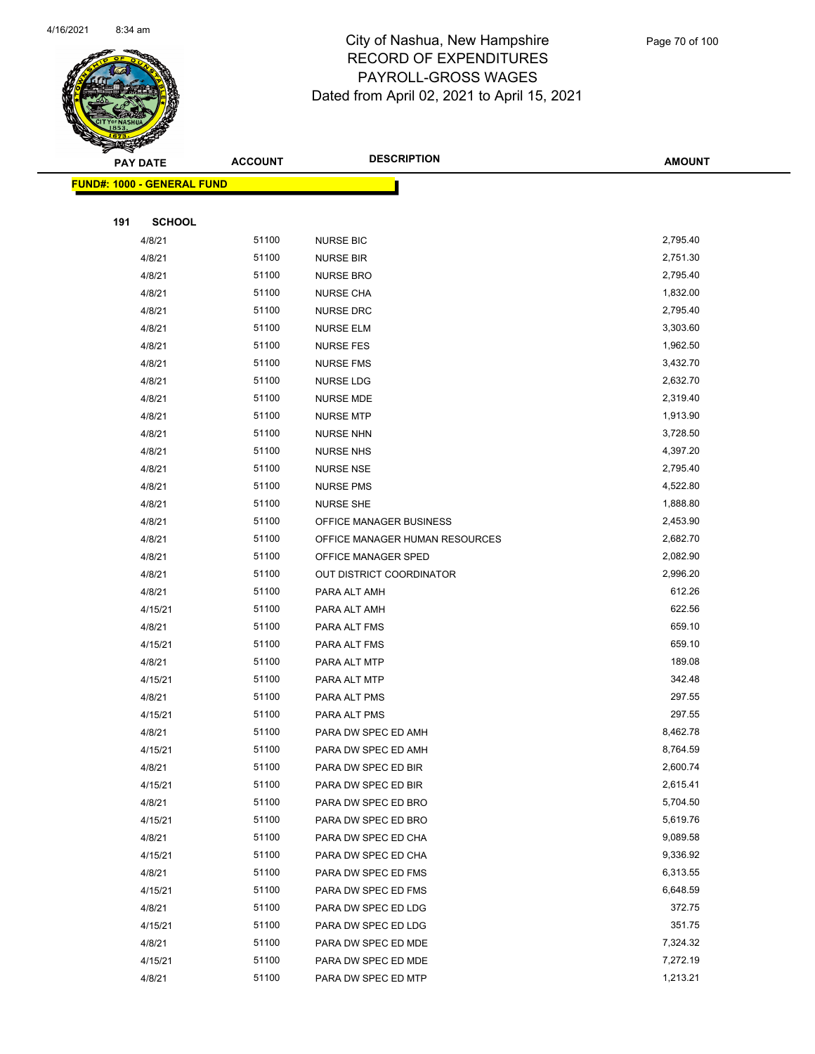# City of Nashua, New Hampshire
## RECORD OF EXPENDITURES
## PAYROLL-GROSS WAGES
## Dated from April 02, 2021 to April 15, 2021

| PAY DATE | ACCOUNT | DESCRIPTION | AMOUNT |
|---|---|---|---|
| **FUND#: 1000 - GENERAL FUND** | | | |
| **191 SCHOOL** | | | |
| 4/8/21 | 51100 | NURSE BIC | 2,795.40 |
| 4/8/21 | 51100 | NURSE BIR | 2,751.30 |
| 4/8/21 | 51100 | NURSE BRO | 2,795.40 |
| 4/8/21 | 51100 | NURSE CHA | 1,832.00 |
| 4/8/21 | 51100 | NURSE DRC | 2,795.40 |
| 4/8/21 | 51100 | NURSE ELM | 3,303.60 |
| 4/8/21 | 51100 | NURSE FES | 1,962.50 |
| 4/8/21 | 51100 | NURSE FMS | 3,432.70 |
| 4/8/21 | 51100 | NURSE LDG | 2,632.70 |
| 4/8/21 | 51100 | NURSE MDE | 2,319.40 |
| 4/8/21 | 51100 | NURSE MTP | 1,913.90 |
| 4/8/21 | 51100 | NURSE NHN | 3,728.50 |
| 4/8/21 | 51100 | NURSE NHS | 4,397.20 |
| 4/8/21 | 51100 | NURSE NSE | 2,795.40 |
| 4/8/21 | 51100 | NURSE PMS | 4,522.80 |
| 4/8/21 | 51100 | NURSE SHE | 1,888.80 |
| 4/8/21 | 51100 | OFFICE MANAGER BUSINESS | 2,453.90 |
| 4/8/21 | 51100 | OFFICE MANAGER HUMAN RESOURCES | 2,682.70 |
| 4/8/21 | 51100 | OFFICE MANAGER SPED | 2,082.90 |
| 4/8/21 | 51100 | OUT DISTRICT COORDINATOR | 2,996.20 |
| 4/8/21 | 51100 | PARA ALT AMH | 612.26 |
| 4/15/21 | 51100 | PARA ALT AMH | 622.56 |
| 4/8/21 | 51100 | PARA ALT FMS | 659.10 |
| 4/15/21 | 51100 | PARA ALT FMS | 659.10 |
| 4/8/21 | 51100 | PARA ALT MTP | 189.08 |
| 4/15/21 | 51100 | PARA ALT MTP | 342.48 |
| 4/8/21 | 51100 | PARA ALT PMS | 297.55 |
| 4/15/21 | 51100 | PARA ALT PMS | 297.55 |
| 4/8/21 | 51100 | PARA DW SPEC ED AMH | 8,462.78 |
| 4/15/21 | 51100 | PARA DW SPEC ED AMH | 8,764.59 |
| 4/8/21 | 51100 | PARA DW SPEC ED BIR | 2,600.74 |
| 4/15/21 | 51100 | PARA DW SPEC ED BIR | 2,615.41 |
| 4/8/21 | 51100 | PARA DW SPEC ED BRO | 5,704.50 |
| 4/15/21 | 51100 | PARA DW SPEC ED BRO | 5,619.76 |
| 4/8/21 | 51100 | PARA DW SPEC ED CHA | 9,089.58 |
| 4/15/21 | 51100 | PARA DW SPEC ED CHA | 9,336.92 |
| 4/8/21 | 51100 | PARA DW SPEC ED FMS | 6,313.55 |
| 4/15/21 | 51100 | PARA DW SPEC ED FMS | 6,648.59 |
| 4/8/21 | 51100 | PARA DW SPEC ED LDG | 372.75 |
| 4/15/21 | 51100 | PARA DW SPEC ED LDG | 351.75 |
| 4/8/21 | 51100 | PARA DW SPEC ED MDE | 7,324.32 |
| 4/15/21 | 51100 | PARA DW SPEC ED MDE | 7,272.19 |
| 4/8/21 | 51100 | PARA DW SPEC ED MTP | 1,213.21 |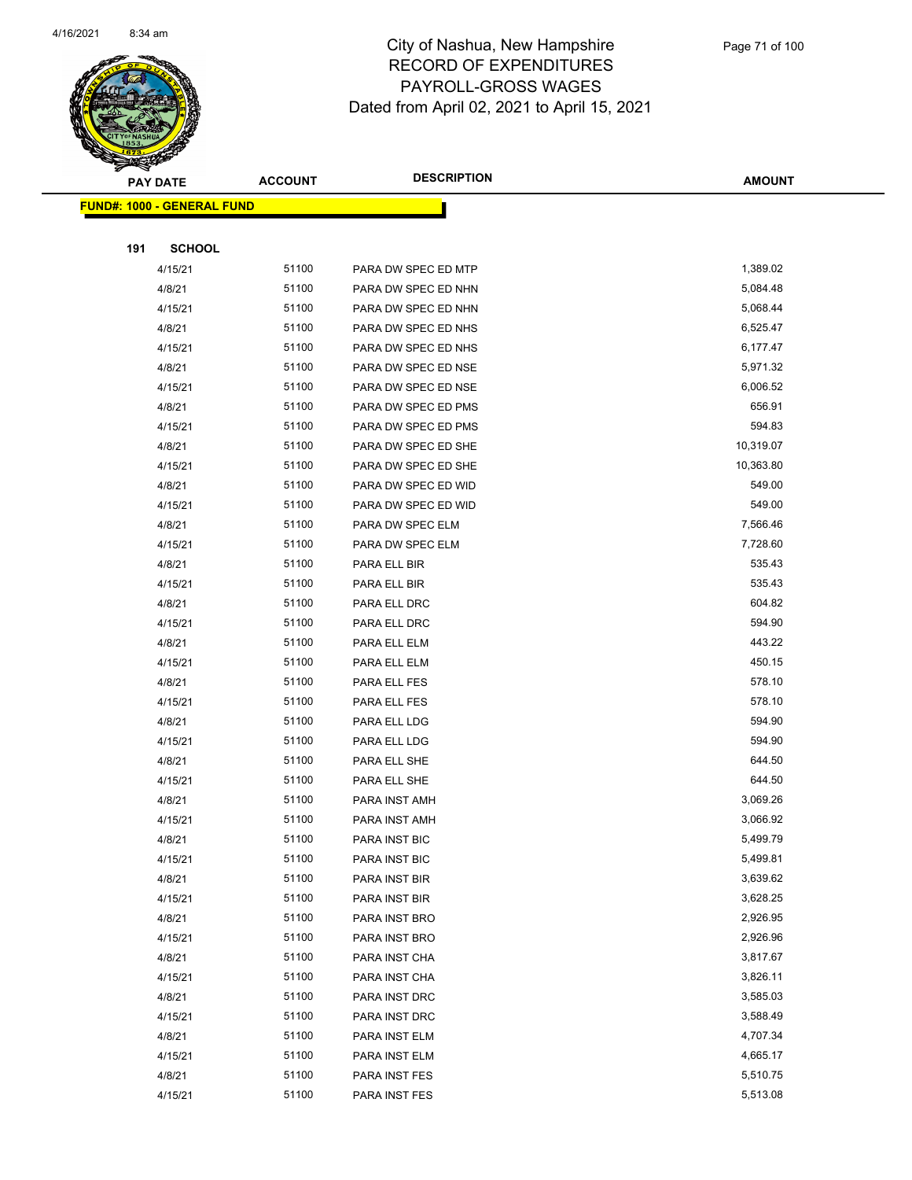# City of Nashua, New Hampshire
## RECORD OF EXPENDITURES
## PAYROLL-GROSS WAGES
### Dated from April 02, 2021 to April 15, 2021

| PAY DATE | ACCOUNT | DESCRIPTION | AMOUNT |
|---|---|---|---|
| **FUND#: 1000 - GENERAL FUND** | | | |
| **191 SCHOOL** | | | |
| 4/15/21 | 51100 | PARA DW SPEC ED MTP | 1,389.02 |
| 4/8/21 | 51100 | PARA DW SPEC ED NHN | 5,084.48 |
| 4/15/21 | 51100 | PARA DW SPEC ED NHN | 5,068.44 |
| 4/8/21 | 51100 | PARA DW SPEC ED NHS | 6,525.47 |
| 4/15/21 | 51100 | PARA DW SPEC ED NHS | 6,177.47 |
| 4/8/21 | 51100 | PARA DW SPEC ED NSE | 5,971.32 |
| 4/15/21 | 51100 | PARA DW SPEC ED NSE | 6,006.52 |
| 4/8/21 | 51100 | PARA DW SPEC ED PMS | 656.91 |
| 4/15/21 | 51100 | PARA DW SPEC ED PMS | 594.83 |
| 4/8/21 | 51100 | PARA DW SPEC ED SHE | 10,319.07 |
| 4/15/21 | 51100 | PARA DW SPEC ED SHE | 10,363.80 |
| 4/8/21 | 51100 | PARA DW SPEC ED WID | 549.00 |
| 4/15/21 | 51100 | PARA DW SPEC ED WID | 549.00 |
| 4/8/21 | 51100 | PARA DW SPEC ELM | 7,566.46 |
| 4/15/21 | 51100 | PARA DW SPEC ELM | 7,728.60 |
| 4/8/21 | 51100 | PARA ELL BIR | 535.43 |
| 4/15/21 | 51100 | PARA ELL BIR | 535.43 |
| 4/8/21 | 51100 | PARA ELL DRC | 604.82 |
| 4/15/21 | 51100 | PARA ELL DRC | 594.90 |
| 4/8/21 | 51100 | PARA ELL ELM | 443.22 |
| 4/15/21 | 51100 | PARA ELL ELM | 450.15 |
| 4/8/21 | 51100 | PARA ELL FES | 578.10 |
| 4/15/21 | 51100 | PARA ELL FES | 578.10 |
| 4/8/21 | 51100 | PARA ELL LDG | 594.90 |
| 4/15/21 | 51100 | PARA ELL LDG | 594.90 |
| 4/8/21 | 51100 | PARA ELL SHE | 644.50 |
| 4/15/21 | 51100 | PARA ELL SHE | 644.50 |
| 4/8/21 | 51100 | PARA INST AMH | 3,069.26 |
| 4/15/21 | 51100 | PARA INST AMH | 3,066.92 |
| 4/8/21 | 51100 | PARA INST BIC | 5,499.79 |
| 4/15/21 | 51100 | PARA INST BIC | 5,499.81 |
| 4/8/21 | 51100 | PARA INST BIR | 3,639.62 |
| 4/15/21 | 51100 | PARA INST BIR | 3,628.25 |
| 4/8/21 | 51100 | PARA INST BRO | 2,926.95 |
| 4/15/21 | 51100 | PARA INST BRO | 2,926.96 |
| 4/8/21 | 51100 | PARA INST CHA | 3,817.67 |
| 4/15/21 | 51100 | PARA INST CHA | 3,826.11 |
| 4/8/21 | 51100 | PARA INST DRC | 3,585.03 |
| 4/15/21 | 51100 | PARA INST DRC | 3,588.49 |
| 4/8/21 | 51100 | PARA INST ELM | 4,707.34 |
| 4/15/21 | 51100 | PARA INST ELM | 4,665.17 |
| 4/8/21 | 51100 | PARA INST FES | 5,510.75 |
| 4/15/21 | 51100 | PARA INST FES | 5,513.08 |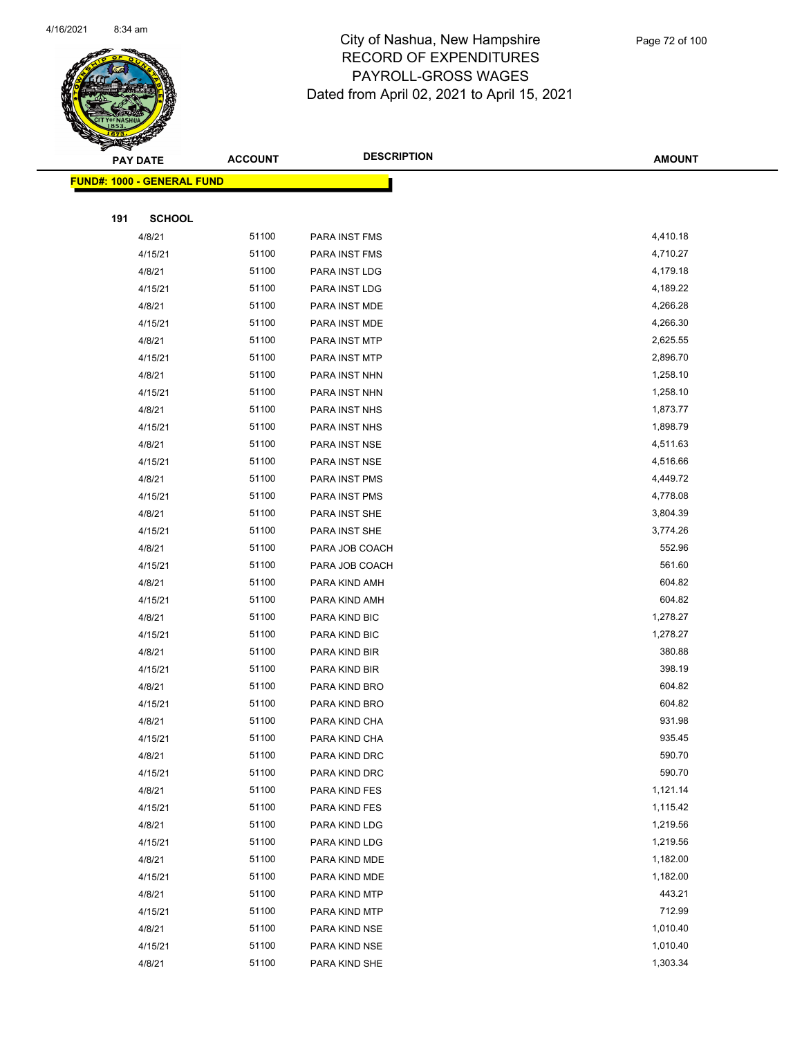# City of Nashua, New Hampshire
## RECORD OF EXPENDITURES
## PAYROLL-GROSS WAGES
## Dated from April 02, 2021 to April 15, 2021

| PAY DATE | ACCOUNT | DESCRIPTION | AMOUNT |
|---|---|---|---|
| **FUND#: 1000 - GENERAL FUND** | | | |
| **191 SCHOOL** | | | |
| 4/8/21 | 51100 | PARA INST FMS | 4,410.18 |
| 4/15/21 | 51100 | PARA INST FMS | 4,710.27 |
| 4/8/21 | 51100 | PARA INST LDG | 4,179.18 |
| 4/15/21 | 51100 | PARA INST LDG | 4,189.22 |
| 4/8/21 | 51100 | PARA INST MDE | 4,266.28 |
| 4/15/21 | 51100 | PARA INST MDE | 4,266.30 |
| 4/8/21 | 51100 | PARA INST MTP | 2,625.55 |
| 4/15/21 | 51100 | PARA INST MTP | 2,896.70 |
| 4/8/21 | 51100 | PARA INST NHN | 1,258.10 |
| 4/15/21 | 51100 | PARA INST NHN | 1,258.10 |
| 4/8/21 | 51100 | PARA INST NHS | 1,873.77 |
| 4/15/21 | 51100 | PARA INST NHS | 1,898.79 |
| 4/8/21 | 51100 | PARA INST NSE | 4,511.63 |
| 4/15/21 | 51100 | PARA INST NSE | 4,516.66 |
| 4/8/21 | 51100 | PARA INST PMS | 4,449.72 |
| 4/15/21 | 51100 | PARA INST PMS | 4,778.08 |
| 4/8/21 | 51100 | PARA INST SHE | 3,804.39 |
| 4/15/21 | 51100 | PARA INST SHE | 3,774.26 |
| 4/8/21 | 51100 | PARA JOB COACH | 552.96 |
| 4/15/21 | 51100 | PARA JOB COACH | 561.60 |
| 4/8/21 | 51100 | PARA KIND AMH | 604.82 |
| 4/15/21 | 51100 | PARA KIND AMH | 604.82 |
| 4/8/21 | 51100 | PARA KIND BIC | 1,278.27 |
| 4/15/21 | 51100 | PARA KIND BIC | 1,278.27 |
| 4/8/21 | 51100 | PARA KIND BIR | 380.88 |
| 4/15/21 | 51100 | PARA KIND BIR | 398.19 |
| 4/8/21 | 51100 | PARA KIND BRO | 604.82 |
| 4/15/21 | 51100 | PARA KIND BRO | 604.82 |
| 4/8/21 | 51100 | PARA KIND CHA | 931.98 |
| 4/15/21 | 51100 | PARA KIND CHA | 935.45 |
| 4/8/21 | 51100 | PARA KIND DRC | 590.70 |
| 4/15/21 | 51100 | PARA KIND DRC | 590.70 |
| 4/8/21 | 51100 | PARA KIND FES | 1,121.14 |
| 4/15/21 | 51100 | PARA KIND FES | 1,115.42 |
| 4/8/21 | 51100 | PARA KIND LDG | 1,219.56 |
| 4/15/21 | 51100 | PARA KIND LDG | 1,219.56 |
| 4/8/21 | 51100 | PARA KIND MDE | 1,182.00 |
| 4/15/21 | 51100 | PARA KIND MDE | 1,182.00 |
| 4/8/21 | 51100 | PARA KIND MTP | 443.21 |
| 4/15/21 | 51100 | PARA KIND MTP | 712.99 |
| 4/8/21 | 51100 | PARA KIND NSE | 1,010.40 |
| 4/15/21 | 51100 | PARA KIND NSE | 1,010.40 |
| 4/8/21 | 51100 | PARA KIND SHE | 1,303.34 |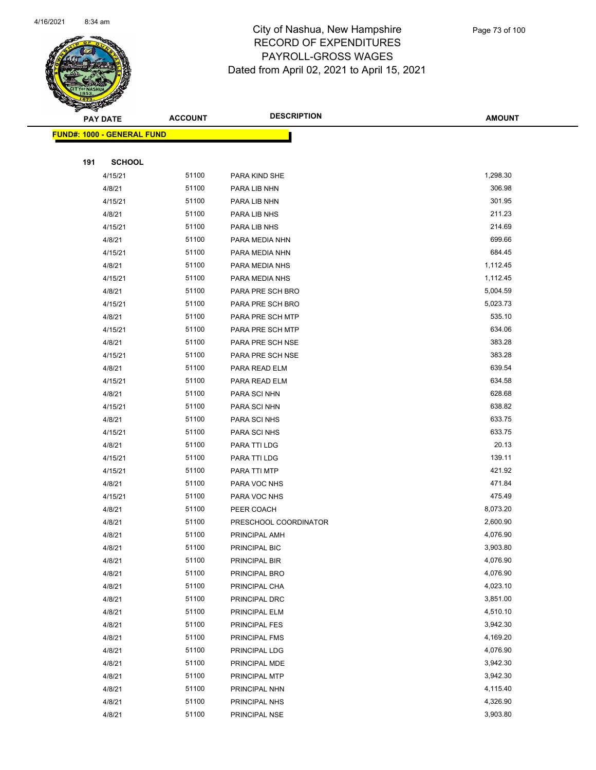# City of Nashua, New Hampshire
## RECORD OF EXPENDITURES
## PAYROLL-GROSS WAGES
## Dated from April 02, 2021 to April 15, 2021

| PAY DATE | ACCOUNT | DESCRIPTION | AMOUNT |
|---|---|---|---|
| **FUND#: 1000 - GENERAL FUND** | | | |
| **191 SCHOOL** | | | |
| 4/15/21 | 51100 | PARA KIND SHE | 1,298.30 |
| 4/8/21 | 51100 | PARA LIB NHN | 306.98 |
| 4/15/21 | 51100 | PARA LIB NHN | 301.95 |
| 4/8/21 | 51100 | PARA LIB NHS | 211.23 |
| 4/15/21 | 51100 | PARA LIB NHS | 214.69 |
| 4/8/21 | 51100 | PARA MEDIA NHN | 699.66 |
| 4/15/21 | 51100 | PARA MEDIA NHN | 684.45 |
| 4/8/21 | 51100 | PARA MEDIA NHS | 1,112.45 |
| 4/15/21 | 51100 | PARA MEDIA NHS | 1,112.45 |
| 4/8/21 | 51100 | PARA PRE SCH BRO | 5,004.59 |
| 4/15/21 | 51100 | PARA PRE SCH BRO | 5,023.73 |
| 4/8/21 | 51100 | PARA PRE SCH MTP | 535.10 |
| 4/15/21 | 51100 | PARA PRE SCH MTP | 634.06 |
| 4/8/21 | 51100 | PARA PRE SCH NSE | 383.28 |
| 4/15/21 | 51100 | PARA PRE SCH NSE | 383.28 |
| 4/8/21 | 51100 | PARA READ ELM | 639.54 |
| 4/15/21 | 51100 | PARA READ ELM | 634.58 |
| 4/8/21 | 51100 | PARA SCI NHN | 628.68 |
| 4/15/21 | 51100 | PARA SCI NHN | 638.82 |
| 4/8/21 | 51100 | PARA SCI NHS | 633.75 |
| 4/15/21 | 51100 | PARA SCI NHS | 633.75 |
| 4/8/21 | 51100 | PARA TTI LDG | 20.13 |
| 4/15/21 | 51100 | PARA TTI LDG | 139.11 |
| 4/15/21 | 51100 | PARA TTI MTP | 421.92 |
| 4/8/21 | 51100 | PARA VOC NHS | 471.84 |
| 4/15/21 | 51100 | PARA VOC NHS | 475.49 |
| 4/8/21 | 51100 | PEER COACH | 8,073.20 |
| 4/8/21 | 51100 | PRESCHOOL COORDINATOR | 2,600.90 |
| 4/8/21 | 51100 | PRINCIPAL AMH | 4,076.90 |
| 4/8/21 | 51100 | PRINCIPAL BIC | 3,903.80 |
| 4/8/21 | 51100 | PRINCIPAL BIR | 4,076.90 |
| 4/8/21 | 51100 | PRINCIPAL BRO | 4,076.90 |
| 4/8/21 | 51100 | PRINCIPAL CHA | 4,023.10 |
| 4/8/21 | 51100 | PRINCIPAL DRC | 3,851.00 |
| 4/8/21 | 51100 | PRINCIPAL ELM | 4,510.10 |
| 4/8/21 | 51100 | PRINCIPAL FES | 3,942.30 |
| 4/8/21 | 51100 | PRINCIPAL FMS | 4,169.20 |
| 4/8/21 | 51100 | PRINCIPAL LDG | 4,076.90 |
| 4/8/21 | 51100 | PRINCIPAL MDE | 3,942.30 |
| 4/8/21 | 51100 | PRINCIPAL MTP | 3,942.30 |
| 4/8/21 | 51100 | PRINCIPAL NHN | 4,115.40 |
| 4/8/21 | 51100 | PRINCIPAL NHS | 4,326.90 |
| 4/8/21 | 51100 | PRINCIPAL NSE | 3,903.80 |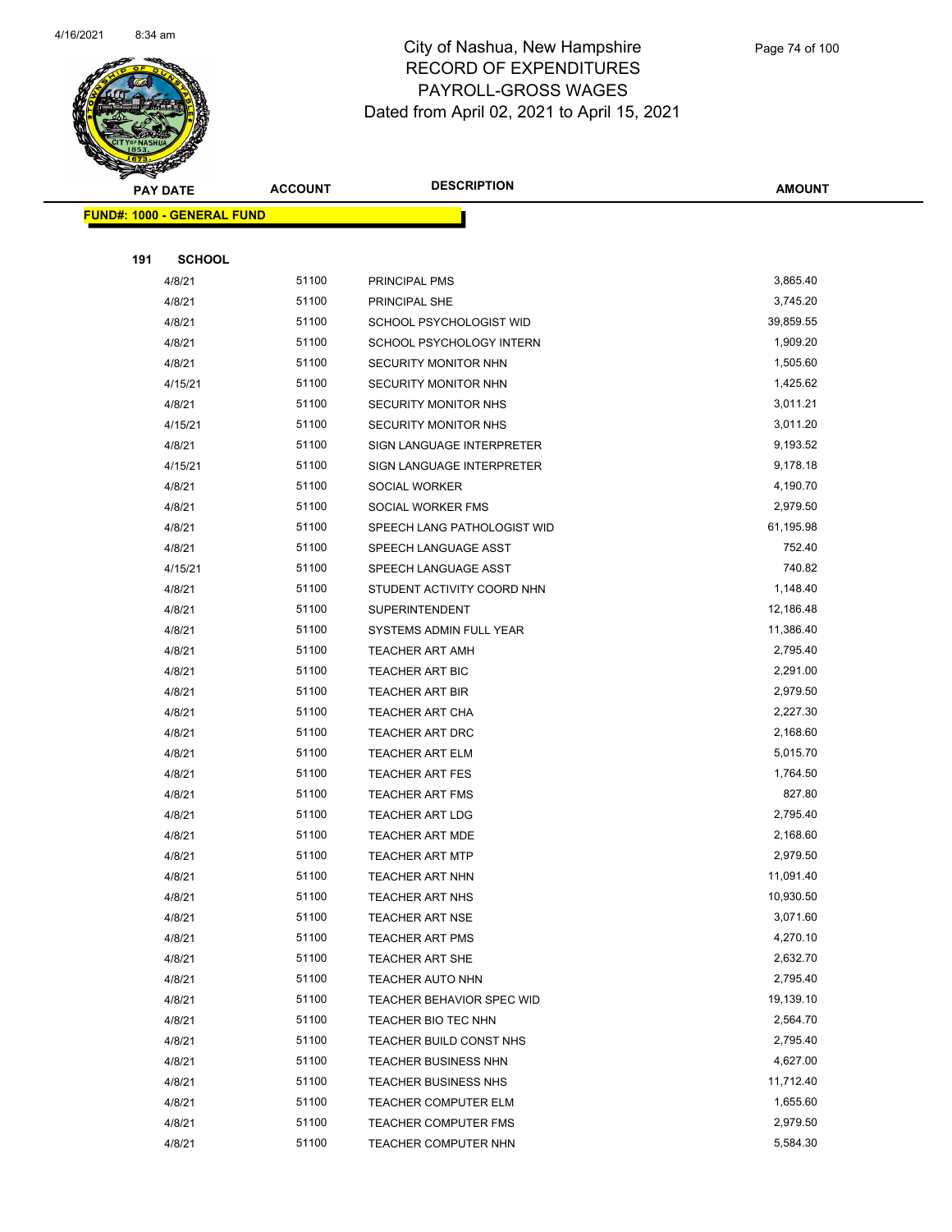# City of Nashua, New Hampshire
# RECORD OF EXPENDITURES
# PAYROLL-GROSS WAGES
# Dated from April 02, 2021 to April 15, 2021

| PAY DATE | ACCOUNT | DESCRIPTION | AMOUNT |
|---|---|---|---|
| **FUND#: 1000 - GENERAL FUND** | | | |
| **191 SCHOOL** | | | |
| 4/8/21 | 51100 | PRINCIPAL PMS | 3,865.40 |
| 4/8/21 | 51100 | PRINCIPAL SHE | 3,745.20 |
| 4/8/21 | 51100 | SCHOOL PSYCHOLOGIST WID | 39,859.55 |
| 4/8/21 | 51100 | SCHOOL PSYCHOLOGY INTERN | 1,909.20 |
| 4/8/21 | 51100 | SECURITY MONITOR NHN | 1,505.60 |
| 4/15/21 | 51100 | SECURITY MONITOR NHN | 1,425.62 |
| 4/8/21 | 51100 | SECURITY MONITOR NHS | 3,011.21 |
| 4/15/21 | 51100 | SECURITY MONITOR NHS | 3,011.20 |
| 4/8/21 | 51100 | SIGN LANGUAGE INTERPRETER | 9,193.52 |
| 4/15/21 | 51100 | SIGN LANGUAGE INTERPRETER | 9,178.18 |
| 4/8/21 | 51100 | SOCIAL WORKER | 4,190.70 |
| 4/8/21 | 51100 | SOCIAL WORKER FMS | 2,979.50 |
| 4/8/21 | 51100 | SPEECH LANG PATHOLOGIST WID | 61,195.98 |
| 4/8/21 | 51100 | SPEECH LANGUAGE ASST | 752.40 |
| 4/15/21 | 51100 | SPEECH LANGUAGE ASST | 740.82 |
| 4/8/21 | 51100 | STUDENT ACTIVITY COORD NHN | 1,148.40 |
| 4/8/21 | 51100 | SUPERINTENDENT | 12,186.48 |
| 4/8/21 | 51100 | SYSTEMS ADMIN FULL YEAR | 11,386.40 |
| 4/8/21 | 51100 | TEACHER ART AMH | 2,795.40 |
| 4/8/21 | 51100 | TEACHER ART BIC | 2,291.00 |
| 4/8/21 | 51100 | TEACHER ART BIR | 2,979.50 |
| 4/8/21 | 51100 | TEACHER ART CHA | 2,227.30 |
| 4/8/21 | 51100 | TEACHER ART DRC | 2,168.60 |
| 4/8/21 | 51100 | TEACHER ART ELM | 5,015.70 |
| 4/8/21 | 51100 | TEACHER ART FES | 1,764.50 |
| 4/8/21 | 51100 | TEACHER ART FMS | 827.80 |
| 4/8/21 | 51100 | TEACHER ART LDG | 2,795.40 |
| 4/8/21 | 51100 | TEACHER ART MDE | 2,168.60 |
| 4/8/21 | 51100 | TEACHER ART MTP | 2,979.50 |
| 4/8/21 | 51100 | TEACHER ART NHN | 11,091.40 |
| 4/8/21 | 51100 | TEACHER ART NHS | 10,930.50 |
| 4/8/21 | 51100 | TEACHER ART NSE | 3,071.60 |
| 4/8/21 | 51100 | TEACHER ART PMS | 4,270.10 |
| 4/8/21 | 51100 | TEACHER ART SHE | 2,632.70 |
| 4/8/21 | 51100 | TEACHER AUTO NHN | 2,795.40 |
| 4/8/21 | 51100 | TEACHER BEHAVIOR SPEC WID | 19,139.10 |
| 4/8/21 | 51100 | TEACHER BIO TEC NHN | 2,564.70 |
| 4/8/21 | 51100 | TEACHER BUILD CONST NHS | 2,795.40 |
| 4/8/21 | 51100 | TEACHER BUSINESS NHN | 4,627.00 |
| 4/8/21 | 51100 | TEACHER BUSINESS NHS | 11,712.40 |
| 4/8/21 | 51100 | TEACHER COMPUTER ELM | 1,655.60 |
| 4/8/21 | 51100 | TEACHER COMPUTER FMS | 2,979.50 |
| 4/8/21 | 51100 | TEACHER COMPUTER NHN | 5,584.30 |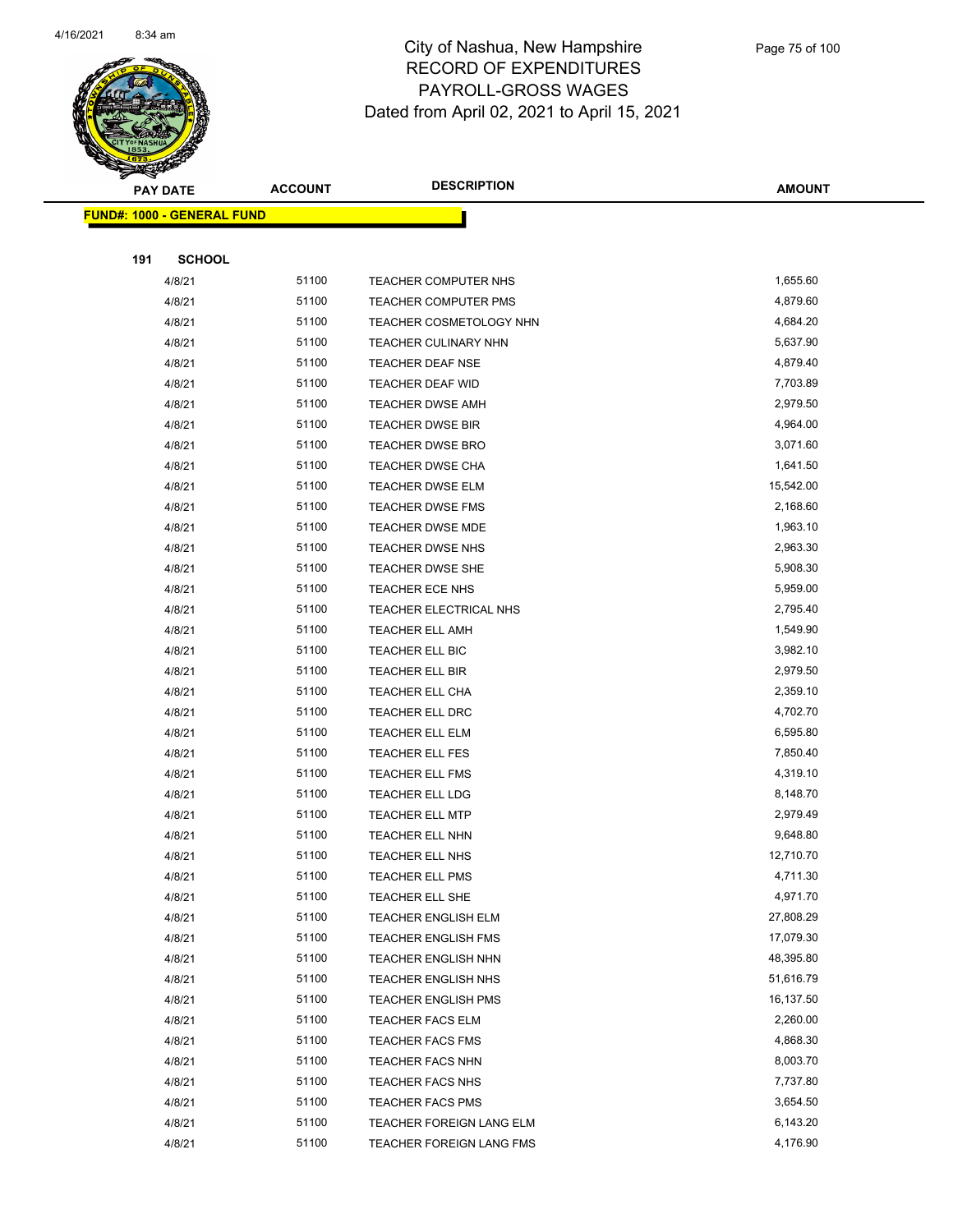# City of Nashua, New Hampshire
# RECORD OF EXPENDITURES
# PAYROLL-GROSS WAGES
# Dated from April 02, 2021 to April 15, 2021

| PAY DATE | ACCOUNT | DESCRIPTION | AMOUNT |
|---|---|---|---|
| **FUND#: 1000 - GENERAL FUND** | | | |
| **191 SCHOOL** | | | |
| 4/8/21 | 51100 | TEACHER COMPUTER NHS | 1,655.60 |
| 4/8/21 | 51100 | TEACHER COMPUTER PMS | 4,879.60 |
| 4/8/21 | 51100 | TEACHER COSMETOLOGY NHN | 4,684.20 |
| 4/8/21 | 51100 | TEACHER CULINARY NHN | 5,637.90 |
| 4/8/21 | 51100 | TEACHER DEAF NSE | 4,879.40 |
| 4/8/21 | 51100 | TEACHER DEAF WID | 7,703.89 |
| 4/8/21 | 51100 | TEACHER DWSE AMH | 2,979.50 |
| 4/8/21 | 51100 | TEACHER DWSE BIR | 4,964.00 |
| 4/8/21 | 51100 | TEACHER DWSE BRO | 3,071.60 |
| 4/8/21 | 51100 | TEACHER DWSE CHA | 1,641.50 |
| 4/8/21 | 51100 | TEACHER DWSE ELM | 15,542.00 |
| 4/8/21 | 51100 | TEACHER DWSE FMS | 2,168.60 |
| 4/8/21 | 51100 | TEACHER DWSE MDE | 1,963.10 |
| 4/8/21 | 51100 | TEACHER DWSE NHS | 2,963.30 |
| 4/8/21 | 51100 | TEACHER DWSE SHE | 5,908.30 |
| 4/8/21 | 51100 | TEACHER ECE NHS | 5,959.00 |
| 4/8/21 | 51100 | TEACHER ELECTRICAL NHS | 2,795.40 |
| 4/8/21 | 51100 | TEACHER ELL AMH | 1,549.90 |
| 4/8/21 | 51100 | TEACHER ELL BIC | 3,982.10 |
| 4/8/21 | 51100 | TEACHER ELL BIR | 2,979.50 |
| 4/8/21 | 51100 | TEACHER ELL CHA | 2,359.10 |
| 4/8/21 | 51100 | TEACHER ELL DRC | 4,702.70 |
| 4/8/21 | 51100 | TEACHER ELL ELM | 6,595.80 |
| 4/8/21 | 51100 | TEACHER ELL FES | 7,850.40 |
| 4/8/21 | 51100 | TEACHER ELL FMS | 4,319.10 |
| 4/8/21 | 51100 | TEACHER ELL LDG | 8,148.70 |
| 4/8/21 | 51100 | TEACHER ELL MTP | 2,979.49 |
| 4/8/21 | 51100 | TEACHER ELL NHN | 9,648.80 |
| 4/8/21 | 51100 | TEACHER ELL NHS | 12,710.70 |
| 4/8/21 | 51100 | TEACHER ELL PMS | 4,711.30 |
| 4/8/21 | 51100 | TEACHER ELL SHE | 4,971.70 |
| 4/8/21 | 51100 | TEACHER ENGLISH ELM | 27,808.29 |
| 4/8/21 | 51100 | TEACHER ENGLISH FMS | 17,079.30 |
| 4/8/21 | 51100 | TEACHER ENGLISH NHN | 48,395.80 |
| 4/8/21 | 51100 | TEACHER ENGLISH NHS | 51,616.79 |
| 4/8/21 | 51100 | TEACHER ENGLISH PMS | 16,137.50 |
| 4/8/21 | 51100 | TEACHER FACS ELM | 2,260.00 |
| 4/8/21 | 51100 | TEACHER FACS FMS | 4,868.30 |
| 4/8/21 | 51100 | TEACHER FACS NHN | 8,003.70 |
| 4/8/21 | 51100 | TEACHER FACS NHS | 7,737.80 |
| 4/8/21 | 51100 | TEACHER FACS PMS | 3,654.50 |
| 4/8/21 | 51100 | TEACHER FOREIGN LANG ELM | 6,143.20 |
| 4/8/21 | 51100 | TEACHER FOREIGN LANG FMS | 4,176.90 |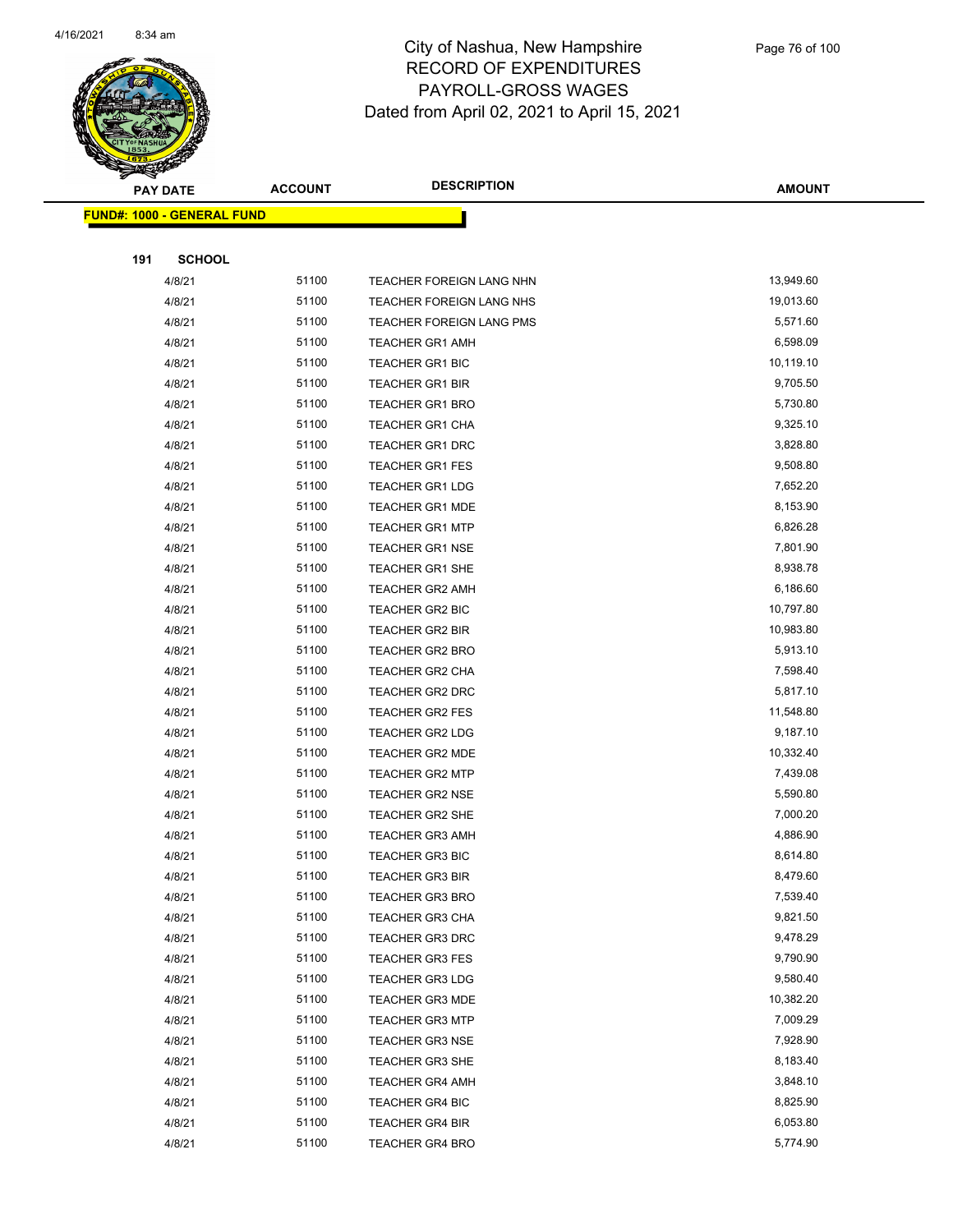# City of Nashua, New Hampshire
## RECORD OF EXPENDITURES
## PAYROLL-GROSS WAGES
## Dated from April 02, 2021 to April 15, 2021

| PAY DATE | ACCOUNT | DESCRIPTION | AMOUNT |
|---|---|---|---|

**FUND#: 1000 - GENERAL FUND**

**191 SCHOOL**

| PAY DATE | ACCOUNT | DESCRIPTION | AMOUNT |
|---|---|---|---|
| 4/8/21 | 51100 | TEACHER FOREIGN LANG NHN | 13,949.60 |
| 4/8/21 | 51100 | TEACHER FOREIGN LANG NHS | 19,013.60 |
| 4/8/21 | 51100 | TEACHER FOREIGN LANG PMS | 5,571.60 |
| 4/8/21 | 51100 | TEACHER GR1 AMH | 6,598.09 |
| 4/8/21 | 51100 | TEACHER GR1 BIC | 10,119.10 |
| 4/8/21 | 51100 | TEACHER GR1 BIR | 9,705.50 |
| 4/8/21 | 51100 | TEACHER GR1 BRO | 5,730.80 |
| 4/8/21 | 51100 | TEACHER GR1 CHA | 9,325.10 |
| 4/8/21 | 51100 | TEACHER GR1 DRC | 3,828.80 |
| 4/8/21 | 51100 | TEACHER GR1 FES | 9,508.80 |
| 4/8/21 | 51100 | TEACHER GR1 LDG | 7,652.20 |
| 4/8/21 | 51100 | TEACHER GR1 MDE | 8,153.90 |
| 4/8/21 | 51100 | TEACHER GR1 MTP | 6,826.28 |
| 4/8/21 | 51100 | TEACHER GR1 NSE | 7,801.90 |
| 4/8/21 | 51100 | TEACHER GR1 SHE | 8,938.78 |
| 4/8/21 | 51100 | TEACHER GR2 AMH | 6,186.60 |
| 4/8/21 | 51100 | TEACHER GR2 BIC | 10,797.80 |
| 4/8/21 | 51100 | TEACHER GR2 BIR | 10,983.80 |
| 4/8/21 | 51100 | TEACHER GR2 BRO | 5,913.10 |
| 4/8/21 | 51100 | TEACHER GR2 CHA | 7,598.40 |
| 4/8/21 | 51100 | TEACHER GR2 DRC | 5,817.10 |
| 4/8/21 | 51100 | TEACHER GR2 FES | 11,548.80 |
| 4/8/21 | 51100 | TEACHER GR2 LDG | 9,187.10 |
| 4/8/21 | 51100 | TEACHER GR2 MDE | 10,332.40 |
| 4/8/21 | 51100 | TEACHER GR2 MTP | 7,439.08 |
| 4/8/21 | 51100 | TEACHER GR2 NSE | 5,590.80 |
| 4/8/21 | 51100 | TEACHER GR2 SHE | 7,000.20 |
| 4/8/21 | 51100 | TEACHER GR3 AMH | 4,886.90 |
| 4/8/21 | 51100 | TEACHER GR3 BIC | 8,614.80 |
| 4/8/21 | 51100 | TEACHER GR3 BIR | 8,479.60 |
| 4/8/21 | 51100 | TEACHER GR3 BRO | 7,539.40 |
| 4/8/21 | 51100 | TEACHER GR3 CHA | 9,821.50 |
| 4/8/21 | 51100 | TEACHER GR3 DRC | 9,478.29 |
| 4/8/21 | 51100 | TEACHER GR3 FES | 9,790.90 |
| 4/8/21 | 51100 | TEACHER GR3 LDG | 9,580.40 |
| 4/8/21 | 51100 | TEACHER GR3 MDE | 10,382.20 |
| 4/8/21 | 51100 | TEACHER GR3 MTP | 7,009.29 |
| 4/8/21 | 51100 | TEACHER GR3 NSE | 7,928.90 |
| 4/8/21 | 51100 | TEACHER GR3 SHE | 8,183.40 |
| 4/8/21 | 51100 | TEACHER GR4 AMH | 3,848.10 |
| 4/8/21 | 51100 | TEACHER GR4 BIC | 8,825.90 |
| 4/8/21 | 51100 | TEACHER GR4 BIR | 6,053.80 |
| 4/8/21 | 51100 | TEACHER GR4 BRO | 5,774.90 |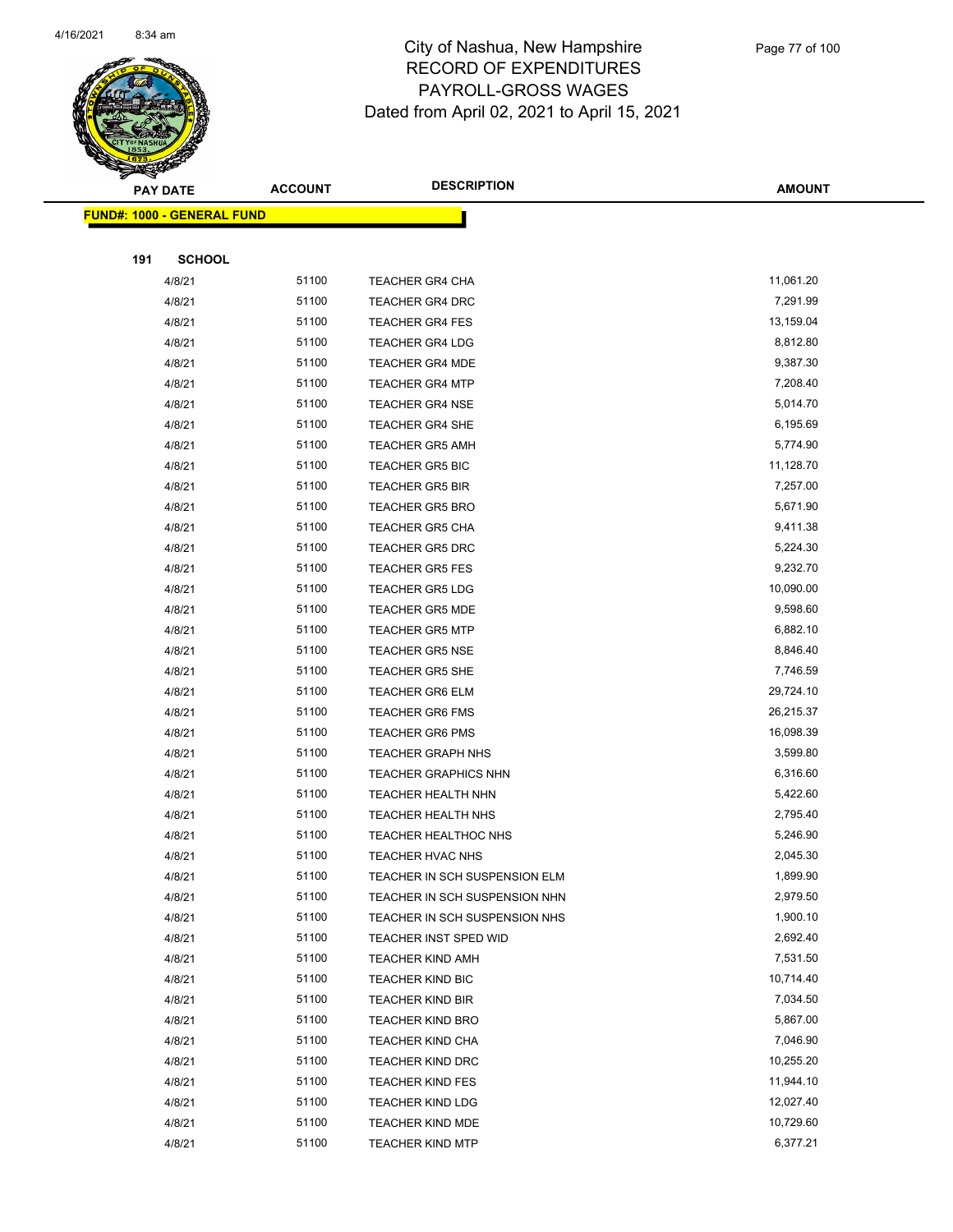# City of Nashua, New Hampshire
## RECORD OF EXPENDITURES
## PAYROLL-GROSS WAGES
### Dated from April 02, 2021 to April 15, 2021

| PAY DATE | ACCOUNT | DESCRIPTION | AMOUNT |
|---|---|---|---|
| **FUND#: 1000 - GENERAL FUND** | | | |
| **191 SCHOOL** | | | |
| 4/8/21 | 51100 | TEACHER GR4 CHA | 11,061.20 |
| 4/8/21 | 51100 | TEACHER GR4 DRC | 7,291.99 |
| 4/8/21 | 51100 | TEACHER GR4 FES | 13,159.04 |
| 4/8/21 | 51100 | TEACHER GR4 LDG | 8,812.80 |
| 4/8/21 | 51100 | TEACHER GR4 MDE | 9,387.30 |
| 4/8/21 | 51100 | TEACHER GR4 MTP | 7,208.40 |
| 4/8/21 | 51100 | TEACHER GR4 NSE | 5,014.70 |
| 4/8/21 | 51100 | TEACHER GR4 SHE | 6,195.69 |
| 4/8/21 | 51100 | TEACHER GR5 AMH | 5,774.90 |
| 4/8/21 | 51100 | TEACHER GR5 BIC | 11,128.70 |
| 4/8/21 | 51100 | TEACHER GR5 BIR | 7,257.00 |
| 4/8/21 | 51100 | TEACHER GR5 BRO | 5,671.90 |
| 4/8/21 | 51100 | TEACHER GR5 CHA | 9,411.38 |
| 4/8/21 | 51100 | TEACHER GR5 DRC | 5,224.30 |
| 4/8/21 | 51100 | TEACHER GR5 FES | 9,232.70 |
| 4/8/21 | 51100 | TEACHER GR5 LDG | 10,090.00 |
| 4/8/21 | 51100 | TEACHER GR5 MDE | 9,598.60 |
| 4/8/21 | 51100 | TEACHER GR5 MTP | 6,882.10 |
| 4/8/21 | 51100 | TEACHER GR5 NSE | 8,846.40 |
| 4/8/21 | 51100 | TEACHER GR5 SHE | 7,746.59 |
| 4/8/21 | 51100 | TEACHER GR6 ELM | 29,724.10 |
| 4/8/21 | 51100 | TEACHER GR6 FMS | 26,215.37 |
| 4/8/21 | 51100 | TEACHER GR6 PMS | 16,098.39 |
| 4/8/21 | 51100 | TEACHER GRAPH NHS | 3,599.80 |
| 4/8/21 | 51100 | TEACHER GRAPHICS NHN | 6,316.60 |
| 4/8/21 | 51100 | TEACHER HEALTH NHN | 5,422.60 |
| 4/8/21 | 51100 | TEACHER HEALTH NHS | 2,795.40 |
| 4/8/21 | 51100 | TEACHER HEALTHOC NHS | 5,246.90 |
| 4/8/21 | 51100 | TEACHER HVAC NHS | 2,045.30 |
| 4/8/21 | 51100 | TEACHER IN SCH SUSPENSION ELM | 1,899.90 |
| 4/8/21 | 51100 | TEACHER IN SCH SUSPENSION NHN | 2,979.50 |
| 4/8/21 | 51100 | TEACHER IN SCH SUSPENSION NHS | 1,900.10 |
| 4/8/21 | 51100 | TEACHER INST SPED WID | 2,692.40 |
| 4/8/21 | 51100 | TEACHER KIND AMH | 7,531.50 |
| 4/8/21 | 51100 | TEACHER KIND BIC | 10,714.40 |
| 4/8/21 | 51100 | TEACHER KIND BIR | 7,034.50 |
| 4/8/21 | 51100 | TEACHER KIND BRO | 5,867.00 |
| 4/8/21 | 51100 | TEACHER KIND CHA | 7,046.90 |
| 4/8/21 | 51100 | TEACHER KIND DRC | 10,255.20 |
| 4/8/21 | 51100 | TEACHER KIND FES | 11,944.10 |
| 4/8/21 | 51100 | TEACHER KIND LDG | 12,027.40 |
| 4/8/21 | 51100 | TEACHER KIND MDE | 10,729.60 |
| 4/8/21 | 51100 | TEACHER KIND MTP | 6,377.21 |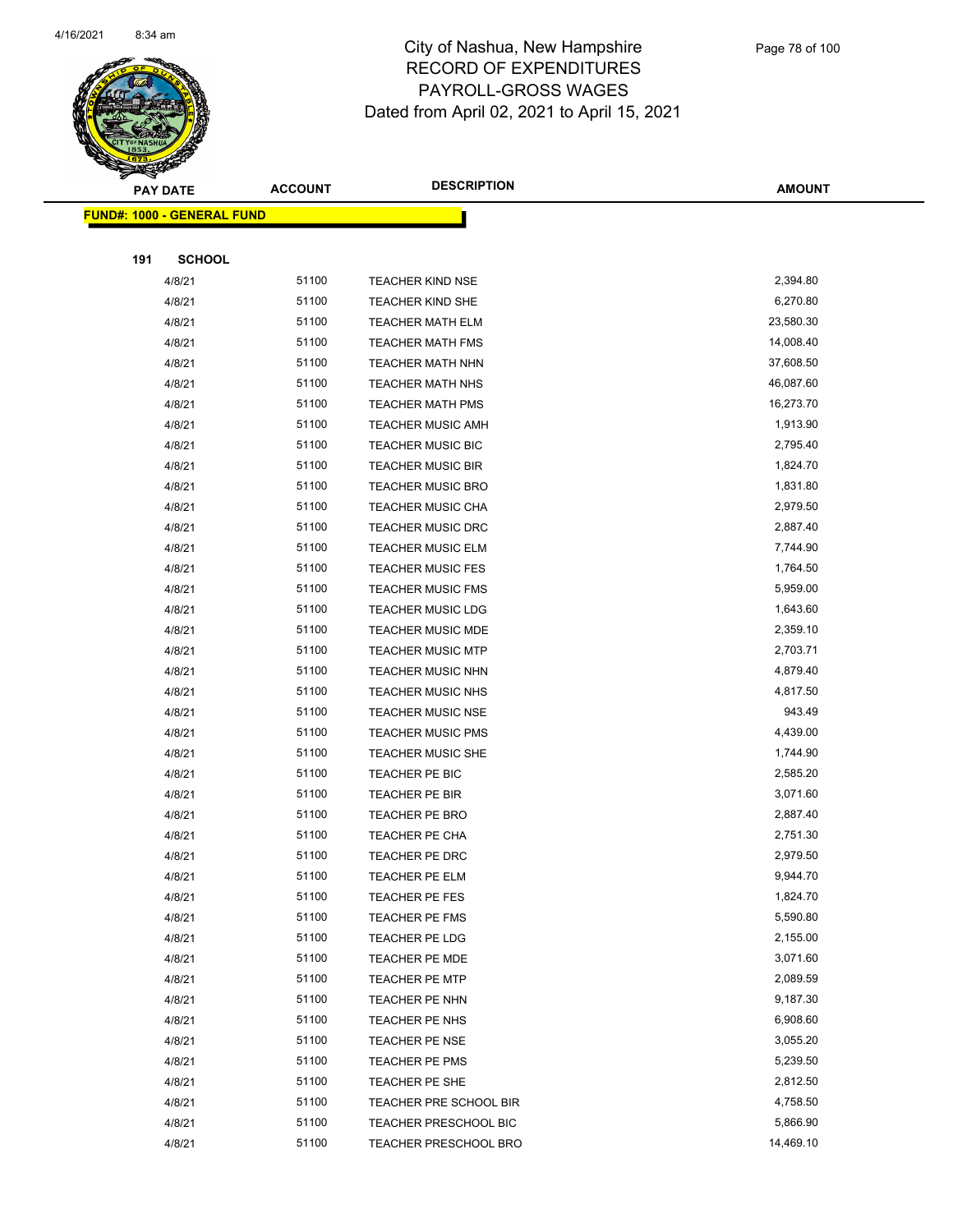# City of Nashua, New Hampshire
## RECORD OF EXPENDITURES
## PAYROLL-GROSS WAGES
## Dated from April 02, 2021 to April 15, 2021

| PAY DATE | ACCOUNT | DESCRIPTION | AMOUNT |
|---|---|---|---|

**FUND#: 1000 - GENERAL FUND**

**191 SCHOOL**

| PAY DATE | ACCOUNT | DESCRIPTION | AMOUNT |
|---|---|---|---|
| 4/8/21 | 51100 | TEACHER KIND NSE | 2,394.80 |
| 4/8/21 | 51100 | TEACHER KIND SHE | 6,270.80 |
| 4/8/21 | 51100 | TEACHER MATH ELM | 23,580.30 |
| 4/8/21 | 51100 | TEACHER MATH FMS | 14,008.40 |
| 4/8/21 | 51100 | TEACHER MATH NHN | 37,608.50 |
| 4/8/21 | 51100 | TEACHER MATH NHS | 46,087.60 |
| 4/8/21 | 51100 | TEACHER MATH PMS | 16,273.70 |
| 4/8/21 | 51100 | TEACHER MUSIC AMH | 1,913.90 |
| 4/8/21 | 51100 | TEACHER MUSIC BIC | 2,795.40 |
| 4/8/21 | 51100 | TEACHER MUSIC BIR | 1,824.70 |
| 4/8/21 | 51100 | TEACHER MUSIC BRO | 1,831.80 |
| 4/8/21 | 51100 | TEACHER MUSIC CHA | 2,979.50 |
| 4/8/21 | 51100 | TEACHER MUSIC DRC | 2,887.40 |
| 4/8/21 | 51100 | TEACHER MUSIC ELM | 7,744.90 |
| 4/8/21 | 51100 | TEACHER MUSIC FES | 1,764.50 |
| 4/8/21 | 51100 | TEACHER MUSIC FMS | 5,959.00 |
| 4/8/21 | 51100 | TEACHER MUSIC LDG | 1,643.60 |
| 4/8/21 | 51100 | TEACHER MUSIC MDE | 2,359.10 |
| 4/8/21 | 51100 | TEACHER MUSIC MTP | 2,703.71 |
| 4/8/21 | 51100 | TEACHER MUSIC NHN | 4,879.40 |
| 4/8/21 | 51100 | TEACHER MUSIC NHS | 4,817.50 |
| 4/8/21 | 51100 | TEACHER MUSIC NSE | 943.49 |
| 4/8/21 | 51100 | TEACHER MUSIC PMS | 4,439.00 |
| 4/8/21 | 51100 | TEACHER MUSIC SHE | 1,744.90 |
| 4/8/21 | 51100 | TEACHER PE BIC | 2,585.20 |
| 4/8/21 | 51100 | TEACHER PE BIR | 3,071.60 |
| 4/8/21 | 51100 | TEACHER PE BRO | 2,887.40 |
| 4/8/21 | 51100 | TEACHER PE CHA | 2,751.30 |
| 4/8/21 | 51100 | TEACHER PE DRC | 2,979.50 |
| 4/8/21 | 51100 | TEACHER PE ELM | 9,944.70 |
| 4/8/21 | 51100 | TEACHER PE FES | 1,824.70 |
| 4/8/21 | 51100 | TEACHER PE FMS | 5,590.80 |
| 4/8/21 | 51100 | TEACHER PE LDG | 2,155.00 |
| 4/8/21 | 51100 | TEACHER PE MDE | 3,071.60 |
| 4/8/21 | 51100 | TEACHER PE MTP | 2,089.59 |
| 4/8/21 | 51100 | TEACHER PE NHN | 9,187.30 |
| 4/8/21 | 51100 | TEACHER PE NHS | 6,908.60 |
| 4/8/21 | 51100 | TEACHER PE NSE | 3,055.20 |
| 4/8/21 | 51100 | TEACHER PE PMS | 5,239.50 |
| 4/8/21 | 51100 | TEACHER PE SHE | 2,812.50 |
| 4/8/21 | 51100 | TEACHER PRE SCHOOL BIR | 4,758.50 |
| 4/8/21 | 51100 | TEACHER PRESCHOOL BIC | 5,866.90 |
| 4/8/21 | 51100 | TEACHER PRESCHOOL BRO | 14,469.10 |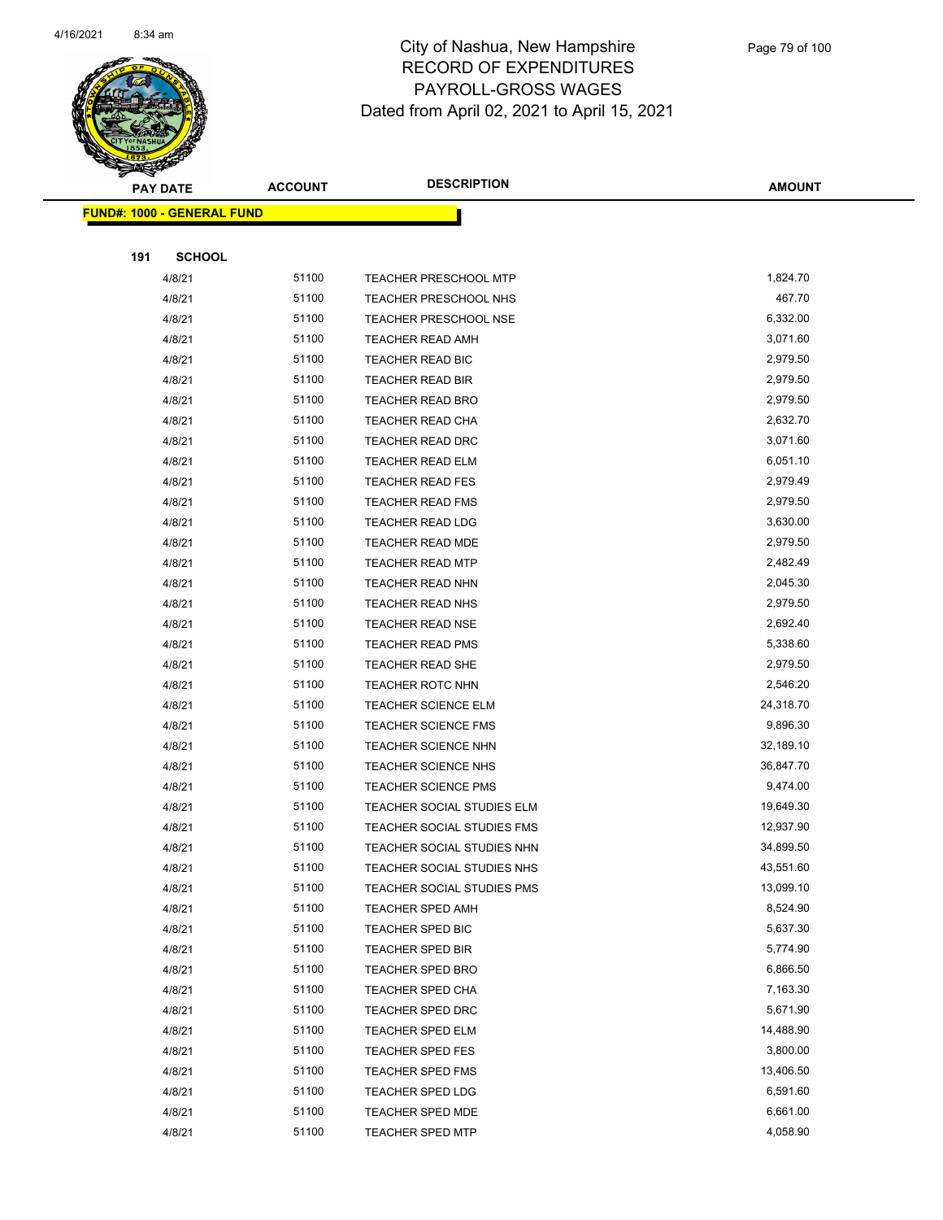# City of Nashua, New Hampshire
# RECORD OF EXPENDITURES
# PAYROLL-GROSS WAGES
# Dated from April 02, 2021 to April 15, 2021

| PAY DATE | ACCOUNT | DESCRIPTION | AMOUNT |
|---|---|---|---|
| **FUND#: 1000 - GENERAL FUND** | | | |
| **191 SCHOOL** | | | |
| 4/8/21 | 51100 | TEACHER PRESCHOOL MTP | 1,824.70 |
| 4/8/21 | 51100 | TEACHER PRESCHOOL NHS | 467.70 |
| 4/8/21 | 51100 | TEACHER PRESCHOOL NSE | 6,332.00 |
| 4/8/21 | 51100 | TEACHER READ AMH | 3,071.60 |
| 4/8/21 | 51100 | TEACHER READ BIC | 2,979.50 |
| 4/8/21 | 51100 | TEACHER READ BIR | 2,979.50 |
| 4/8/21 | 51100 | TEACHER READ BRO | 2,979.50 |
| 4/8/21 | 51100 | TEACHER READ CHA | 2,632.70 |
| 4/8/21 | 51100 | TEACHER READ DRC | 3,071.60 |
| 4/8/21 | 51100 | TEACHER READ ELM | 6,051.10 |
| 4/8/21 | 51100 | TEACHER READ FES | 2,979.49 |
| 4/8/21 | 51100 | TEACHER READ FMS | 2,979.50 |
| 4/8/21 | 51100 | TEACHER READ LDG | 3,630.00 |
| 4/8/21 | 51100 | TEACHER READ MDE | 2,979.50 |
| 4/8/21 | 51100 | TEACHER READ MTP | 2,482.49 |
| 4/8/21 | 51100 | TEACHER READ NHN | 2,045.30 |
| 4/8/21 | 51100 | TEACHER READ NHS | 2,979.50 |
| 4/8/21 | 51100 | TEACHER READ NSE | 2,692.40 |
| 4/8/21 | 51100 | TEACHER READ PMS | 5,338.60 |
| 4/8/21 | 51100 | TEACHER READ SHE | 2,979.50 |
| 4/8/21 | 51100 | TEACHER ROTC NHN | 2,546.20 |
| 4/8/21 | 51100 | TEACHER SCIENCE ELM | 24,318.70 |
| 4/8/21 | 51100 | TEACHER SCIENCE FMS | 9,896.30 |
| 4/8/21 | 51100 | TEACHER SCIENCE NHN | 32,189.10 |
| 4/8/21 | 51100 | TEACHER SCIENCE NHS | 36,847.70 |
| 4/8/21 | 51100 | TEACHER SCIENCE PMS | 9,474.00 |
| 4/8/21 | 51100 | TEACHER SOCIAL STUDIES ELM | 19,649.30 |
| 4/8/21 | 51100 | TEACHER SOCIAL STUDIES FMS | 12,937.90 |
| 4/8/21 | 51100 | TEACHER SOCIAL STUDIES NHN | 34,899.50 |
| 4/8/21 | 51100 | TEACHER SOCIAL STUDIES NHS | 43,551.60 |
| 4/8/21 | 51100 | TEACHER SOCIAL STUDIES PMS | 13,099.10 |
| 4/8/21 | 51100 | TEACHER SPED AMH | 8,524.90 |
| 4/8/21 | 51100 | TEACHER SPED BIC | 5,637.30 |
| 4/8/21 | 51100 | TEACHER SPED BIR | 5,774.90 |
| 4/8/21 | 51100 | TEACHER SPED BRO | 6,866.50 |
| 4/8/21 | 51100 | TEACHER SPED CHA | 7,163.30 |
| 4/8/21 | 51100 | TEACHER SPED DRC | 5,671.90 |
| 4/8/21 | 51100 | TEACHER SPED ELM | 14,488.90 |
| 4/8/21 | 51100 | TEACHER SPED FES | 3,800.00 |
| 4/8/21 | 51100 | TEACHER SPED FMS | 13,406.50 |
| 4/8/21 | 51100 | TEACHER SPED LDG | 6,591.60 |
| 4/8/21 | 51100 | TEACHER SPED MDE | 6,661.00 |
| 4/8/21 | 51100 | TEACHER SPED MTP | 4,058.90 |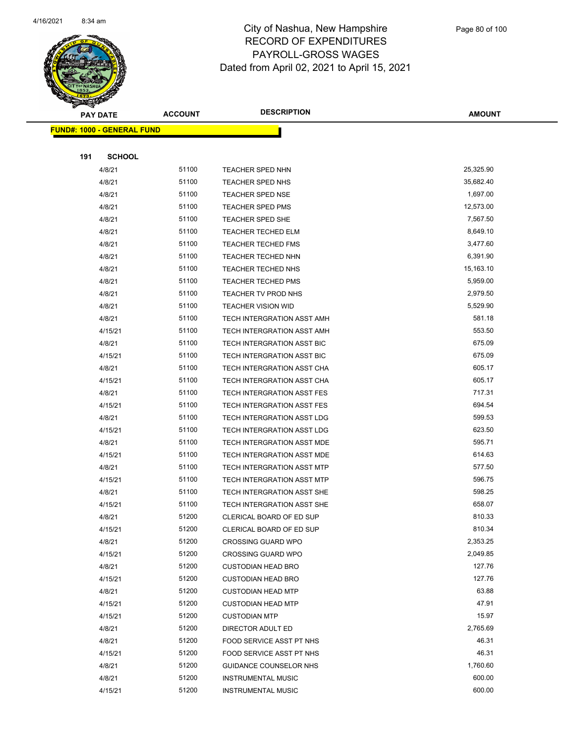# City of Nashua, New Hampshire
## RECORD OF EXPENDITURES
## PAYROLL-GROSS WAGES
Dated from April 02, 2021 to April 15, 2021

| PAY DATE | ACCOUNT | DESCRIPTION | AMOUNT |
|---|---|---|---|
| **FUND#: 1000 - GENERAL FUND** | | | |
| **191 SCHOOL** | | | |
| 4/8/21 | 51100 | TEACHER SPED NHN | 25,325.90 |
| 4/8/21 | 51100 | TEACHER SPED NHS | 35,682.40 |
| 4/8/21 | 51100 | TEACHER SPED NSE | 1,697.00 |
| 4/8/21 | 51100 | TEACHER SPED PMS | 12,573.00 |
| 4/8/21 | 51100 | TEACHER SPED SHE | 7,567.50 |
| 4/8/21 | 51100 | TEACHER TECHED ELM | 8,649.10 |
| 4/8/21 | 51100 | TEACHER TECHED FMS | 3,477.60 |
| 4/8/21 | 51100 | TEACHER TECHED NHN | 6,391.90 |
| 4/8/21 | 51100 | TEACHER TECHED NHS | 15,163.10 |
| 4/8/21 | 51100 | TEACHER TECHED PMS | 5,959.00 |
| 4/8/21 | 51100 | TEACHER TV PROD NHS | 2,979.50 |
| 4/8/21 | 51100 | TEACHER VISION WID | 5,529.90 |
| 4/8/21 | 51100 | TECH INTERGRATION ASST AMH | 581.18 |
| 4/15/21 | 51100 | TECH INTERGRATION ASST AMH | 553.50 |
| 4/8/21 | 51100 | TECH INTERGRATION ASST BIC | 675.09 |
| 4/15/21 | 51100 | TECH INTERGRATION ASST BIC | 675.09 |
| 4/8/21 | 51100 | TECH INTERGRATION ASST CHA | 605.17 |
| 4/15/21 | 51100 | TECH INTERGRATION ASST CHA | 605.17 |
| 4/8/21 | 51100 | TECH INTERGRATION ASST FES | 717.31 |
| 4/15/21 | 51100 | TECH INTERGRATION ASST FES | 694.54 |
| 4/8/21 | 51100 | TECH INTERGRATION ASST LDG | 599.53 |
| 4/15/21 | 51100 | TECH INTERGRATION ASST LDG | 623.50 |
| 4/8/21 | 51100 | TECH INTERGRATION ASST MDE | 595.71 |
| 4/15/21 | 51100 | TECH INTERGRATION ASST MDE | 614.63 |
| 4/8/21 | 51100 | TECH INTERGRATION ASST MTP | 577.50 |
| 4/15/21 | 51100 | TECH INTERGRATION ASST MTP | 596.75 |
| 4/8/21 | 51100 | TECH INTERGRATION ASST SHE | 598.25 |
| 4/15/21 | 51100 | TECH INTERGRATION ASST SHE | 658.07 |
| 4/8/21 | 51200 | CLERICAL BOARD OF ED SUP | 810.33 |
| 4/15/21 | 51200 | CLERICAL BOARD OF ED SUP | 810.34 |
| 4/8/21 | 51200 | CROSSING GUARD WPO | 2,353.25 |
| 4/15/21 | 51200 | CROSSING GUARD WPO | 2,049.85 |
| 4/8/21 | 51200 | CUSTODIAN HEAD BRO | 127.76 |
| 4/15/21 | 51200 | CUSTODIAN HEAD BRO | 127.76 |
| 4/8/21 | 51200 | CUSTODIAN HEAD MTP | 63.88 |
| 4/15/21 | 51200 | CUSTODIAN HEAD MTP | 47.91 |
| 4/15/21 | 51200 | CUSTODIAN MTP | 15.97 |
| 4/8/21 | 51200 | DIRECTOR ADULT ED | 2,765.69 |
| 4/8/21 | 51200 | FOOD SERVICE ASST PT NHS | 46.31 |
| 4/15/21 | 51200 | FOOD SERVICE ASST PT NHS | 46.31 |
| 4/8/21 | 51200 | GUIDANCE COUNSELOR NHS | 1,760.60 |
| 4/8/21 | 51200 | INSTRUMENTAL MUSIC | 600.00 |
| 4/15/21 | 51200 | INSTRUMENTAL MUSIC | 600.00 |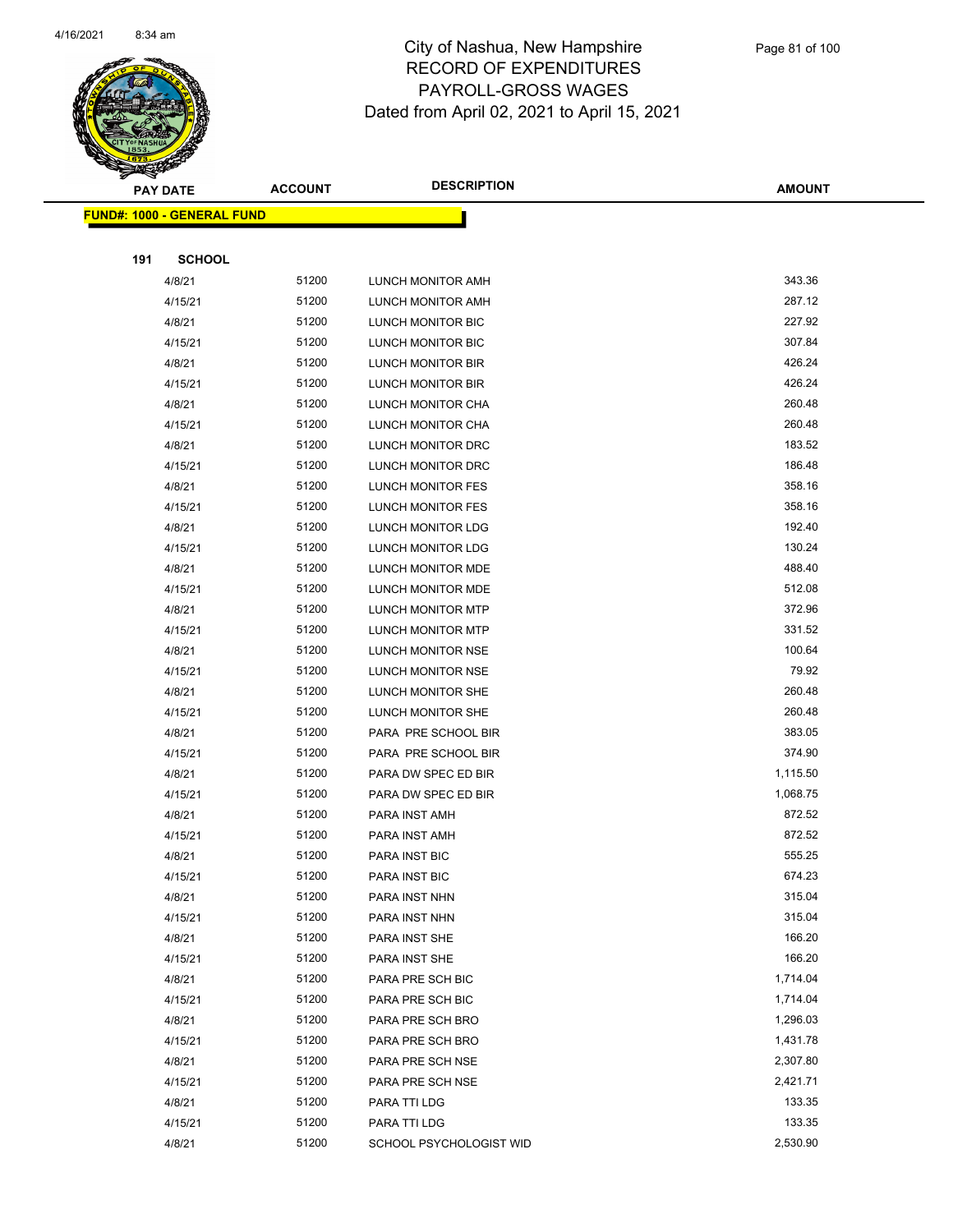# City of Nashua, New Hampshire
## RECORD OF EXPENDITURES
## PAYROLL-GROSS WAGES
## Dated from April 02, 2021 to April 15, 2021

| PAY DATE | ACCOUNT | DESCRIPTION | AMOUNT |
|---|---|---|---|

**FUND#: 1000 - GENERAL FUND**

**191 SCHOOL**

| PAY DATE | ACCOUNT | DESCRIPTION | AMOUNT |
|---|---|---|---|
| 4/8/21 | 51200 | LUNCH MONITOR AMH | 343.36 |
| 4/15/21 | 51200 | LUNCH MONITOR AMH | 287.12 |
| 4/8/21 | 51200 | LUNCH MONITOR BIC | 227.92 |
| 4/15/21 | 51200 | LUNCH MONITOR BIC | 307.84 |
| 4/8/21 | 51200 | LUNCH MONITOR BIR | 426.24 |
| 4/15/21 | 51200 | LUNCH MONITOR BIR | 426.24 |
| 4/8/21 | 51200 | LUNCH MONITOR CHA | 260.48 |
| 4/15/21 | 51200 | LUNCH MONITOR CHA | 260.48 |
| 4/8/21 | 51200 | LUNCH MONITOR DRC | 183.52 |
| 4/15/21 | 51200 | LUNCH MONITOR DRC | 186.48 |
| 4/8/21 | 51200 | LUNCH MONITOR FES | 358.16 |
| 4/15/21 | 51200 | LUNCH MONITOR FES | 358.16 |
| 4/8/21 | 51200 | LUNCH MONITOR LDG | 192.40 |
| 4/15/21 | 51200 | LUNCH MONITOR LDG | 130.24 |
| 4/8/21 | 51200 | LUNCH MONITOR MDE | 488.40 |
| 4/15/21 | 51200 | LUNCH MONITOR MDE | 512.08 |
| 4/8/21 | 51200 | LUNCH MONITOR MTP | 372.96 |
| 4/15/21 | 51200 | LUNCH MONITOR MTP | 331.52 |
| 4/8/21 | 51200 | LUNCH MONITOR NSE | 100.64 |
| 4/15/21 | 51200 | LUNCH MONITOR NSE | 79.92 |
| 4/8/21 | 51200 | LUNCH MONITOR SHE | 260.48 |
| 4/15/21 | 51200 | LUNCH MONITOR SHE | 260.48 |
| 4/8/21 | 51200 | PARA PRE SCHOOL BIR | 383.05 |
| 4/15/21 | 51200 | PARA PRE SCHOOL BIR | 374.90 |
| 4/8/21 | 51200 | PARA DW SPEC ED BIR | 1,115.50 |
| 4/15/21 | 51200 | PARA DW SPEC ED BIR | 1,068.75 |
| 4/8/21 | 51200 | PARA INST AMH | 872.52 |
| 4/15/21 | 51200 | PARA INST AMH | 872.52 |
| 4/8/21 | 51200 | PARA INST BIC | 555.25 |
| 4/15/21 | 51200 | PARA INST BIC | 674.23 |
| 4/8/21 | 51200 | PARA INST NHN | 315.04 |
| 4/15/21 | 51200 | PARA INST NHN | 315.04 |
| 4/8/21 | 51200 | PARA INST SHE | 166.20 |
| 4/15/21 | 51200 | PARA INST SHE | 166.20 |
| 4/8/21 | 51200 | PARA PRE SCH BIC | 1,714.04 |
| 4/15/21 | 51200 | PARA PRE SCH BIC | 1,714.04 |
| 4/8/21 | 51200 | PARA PRE SCH BRO | 1,296.03 |
| 4/15/21 | 51200 | PARA PRE SCH BRO | 1,431.78 |
| 4/8/21 | 51200 | PARA PRE SCH NSE | 2,307.80 |
| 4/15/21 | 51200 | PARA PRE SCH NSE | 2,421.71 |
| 4/8/21 | 51200 | PARA TTI LDG | 133.35 |
| 4/15/21 | 51200 | PARA TTI LDG | 133.35 |
| 4/8/21 | 51200 | SCHOOL PSYCHOLOGIST WID | 2,530.90 |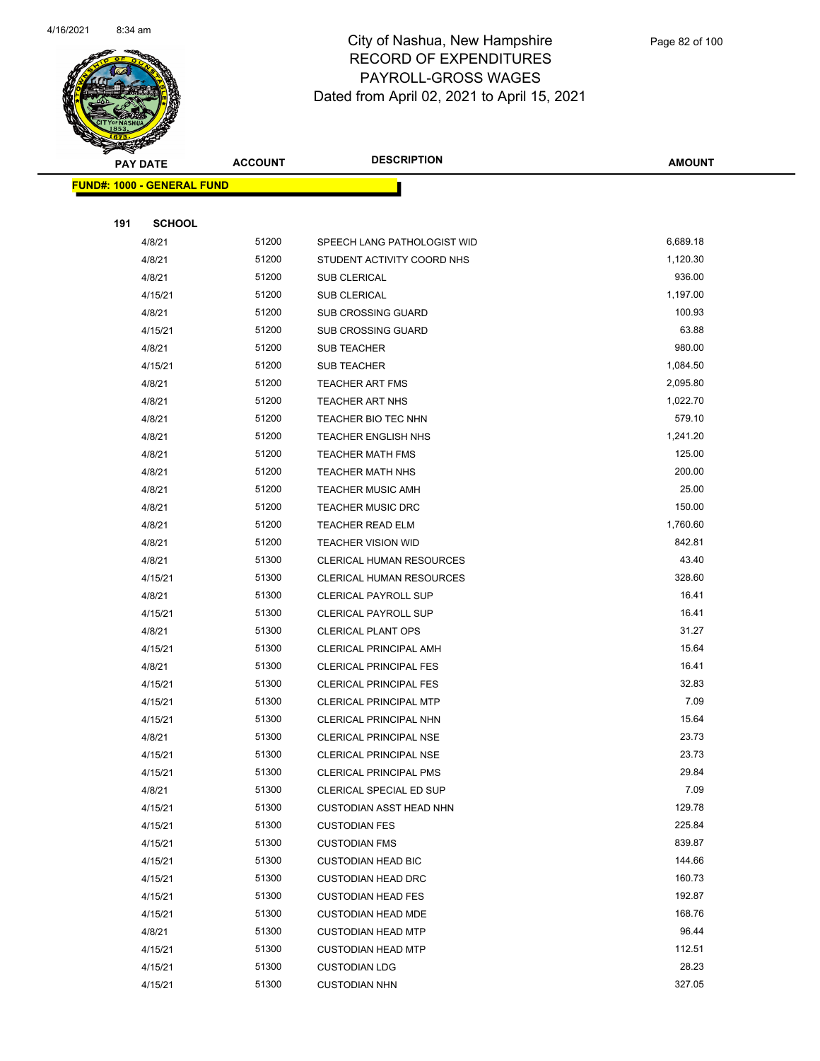# City of Nashua, New Hampshire
## RECORD OF EXPENDITURES
## PAYROLL-GROSS WAGES
## Dated from April 02, 2021 to April 15, 2021

| PAY DATE | ACCOUNT | DESCRIPTION | AMOUNT |
|---|---|---|---|
| **FUND#: 1000 - GENERAL FUND** | | | |
| **191 SCHOOL** | | | |
| 4/8/21 | 51200 | SPEECH LANG PATHOLOGIST WID | 6,689.18 |
| 4/8/21 | 51200 | STUDENT ACTIVITY COORD NHS | 1,120.30 |
| 4/8/21 | 51200 | SUB CLERICAL | 936.00 |
| 4/15/21 | 51200 | SUB CLERICAL | 1,197.00 |
| 4/8/21 | 51200 | SUB CROSSING GUARD | 100.93 |
| 4/15/21 | 51200 | SUB CROSSING GUARD | 63.88 |
| 4/8/21 | 51200 | SUB TEACHER | 980.00 |
| 4/15/21 | 51200 | SUB TEACHER | 1,084.50 |
| 4/8/21 | 51200 | TEACHER ART FMS | 2,095.80 |
| 4/8/21 | 51200 | TEACHER ART NHS | 1,022.70 |
| 4/8/21 | 51200 | TEACHER BIO TEC NHN | 579.10 |
| 4/8/21 | 51200 | TEACHER ENGLISH NHS | 1,241.20 |
| 4/8/21 | 51200 | TEACHER MATH FMS | 125.00 |
| 4/8/21 | 51200 | TEACHER MATH NHS | 200.00 |
| 4/8/21 | 51200 | TEACHER MUSIC AMH | 25.00 |
| 4/8/21 | 51200 | TEACHER MUSIC DRC | 150.00 |
| 4/8/21 | 51200 | TEACHER READ ELM | 1,760.60 |
| 4/8/21 | 51200 | TEACHER VISION WID | 842.81 |
| 4/8/21 | 51300 | CLERICAL HUMAN RESOURCES | 43.40 |
| 4/15/21 | 51300 | CLERICAL HUMAN RESOURCES | 328.60 |
| 4/8/21 | 51300 | CLERICAL PAYROLL SUP | 16.41 |
| 4/15/21 | 51300 | CLERICAL PAYROLL SUP | 16.41 |
| 4/8/21 | 51300 | CLERICAL PLANT OPS | 31.27 |
| 4/15/21 | 51300 | CLERICAL PRINCIPAL AMH | 15.64 |
| 4/8/21 | 51300 | CLERICAL PRINCIPAL FES | 16.41 |
| 4/15/21 | 51300 | CLERICAL PRINCIPAL FES | 32.83 |
| 4/15/21 | 51300 | CLERICAL PRINCIPAL MTP | 7.09 |
| 4/15/21 | 51300 | CLERICAL PRINCIPAL NHN | 15.64 |
| 4/8/21 | 51300 | CLERICAL PRINCIPAL NSE | 23.73 |
| 4/15/21 | 51300 | CLERICAL PRINCIPAL NSE | 23.73 |
| 4/15/21 | 51300 | CLERICAL PRINCIPAL PMS | 29.84 |
| 4/8/21 | 51300 | CLERICAL SPECIAL ED SUP | 7.09 |
| 4/15/21 | 51300 | CUSTODIAN ASST HEAD NHN | 129.78 |
| 4/15/21 | 51300 | CUSTODIAN FES | 225.84 |
| 4/15/21 | 51300 | CUSTODIAN FMS | 839.87 |
| 4/15/21 | 51300 | CUSTODIAN HEAD BIC | 144.66 |
| 4/15/21 | 51300 | CUSTODIAN HEAD DRC | 160.73 |
| 4/15/21 | 51300 | CUSTODIAN HEAD FES | 192.87 |
| 4/15/21 | 51300 | CUSTODIAN HEAD MDE | 168.76 |
| 4/8/21 | 51300 | CUSTODIAN HEAD MTP | 96.44 |
| 4/15/21 | 51300 | CUSTODIAN HEAD MTP | 112.51 |
| 4/15/21 | 51300 | CUSTODIAN LDG | 28.23 |
| 4/15/21 | 51300 | CUSTODIAN NHN | 327.05 |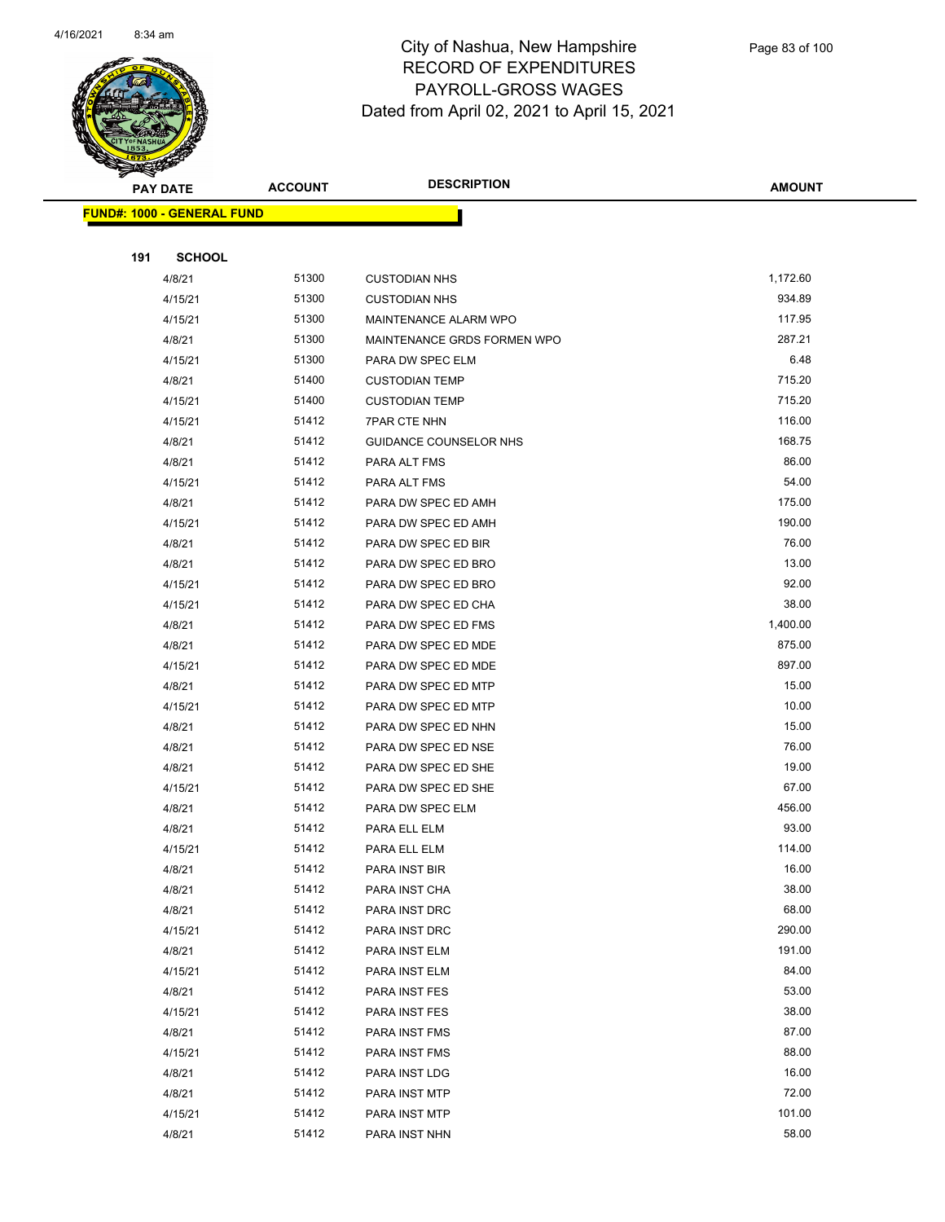# City of Nashua, New Hampshire
## RECORD OF EXPENDITURES
## PAYROLL-GROSS WAGES
## Dated from April 02, 2021 to April 15, 2021

**FUND#: 1000 - GENERAL FUND**

**191 SCHOOL**

| PAY DATE | ACCOUNT | DESCRIPTION | AMOUNT |
|---|---|---|---|
| 4/8/21 | 51300 | CUSTODIAN NHS | 1,172.60 |
| 4/15/21 | 51300 | CUSTODIAN NHS | 934.89 |
| 4/15/21 | 51300 | MAINTENANCE ALARM WPO | 117.95 |
| 4/8/21 | 51300 | MAINTENANCE GRDS FORMEN WPO | 287.21 |
| 4/15/21 | 51300 | PARA DW SPEC ELM | 6.48 |
| 4/8/21 | 51400 | CUSTODIAN TEMP | 715.20 |
| 4/15/21 | 51400 | CUSTODIAN TEMP | 715.20 |
| 4/15/21 | 51412 | 7PAR CTE NHN | 116.00 |
| 4/8/21 | 51412 | GUIDANCE COUNSELOR NHS | 168.75 |
| 4/8/21 | 51412 | PARA ALT FMS | 86.00 |
| 4/15/21 | 51412 | PARA ALT FMS | 54.00 |
| 4/8/21 | 51412 | PARA DW SPEC ED AMH | 175.00 |
| 4/15/21 | 51412 | PARA DW SPEC ED AMH | 190.00 |
| 4/8/21 | 51412 | PARA DW SPEC ED BIR | 76.00 |
| 4/8/21 | 51412 | PARA DW SPEC ED BRO | 13.00 |
| 4/15/21 | 51412 | PARA DW SPEC ED BRO | 92.00 |
| 4/15/21 | 51412 | PARA DW SPEC ED CHA | 38.00 |
| 4/8/21 | 51412 | PARA DW SPEC ED FMS | 1,400.00 |
| 4/8/21 | 51412 | PARA DW SPEC ED MDE | 875.00 |
| 4/15/21 | 51412 | PARA DW SPEC ED MDE | 897.00 |
| 4/8/21 | 51412 | PARA DW SPEC ED MTP | 15.00 |
| 4/15/21 | 51412 | PARA DW SPEC ED MTP | 10.00 |
| 4/8/21 | 51412 | PARA DW SPEC ED NHN | 15.00 |
| 4/8/21 | 51412 | PARA DW SPEC ED NSE | 76.00 |
| 4/8/21 | 51412 | PARA DW SPEC ED SHE | 19.00 |
| 4/15/21 | 51412 | PARA DW SPEC ED SHE | 67.00 |
| 4/8/21 | 51412 | PARA DW SPEC ELM | 456.00 |
| 4/8/21 | 51412 | PARA ELL ELM | 93.00 |
| 4/15/21 | 51412 | PARA ELL ELM | 114.00 |
| 4/8/21 | 51412 | PARA INST BIR | 16.00 |
| 4/8/21 | 51412 | PARA INST CHA | 38.00 |
| 4/8/21 | 51412 | PARA INST DRC | 68.00 |
| 4/15/21 | 51412 | PARA INST DRC | 290.00 |
| 4/8/21 | 51412 | PARA INST ELM | 191.00 |
| 4/15/21 | 51412 | PARA INST ELM | 84.00 |
| 4/8/21 | 51412 | PARA INST FES | 53.00 |
| 4/15/21 | 51412 | PARA INST FES | 38.00 |
| 4/8/21 | 51412 | PARA INST FMS | 87.00 |
| 4/15/21 | 51412 | PARA INST FMS | 88.00 |
| 4/8/21 | 51412 | PARA INST LDG | 16.00 |
| 4/8/21 | 51412 | PARA INST MTP | 72.00 |
| 4/15/21 | 51412 | PARA INST MTP | 101.00 |
| 4/8/21 | 51412 | PARA INST NHN | 58.00 |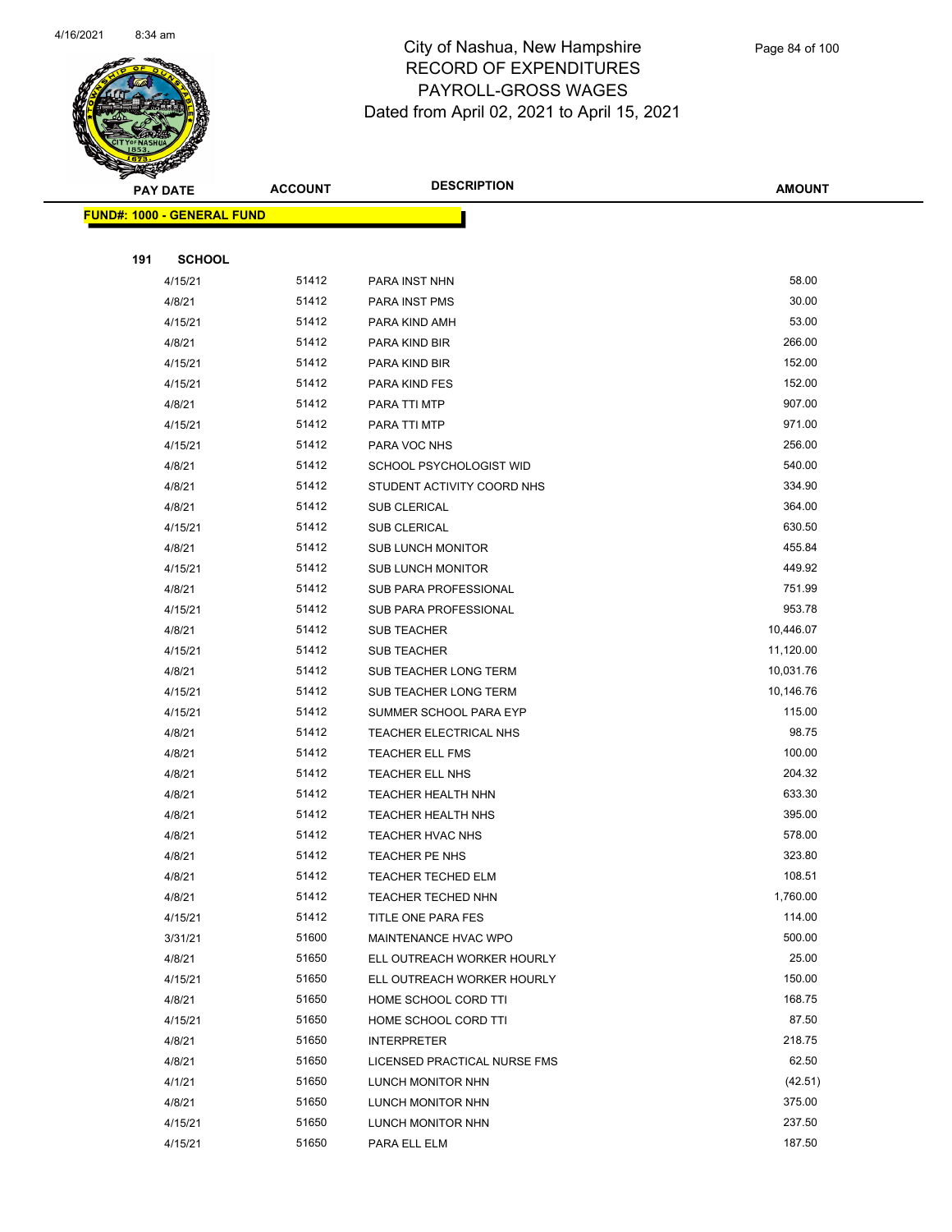# City of Nashua, New Hampshire
## RECORD OF EXPENDITURES
## PAYROLL-GROSS WAGES
### Dated from April 02, 2021 to April 15, 2021

**FUND#: 1000 - GENERAL FUND**

**191 SCHOOL**

| PAY DATE | ACCOUNT | DESCRIPTION | AMOUNT |
|---|---|---|---|
| 4/15/21 | 51412 | PARA INST NHN | 58.00 |
| 4/8/21 | 51412 | PARA INST PMS | 30.00 |
| 4/15/21 | 51412 | PARA KIND AMH | 53.00 |
| 4/8/21 | 51412 | PARA KIND BIR | 266.00 |
| 4/15/21 | 51412 | PARA KIND BIR | 152.00 |
| 4/15/21 | 51412 | PARA KIND FES | 152.00 |
| 4/8/21 | 51412 | PARA TTI MTP | 907.00 |
| 4/15/21 | 51412 | PARA TTI MTP | 971.00 |
| 4/15/21 | 51412 | PARA VOC NHS | 256.00 |
| 4/8/21 | 51412 | SCHOOL PSYCHOLOGIST WID | 540.00 |
| 4/8/21 | 51412 | STUDENT ACTIVITY COORD NHS | 334.90 |
| 4/8/21 | 51412 | SUB CLERICAL | 364.00 |
| 4/15/21 | 51412 | SUB CLERICAL | 630.50 |
| 4/8/21 | 51412 | SUB LUNCH MONITOR | 455.84 |
| 4/15/21 | 51412 | SUB LUNCH MONITOR | 449.92 |
| 4/8/21 | 51412 | SUB PARA PROFESSIONAL | 751.99 |
| 4/15/21 | 51412 | SUB PARA PROFESSIONAL | 953.78 |
| 4/8/21 | 51412 | SUB TEACHER | 10,446.07 |
| 4/15/21 | 51412 | SUB TEACHER | 11,120.00 |
| 4/8/21 | 51412 | SUB TEACHER LONG TERM | 10,031.76 |
| 4/15/21 | 51412 | SUB TEACHER LONG TERM | 10,146.76 |
| 4/15/21 | 51412 | SUMMER SCHOOL PARA EYP | 115.00 |
| 4/8/21 | 51412 | TEACHER ELECTRICAL NHS | 98.75 |
| 4/8/21 | 51412 | TEACHER ELL FMS | 100.00 |
| 4/8/21 | 51412 | TEACHER ELL NHS | 204.32 |
| 4/8/21 | 51412 | TEACHER HEALTH NHN | 633.30 |
| 4/8/21 | 51412 | TEACHER HEALTH NHS | 395.00 |
| 4/8/21 | 51412 | TEACHER HVAC NHS | 578.00 |
| 4/8/21 | 51412 | TEACHER PE NHS | 323.80 |
| 4/8/21 | 51412 | TEACHER TECHED ELM | 108.51 |
| 4/8/21 | 51412 | TEACHER TECHED NHN | 1,760.00 |
| 4/15/21 | 51412 | TITLE ONE PARA FES | 114.00 |
| 3/31/21 | 51600 | MAINTENANCE HVAC WPO | 500.00 |
| 4/8/21 | 51650 | ELL OUTREACH WORKER HOURLY | 25.00 |
| 4/15/21 | 51650 | ELL OUTREACH WORKER HOURLY | 150.00 |
| 4/8/21 | 51650 | HOME SCHOOL CORD TTI | 168.75 |
| 4/15/21 | 51650 | HOME SCHOOL CORD TTI | 87.50 |
| 4/8/21 | 51650 | INTERPRETER | 218.75 |
| 4/8/21 | 51650 | LICENSED PRACTICAL NURSE FMS | 62.50 |
| 4/1/21 | 51650 | LUNCH MONITOR NHN | (42.51) |
| 4/8/21 | 51650 | LUNCH MONITOR NHN | 375.00 |
| 4/15/21 | 51650 | LUNCH MONITOR NHN | 237.50 |
| 4/15/21 | 51650 | PARA ELL ELM | 187.50 |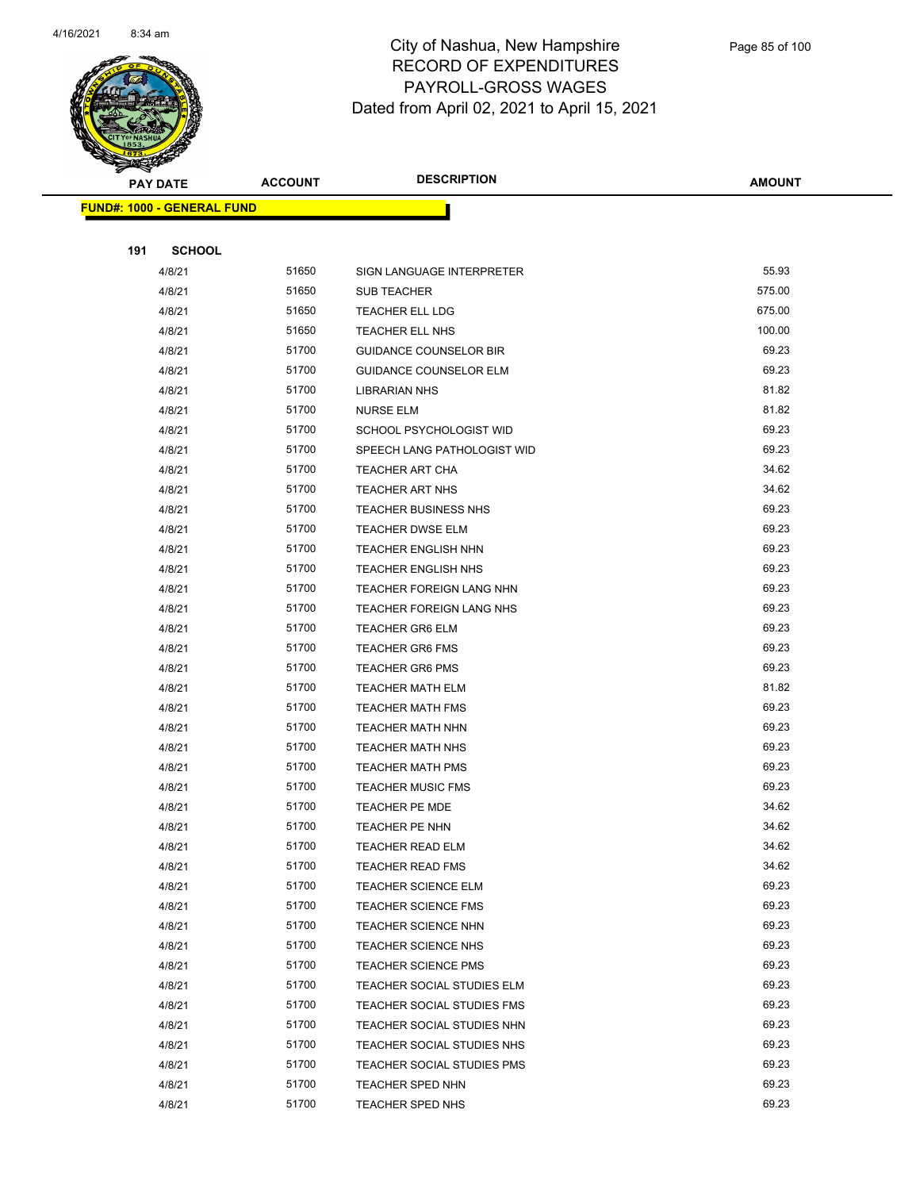# City of Nashua, New Hampshire
## RECORD OF EXPENDITURES
## PAYROLL-GROSS WAGES
## Dated from April 02, 2021 to April 15, 2021

| PAY DATE | ACCOUNT | DESCRIPTION | AMOUNT |
|---|---|---|---|
| **FUND#: 1000 - GENERAL FUND** | | | |
| **191 SCHOOL** | | | |
| 4/8/21 | 51650 | SIGN LANGUAGE INTERPRETER | 55.93 |
| 4/8/21 | 51650 | SUB TEACHER | 575.00 |
| 4/8/21 | 51650 | TEACHER ELL LDG | 675.00 |
| 4/8/21 | 51650 | TEACHER ELL NHS | 100.00 |
| 4/8/21 | 51700 | GUIDANCE COUNSELOR BIR | 69.23 |
| 4/8/21 | 51700 | GUIDANCE COUNSELOR ELM | 69.23 |
| 4/8/21 | 51700 | LIBRARIAN NHS | 81.82 |
| 4/8/21 | 51700 | NURSE ELM | 81.82 |
| 4/8/21 | 51700 | SCHOOL PSYCHOLOGIST WID | 69.23 |
| 4/8/21 | 51700 | SPEECH LANG PATHOLOGIST WID | 69.23 |
| 4/8/21 | 51700 | TEACHER ART CHA | 34.62 |
| 4/8/21 | 51700 | TEACHER ART NHS | 34.62 |
| 4/8/21 | 51700 | TEACHER BUSINESS NHS | 69.23 |
| 4/8/21 | 51700 | TEACHER DWSE ELM | 69.23 |
| 4/8/21 | 51700 | TEACHER ENGLISH NHN | 69.23 |
| 4/8/21 | 51700 | TEACHER ENGLISH NHS | 69.23 |
| 4/8/21 | 51700 | TEACHER FOREIGN LANG NHN | 69.23 |
| 4/8/21 | 51700 | TEACHER FOREIGN LANG NHS | 69.23 |
| 4/8/21 | 51700 | TEACHER GR6 ELM | 69.23 |
| 4/8/21 | 51700 | TEACHER GR6 FMS | 69.23 |
| 4/8/21 | 51700 | TEACHER GR6 PMS | 69.23 |
| 4/8/21 | 51700 | TEACHER MATH ELM | 81.82 |
| 4/8/21 | 51700 | TEACHER MATH FMS | 69.23 |
| 4/8/21 | 51700 | TEACHER MATH NHN | 69.23 |
| 4/8/21 | 51700 | TEACHER MATH NHS | 69.23 |
| 4/8/21 | 51700 | TEACHER MATH PMS | 69.23 |
| 4/8/21 | 51700 | TEACHER MUSIC FMS | 69.23 |
| 4/8/21 | 51700 | TEACHER PE MDE | 34.62 |
| 4/8/21 | 51700 | TEACHER PE NHN | 34.62 |
| 4/8/21 | 51700 | TEACHER READ ELM | 34.62 |
| 4/8/21 | 51700 | TEACHER READ FMS | 34.62 |
| 4/8/21 | 51700 | TEACHER SCIENCE ELM | 69.23 |
| 4/8/21 | 51700 | TEACHER SCIENCE FMS | 69.23 |
| 4/8/21 | 51700 | TEACHER SCIENCE NHN | 69.23 |
| 4/8/21 | 51700 | TEACHER SCIENCE NHS | 69.23 |
| 4/8/21 | 51700 | TEACHER SCIENCE PMS | 69.23 |
| 4/8/21 | 51700 | TEACHER SOCIAL STUDIES ELM | 69.23 |
| 4/8/21 | 51700 | TEACHER SOCIAL STUDIES FMS | 69.23 |
| 4/8/21 | 51700 | TEACHER SOCIAL STUDIES NHN | 69.23 |
| 4/8/21 | 51700 | TEACHER SOCIAL STUDIES NHS | 69.23 |
| 4/8/21 | 51700 | TEACHER SOCIAL STUDIES PMS | 69.23 |
| 4/8/21 | 51700 | TEACHER SPED NHN | 69.23 |
| 4/8/21 | 51700 | TEACHER SPED NHS | 69.23 |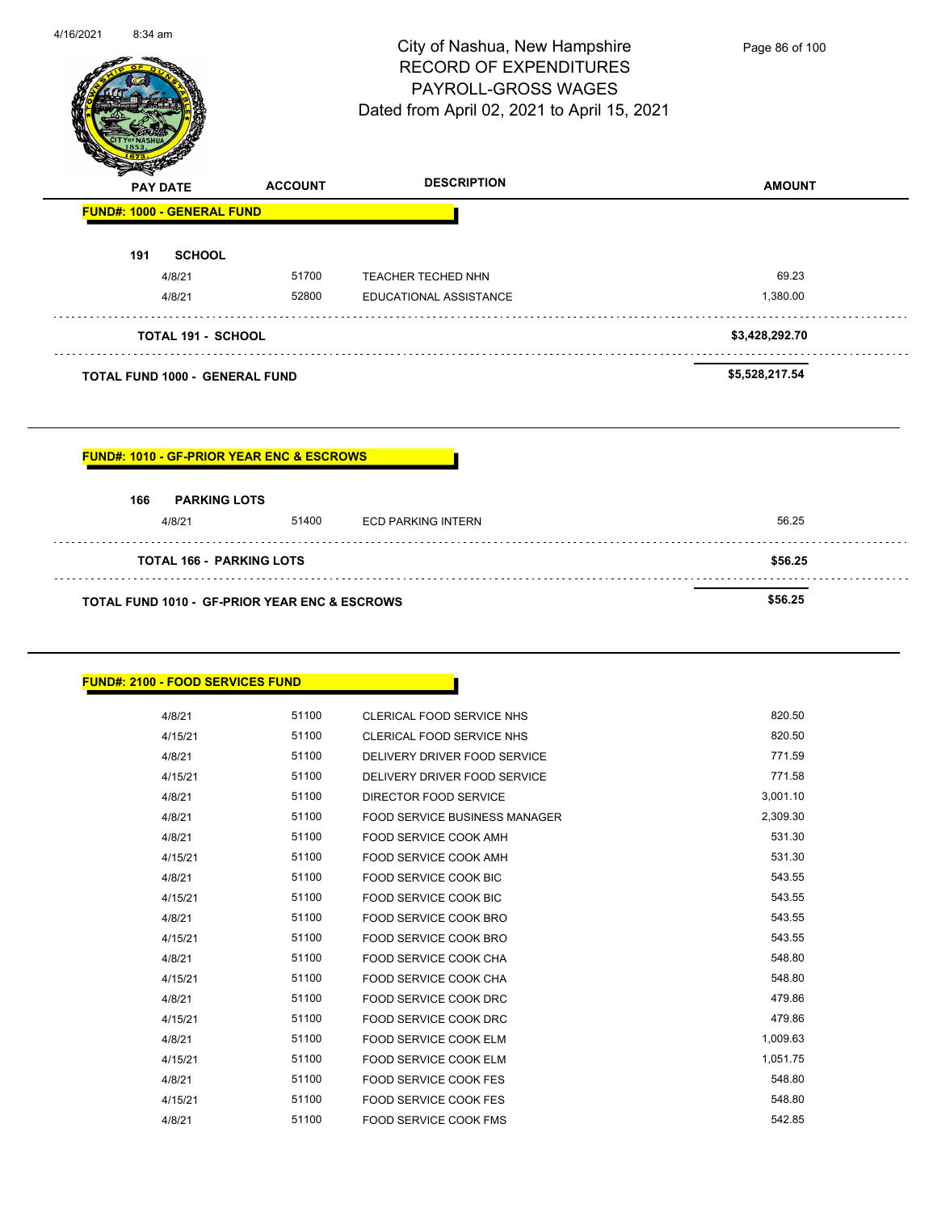# City of Nashua, New Hampshire
## RECORD OF EXPENDITURES
## PAYROLL-GROSS WAGES
### Dated from April 02, 2021 to April 15, 2021

| PAY DATE | ACCOUNT | DESCRIPTION | AMOUNT |
|---|---|---|---|

**FUND#: 1000 - GENERAL FUND**

**191 SCHOOL**

| PAY DATE | ACCOUNT | DESCRIPTION | AMOUNT |
|---|---|---|---|
| 4/8/21 | 51700 | TEACHER TECHED NHN | 69.23 |
| 4/8/21 | 52800 | EDUCATIONAL ASSISTANCE | 1,380.00 |
| **TOTAL 191 - SCHOOL** | | | **$3,428,292.70** |
| **TOTAL FUND 1000 - GENERAL FUND** | | | **$5,528,217.54** |

**FUND#: 1010 - GF-PRIOR YEAR ENC & ESCROWS**

**166 PARKING LOTS**

| PAY DATE | ACCOUNT | DESCRIPTION | AMOUNT |
|---|---|---|---|
| 4/8/21 | 51400 | ECD PARKING INTERN | 56.25 |
| **TOTAL 166 - PARKING LOTS** | | | **$56.25** |
| **TOTAL FUND 1010 - GF-PRIOR YEAR ENC & ESCROWS** | | | **$56.25** |

**FUND#: 2100 - FOOD SERVICES FUND**

| PAY DATE | ACCOUNT | DESCRIPTION | AMOUNT |
|---|---|---|---|
| 4/8/21 | 51100 | CLERICAL FOOD SERVICE NHS | 820.50 |
| 4/15/21 | 51100 | CLERICAL FOOD SERVICE NHS | 820.50 |
| 4/8/21 | 51100 | DELIVERY DRIVER FOOD SERVICE | 771.59 |
| 4/15/21 | 51100 | DELIVERY DRIVER FOOD SERVICE | 771.58 |
| 4/8/21 | 51100 | DIRECTOR FOOD SERVICE | 3,001.10 |
| 4/8/21 | 51100 | FOOD SERVICE BUSINESS MANAGER | 2,309.30 |
| 4/8/21 | 51100 | FOOD SERVICE COOK AMH | 531.30 |
| 4/15/21 | 51100 | FOOD SERVICE COOK AMH | 531.30 |
| 4/8/21 | 51100 | FOOD SERVICE COOK BIC | 543.55 |
| 4/15/21 | 51100 | FOOD SERVICE COOK BIC | 543.55 |
| 4/8/21 | 51100 | FOOD SERVICE COOK BRO | 543.55 |
| 4/15/21 | 51100 | FOOD SERVICE COOK BRO | 543.55 |
| 4/8/21 | 51100 | FOOD SERVICE COOK CHA | 548.80 |
| 4/15/21 | 51100 | FOOD SERVICE COOK CHA | 548.80 |
| 4/8/21 | 51100 | FOOD SERVICE COOK DRC | 479.86 |
| 4/15/21 | 51100 | FOOD SERVICE COOK DRC | 479.86 |
| 4/8/21 | 51100 | FOOD SERVICE COOK ELM | 1,009.63 |
| 4/15/21 | 51100 | FOOD SERVICE COOK ELM | 1,051.75 |
| 4/8/21 | 51100 | FOOD SERVICE COOK FES | 548.80 |
| 4/15/21 | 51100 | FOOD SERVICE COOK FES | 548.80 |
| 4/8/21 | 51100 | FOOD SERVICE COOK FMS | 542.85 |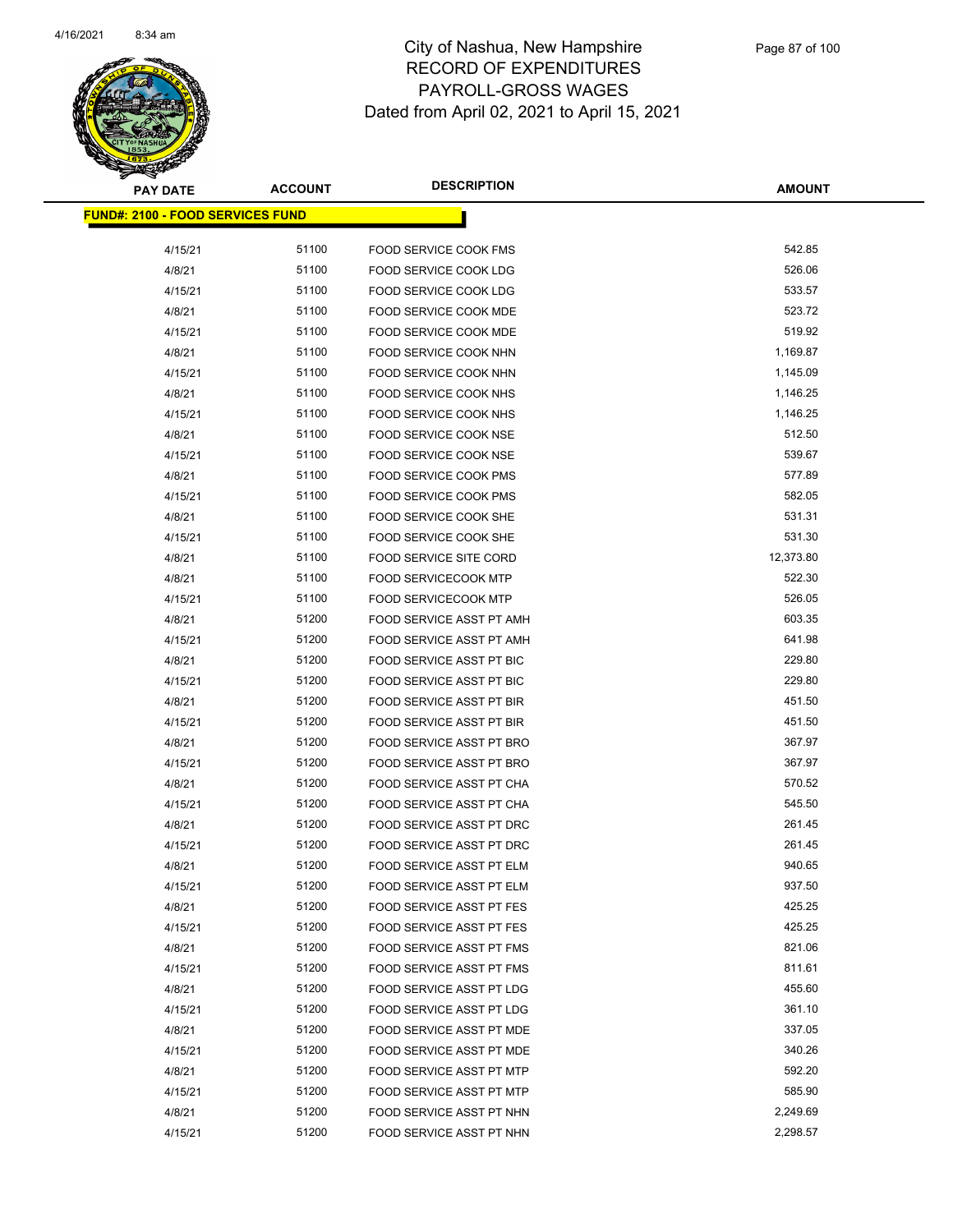# City of Nashua, New Hampshire
## RECORD OF EXPENDITURES
## PAYROLL-GROSS WAGES
### Dated from April 02, 2021 to April 15, 2021

| PAY DATE | ACCOUNT | DESCRIPTION | AMOUNT |
|---|---|---|---|
| **FUND#: 2100 - FOOD SERVICES FUND** | | | |
| 4/15/21 | 51100 | FOOD SERVICE COOK FMS | 542.85 |
| 4/8/21 | 51100 | FOOD SERVICE COOK LDG | 526.06 |
| 4/15/21 | 51100 | FOOD SERVICE COOK LDG | 533.57 |
| 4/8/21 | 51100 | FOOD SERVICE COOK MDE | 523.72 |
| 4/15/21 | 51100 | FOOD SERVICE COOK MDE | 519.92 |
| 4/8/21 | 51100 | FOOD SERVICE COOK NHN | 1,169.87 |
| 4/15/21 | 51100 | FOOD SERVICE COOK NHN | 1,145.09 |
| 4/8/21 | 51100 | FOOD SERVICE COOK NHS | 1,146.25 |
| 4/15/21 | 51100 | FOOD SERVICE COOK NHS | 1,146.25 |
| 4/8/21 | 51100 | FOOD SERVICE COOK NSE | 512.50 |
| 4/15/21 | 51100 | FOOD SERVICE COOK NSE | 539.67 |
| 4/8/21 | 51100 | FOOD SERVICE COOK PMS | 577.89 |
| 4/15/21 | 51100 | FOOD SERVICE COOK PMS | 582.05 |
| 4/8/21 | 51100 | FOOD SERVICE COOK SHE | 531.31 |
| 4/15/21 | 51100 | FOOD SERVICE COOK SHE | 531.30 |
| 4/8/21 | 51100 | FOOD SERVICE SITE CORD | 12,373.80 |
| 4/8/21 | 51100 | FOOD SERVICECOOK MTP | 522.30 |
| 4/15/21 | 51100 | FOOD SERVICECOOK MTP | 526.05 |
| 4/8/21 | 51200 | FOOD SERVICE ASST PT AMH | 603.35 |
| 4/15/21 | 51200 | FOOD SERVICE ASST PT AMH | 641.98 |
| 4/8/21 | 51200 | FOOD SERVICE ASST PT BIC | 229.80 |
| 4/15/21 | 51200 | FOOD SERVICE ASST PT BIC | 229.80 |
| 4/8/21 | 51200 | FOOD SERVICE ASST PT BIR | 451.50 |
| 4/15/21 | 51200 | FOOD SERVICE ASST PT BIR | 451.50 |
| 4/8/21 | 51200 | FOOD SERVICE ASST PT BRO | 367.97 |
| 4/15/21 | 51200 | FOOD SERVICE ASST PT BRO | 367.97 |
| 4/8/21 | 51200 | FOOD SERVICE ASST PT CHA | 570.52 |
| 4/15/21 | 51200 | FOOD SERVICE ASST PT CHA | 545.50 |
| 4/8/21 | 51200 | FOOD SERVICE ASST PT DRC | 261.45 |
| 4/15/21 | 51200 | FOOD SERVICE ASST PT DRC | 261.45 |
| 4/8/21 | 51200 | FOOD SERVICE ASST PT ELM | 940.65 |
| 4/15/21 | 51200 | FOOD SERVICE ASST PT ELM | 937.50 |
| 4/8/21 | 51200 | FOOD SERVICE ASST PT FES | 425.25 |
| 4/15/21 | 51200 | FOOD SERVICE ASST PT FES | 425.25 |
| 4/8/21 | 51200 | FOOD SERVICE ASST PT FMS | 821.06 |
| 4/15/21 | 51200 | FOOD SERVICE ASST PT FMS | 811.61 |
| 4/8/21 | 51200 | FOOD SERVICE ASST PT LDG | 455.60 |
| 4/15/21 | 51200 | FOOD SERVICE ASST PT LDG | 361.10 |
| 4/8/21 | 51200 | FOOD SERVICE ASST PT MDE | 337.05 |
| 4/15/21 | 51200 | FOOD SERVICE ASST PT MDE | 340.26 |
| 4/8/21 | 51200 | FOOD SERVICE ASST PT MTP | 592.20 |
| 4/15/21 | 51200 | FOOD SERVICE ASST PT MTP | 585.90 |
| 4/8/21 | 51200 | FOOD SERVICE ASST PT NHN | 2,249.69 |
| 4/15/21 | 51200 | FOOD SERVICE ASST PT NHN | 2,298.57 |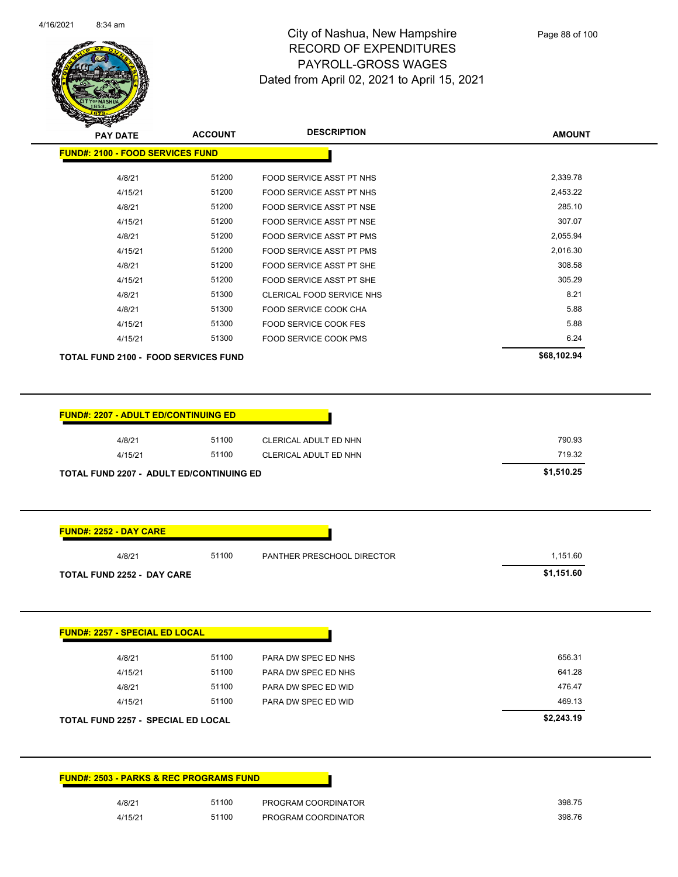# City of Nashua, New Hampshire
## RECORD OF EXPENDITURES
## PAYROLL-GROSS WAGES
## Dated from April 02, 2021 to April 15, 2021

| PAY DATE | ACCOUNT | DESCRIPTION | AMOUNT |
|---|---|---|---|
| **FUND#: 2100 - FOOD SERVICES FUND** | | | |
| 4/8/21 | 51200 | FOOD SERVICE ASST PT NHS | 2,339.78 |
| 4/15/21 | 51200 | FOOD SERVICE ASST PT NHS | 2,453.22 |
| 4/8/21 | 51200 | FOOD SERVICE ASST PT NSE | 285.10 |
| 4/15/21 | 51200 | FOOD SERVICE ASST PT NSE | 307.07 |
| 4/8/21 | 51200 | FOOD SERVICE ASST PT PMS | 2,055.94 |
| 4/15/21 | 51200 | FOOD SERVICE ASST PT PMS | 2,016.30 |
| 4/8/21 | 51200 | FOOD SERVICE ASST PT SHE | 308.58 |
| 4/15/21 | 51200 | FOOD SERVICE ASST PT SHE | 305.29 |
| 4/8/21 | 51300 | CLERICAL FOOD SERVICE NHS | 8.21 |
| 4/8/21 | 51300 | FOOD SERVICE COOK CHA | 5.88 |
| 4/15/21 | 51300 | FOOD SERVICE COOK FES | 5.88 |
| 4/15/21 | 51300 | FOOD SERVICE COOK PMS | 6.24 |
| **TOTAL FUND 2100 - FOOD SERVICES FUND** | | | **$68,102.94** |

| PAY DATE | ACCOUNT | DESCRIPTION | AMOUNT |
|---|---|---|---|
| **FUND#: 2207 - ADULT ED/CONTINUING ED** | | | |
| 4/8/21 | 51100 | CLERICAL ADULT ED NHN | 790.93 |
| 4/15/21 | 51100 | CLERICAL ADULT ED NHN | 719.32 |
| **TOTAL FUND 2207 - ADULT ED/CONTINUING ED** | | | **$1,510.25** |

| PAY DATE | ACCOUNT | DESCRIPTION | AMOUNT |
|---|---|---|---|
| **FUND#: 2252 - DAY CARE** | | | |
| 4/8/21 | 51100 | PANTHER PRESCHOOL DIRECTOR | 1,151.60 |
| **TOTAL FUND 2252 - DAY CARE** | | | **$1,151.60** |

| PAY DATE | ACCOUNT | DESCRIPTION | AMOUNT |
|---|---|---|---|
| **FUND#: 2257 - SPECIAL ED LOCAL** | | | |
| 4/8/21 | 51100 | PARA DW SPEC ED NHS | 656.31 |
| 4/15/21 | 51100 | PARA DW SPEC ED NHS | 641.28 |
| 4/8/21 | 51100 | PARA DW SPEC ED WID | 476.47 |
| 4/15/21 | 51100 | PARA DW SPEC ED WID | 469.13 |
| **TOTAL FUND 2257 - SPECIAL ED LOCAL** | | | **$2,243.19** |

| PAY DATE | ACCOUNT | DESCRIPTION | AMOUNT |
|---|---|---|---|
| **FUND#: 2503 - PARKS & REC PROGRAMS FUND** | | | |
| 4/8/21 | 51100 | PROGRAM COORDINATOR | 398.75 |
| 4/15/21 | 51100 | PROGRAM COORDINATOR | 398.76 |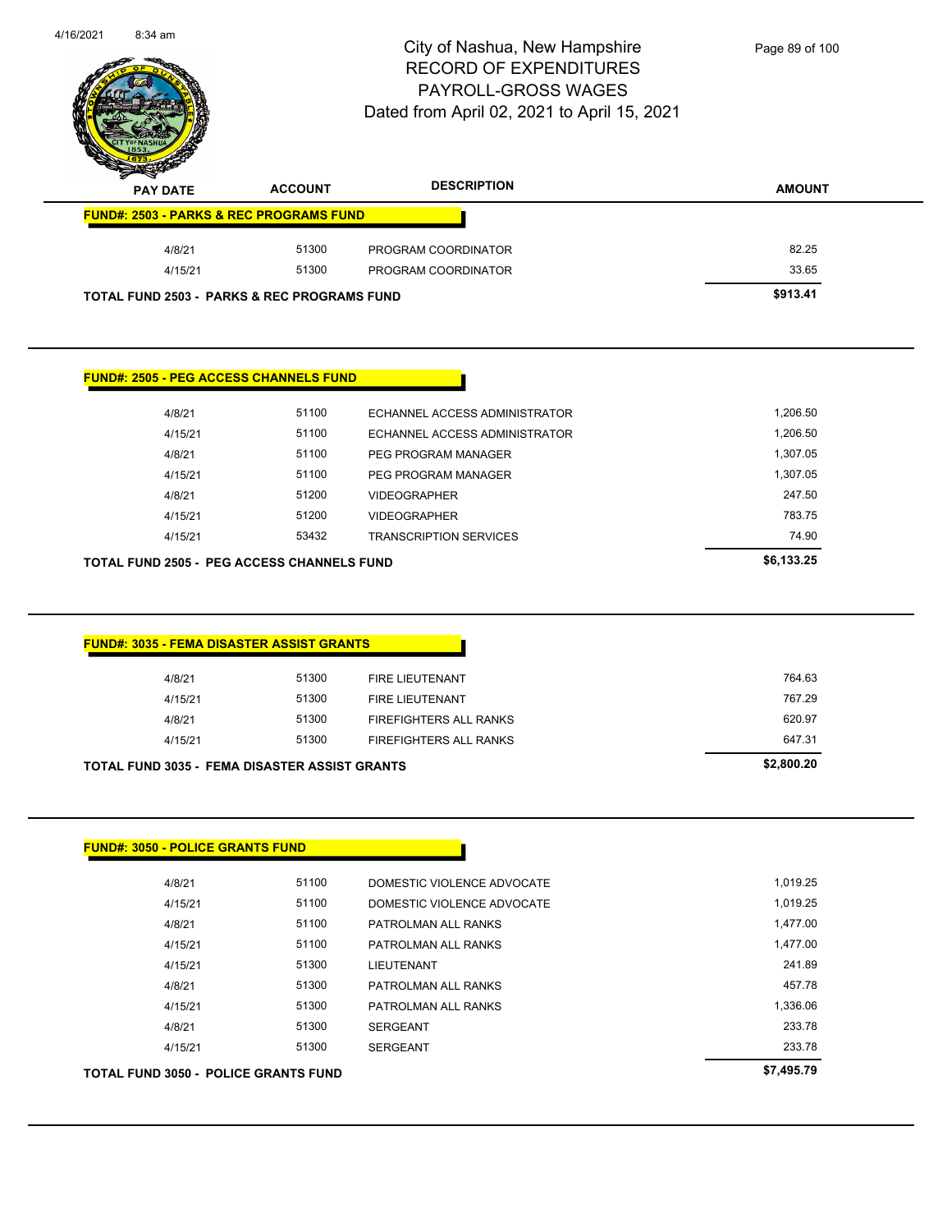# City of Nashua, New Hampshire
## RECORD OF EXPENDITURES
## PAYROLL-GROSS WAGES
## Dated from April 02, 2021 to April 15, 2021

| PAY DATE | ACCOUNT | DESCRIPTION | AMOUNT |
|---|---|---|---|
| **FUND#: 2503 - PARKS & REC PROGRAMS FUND** | | | |
| 4/8/21 | 51300 | PROGRAM COORDINATOR | 82.25 |
| 4/15/21 | 51300 | PROGRAM COORDINATOR | 33.65 |
| **TOTAL FUND 2503 - PARKS & REC PROGRAMS FUND** | | | **$913.41** |

| PAY DATE | ACCOUNT | DESCRIPTION | AMOUNT |
|---|---|---|---|
| **FUND#: 2505 - PEG ACCESS CHANNELS FUND** | | | |
| 4/8/21 | 51100 | ECHANNEL ACCESS ADMINISTRATOR | 1,206.50 |
| 4/15/21 | 51100 | ECHANNEL ACCESS ADMINISTRATOR | 1,206.50 |
| 4/8/21 | 51100 | PEG PROGRAM MANAGER | 1,307.05 |
| 4/15/21 | 51100 | PEG PROGRAM MANAGER | 1,307.05 |
| 4/8/21 | 51200 | VIDEOGRAPHER | 247.50 |
| 4/15/21 | 51200 | VIDEOGRAPHER | 783.75 |
| 4/15/21 | 53432 | TRANSCRIPTION SERVICES | 74.90 |
| **TOTAL FUND 2505 - PEG ACCESS CHANNELS FUND** | | | **$6,133.25** |

| PAY DATE | ACCOUNT | DESCRIPTION | AMOUNT |
|---|---|---|---|
| **FUND#: 3035 - FEMA DISASTER ASSIST GRANTS** | | | |
| 4/8/21 | 51300 | FIRE LIEUTENANT | 764.63 |
| 4/15/21 | 51300 | FIRE LIEUTENANT | 767.29 |
| 4/8/21 | 51300 | FIREFIGHTERS ALL RANKS | 620.97 |
| 4/15/21 | 51300 | FIREFIGHTERS ALL RANKS | 647.31 |
| **TOTAL FUND 3035 - FEMA DISASTER ASSIST GRANTS** | | | **$2,800.20** |

| PAY DATE | ACCOUNT | DESCRIPTION | AMOUNT |
|---|---|---|---|
| **FUND#: 3050 - POLICE GRANTS FUND** | | | |
| 4/8/21 | 51100 | DOMESTIC VIOLENCE ADVOCATE | 1,019.25 |
| 4/15/21 | 51100 | DOMESTIC VIOLENCE ADVOCATE | 1,019.25 |
| 4/8/21 | 51100 | PATROLMAN ALL RANKS | 1,477.00 |
| 4/15/21 | 51100 | PATROLMAN ALL RANKS | 1,477.00 |
| 4/15/21 | 51300 | LIEUTENANT | 241.89 |
| 4/8/21 | 51300 | PATROLMAN ALL RANKS | 457.78 |
| 4/15/21 | 51300 | PATROLMAN ALL RANKS | 1,336.06 |
| 4/8/21 | 51300 | SERGEANT | 233.78 |
| 4/15/21 | 51300 | SERGEANT | 233.78 |
| **TOTAL FUND 3050 - POLICE GRANTS FUND** | | | **$7,495.79** |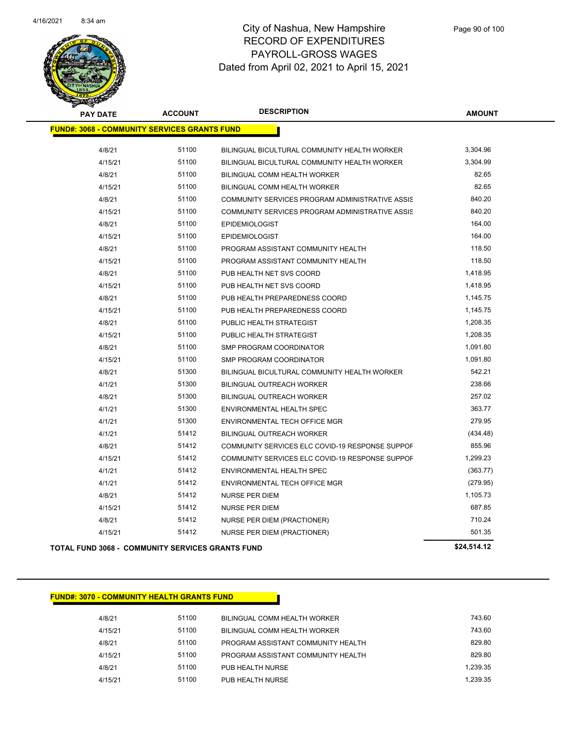# City of Nashua, New Hampshire
## RECORD OF EXPENDITURES
## PAYROLL-GROSS WAGES
## Dated from April 02, 2021 to April 15, 2021

| PAY DATE | ACCOUNT | DESCRIPTION | AMOUNT |
|---|---|---|---|
| **FUND#: 3068 - COMMUNITY SERVICES GRANTS FUND** | | | |
| 4/8/21 | 51100 | BILINGUAL BICULTURAL COMMUNITY HEALTH WORKER | 3,304.96 |
| 4/15/21 | 51100 | BILINGUAL BICULTURAL COMMUNITY HEALTH WORKER | 3,304.99 |
| 4/8/21 | 51100 | BILINGUAL COMM HEALTH WORKER | 82.65 |
| 4/15/21 | 51100 | BILINGUAL COMM HEALTH WORKER | 82.65 |
| 4/8/21 | 51100 | COMMUNITY SERVICES PROGRAM ADMINISTRATIVE ASSIS | 840.20 |
| 4/15/21 | 51100 | COMMUNITY SERVICES PROGRAM ADMINISTRATIVE ASSIS | 840.20 |
| 4/8/21 | 51100 | EPIDEMIOLOGIST | 164.00 |
| 4/15/21 | 51100 | EPIDEMIOLOGIST | 164.00 |
| 4/8/21 | 51100 | PROGRAM ASSISTANT COMMUNITY HEALTH | 118.50 |
| 4/15/21 | 51100 | PROGRAM ASSISTANT COMMUNITY HEALTH | 118.50 |
| 4/8/21 | 51100 | PUB HEALTH NET SVS COORD | 1,418.95 |
| 4/15/21 | 51100 | PUB HEALTH NET SVS COORD | 1,418.95 |
| 4/8/21 | 51100 | PUB HEALTH PREPAREDNESS COORD | 1,145.75 |
| 4/15/21 | 51100 | PUB HEALTH PREPAREDNESS COORD | 1,145.75 |
| 4/8/21 | 51100 | PUBLIC HEALTH STRATEGIST | 1,208.35 |
| 4/15/21 | 51100 | PUBLIC HEALTH STRATEGIST | 1,208.35 |
| 4/8/21 | 51100 | SMP PROGRAM COORDINATOR | 1,091.80 |
| 4/15/21 | 51100 | SMP PROGRAM COORDINATOR | 1,091.80 |
| 4/8/21 | 51300 | BILINGUAL BICULTURAL COMMUNITY HEALTH WORKER | 542.21 |
| 4/1/21 | 51300 | BILINGUAL OUTREACH WORKER | 238.66 |
| 4/8/21 | 51300 | BILINGUAL OUTREACH WORKER | 257.02 |
| 4/1/21 | 51300 | ENVIRONMENTAL HEALTH SPEC | 363.77 |
| 4/1/21 | 51300 | ENVIRONMENTAL TECH OFFICE MGR | 279.95 |
| 4/1/21 | 51412 | BILINGUAL OUTREACH WORKER | (434.48) |
| 4/8/21 | 51412 | COMMUNITY SERVICES ELC COVID-19 RESPONSE SUPPOF | 855.96 |
| 4/15/21 | 51412 | COMMUNITY SERVICES ELC COVID-19 RESPONSE SUPPOF | 1,299.23 |
| 4/1/21 | 51412 | ENVIRONMENTAL HEALTH SPEC | (363.77) |
| 4/1/21 | 51412 | ENVIRONMENTAL TECH OFFICE MGR | (279.95) |
| 4/8/21 | 51412 | NURSE PER DIEM | 1,105.73 |
| 4/15/21 | 51412 | NURSE PER DIEM | 687.85 |
| 4/8/21 | 51412 | NURSE PER DIEM (PRACTIONER) | 710.24 |
| 4/15/21 | 51412 | NURSE PER DIEM (PRACTIONER) | 501.35 |
| **TOTAL FUND 3068 - COMMUNITY SERVICES GRANTS FUND** | | | **$24,514.12** |

| PAY DATE | ACCOUNT | DESCRIPTION | AMOUNT |
|---|---|---|---|
| **FUND#: 3070 - COMMUNITY HEALTH GRANTS FUND** | | | |
| 4/8/21 | 51100 | BILINGUAL COMM HEALTH WORKER | 743.60 |
| 4/15/21 | 51100 | BILINGUAL COMM HEALTH WORKER | 743.60 |
| 4/8/21 | 51100 | PROGRAM ASSISTANT COMMUNITY HEALTH | 829.80 |
| 4/15/21 | 51100 | PROGRAM ASSISTANT COMMUNITY HEALTH | 829.80 |
| 4/8/21 | 51100 | PUB HEALTH NURSE | 1,239.35 |
| 4/15/21 | 51100 | PUB HEALTH NURSE | 1,239.35 |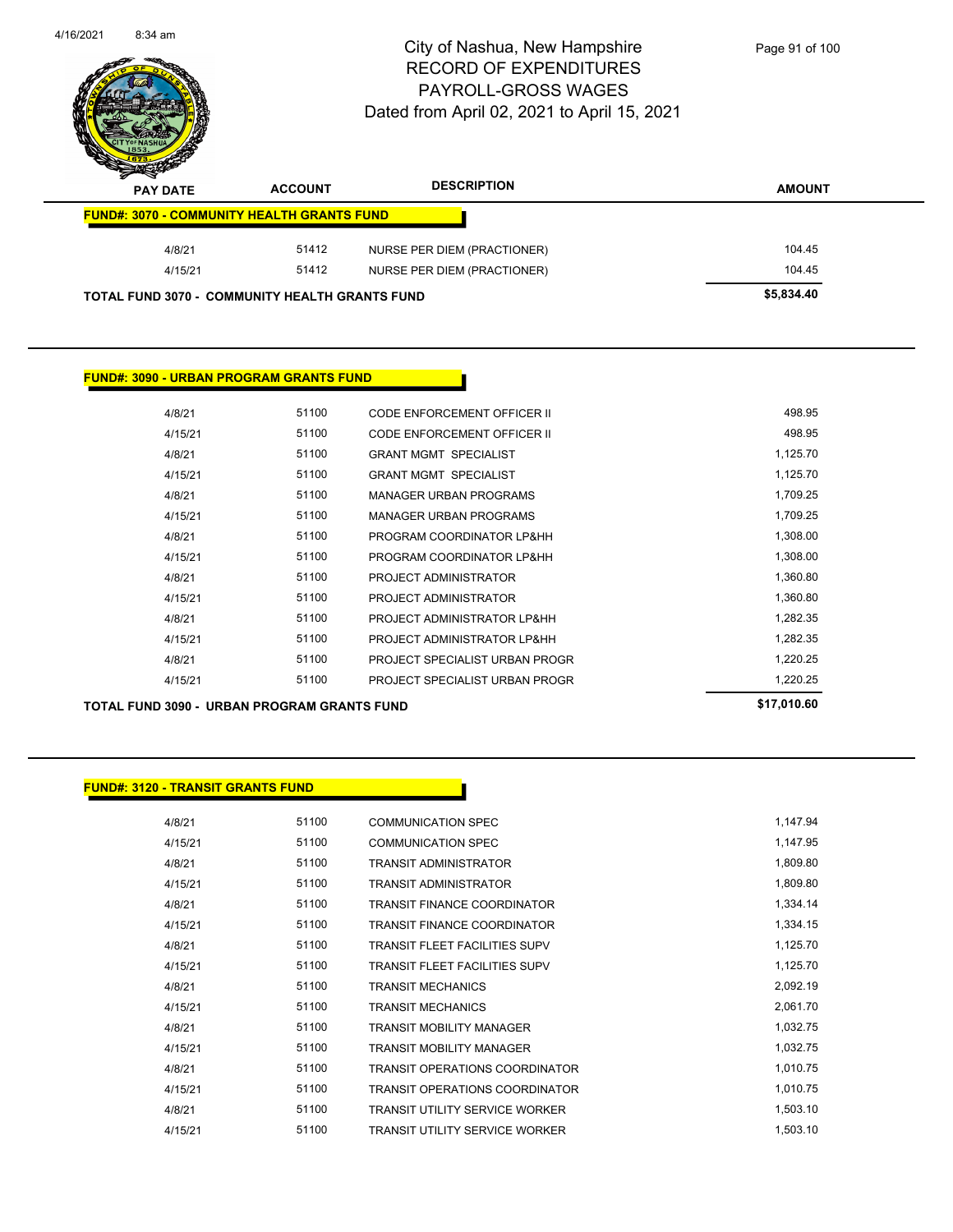City of Nashua, New Hampshire
RECORD OF EXPENDITURES
PAYROLL-GROSS WAGES
Dated from April 02, 2021 to April 15, 2021

| PAY DATE | ACCOUNT | DESCRIPTION | AMOUNT |
|---|---|---|---|
| **FUND#: 3070 - COMMUNITY HEALTH GRANTS FUND** | | | |
| 4/8/21 | 51412 | NURSE PER DIEM (PRACTIONER) | 104.45 |
| 4/15/21 | 51412 | NURSE PER DIEM (PRACTIONER) | 104.45 |
| **TOTAL FUND 3070 - COMMUNITY HEALTH GRANTS FUND** | | | **$5,834.40** |

**FUND#: 3090 - URBAN PROGRAM GRANTS FUND**

| PAY DATE | ACCOUNT | DESCRIPTION | AMOUNT |
|---|---|---|---|
| 4/8/21 | 51100 | CODE ENFORCEMENT OFFICER II | 498.95 |
| 4/15/21 | 51100 | CODE ENFORCEMENT OFFICER II | 498.95 |
| 4/8/21 | 51100 | GRANT MGMT SPECIALIST | 1,125.70 |
| 4/15/21 | 51100 | GRANT MGMT SPECIALIST | 1,125.70 |
| 4/8/21 | 51100 | MANAGER URBAN PROGRAMS | 1,709.25 |
| 4/15/21 | 51100 | MANAGER URBAN PROGRAMS | 1,709.25 |
| 4/8/21 | 51100 | PROGRAM COORDINATOR LP&HH | 1,308.00 |
| 4/15/21 | 51100 | PROGRAM COORDINATOR LP&HH | 1,308.00 |
| 4/8/21 | 51100 | PROJECT ADMINISTRATOR | 1,360.80 |
| 4/15/21 | 51100 | PROJECT ADMINISTRATOR | 1,360.80 |
| 4/8/21 | 51100 | PROJECT ADMINISTRATOR LP&HH | 1,282.35 |
| 4/15/21 | 51100 | PROJECT ADMINISTRATOR LP&HH | 1,282.35 |
| 4/8/21 | 51100 | PROJECT SPECIALIST URBAN PROGR | 1,220.25 |
| 4/15/21 | 51100 | PROJECT SPECIALIST URBAN PROGR | 1,220.25 |
| **TOTAL FUND 3090 - URBAN PROGRAM GRANTS FUND** | | | **$17,010.60** |

**FUND#: 3120 - TRANSIT GRANTS FUND**

| PAY DATE | ACCOUNT | DESCRIPTION | AMOUNT |
|---|---|---|---|
| 4/8/21 | 51100 | COMMUNICATION SPEC | 1,147.94 |
| 4/15/21 | 51100 | COMMUNICATION SPEC | 1,147.95 |
| 4/8/21 | 51100 | TRANSIT ADMINISTRATOR | 1,809.80 |
| 4/15/21 | 51100 | TRANSIT ADMINISTRATOR | 1,809.80 |
| 4/8/21 | 51100 | TRANSIT FINANCE COORDINATOR | 1,334.14 |
| 4/15/21 | 51100 | TRANSIT FINANCE COORDINATOR | 1,334.15 |
| 4/8/21 | 51100 | TRANSIT FLEET FACILITIES SUPV | 1,125.70 |
| 4/15/21 | 51100 | TRANSIT FLEET FACILITIES SUPV | 1,125.70 |
| 4/8/21 | 51100 | TRANSIT MECHANICS | 2,092.19 |
| 4/15/21 | 51100 | TRANSIT MECHANICS | 2,061.70 |
| 4/8/21 | 51100 | TRANSIT MOBILITY MANAGER | 1,032.75 |
| 4/15/21 | 51100 | TRANSIT MOBILITY MANAGER | 1,032.75 |
| 4/8/21 | 51100 | TRANSIT OPERATIONS COORDINATOR | 1,010.75 |
| 4/15/21 | 51100 | TRANSIT OPERATIONS COORDINATOR | 1,010.75 |
| 4/8/21 | 51100 | TRANSIT UTILITY SERVICE WORKER | 1,503.10 |
| 4/15/21 | 51100 | TRANSIT UTILITY SERVICE WORKER | 1,503.10 |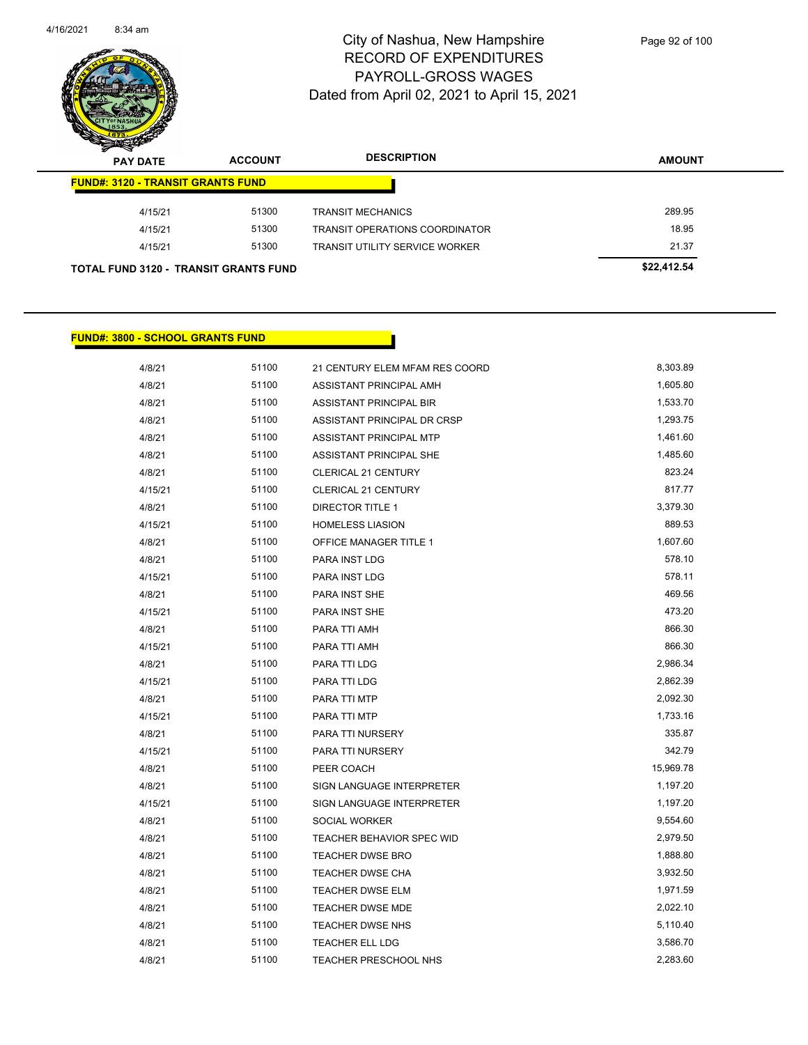# City of Nashua, New Hampshire
## RECORD OF EXPENDITURES
## PAYROLL-GROSS WAGES
## Dated from April 02, 2021 to April 15, 2021

| PAY DATE | ACCOUNT | DESCRIPTION | AMOUNT |
|---|---|---|---|
| **FUND#: 3120 - TRANSIT GRANTS FUND** | | | |
| 4/15/21 | 51300 | TRANSIT MECHANICS | 289.95 |
| 4/15/21 | 51300 | TRANSIT OPERATIONS COORDINATOR | 18.95 |
| 4/15/21 | 51300 | TRANSIT UTILITY SERVICE WORKER | 21.37 |
| **TOTAL FUND 3120 - TRANSIT GRANTS FUND** | | | **$22,412.54** |

| PAY DATE | ACCOUNT | DESCRIPTION | AMOUNT |
|---|---|---|---|
| **FUND#: 3800 - SCHOOL GRANTS FUND** | | | |
| 4/8/21 | 51100 | 21 CENTURY ELEM MFAM RES COORD | 8,303.89 |
| 4/8/21 | 51100 | ASSISTANT PRINCIPAL AMH | 1,605.80 |
| 4/8/21 | 51100 | ASSISTANT PRINCIPAL BIR | 1,533.70 |
| 4/8/21 | 51100 | ASSISTANT PRINCIPAL DR CRSP | 1,293.75 |
| 4/8/21 | 51100 | ASSISTANT PRINCIPAL MTP | 1,461.60 |
| 4/8/21 | 51100 | ASSISTANT PRINCIPAL SHE | 1,485.60 |
| 4/8/21 | 51100 | CLERICAL 21 CENTURY | 823.24 |
| 4/15/21 | 51100 | CLERICAL 21 CENTURY | 817.77 |
| 4/8/21 | 51100 | DIRECTOR TITLE 1 | 3,379.30 |
| 4/15/21 | 51100 | HOMELESS LIASION | 889.53 |
| 4/8/21 | 51100 | OFFICE MANAGER TITLE 1 | 1,607.60 |
| 4/8/21 | 51100 | PARA INST LDG | 578.10 |
| 4/15/21 | 51100 | PARA INST LDG | 578.11 |
| 4/8/21 | 51100 | PARA INST SHE | 469.56 |
| 4/15/21 | 51100 | PARA INST SHE | 473.20 |
| 4/8/21 | 51100 | PARA TTI AMH | 866.30 |
| 4/15/21 | 51100 | PARA TTI AMH | 866.30 |
| 4/8/21 | 51100 | PARA TTI LDG | 2,986.34 |
| 4/15/21 | 51100 | PARA TTI LDG | 2,862.39 |
| 4/8/21 | 51100 | PARA TTI MTP | 2,092.30 |
| 4/15/21 | 51100 | PARA TTI MTP | 1,733.16 |
| 4/8/21 | 51100 | PARA TTI NURSERY | 335.87 |
| 4/15/21 | 51100 | PARA TTI NURSERY | 342.79 |
| 4/8/21 | 51100 | PEER COACH | 15,969.78 |
| 4/8/21 | 51100 | SIGN LANGUAGE INTERPRETER | 1,197.20 |
| 4/15/21 | 51100 | SIGN LANGUAGE INTERPRETER | 1,197.20 |
| 4/8/21 | 51100 | SOCIAL WORKER | 9,554.60 |
| 4/8/21 | 51100 | TEACHER BEHAVIOR SPEC WID | 2,979.50 |
| 4/8/21 | 51100 | TEACHER DWSE BRO | 1,888.80 |
| 4/8/21 | 51100 | TEACHER DWSE CHA | 3,932.50 |
| 4/8/21 | 51100 | TEACHER DWSE ELM | 1,971.59 |
| 4/8/21 | 51100 | TEACHER DWSE MDE | 2,022.10 |
| 4/8/21 | 51100 | TEACHER DWSE NHS | 5,110.40 |
| 4/8/21 | 51100 | TEACHER ELL LDG | 3,586.70 |
| 4/8/21 | 51100 | TEACHER PRESCHOOL NHS | 2,283.60 |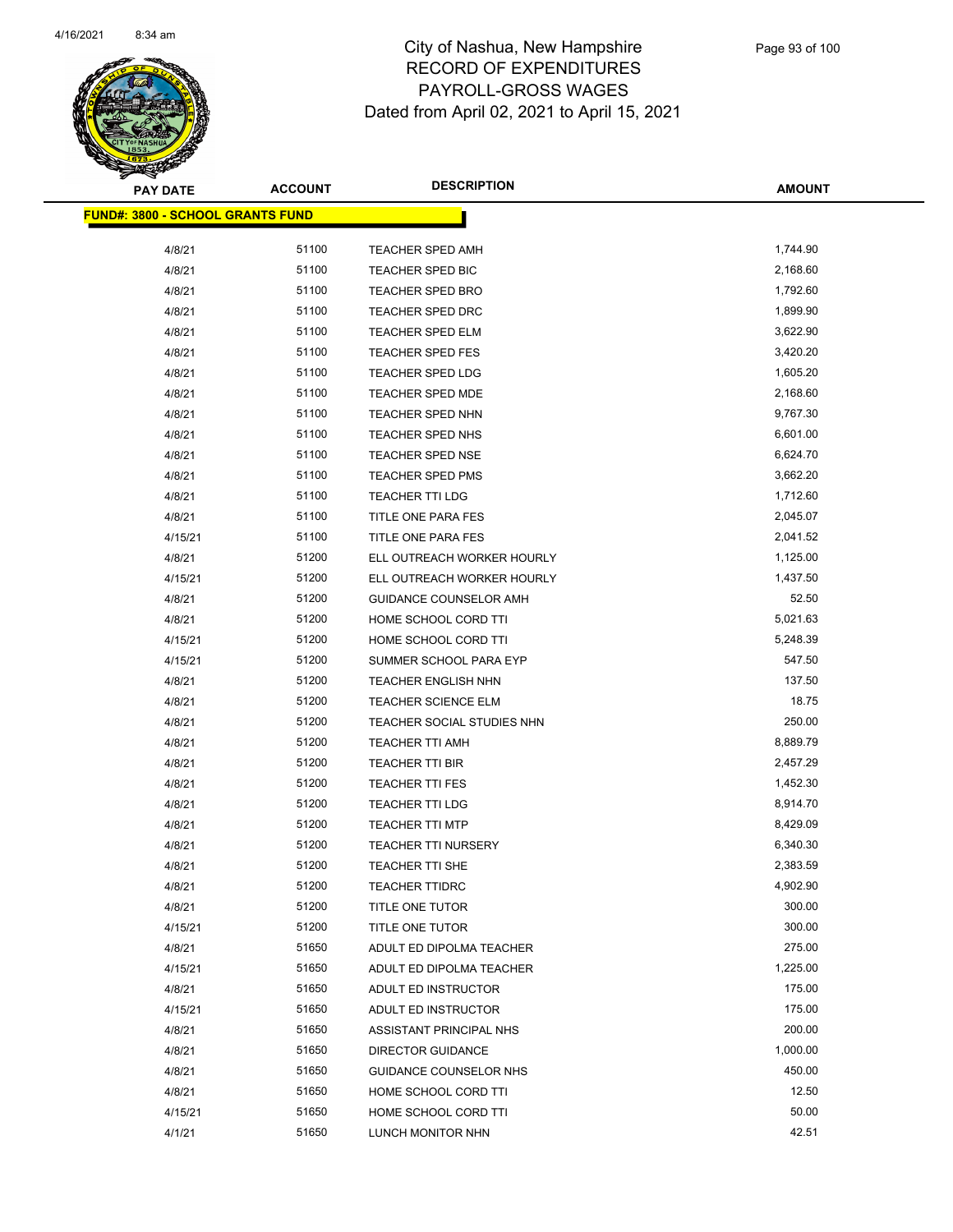City of Nashua, New Hampshire
RECORD OF EXPENDITURES
PAYROLL-GROSS WAGES
Dated from April 02, 2021 to April 15, 2021

| PAY DATE | ACCOUNT | DESCRIPTION | AMOUNT |
|---|---|---|---|
| **FUND#: 3800 - SCHOOL GRANTS FUND** | | | |
| 4/8/21 | 51100 | TEACHER SPED AMH | 1,744.90 |
| 4/8/21 | 51100 | TEACHER SPED BIC | 2,168.60 |
| 4/8/21 | 51100 | TEACHER SPED BRO | 1,792.60 |
| 4/8/21 | 51100 | TEACHER SPED DRC | 1,899.90 |
| 4/8/21 | 51100 | TEACHER SPED ELM | 3,622.90 |
| 4/8/21 | 51100 | TEACHER SPED FES | 3,420.20 |
| 4/8/21 | 51100 | TEACHER SPED LDG | 1,605.20 |
| 4/8/21 | 51100 | TEACHER SPED MDE | 2,168.60 |
| 4/8/21 | 51100 | TEACHER SPED NHN | 9,767.30 |
| 4/8/21 | 51100 | TEACHER SPED NHS | 6,601.00 |
| 4/8/21 | 51100 | TEACHER SPED NSE | 6,624.70 |
| 4/8/21 | 51100 | TEACHER SPED PMS | 3,662.20 |
| 4/8/21 | 51100 | TEACHER TTI LDG | 1,712.60 |
| 4/8/21 | 51100 | TITLE ONE PARA FES | 2,045.07 |
| 4/15/21 | 51100 | TITLE ONE PARA FES | 2,041.52 |
| 4/8/21 | 51200 | ELL OUTREACH WORKER HOURLY | 1,125.00 |
| 4/15/21 | 51200 | ELL OUTREACH WORKER HOURLY | 1,437.50 |
| 4/8/21 | 51200 | GUIDANCE COUNSELOR AMH | 52.50 |
| 4/8/21 | 51200 | HOME SCHOOL CORD TTI | 5,021.63 |
| 4/15/21 | 51200 | HOME SCHOOL CORD TTI | 5,248.39 |
| 4/15/21 | 51200 | SUMMER SCHOOL PARA EYP | 547.50 |
| 4/8/21 | 51200 | TEACHER ENGLISH NHN | 137.50 |
| 4/8/21 | 51200 | TEACHER SCIENCE ELM | 18.75 |
| 4/8/21 | 51200 | TEACHER SOCIAL STUDIES NHN | 250.00 |
| 4/8/21 | 51200 | TEACHER TTI AMH | 8,889.79 |
| 4/8/21 | 51200 | TEACHER TTI BIR | 2,457.29 |
| 4/8/21 | 51200 | TEACHER TTI FES | 1,452.30 |
| 4/8/21 | 51200 | TEACHER TTI LDG | 8,914.70 |
| 4/8/21 | 51200 | TEACHER TTI MTP | 8,429.09 |
| 4/8/21 | 51200 | TEACHER TTI NURSERY | 6,340.30 |
| 4/8/21 | 51200 | TEACHER TTI SHE | 2,383.59 |
| 4/8/21 | 51200 | TEACHER TTIDRC | 4,902.90 |
| 4/8/21 | 51200 | TITLE ONE TUTOR | 300.00 |
| 4/15/21 | 51200 | TITLE ONE TUTOR | 300.00 |
| 4/8/21 | 51650 | ADULT ED DIPOLMA TEACHER | 275.00 |
| 4/15/21 | 51650 | ADULT ED DIPOLMA TEACHER | 1,225.00 |
| 4/8/21 | 51650 | ADULT ED INSTRUCTOR | 175.00 |
| 4/15/21 | 51650 | ADULT ED INSTRUCTOR | 175.00 |
| 4/8/21 | 51650 | ASSISTANT PRINCIPAL NHS | 200.00 |
| 4/8/21 | 51650 | DIRECTOR GUIDANCE | 1,000.00 |
| 4/8/21 | 51650 | GUIDANCE COUNSELOR NHS | 450.00 |
| 4/8/21 | 51650 | HOME SCHOOL CORD TTI | 12.50 |
| 4/15/21 | 51650 | HOME SCHOOL CORD TTI | 50.00 |
| 4/1/21 | 51650 | LUNCH MONITOR NHN | 42.51 |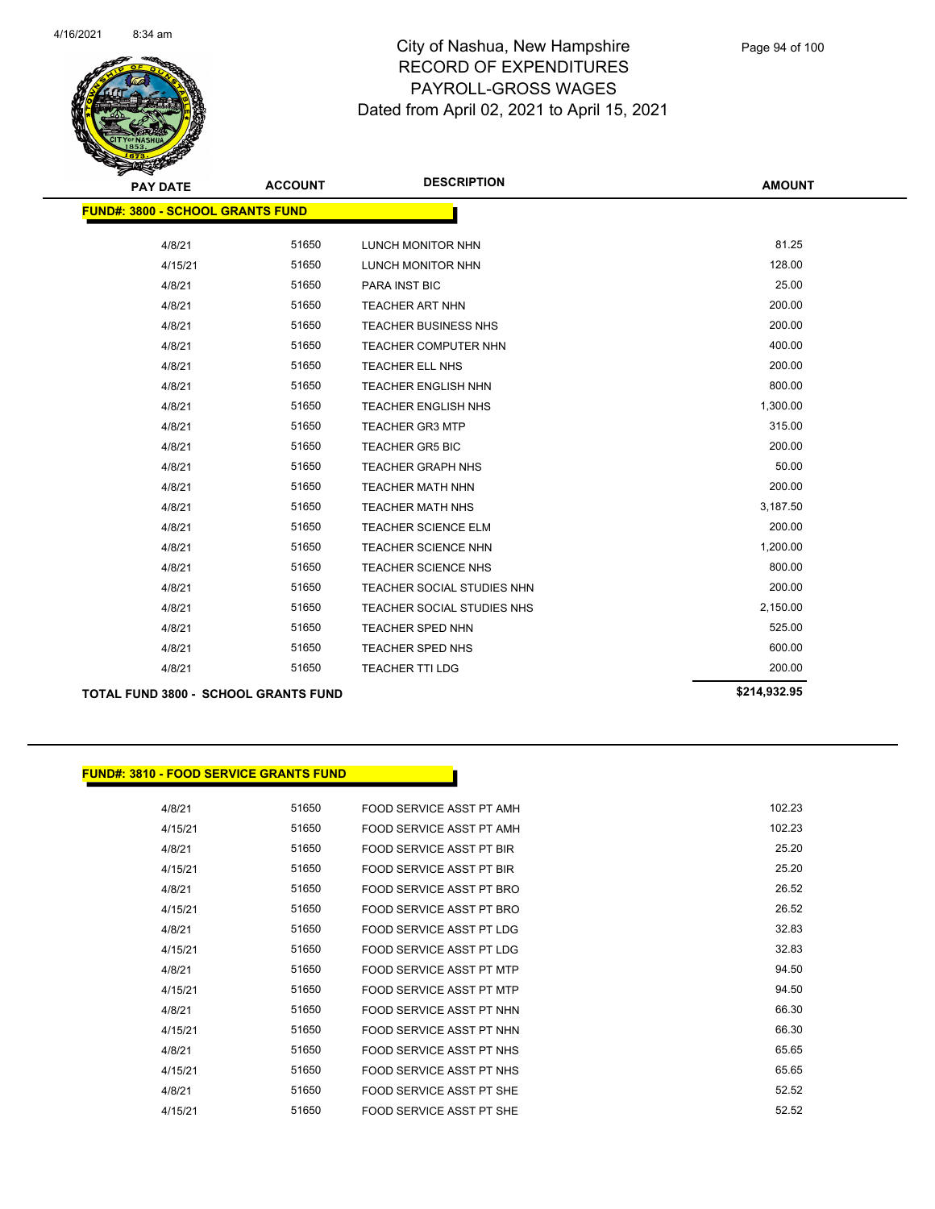# City of Nashua, New Hampshire
## RECORD OF EXPENDITURES
## PAYROLL-GROSS WAGES
### Dated from April 02, 2021 to April 15, 2021

| PAY DATE | ACCOUNT | DESCRIPTION | AMOUNT |
|---|---|---|---|
| **FUND#: 3800 - SCHOOL GRANTS FUND** | | | |
| 4/8/21 | 51650 | LUNCH MONITOR NHN | 81.25 |
| 4/15/21 | 51650 | LUNCH MONITOR NHN | 128.00 |
| 4/8/21 | 51650 | PARA INST BIC | 25.00 |
| 4/8/21 | 51650 | TEACHER ART NHN | 200.00 |
| 4/8/21 | 51650 | TEACHER BUSINESS NHS | 200.00 |
| 4/8/21 | 51650 | TEACHER COMPUTER NHN | 400.00 |
| 4/8/21 | 51650 | TEACHER ELL NHS | 200.00 |
| 4/8/21 | 51650 | TEACHER ENGLISH NHN | 800.00 |
| 4/8/21 | 51650 | TEACHER ENGLISH NHS | 1,300.00 |
| 4/8/21 | 51650 | TEACHER GR3 MTP | 315.00 |
| 4/8/21 | 51650 | TEACHER GR5 BIC | 200.00 |
| 4/8/21 | 51650 | TEACHER GRAPH NHS | 50.00 |
| 4/8/21 | 51650 | TEACHER MATH NHN | 200.00 |
| 4/8/21 | 51650 | TEACHER MATH NHS | 3,187.50 |
| 4/8/21 | 51650 | TEACHER SCIENCE ELM | 200.00 |
| 4/8/21 | 51650 | TEACHER SCIENCE NHN | 1,200.00 |
| 4/8/21 | 51650 | TEACHER SCIENCE NHS | 800.00 |
| 4/8/21 | 51650 | TEACHER SOCIAL STUDIES NHN | 200.00 |
| 4/8/21 | 51650 | TEACHER SOCIAL STUDIES NHS | 2,150.00 |
| 4/8/21 | 51650 | TEACHER SPED NHN | 525.00 |
| 4/8/21 | 51650 | TEACHER SPED NHS | 600.00 |
| 4/8/21 | 51650 | TEACHER TTI LDG | 200.00 |
| **TOTAL FUND 3800 - SCHOOL GRANTS FUND** | | | **$214,932.95** |

| PAY DATE | ACCOUNT | DESCRIPTION | AMOUNT |
|---|---|---|---|
| **FUND#: 3810 - FOOD SERVICE GRANTS FUND** | | | |
| 4/8/21 | 51650 | FOOD SERVICE ASST PT AMH | 102.23 |
| 4/15/21 | 51650 | FOOD SERVICE ASST PT AMH | 102.23 |
| 4/8/21 | 51650 | FOOD SERVICE ASST PT BIR | 25.20 |
| 4/15/21 | 51650 | FOOD SERVICE ASST PT BIR | 25.20 |
| 4/8/21 | 51650 | FOOD SERVICE ASST PT BRO | 26.52 |
| 4/15/21 | 51650 | FOOD SERVICE ASST PT BRO | 26.52 |
| 4/8/21 | 51650 | FOOD SERVICE ASST PT LDG | 32.83 |
| 4/15/21 | 51650 | FOOD SERVICE ASST PT LDG | 32.83 |
| 4/8/21 | 51650 | FOOD SERVICE ASST PT MTP | 94.50 |
| 4/15/21 | 51650 | FOOD SERVICE ASST PT MTP | 94.50 |
| 4/8/21 | 51650 | FOOD SERVICE ASST PT NHN | 66.30 |
| 4/15/21 | 51650 | FOOD SERVICE ASST PT NHN | 66.30 |
| 4/8/21 | 51650 | FOOD SERVICE ASST PT NHS | 65.65 |
| 4/15/21 | 51650 | FOOD SERVICE ASST PT NHS | 65.65 |
| 4/8/21 | 51650 | FOOD SERVICE ASST PT SHE | 52.52 |
| 4/15/21 | 51650 | FOOD SERVICE ASST PT SHE | 52.52 |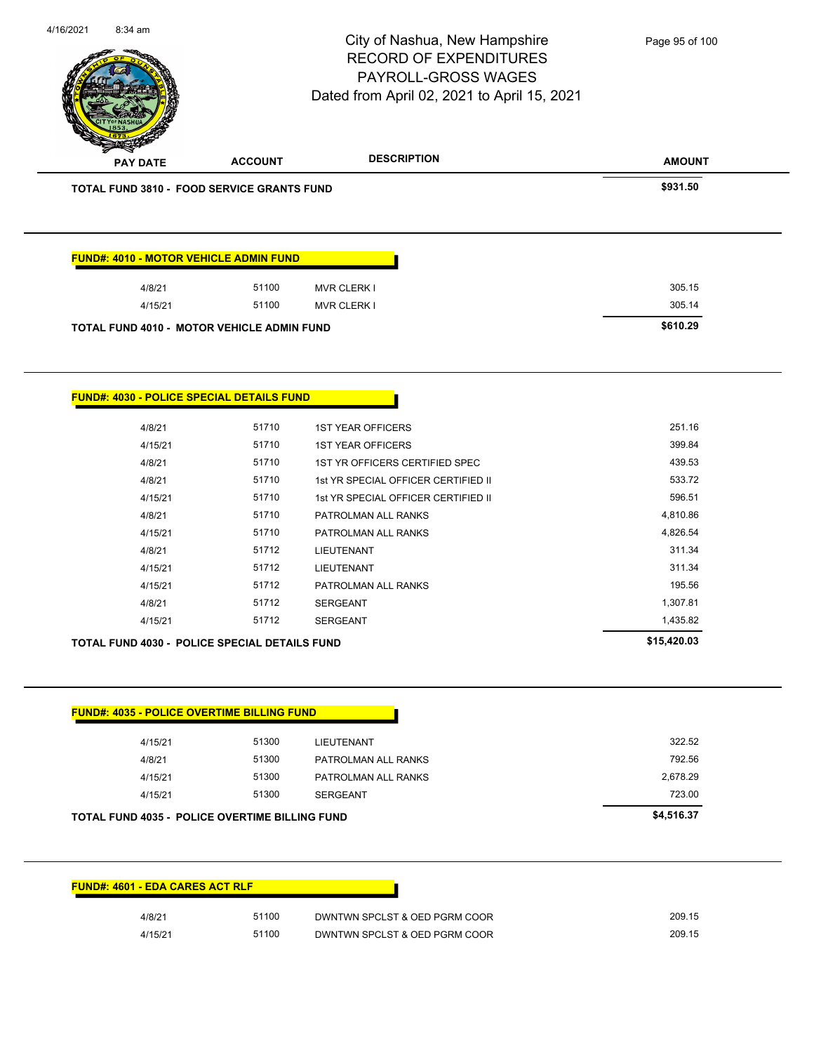| PAY DATE | ACCOUNT | DESCRIPTION | AMOUNT |
|---|---|---|---|
| **TOTAL FUND 3810 - FOOD SERVICE GRANTS FUND** | | | **$931.50** |

**FUND#: 4010 - MOTOR VEHICLE ADMIN FUND**

| PAY DATE | ACCOUNT | DESCRIPTION | AMOUNT |
|---|---|---|---|
| 4/8/21 | 51100 | MVR CLERK I | 305.15 |
| 4/15/21 | 51100 | MVR CLERK I | 305.14 |
| **TOTAL FUND 4010 - MOTOR VEHICLE ADMIN FUND** | | | **$610.29** |

**FUND#: 4030 - POLICE SPECIAL DETAILS FUND**

| PAY DATE | ACCOUNT | DESCRIPTION | AMOUNT |
|---|---|---|---|
| 4/8/21 | 51710 | 1ST YEAR OFFICERS | 251.16 |
| 4/15/21 | 51710 | 1ST YEAR OFFICERS | 399.84 |
| 4/8/21 | 51710 | 1ST YR OFFICERS CERTIFIED SPEC | 439.53 |
| 4/8/21 | 51710 | 1st YR SPECIAL OFFICER CERTIFIED II | 533.72 |
| 4/15/21 | 51710 | 1st YR SPECIAL OFFICER CERTIFIED II | 596.51 |
| 4/8/21 | 51710 | PATROLMAN ALL RANKS | 4,810.86 |
| 4/15/21 | 51710 | PATROLMAN ALL RANKS | 4,826.54 |
| 4/8/21 | 51712 | LIEUTENANT | 311.34 |
| 4/15/21 | 51712 | LIEUTENANT | 311.34 |
| 4/15/21 | 51712 | PATROLMAN ALL RANKS | 195.56 |
| 4/8/21 | 51712 | SERGEANT | 1,307.81 |
| 4/15/21 | 51712 | SERGEANT | 1,435.82 |
| **TOTAL FUND 4030 - POLICE SPECIAL DETAILS FUND** | | | **$15,420.03** |

**FUND#: 4035 - POLICE OVERTIME BILLING FUND**

| PAY DATE | ACCOUNT | DESCRIPTION | AMOUNT |
|---|---|---|---|
| 4/15/21 | 51300 | LIEUTENANT | 322.52 |
| 4/8/21 | 51300 | PATROLMAN ALL RANKS | 792.56 |
| 4/15/21 | 51300 | PATROLMAN ALL RANKS | 2,678.29 |
| 4/15/21 | 51300 | SERGEANT | 723.00 |
| **TOTAL FUND 4035 - POLICE OVERTIME BILLING FUND** | | | **$4,516.37** |

**FUND#: 4601 - EDA CARES ACT RLF**

| PAY DATE | ACCOUNT | DESCRIPTION | AMOUNT |
|---|---|---|---|
| 4/8/21 | 51100 | DWNTWN SPCLST & OED PGRM COOR | 209.15 |
| 4/15/21 | 51100 | DWNTWN SPCLST & OED PGRM COOR | 209.15 |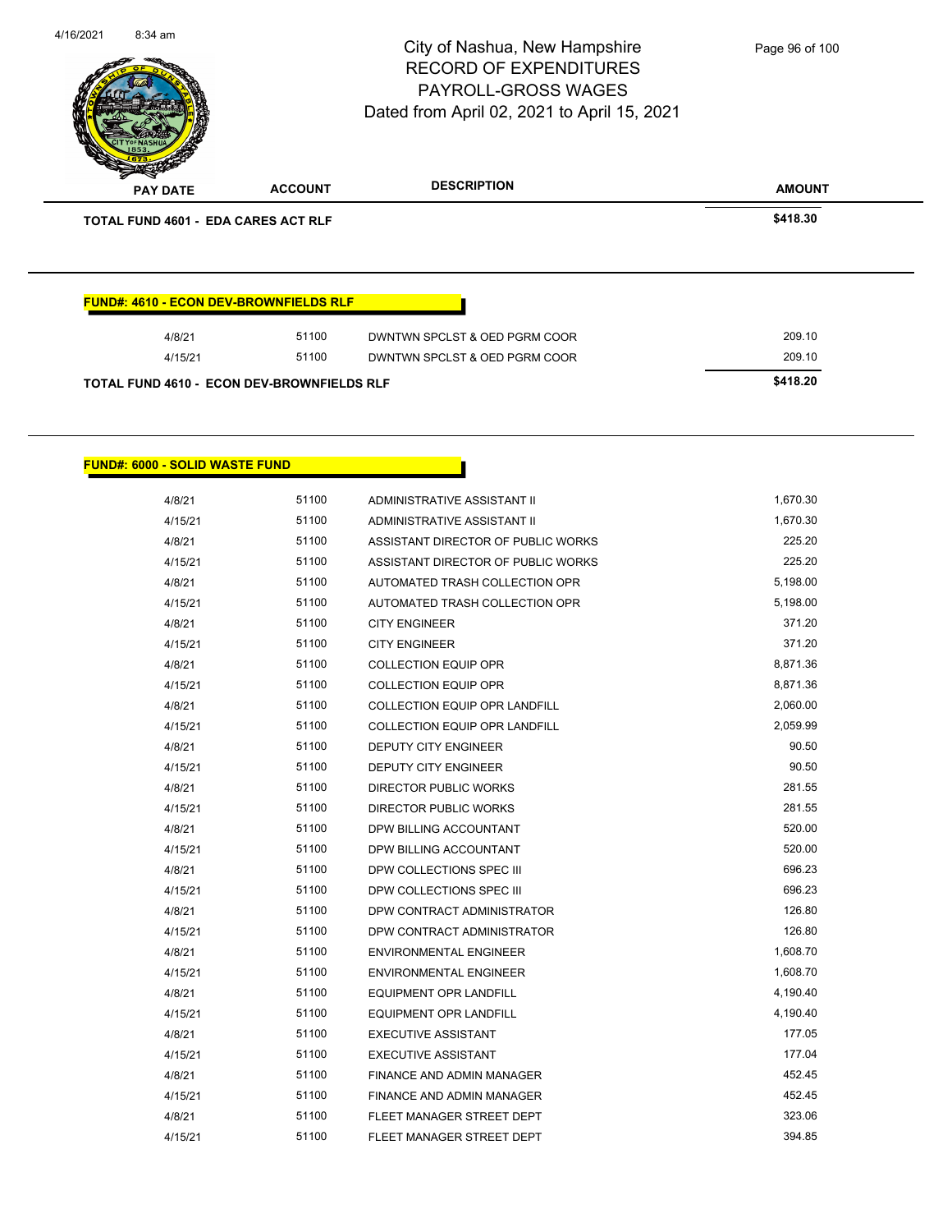# City of Nashua, New Hampshire
## RECORD OF EXPENDITURES
## PAYROLL-GROSS WAGES
## Dated from April 02, 2021 to April 15, 2021

| PAY DATE | ACCOUNT | DESCRIPTION | AMOUNT |
|---|---|---|---|
| **TOTAL FUND 4601 - EDA CARES ACT RLF** | | | **$418.30** |

**FUND#: 4610 - ECON DEV-BROWNFIELDS RLF**

| PAY DATE | ACCOUNT | DESCRIPTION | AMOUNT |
|---|---|---|---|
| 4/8/21 | 51100 | DWNTWN SPCLST & OED PGRM COOR | 209.10 |
| 4/15/21 | 51100 | DWNTWN SPCLST & OED PGRM COOR | 209.10 |
| **TOTAL FUND 4610 - ECON DEV-BROWNFIELDS RLF** | | | **$418.20** |

**FUND#: 6000 - SOLID WASTE FUND**

| PAY DATE | ACCOUNT | DESCRIPTION | AMOUNT |
|---|---|---|---|
| 4/8/21 | 51100 | ADMINISTRATIVE ASSISTANT II | 1,670.30 |
| 4/15/21 | 51100 | ADMINISTRATIVE ASSISTANT II | 1,670.30 |
| 4/8/21 | 51100 | ASSISTANT DIRECTOR OF PUBLIC WORKS | 225.20 |
| 4/15/21 | 51100 | ASSISTANT DIRECTOR OF PUBLIC WORKS | 225.20 |
| 4/8/21 | 51100 | AUTOMATED TRASH COLLECTION OPR | 5,198.00 |
| 4/15/21 | 51100 | AUTOMATED TRASH COLLECTION OPR | 5,198.00 |
| 4/8/21 | 51100 | CITY ENGINEER | 371.20 |
| 4/15/21 | 51100 | CITY ENGINEER | 371.20 |
| 4/8/21 | 51100 | COLLECTION EQUIP OPR | 8,871.36 |
| 4/15/21 | 51100 | COLLECTION EQUIP OPR | 8,871.36 |
| 4/8/21 | 51100 | COLLECTION EQUIP OPR LANDFILL | 2,060.00 |
| 4/15/21 | 51100 | COLLECTION EQUIP OPR LANDFILL | 2,059.99 |
| 4/8/21 | 51100 | DEPUTY CITY ENGINEER | 90.50 |
| 4/15/21 | 51100 | DEPUTY CITY ENGINEER | 90.50 |
| 4/8/21 | 51100 | DIRECTOR PUBLIC WORKS | 281.55 |
| 4/15/21 | 51100 | DIRECTOR PUBLIC WORKS | 281.55 |
| 4/8/21 | 51100 | DPW BILLING ACCOUNTANT | 520.00 |
| 4/15/21 | 51100 | DPW BILLING ACCOUNTANT | 520.00 |
| 4/8/21 | 51100 | DPW COLLECTIONS SPEC III | 696.23 |
| 4/15/21 | 51100 | DPW COLLECTIONS SPEC III | 696.23 |
| 4/8/21 | 51100 | DPW CONTRACT ADMINISTRATOR | 126.80 |
| 4/15/21 | 51100 | DPW CONTRACT ADMINISTRATOR | 126.80 |
| 4/8/21 | 51100 | ENVIRONMENTAL ENGINEER | 1,608.70 |
| 4/15/21 | 51100 | ENVIRONMENTAL ENGINEER | 1,608.70 |
| 4/8/21 | 51100 | EQUIPMENT OPR LANDFILL | 4,190.40 |
| 4/15/21 | 51100 | EQUIPMENT OPR LANDFILL | 4,190.40 |
| 4/8/21 | 51100 | EXECUTIVE ASSISTANT | 177.05 |
| 4/15/21 | 51100 | EXECUTIVE ASSISTANT | 177.04 |
| 4/8/21 | 51100 | FINANCE AND ADMIN MANAGER | 452.45 |
| 4/15/21 | 51100 | FINANCE AND ADMIN MANAGER | 452.45 |
| 4/8/21 | 51100 | FLEET MANAGER STREET DEPT | 323.06 |
| 4/15/21 | 51100 | FLEET MANAGER STREET DEPT | 394.85 |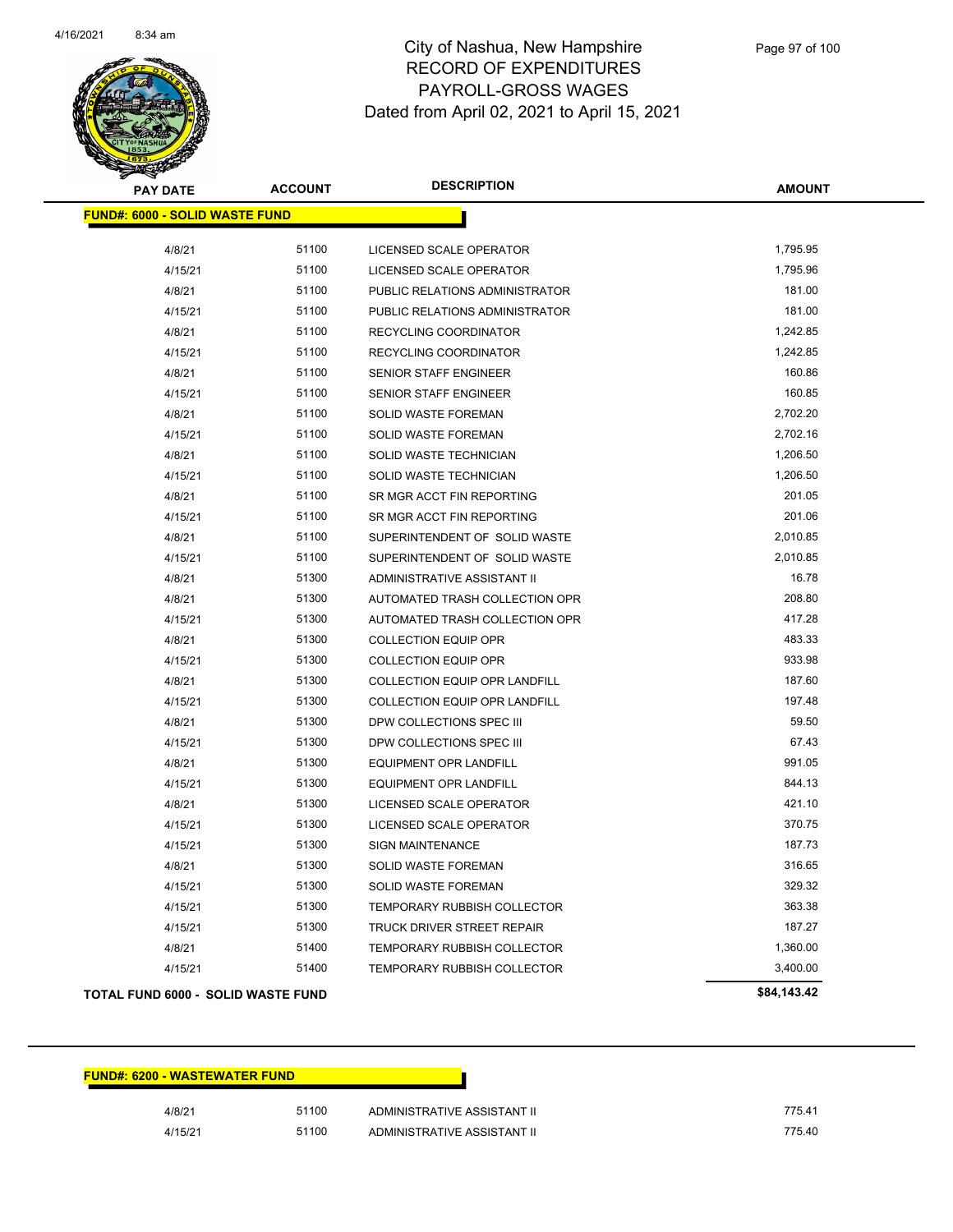# City of Nashua, New Hampshire
## RECORD OF EXPENDITURES
## PAYROLL-GROSS WAGES
### Dated from April 02, 2021 to April 15, 2021

| PAY DATE | ACCOUNT | DESCRIPTION | AMOUNT |
|---|---|---|---|
| **FUND#: 6000 - SOLID WASTE FUND** | | | |
| 4/8/21 | 51100 | LICENSED SCALE OPERATOR | 1,795.95 |
| 4/15/21 | 51100 | LICENSED SCALE OPERATOR | 1,795.96 |
| 4/8/21 | 51100 | PUBLIC RELATIONS ADMINISTRATOR | 181.00 |
| 4/15/21 | 51100 | PUBLIC RELATIONS ADMINISTRATOR | 181.00 |
| 4/8/21 | 51100 | RECYCLING COORDINATOR | 1,242.85 |
| 4/15/21 | 51100 | RECYCLING COORDINATOR | 1,242.85 |
| 4/8/21 | 51100 | SENIOR STAFF ENGINEER | 160.86 |
| 4/15/21 | 51100 | SENIOR STAFF ENGINEER | 160.85 |
| 4/8/21 | 51100 | SOLID WASTE FOREMAN | 2,702.20 |
| 4/15/21 | 51100 | SOLID WASTE FOREMAN | 2,702.16 |
| 4/8/21 | 51100 | SOLID WASTE TECHNICIAN | 1,206.50 |
| 4/15/21 | 51100 | SOLID WASTE TECHNICIAN | 1,206.50 |
| 4/8/21 | 51100 | SR MGR ACCT FIN REPORTING | 201.05 |
| 4/15/21 | 51100 | SR MGR ACCT FIN REPORTING | 201.06 |
| 4/8/21 | 51100 | SUPERINTENDENT OF SOLID WASTE | 2,010.85 |
| 4/15/21 | 51100 | SUPERINTENDENT OF SOLID WASTE | 2,010.85 |
| 4/8/21 | 51300 | ADMINISTRATIVE ASSISTANT II | 16.78 |
| 4/8/21 | 51300 | AUTOMATED TRASH COLLECTION OPR | 208.80 |
| 4/15/21 | 51300 | AUTOMATED TRASH COLLECTION OPR | 417.28 |
| 4/8/21 | 51300 | COLLECTION EQUIP OPR | 483.33 |
| 4/15/21 | 51300 | COLLECTION EQUIP OPR | 933.98 |
| 4/8/21 | 51300 | COLLECTION EQUIP OPR LANDFILL | 187.60 |
| 4/15/21 | 51300 | COLLECTION EQUIP OPR LANDFILL | 197.48 |
| 4/8/21 | 51300 | DPW COLLECTIONS SPEC III | 59.50 |
| 4/15/21 | 51300 | DPW COLLECTIONS SPEC III | 67.43 |
| 4/8/21 | 51300 | EQUIPMENT OPR LANDFILL | 991.05 |
| 4/15/21 | 51300 | EQUIPMENT OPR LANDFILL | 844.13 |
| 4/8/21 | 51300 | LICENSED SCALE OPERATOR | 421.10 |
| 4/15/21 | 51300 | LICENSED SCALE OPERATOR | 370.75 |
| 4/15/21 | 51300 | SIGN MAINTENANCE | 187.73 |
| 4/8/21 | 51300 | SOLID WASTE FOREMAN | 316.65 |
| 4/15/21 | 51300 | SOLID WASTE FOREMAN | 329.32 |
| 4/15/21 | 51300 | TEMPORARY RUBBISH COLLECTOR | 363.38 |
| 4/15/21 | 51300 | TRUCK DRIVER STREET REPAIR | 187.27 |
| 4/8/21 | 51400 | TEMPORARY RUBBISH COLLECTOR | 1,360.00 |
| 4/15/21 | 51400 | TEMPORARY RUBBISH COLLECTOR | 3,400.00 |
| **TOTAL FUND 6000 - SOLID WASTE FUND** | | | **$84,143.42** |

| PAY DATE | ACCOUNT | DESCRIPTION | AMOUNT |
|---|---|---|---|
| **FUND#: 6200 - WASTEWATER FUND** | | | |
| 4/8/21 | 51100 | ADMINISTRATIVE ASSISTANT II | 775.41 |
| 4/15/21 | 51100 | ADMINISTRATIVE ASSISTANT II | 775.40 |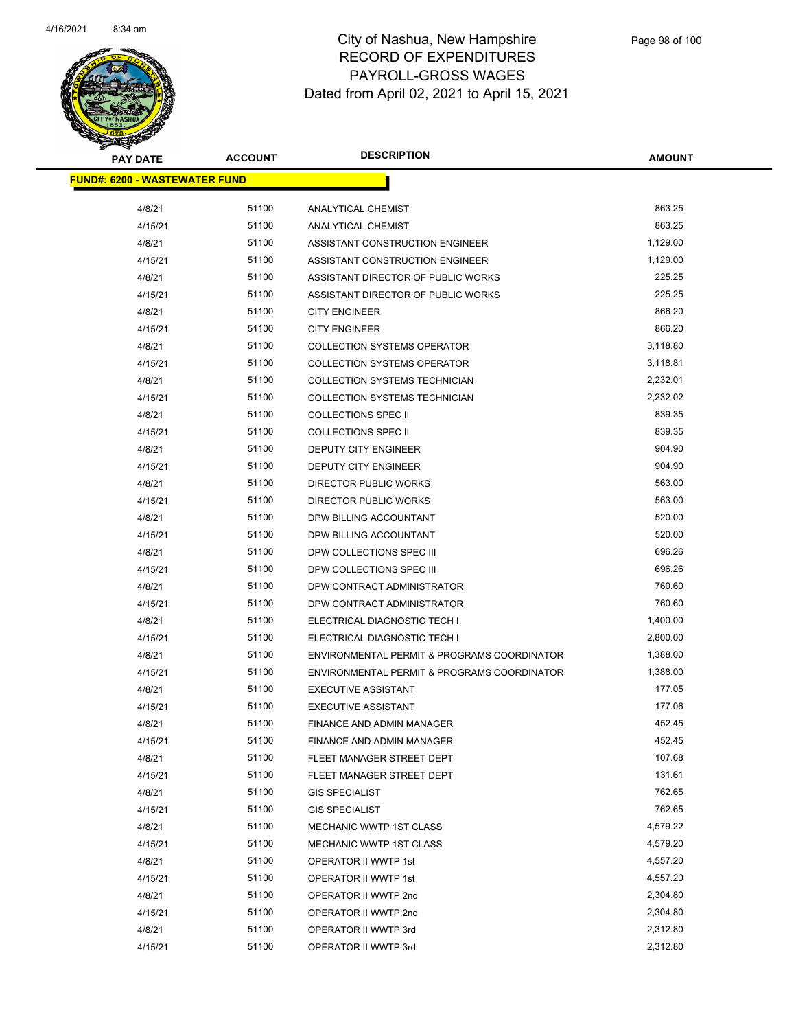# City of Nashua, New Hampshire
## RECORD OF EXPENDITURES
## PAYROLL-GROSS WAGES
## Dated from April 02, 2021 to April 15, 2021

| PAY DATE | ACCOUNT | DESCRIPTION | AMOUNT |
|---|---|---|---|
| **FUND#: 6200 - WASTEWATER FUND** | | | |
| 4/8/21 | 51100 | ANALYTICAL CHEMIST | 863.25 |
| 4/15/21 | 51100 | ANALYTICAL CHEMIST | 863.25 |
| 4/8/21 | 51100 | ASSISTANT CONSTRUCTION ENGINEER | 1,129.00 |
| 4/15/21 | 51100 | ASSISTANT CONSTRUCTION ENGINEER | 1,129.00 |
| 4/8/21 | 51100 | ASSISTANT DIRECTOR OF PUBLIC WORKS | 225.25 |
| 4/15/21 | 51100 | ASSISTANT DIRECTOR OF PUBLIC WORKS | 225.25 |
| 4/8/21 | 51100 | CITY ENGINEER | 866.20 |
| 4/15/21 | 51100 | CITY ENGINEER | 866.20 |
| 4/8/21 | 51100 | COLLECTION SYSTEMS OPERATOR | 3,118.80 |
| 4/15/21 | 51100 | COLLECTION SYSTEMS OPERATOR | 3,118.81 |
| 4/8/21 | 51100 | COLLECTION SYSTEMS TECHNICIAN | 2,232.01 |
| 4/15/21 | 51100 | COLLECTION SYSTEMS TECHNICIAN | 2,232.02 |
| 4/8/21 | 51100 | COLLECTIONS SPEC II | 839.35 |
| 4/15/21 | 51100 | COLLECTIONS SPEC II | 839.35 |
| 4/8/21 | 51100 | DEPUTY CITY ENGINEER | 904.90 |
| 4/15/21 | 51100 | DEPUTY CITY ENGINEER | 904.90 |
| 4/8/21 | 51100 | DIRECTOR PUBLIC WORKS | 563.00 |
| 4/15/21 | 51100 | DIRECTOR PUBLIC WORKS | 563.00 |
| 4/8/21 | 51100 | DPW BILLING ACCOUNTANT | 520.00 |
| 4/15/21 | 51100 | DPW BILLING ACCOUNTANT | 520.00 |
| 4/8/21 | 51100 | DPW COLLECTIONS SPEC III | 696.26 |
| 4/15/21 | 51100 | DPW COLLECTIONS SPEC III | 696.26 |
| 4/8/21 | 51100 | DPW CONTRACT ADMINISTRATOR | 760.60 |
| 4/15/21 | 51100 | DPW CONTRACT ADMINISTRATOR | 760.60 |
| 4/8/21 | 51100 | ELECTRICAL DIAGNOSTIC TECH I | 1,400.00 |
| 4/15/21 | 51100 | ELECTRICAL DIAGNOSTIC TECH I | 2,800.00 |
| 4/8/21 | 51100 | ENVIRONMENTAL PERMIT & PROGRAMS COORDINATOR | 1,388.00 |
| 4/15/21 | 51100 | ENVIRONMENTAL PERMIT & PROGRAMS COORDINATOR | 1,388.00 |
| 4/8/21 | 51100 | EXECUTIVE ASSISTANT | 177.05 |
| 4/15/21 | 51100 | EXECUTIVE ASSISTANT | 177.06 |
| 4/8/21 | 51100 | FINANCE AND ADMIN MANAGER | 452.45 |
| 4/15/21 | 51100 | FINANCE AND ADMIN MANAGER | 452.45 |
| 4/8/21 | 51100 | FLEET MANAGER STREET DEPT | 107.68 |
| 4/15/21 | 51100 | FLEET MANAGER STREET DEPT | 131.61 |
| 4/8/21 | 51100 | GIS SPECIALIST | 762.65 |
| 4/15/21 | 51100 | GIS SPECIALIST | 762.65 |
| 4/8/21 | 51100 | MECHANIC WWTP 1ST CLASS | 4,579.22 |
| 4/15/21 | 51100 | MECHANIC WWTP 1ST CLASS | 4,579.20 |
| 4/8/21 | 51100 | OPERATOR II WWTP 1st | 4,557.20 |
| 4/15/21 | 51100 | OPERATOR II WWTP 1st | 4,557.20 |
| 4/8/21 | 51100 | OPERATOR II WWTP 2nd | 2,304.80 |
| 4/15/21 | 51100 | OPERATOR II WWTP 2nd | 2,304.80 |
| 4/8/21 | 51100 | OPERATOR II WWTP 3rd | 2,312.80 |
| 4/15/21 | 51100 | OPERATOR II WWTP 3rd | 2,312.80 |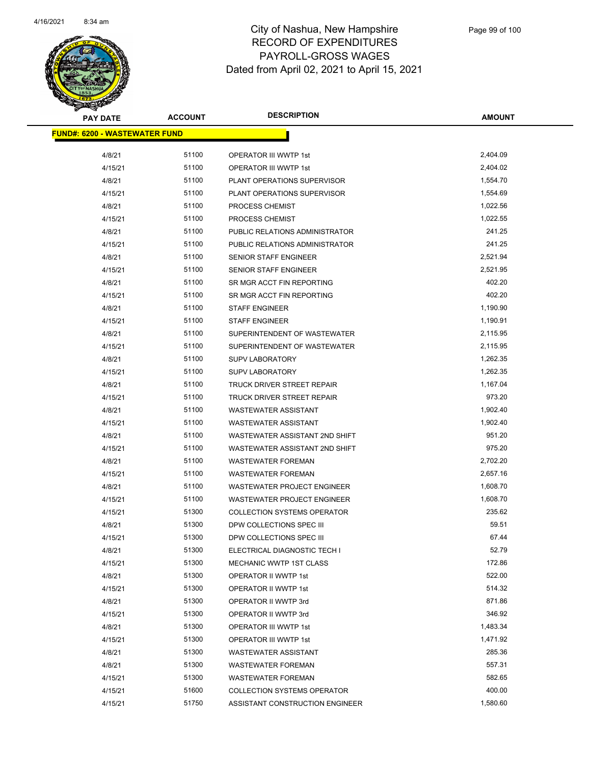# City of Nashua, New Hampshire
# RECORD OF EXPENDITURES
# PAYROLL-GROSS WAGES
# Dated from April 02, 2021 to April 15, 2021

| PAY DATE | ACCOUNT | DESCRIPTION | AMOUNT |
|---|---|---|---|
| **FUND#: 6200 - WASTEWATER FUND** | | | |
| 4/8/21 | 51100 | OPERATOR III WWTP 1st | 2,404.09 |
| 4/15/21 | 51100 | OPERATOR III WWTP 1st | 2,404.02 |
| 4/8/21 | 51100 | PLANT OPERATIONS SUPERVISOR | 1,554.70 |
| 4/15/21 | 51100 | PLANT OPERATIONS SUPERVISOR | 1,554.69 |
| 4/8/21 | 51100 | PROCESS CHEMIST | 1,022.56 |
| 4/15/21 | 51100 | PROCESS CHEMIST | 1,022.55 |
| 4/8/21 | 51100 | PUBLIC RELATIONS ADMINISTRATOR | 241.25 |
| 4/15/21 | 51100 | PUBLIC RELATIONS ADMINISTRATOR | 241.25 |
| 4/8/21 | 51100 | SENIOR STAFF ENGINEER | 2,521.94 |
| 4/15/21 | 51100 | SENIOR STAFF ENGINEER | 2,521.95 |
| 4/8/21 | 51100 | SR MGR ACCT FIN REPORTING | 402.20 |
| 4/15/21 | 51100 | SR MGR ACCT FIN REPORTING | 402.20 |
| 4/8/21 | 51100 | STAFF ENGINEER | 1,190.90 |
| 4/15/21 | 51100 | STAFF ENGINEER | 1,190.91 |
| 4/8/21 | 51100 | SUPERINTENDENT OF WASTEWATER | 2,115.95 |
| 4/15/21 | 51100 | SUPERINTENDENT OF WASTEWATER | 2,115.95 |
| 4/8/21 | 51100 | SUPV LABORATORY | 1,262.35 |
| 4/15/21 | 51100 | SUPV LABORATORY | 1,262.35 |
| 4/8/21 | 51100 | TRUCK DRIVER STREET REPAIR | 1,167.04 |
| 4/15/21 | 51100 | TRUCK DRIVER STREET REPAIR | 973.20 |
| 4/8/21 | 51100 | WASTEWATER ASSISTANT | 1,902.40 |
| 4/15/21 | 51100 | WASTEWATER ASSISTANT | 1,902.40 |
| 4/8/21 | 51100 | WASTEWATER ASSISTANT 2ND SHIFT | 951.20 |
| 4/15/21 | 51100 | WASTEWATER ASSISTANT 2ND SHIFT | 975.20 |
| 4/8/21 | 51100 | WASTEWATER FOREMAN | 2,702.20 |
| 4/15/21 | 51100 | WASTEWATER FOREMAN | 2,657.16 |
| 4/8/21 | 51100 | WASTEWATER PROJECT ENGINEER | 1,608.70 |
| 4/15/21 | 51100 | WASTEWATER PROJECT ENGINEER | 1,608.70 |
| 4/15/21 | 51300 | COLLECTION SYSTEMS OPERATOR | 235.62 |
| 4/8/21 | 51300 | DPW COLLECTIONS SPEC III | 59.51 |
| 4/15/21 | 51300 | DPW COLLECTIONS SPEC III | 67.44 |
| 4/8/21 | 51300 | ELECTRICAL DIAGNOSTIC TECH I | 52.79 |
| 4/15/21 | 51300 | MECHANIC WWTP 1ST CLASS | 172.86 |
| 4/8/21 | 51300 | OPERATOR II WWTP 1st | 522.00 |
| 4/15/21 | 51300 | OPERATOR II WWTP 1st | 514.32 |
| 4/8/21 | 51300 | OPERATOR II WWTP 3rd | 871.86 |
| 4/15/21 | 51300 | OPERATOR II WWTP 3rd | 346.92 |
| 4/8/21 | 51300 | OPERATOR III WWTP 1st | 1,483.34 |
| 4/15/21 | 51300 | OPERATOR III WWTP 1st | 1,471.92 |
| 4/8/21 | 51300 | WASTEWATER ASSISTANT | 285.36 |
| 4/8/21 | 51300 | WASTEWATER FOREMAN | 557.31 |
| 4/15/21 | 51300 | WASTEWATER FOREMAN | 582.65 |
| 4/15/21 | 51600 | COLLECTION SYSTEMS OPERATOR | 400.00 |
| 4/15/21 | 51750 | ASSISTANT CONSTRUCTION ENGINEER | 1,580.60 |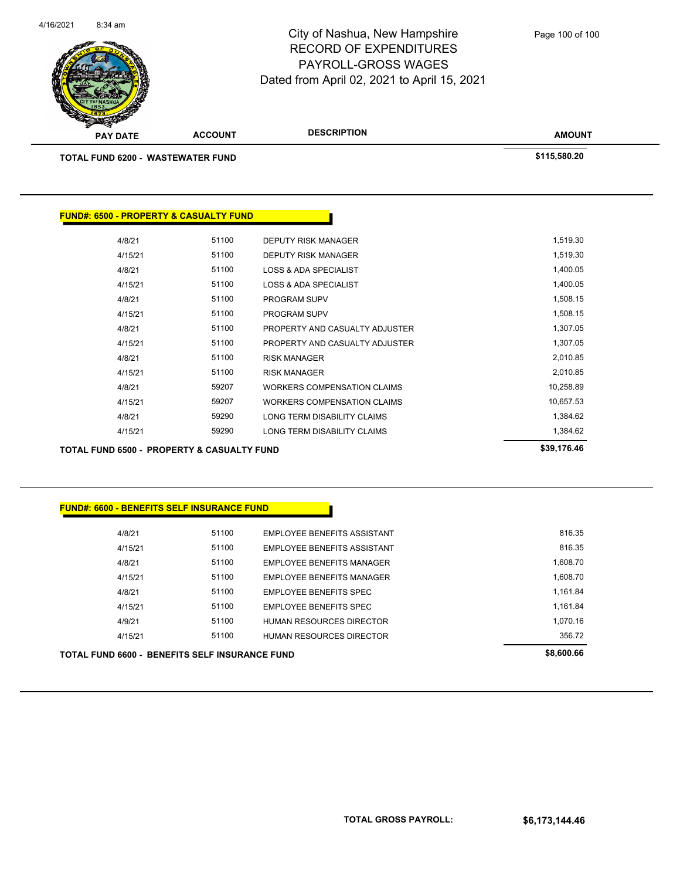# City of Nashua, New Hampshire
## RECORD OF EXPENDITURES
## PAYROLL-GROSS WAGES
Dated from April 02, 2021 to April 15, 2021

| PAY DATE | ACCOUNT | DESCRIPTION | AMOUNT |
|---|---|---|---|
| **TOTAL FUND 6200 - WASTEWATER FUND** | | | **$115,580.20** |

**FUND#: 6500 - PROPERTY & CASUALTY FUND**

| PAY DATE | ACCOUNT | DESCRIPTION | AMOUNT |
|---|---|---|---|
| 4/8/21 | 51100 | DEPUTY RISK MANAGER | 1,519.30 |
| 4/15/21 | 51100 | DEPUTY RISK MANAGER | 1,519.30 |
| 4/8/21 | 51100 | LOSS & ADA SPECIALIST | 1,400.05 |
| 4/15/21 | 51100 | LOSS & ADA SPECIALIST | 1,400.05 |
| 4/8/21 | 51100 | PROGRAM SUPV | 1,508.15 |
| 4/15/21 | 51100 | PROGRAM SUPV | 1,508.15 |
| 4/8/21 | 51100 | PROPERTY AND CASUALTY ADJUSTER | 1,307.05 |
| 4/15/21 | 51100 | PROPERTY AND CASUALTY ADJUSTER | 1,307.05 |
| 4/8/21 | 51100 | RISK MANAGER | 2,010.85 |
| 4/15/21 | 51100 | RISK MANAGER | 2,010.85 |
| 4/8/21 | 59207 | WORKERS COMPENSATION CLAIMS | 10,258.89 |
| 4/15/21 | 59207 | WORKERS COMPENSATION CLAIMS | 10,657.53 |
| 4/8/21 | 59290 | LONG TERM DISABILITY CLAIMS | 1,384.62 |
| 4/15/21 | 59290 | LONG TERM DISABILITY CLAIMS | 1,384.62 |
| **TOTAL FUND 6500 - PROPERTY & CASUALTY FUND** | | | **$39,176.46** |

**FUND#: 6600 - BENEFITS SELF INSURANCE FUND**

| PAY DATE | ACCOUNT | DESCRIPTION | AMOUNT |
|---|---|---|---|
| 4/8/21 | 51100 | EMPLOYEE BENEFITS ASSISTANT | 816.35 |
| 4/15/21 | 51100 | EMPLOYEE BENEFITS ASSISTANT | 816.35 |
| 4/8/21 | 51100 | EMPLOYEE BENEFITS MANAGER | 1,608.70 |
| 4/15/21 | 51100 | EMPLOYEE BENEFITS MANAGER | 1,608.70 |
| 4/8/21 | 51100 | EMPLOYEE BENEFITS SPEC | 1,161.84 |
| 4/15/21 | 51100 | EMPLOYEE BENEFITS SPEC | 1,161.84 |
| 4/9/21 | 51100 | HUMAN RESOURCES DIRECTOR | 1,070.16 |
| 4/15/21 | 51100 | HUMAN RESOURCES DIRECTOR | 356.72 |
| **TOTAL FUND 6600 - BENEFITS SELF INSURANCE FUND** | | | **$8,600.66** |

**TOTAL GROSS PAYROLL: $6,173,144.46**